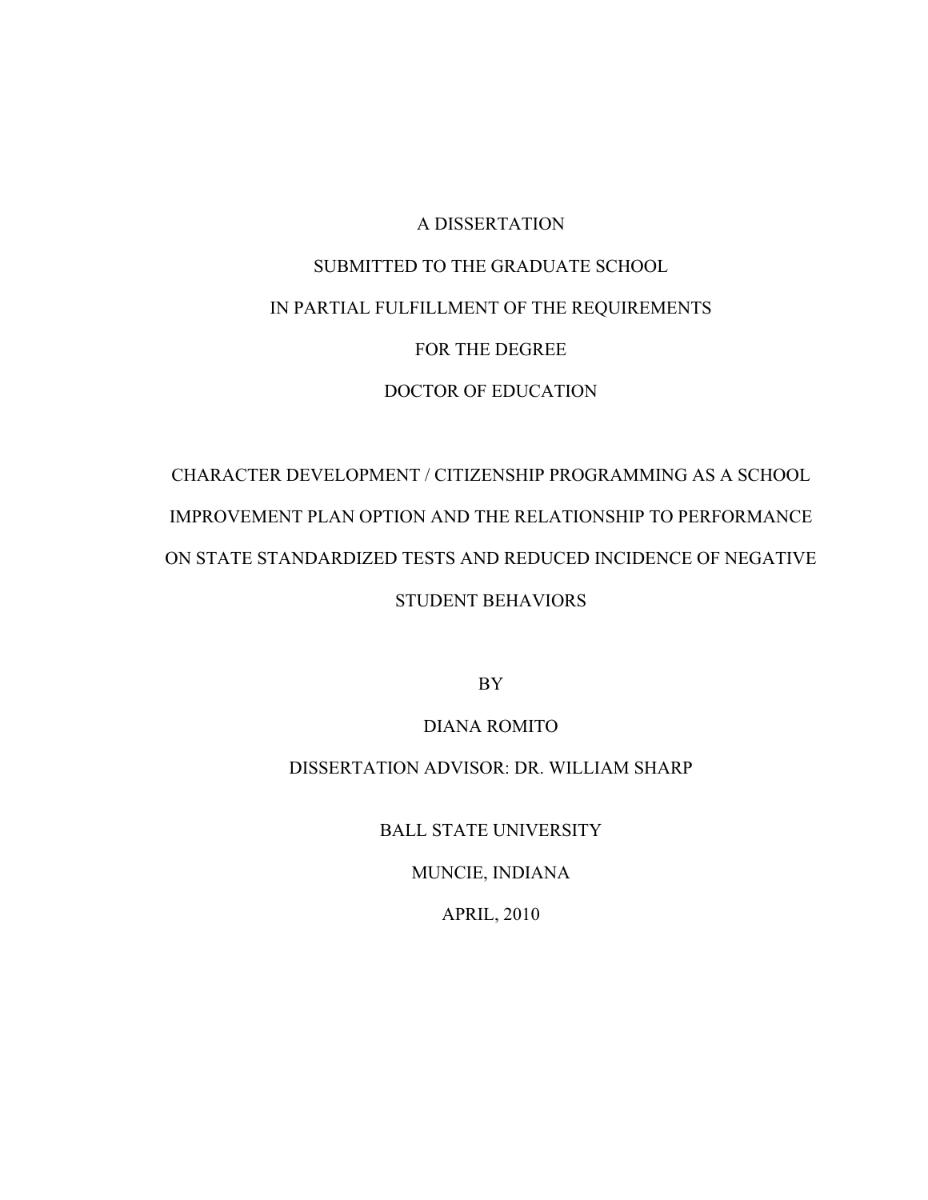A DISSERTATION

SUBMITTED TO THE GRADUATE SCHOOL

IN PARTIAL FULFILLMENT OF THE REQUIREMENTS

FOR THE DEGREE

DOCTOR OF EDUCATION

# CHARACTER DEVELOPMENT / CITIZENSHIP PROGRAMMING AS A SCHOOL IMPROVEMENT PLAN OPTION AND THE RELATIONSHIP TO PERFORMANCE ON STATE STANDARDIZED TESTS AND REDUCED INCIDENCE OF NEGATIVE STUDENT BEHAVIORS

BY

DIANA ROMITO

DISSERTATION ADVISOR: DR. WILLIAM SHARP

BALL STATE UNIVERSITY

MUNCIE, INDIANA

APRIL, 2010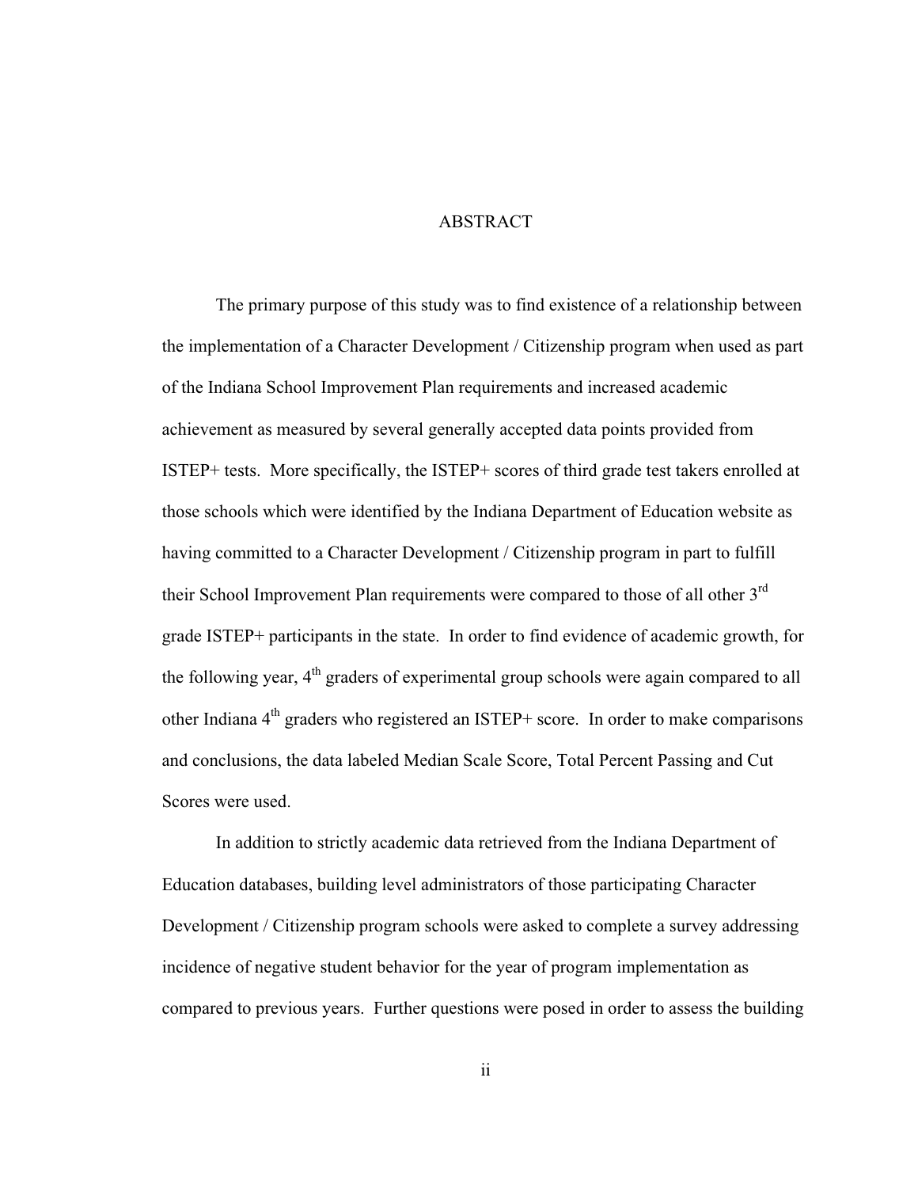# ABSTRACT

The primary purpose of this study was to find existence of a relationship between the implementation of a Character Development / Citizenship program when used as part of the Indiana School Improvement Plan requirements and increased academic achievement as measured by several generally accepted data points provided from ISTEP+ tests. More specifically, the ISTEP+ scores of third grade test takers enrolled at those schools which were identified by the Indiana Department of Education website as having committed to a Character Development / Citizenship program in part to fulfill their School Improvement Plan requirements were compared to those of all other 3rd grade ISTEP+ participants in the state. In order to find evidence of academic growth, for the following year, 4th graders of experimental group schools were again compared to all other Indiana 4th graders who registered an ISTEP+ score. In order to make comparisons and conclusions, the data labeled Median Scale Score, Total Percent Passing and Cut Scores were used.

In addition to strictly academic data retrieved from the Indiana Department of Education databases, building level administrators of those participating Character Development / Citizenship program schools were asked to complete a survey addressing incidence of negative student behavior for the year of program implementation as compared to previous years. Further questions were posed in order to assess the building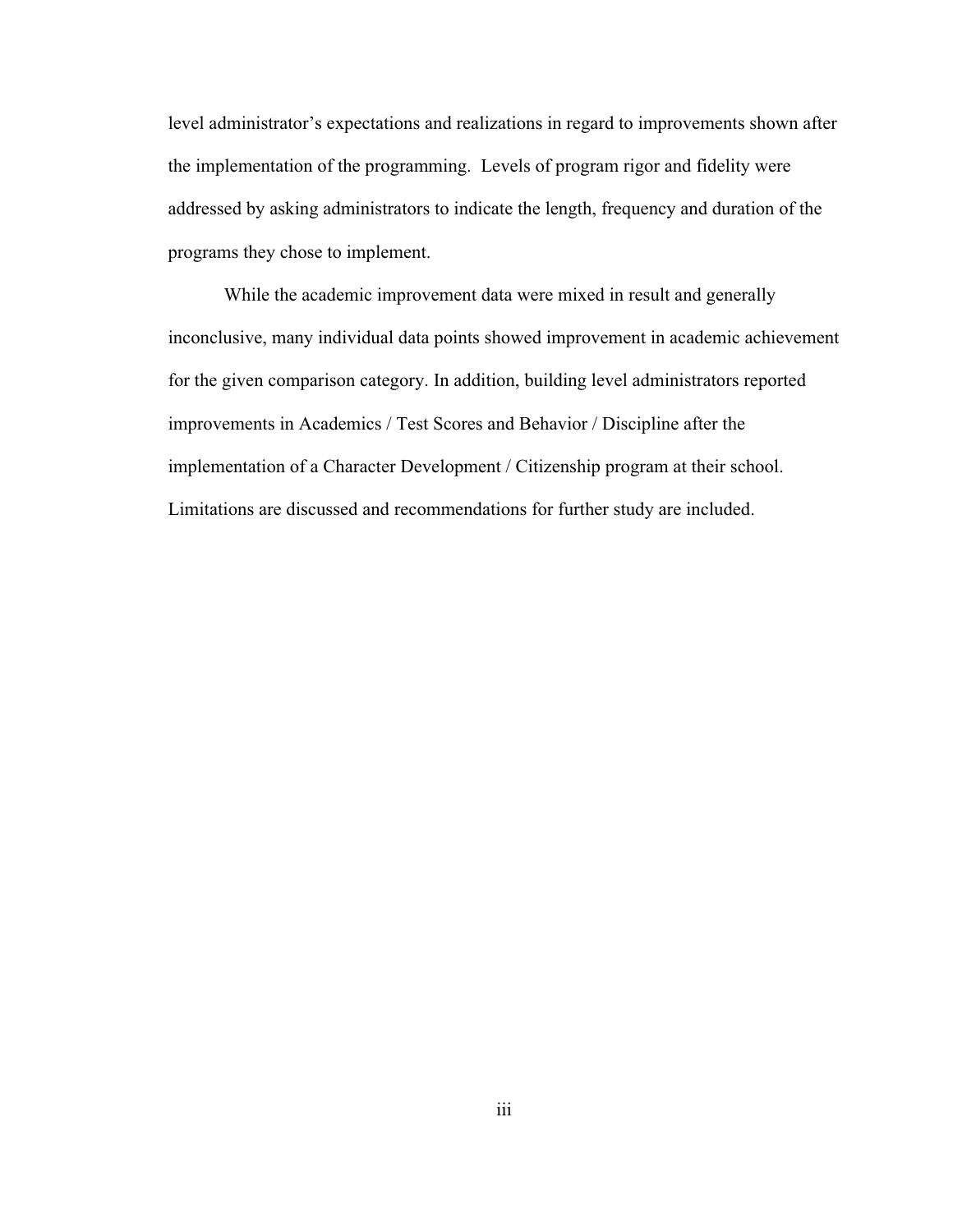level administrator's expectations and realizations in regard to improvements shown after the implementation of the programming.  Levels of program rigor and fidelity were addressed by asking administrators to indicate the length, frequency and duration of the programs they chose to implement.

While the academic improvement data were mixed in result and generally inconclusive, many individual data points showed improvement in academic achievement for the given comparison category. In addition, building level administrators reported improvements in Academics / Test Scores and Behavior / Discipline after the implementation of a Character Development / Citizenship program at their school. Limitations are discussed and recommendations for further study are included.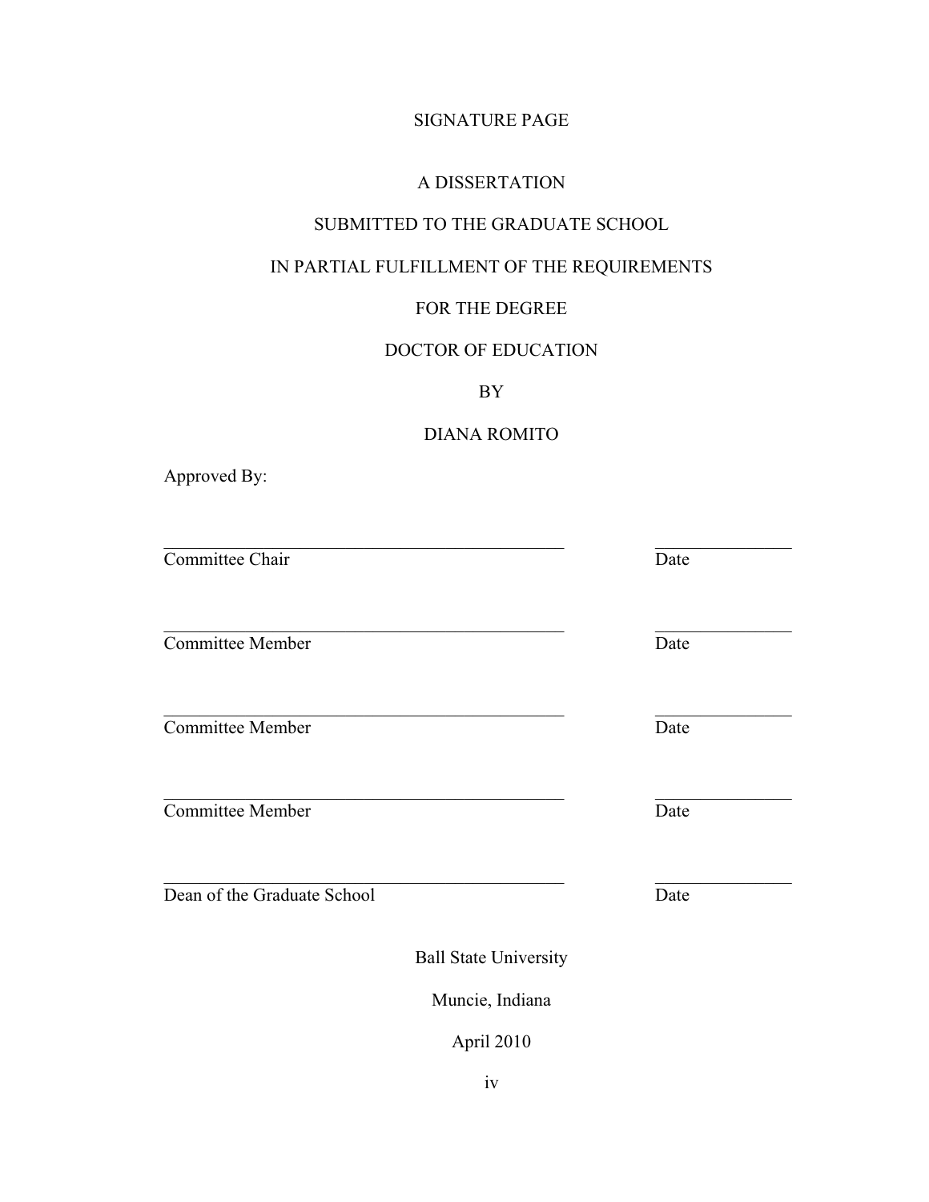SIGNATURE PAGE

A DISSERTATION

SUBMITTED TO THE GRADUATE SCHOOL

IN PARTIAL FULFILLMENT OF THE REQUIREMENTS

FOR THE DEGREE

DOCTOR OF EDUCATION

BY

DIANA ROMITO

Approved By:

\_\_\_\_\_\_\_\_\_\_\_\_\_\_\_\_\_\_\_\_\_\_\_\_\_\_\_\_\_\_\_\_\_\_\_\_\_\_\_\_ \_\_\_\_\_\_\_\_\_\_\_\_\_\_\_
Committee Chair Date

\_\_\_\_\_\_\_\_\_\_\_\_\_\_\_\_\_\_\_\_\_\_\_\_\_\_\_\_\_\_\_\_\_\_\_\_\_\_\_\_ \_\_\_\_\_\_\_\_\_\_\_\_\_\_\_
Committee Member Date

\_\_\_\_\_\_\_\_\_\_\_\_\_\_\_\_\_\_\_\_\_\_\_\_\_\_\_\_\_\_\_\_\_\_\_\_\_\_\_\_ \_\_\_\_\_\_\_\_\_\_\_\_\_\_\_
Committee Member Date

\_\_\_\_\_\_\_\_\_\_\_\_\_\_\_\_\_\_\_\_\_\_\_\_\_\_\_\_\_\_\_\_\_\_\_\_\_\_\_\_ \_\_\_\_\_\_\_\_\_\_\_\_\_\_\_
Committee Member Date

\_\_\_\_\_\_\_\_\_\_\_\_\_\_\_\_\_\_\_\_\_\_\_\_\_\_\_\_\_\_\_\_\_\_\_\_\_\_\_\_ \_\_\_\_\_\_\_\_\_\_\_\_\_\_\_
Dean of the Graduate School Date

Ball State University

Muncie, Indiana

April 2010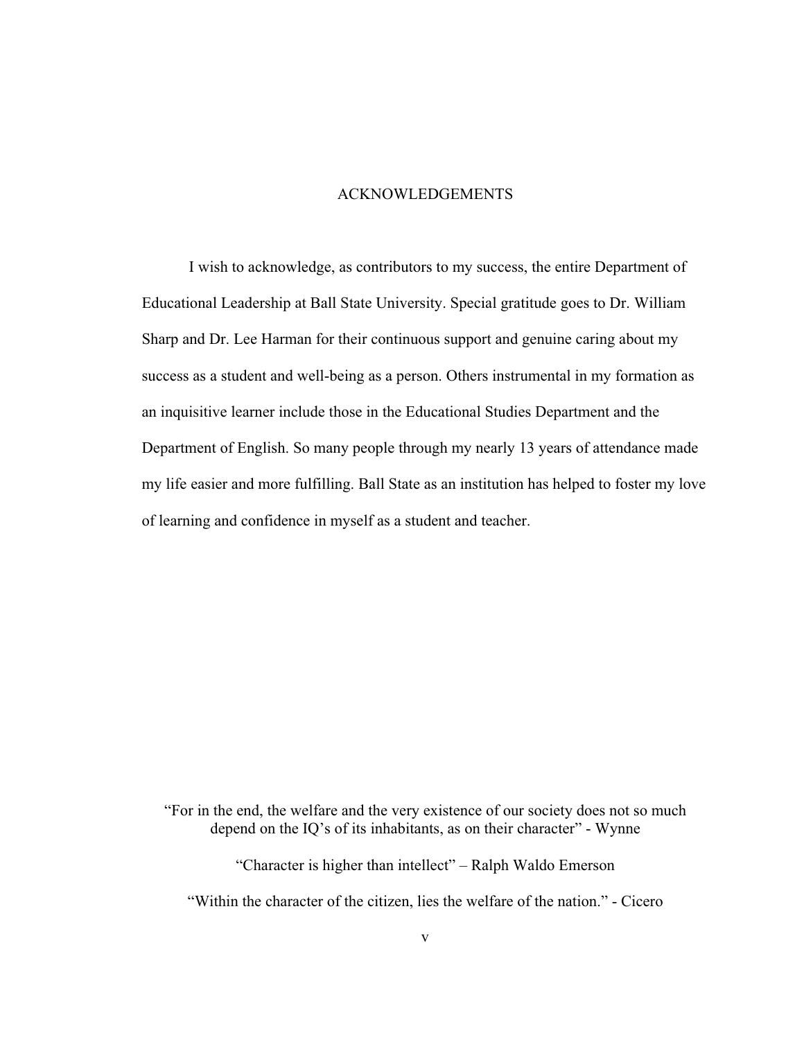# ACKNOWLEDGEMENTS

I wish to acknowledge, as contributors to my success, the entire Department of Educational Leadership at Ball State University. Special gratitude goes to Dr. William Sharp and Dr. Lee Harman for their continuous support and genuine caring about my success as a student and well-being as a person. Others instrumental in my formation as an inquisitive learner include those in the Educational Studies Department and the Department of English. So many people through my nearly 13 years of attendance made my life easier and more fulfilling. Ball State as an institution has helped to foster my love of learning and confidence in myself as a student and teacher.

"For in the end, the welfare and the very existence of our society does not so much depend on the IQ's of its inhabitants, as on their character" - Wynne

"Character is higher than intellect" – Ralph Waldo Emerson

"Within the character of the citizen, lies the welfare of the nation." - Cicero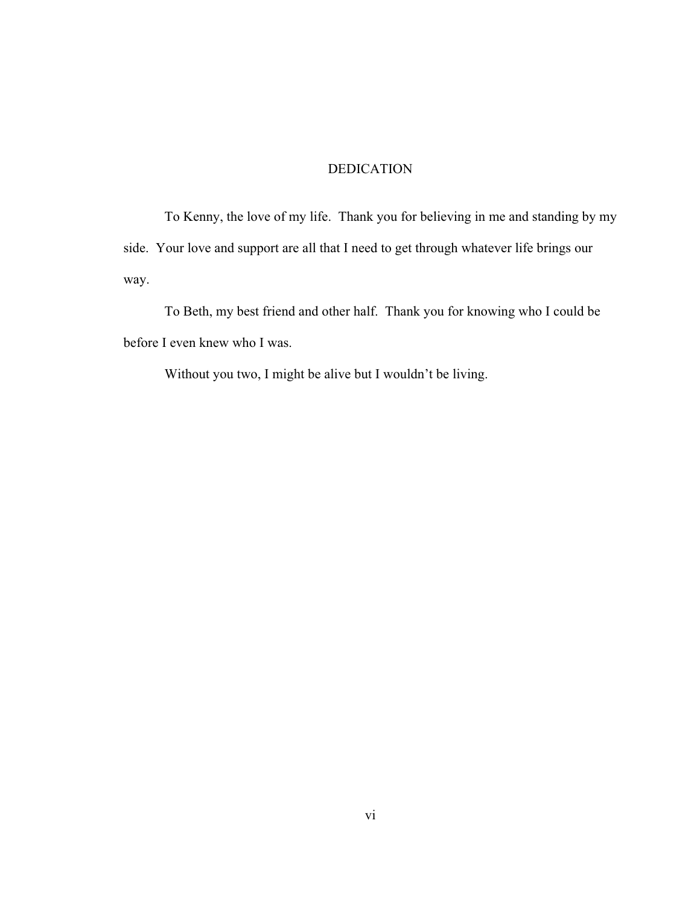# DEDICATION

To Kenny, the love of my life. Thank you for believing in me and standing by my side. Your love and support are all that I need to get through whatever life brings our way.

To Beth, my best friend and other half. Thank you for knowing who I could be before I even knew who I was.

Without you two, I might be alive but I wouldn't be living.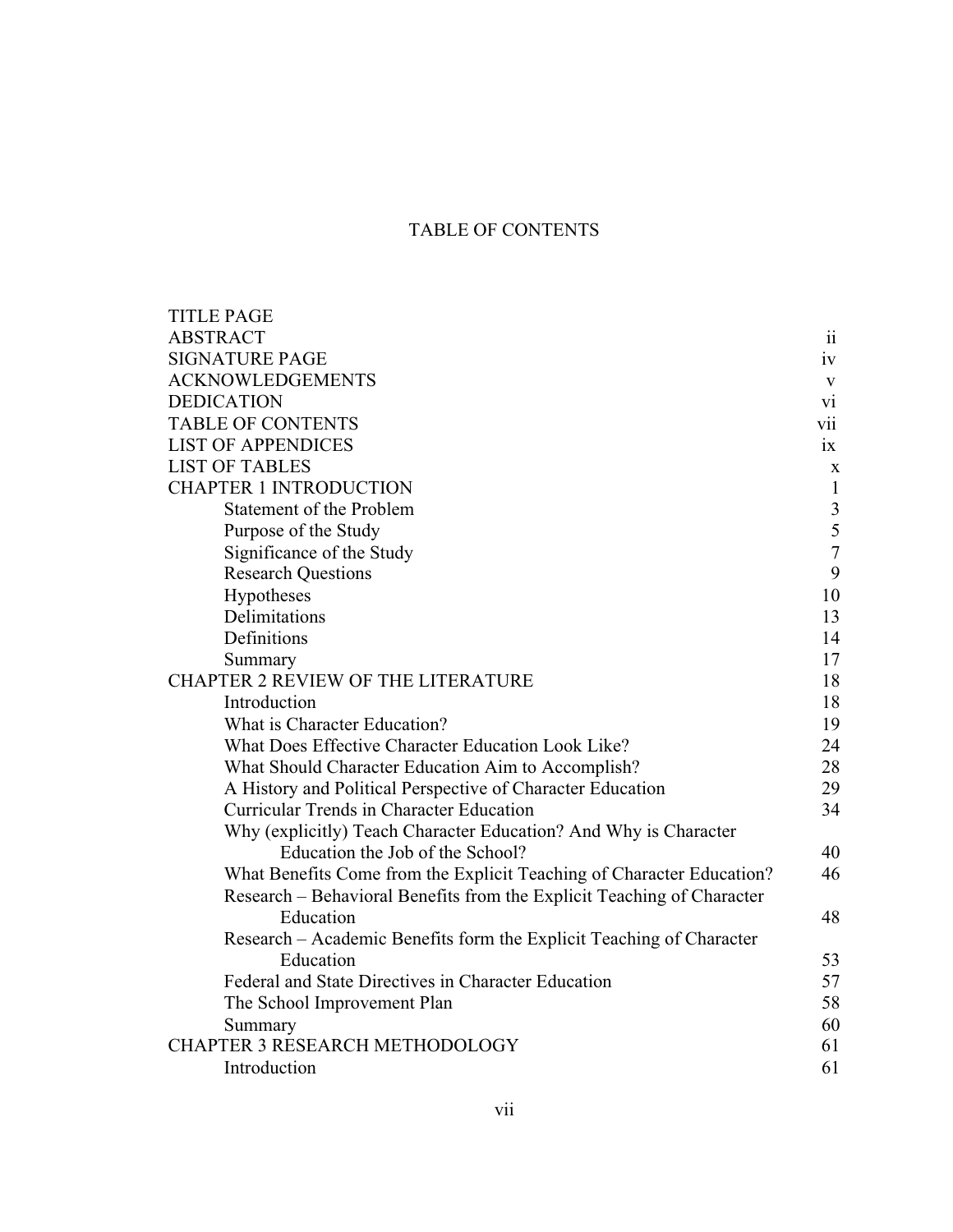# TABLE OF CONTENTS

| | |
|---|---|
| TITLE PAGE | |
| ABSTRACT | ii |
| SIGNATURE PAGE | iv |
| ACKNOWLEDGEMENTS | v |
| DEDICATION | vi |
| TABLE OF CONTENTS | vii |
| LIST OF APPENDICES | ix |
| LIST OF TABLES | x |
| CHAPTER 1 INTRODUCTION | 1 |
| Statement of the Problem | 3 |
| Purpose of the Study | 5 |
| Significance of the Study | 7 |
| Research Questions | 9 |
| Hypotheses | 10 |
| Delimitations | 13 |
| Definitions | 14 |
| Summary | 17 |
| CHAPTER 2 REVIEW OF THE LITERATURE | 18 |
| Introduction | 18 |
| What is Character Education? | 19 |
| What Does Effective Character Education Look Like? | 24 |
| What Should Character Education Aim to Accomplish? | 28 |
| A History and Political Perspective of Character Education | 29 |
| Curricular Trends in Character Education | 34 |
| Why (explicitly) Teach Character Education? And Why is Character Education the Job of the School? | 40 |
| What Benefits Come from the Explicit Teaching of Character Education? | 46 |
| Research – Behavioral Benefits from the Explicit Teaching of Character Education | 48 |
| Research – Academic Benefits form the Explicit Teaching of Character Education | 53 |
| Federal and State Directives in Character Education | 57 |
| The School Improvement Plan | 58 |
| Summary | 60 |
| CHAPTER 3 RESEARCH METHODOLOGY | 61 |
| Introduction | 61 |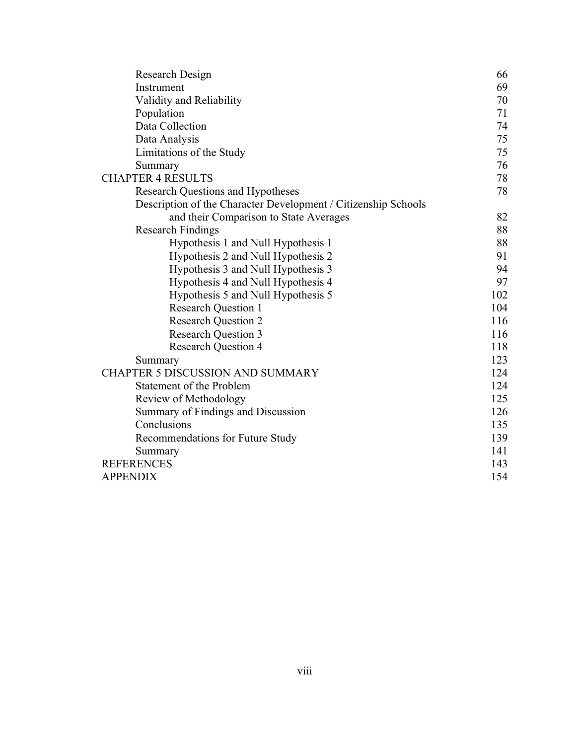| | |
|---|---|
| Research Design | 66 |
| Instrument | 69 |
| Validity and Reliability | 70 |
| Population | 71 |
| Data Collection | 74 |
| Data Analysis | 75 |
| Limitations of the Study | 75 |
| Summary | 76 |
| CHAPTER 4 RESULTS | 78 |
| Research Questions and Hypotheses | 78 |
| Description of the Character Development / Citizenship Schools and their Comparison to State Averages | 82 |
| Research Findings | 88 |
| Hypothesis 1 and Null Hypothesis 1 | 88 |
| Hypothesis 2 and Null Hypothesis 2 | 91 |
| Hypothesis 3 and Null Hypothesis 3 | 94 |
| Hypothesis 4 and Null Hypothesis 4 | 97 |
| Hypothesis 5 and Null Hypothesis 5 | 102 |
| Research Question 1 | 104 |
| Research Question 2 | 116 |
| Research Question 3 | 116 |
| Research Question 4 | 118 |
| Summary | 123 |
| CHAPTER 5 DISCUSSION AND SUMMARY | 124 |
| Statement of the Problem | 124 |
| Review of Methodology | 125 |
| Summary of Findings and Discussion | 126 |
| Conclusions | 135 |
| Recommendations for Future Study | 139 |
| Summary | 141 |
| REFERENCES | 143 |
| APPENDIX | 154 |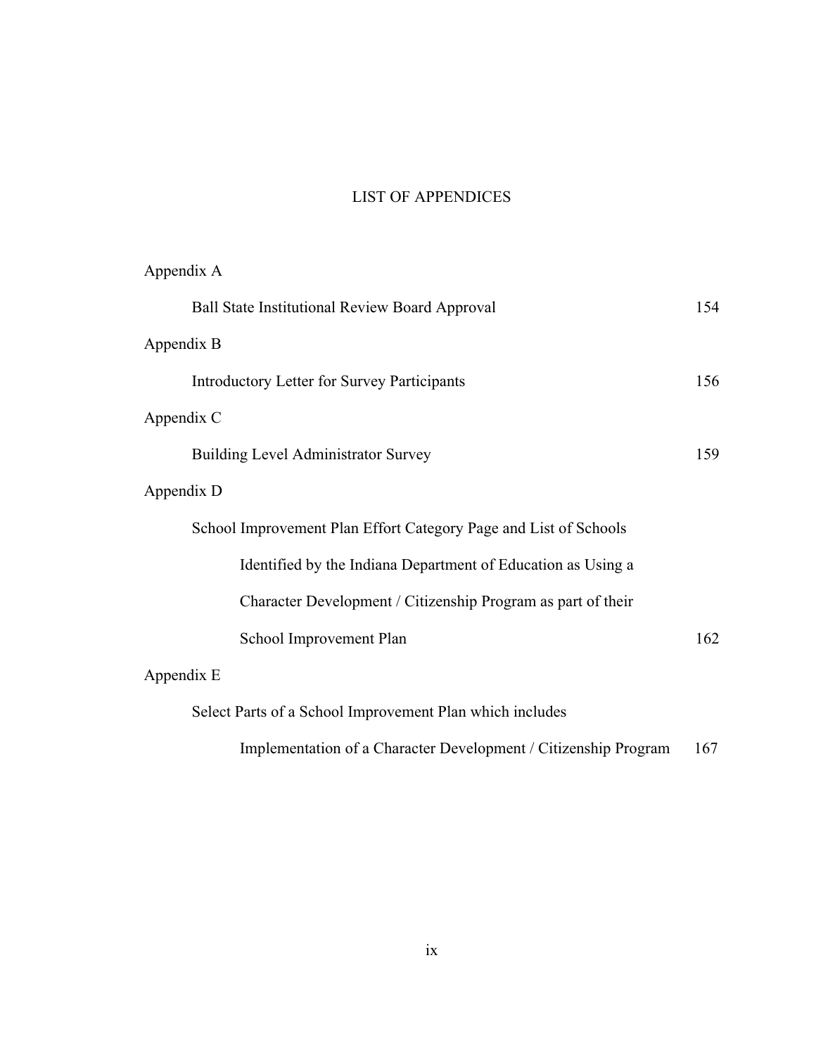# LIST OF APPENDICES

Appendix A

Ball State Institutional Review Board Approval 154

Appendix B

Introductory Letter for Survey Participants 156

Appendix C

Building Level Administrator Survey 159

Appendix D

School Improvement Plan Effort Category Page and List of Schools Identified by the Indiana Department of Education as Using a Character Development / Citizenship Program as part of their School Improvement Plan 162

Appendix E

Select Parts of a School Improvement Plan which includes Implementation of a Character Development / Citizenship Program 167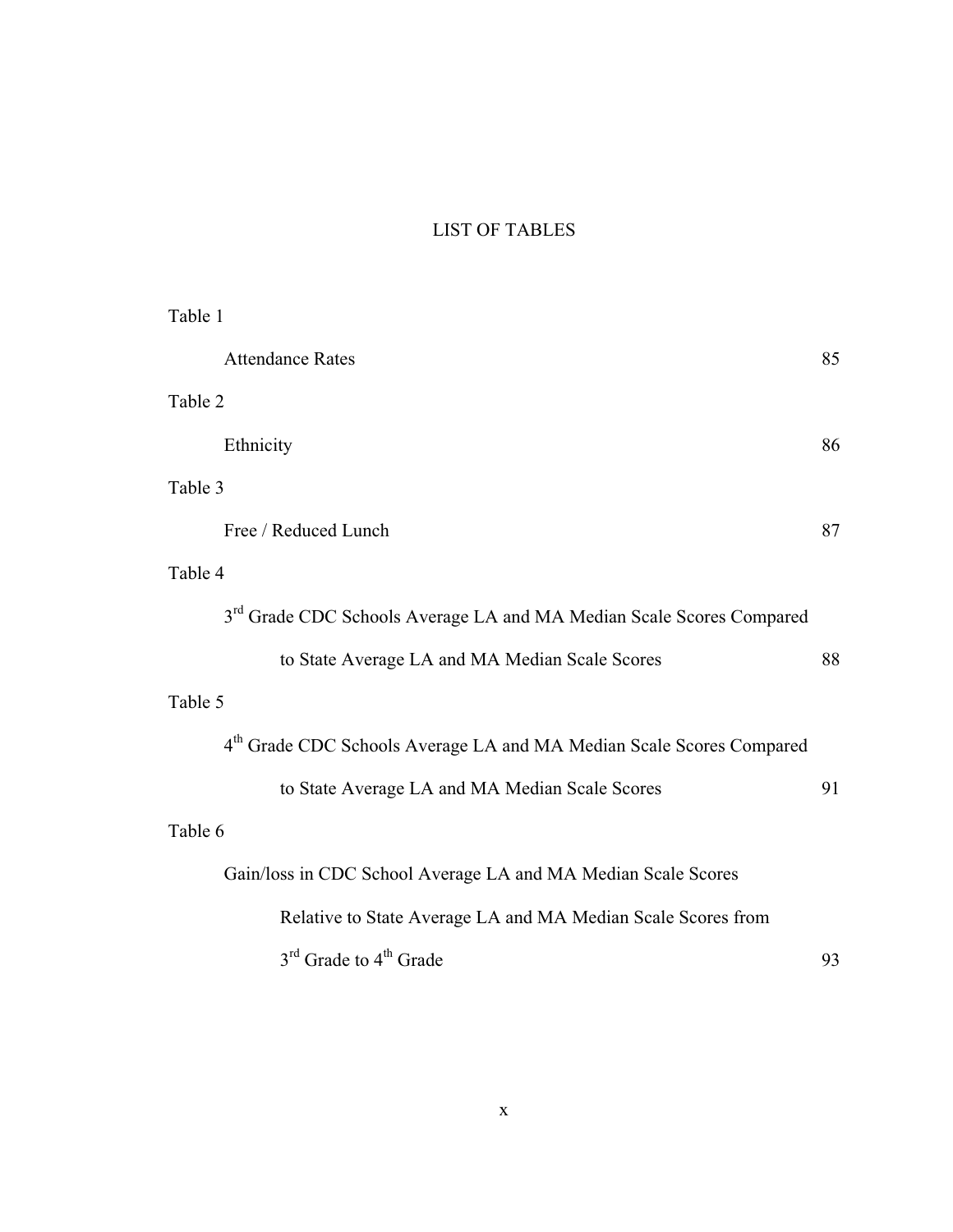# LIST OF TABLES

Table 1

Attendance Rates 85

Table 2

Ethnicity 86

Table 3

Free / Reduced Lunch 87

Table 4

3rd Grade CDC Schools Average LA and MA Median Scale Scores Compared to State Average LA and MA Median Scale Scores 88

Table 5

4th Grade CDC Schools Average LA and MA Median Scale Scores Compared to State Average LA and MA Median Scale Scores 91

Table 6

Gain/loss in CDC School Average LA and MA Median Scale Scores Relative to State Average LA and MA Median Scale Scores from 3rd Grade to 4th Grade 93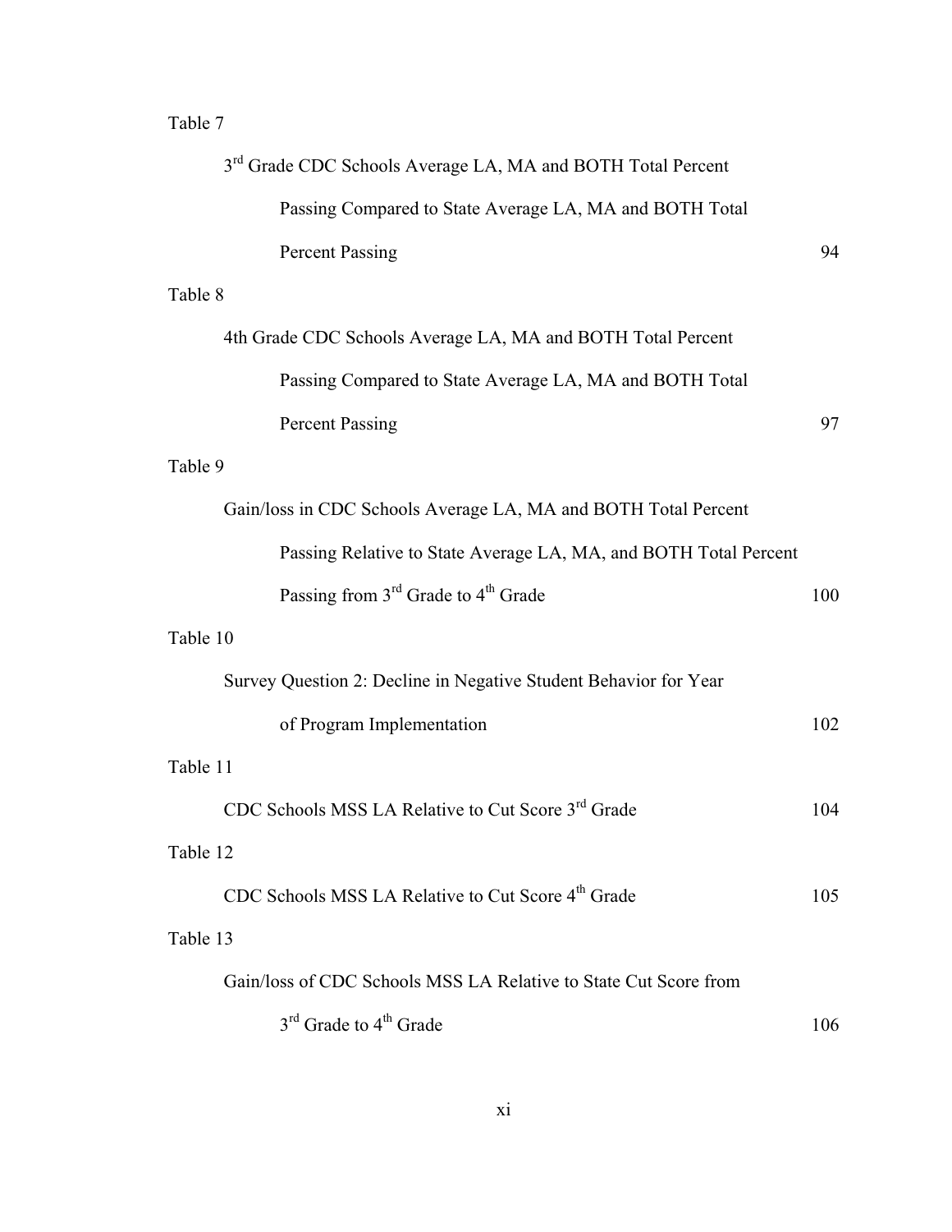Table 7

3rd Grade CDC Schools Average LA, MA and BOTH Total Percent Passing Compared to State Average LA, MA and BOTH Total Percent Passing 94

Table 8

4th Grade CDC Schools Average LA, MA and BOTH Total Percent Passing Compared to State Average LA, MA and BOTH Total Percent Passing 97

Table 9

Gain/loss in CDC Schools Average LA, MA and BOTH Total Percent Passing Relative to State Average LA, MA, and BOTH Total Percent Passing from 3rd Grade to 4th Grade 100

Table 10

Survey Question 2: Decline in Negative Student Behavior for Year of Program Implementation 102

Table 11

CDC Schools MSS LA Relative to Cut Score 3rd Grade 104

Table 12

CDC Schools MSS LA Relative to Cut Score 4th Grade 105

Table 13

Gain/loss of CDC Schools MSS LA Relative to State Cut Score from 3rd Grade to 4th Grade 106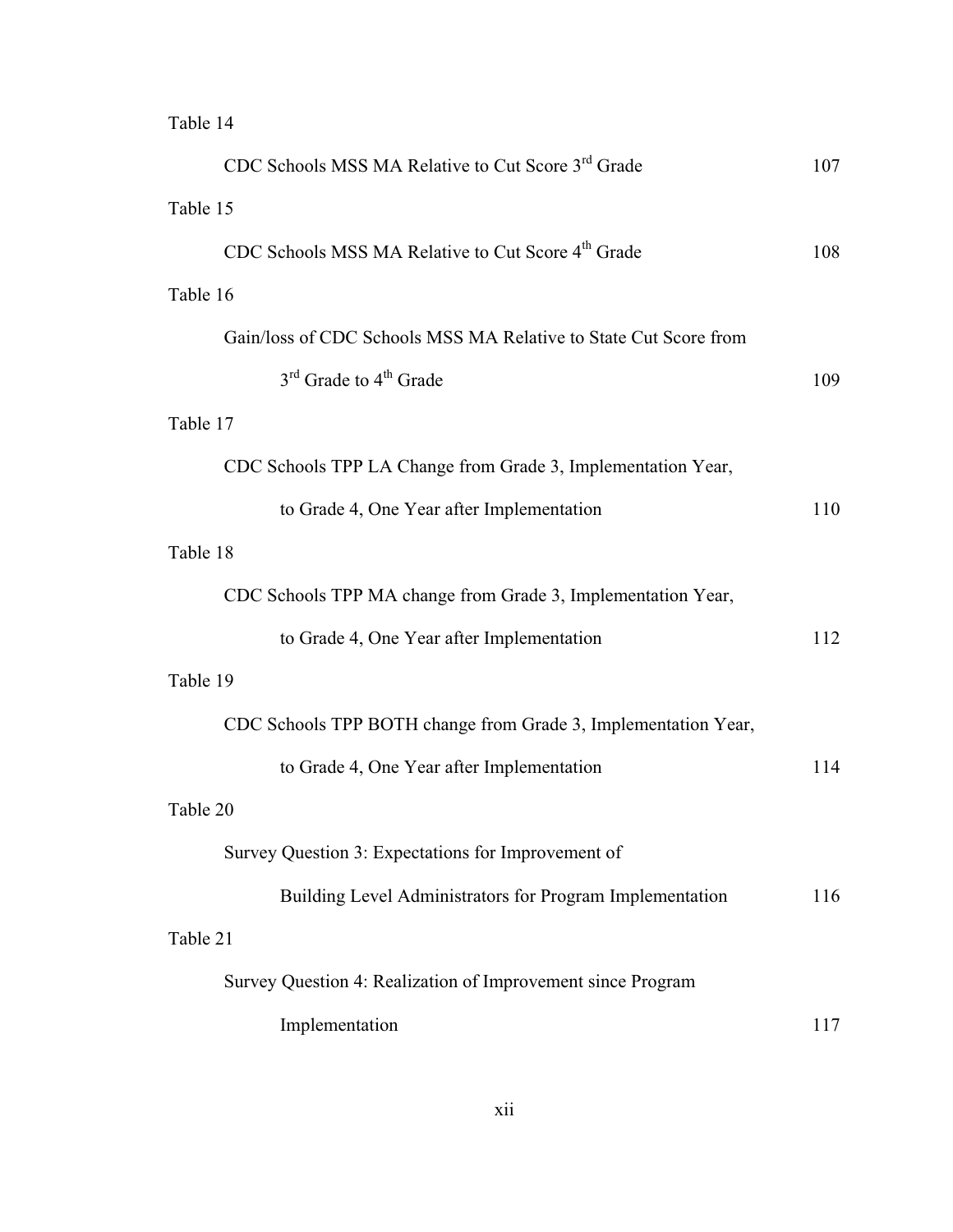Table 14

CDC Schools MSS MA Relative to Cut Score 3rd Grade 107

Table 15

CDC Schools MSS MA Relative to Cut Score 4th Grade 108

Table 16

Gain/loss of CDC Schools MSS MA Relative to State Cut Score from 3rd Grade to 4th Grade 109

Table 17

CDC Schools TPP LA Change from Grade 3, Implementation Year, to Grade 4, One Year after Implementation 110

Table 18

CDC Schools TPP MA change from Grade 3, Implementation Year, to Grade 4, One Year after Implementation 112

Table 19

CDC Schools TPP BOTH change from Grade 3, Implementation Year, to Grade 4, One Year after Implementation 114

Table 20

Survey Question 3: Expectations for Improvement of Building Level Administrators for Program Implementation 116

Table 21

Survey Question 4: Realization of Improvement since Program Implementation 117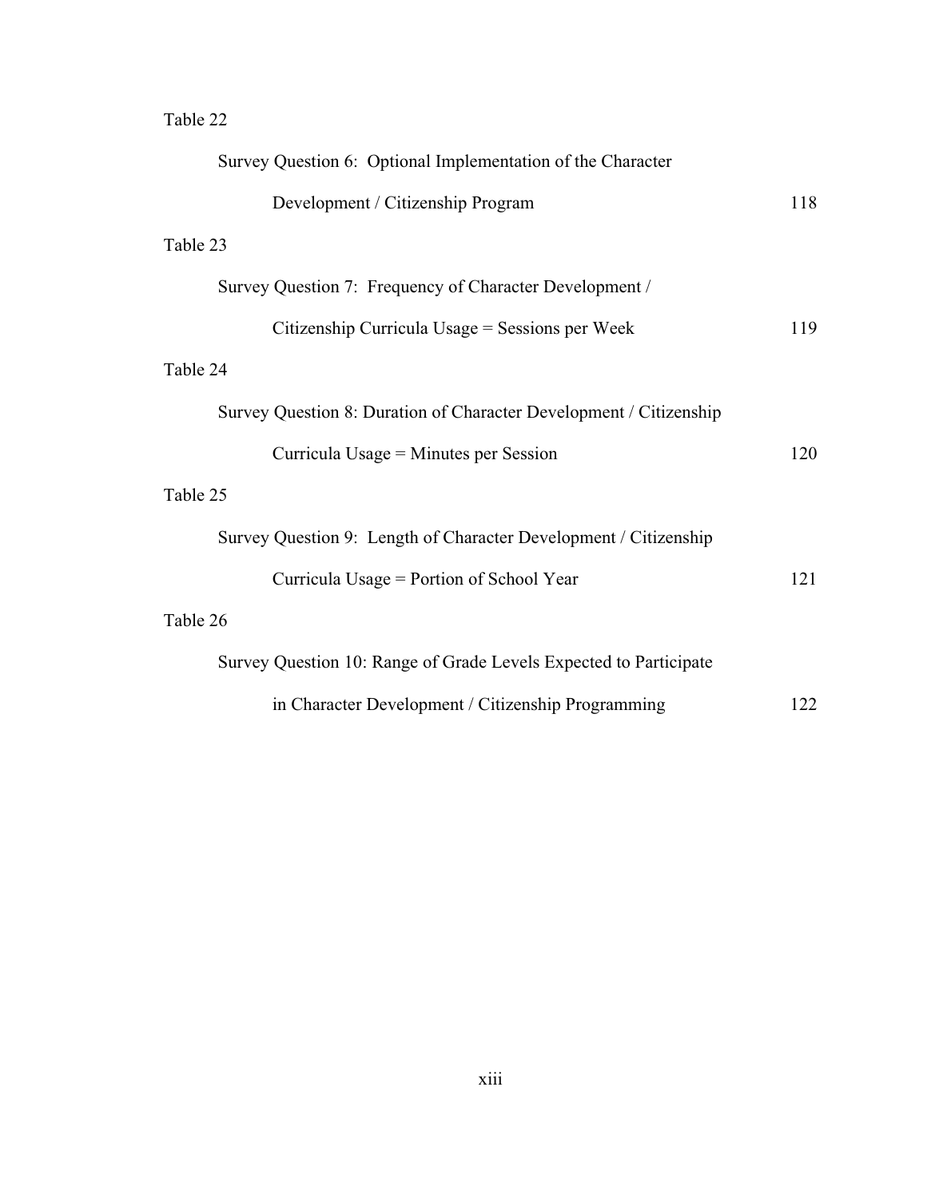Table 22

Survey Question 6: Optional Implementation of the Character Development / Citizenship Program 118

Table 23

Survey Question 7: Frequency of Character Development / Citizenship Curricula Usage = Sessions per Week 119

Table 24

Survey Question 8: Duration of Character Development / Citizenship Curricula Usage = Minutes per Session 120

Table 25

Survey Question 9: Length of Character Development / Citizenship Curricula Usage = Portion of School Year 121

Table 26

Survey Question 10: Range of Grade Levels Expected to Participate in Character Development / Citizenship Programming 122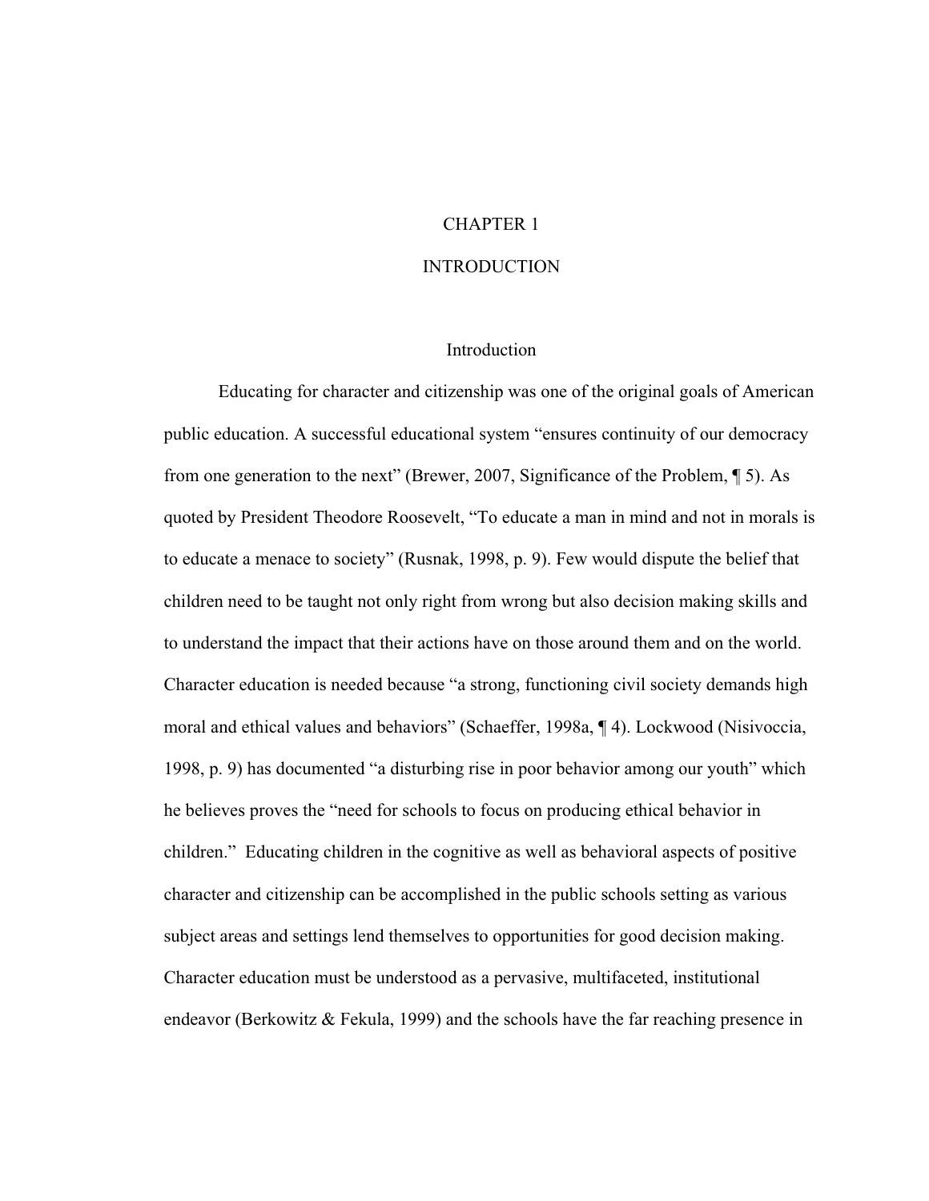# CHAPTER 1

# INTRODUCTION

## Introduction

Educating for character and citizenship was one of the original goals of American public education. A successful educational system "ensures continuity of our democracy from one generation to the next" (Brewer, 2007, Significance of the Problem, ¶ 5). As quoted by President Theodore Roosevelt, "To educate a man in mind and not in morals is to educate a menace to society" (Rusnak, 1998, p. 9). Few would dispute the belief that children need to be taught not only right from wrong but also decision making skills and to understand the impact that their actions have on those around them and on the world. Character education is needed because "a strong, functioning civil society demands high moral and ethical values and behaviors" (Schaeffer, 1998a, ¶ 4). Lockwood (Nisivoccia, 1998, p. 9) has documented "a disturbing rise in poor behavior among our youth" which he believes proves the "need for schools to focus on producing ethical behavior in children." Educating children in the cognitive as well as behavioral aspects of positive character and citizenship can be accomplished in the public schools setting as various subject areas and settings lend themselves to opportunities for good decision making. Character education must be understood as a pervasive, multifaceted, institutional endeavor (Berkowitz & Fekula, 1999) and the schools have the far reaching presence in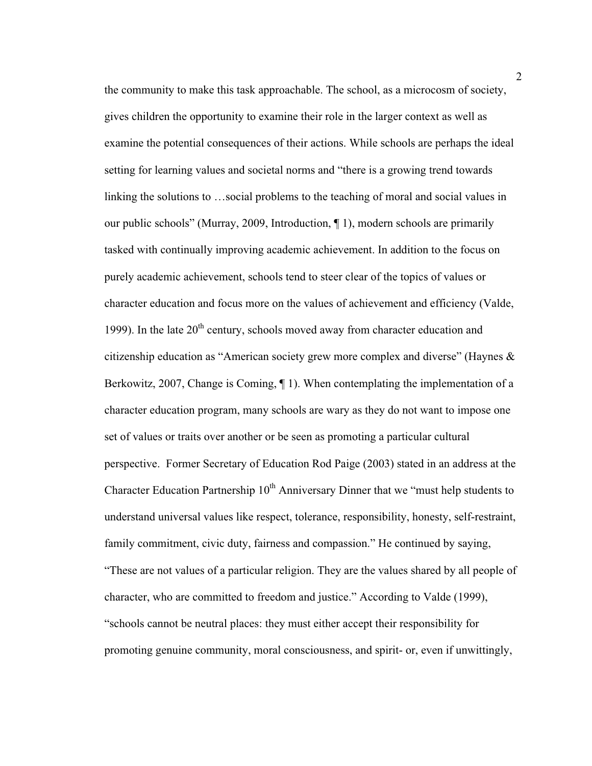the community to make this task approachable. The school, as a microcosm of society, gives children the opportunity to examine their role in the larger context as well as examine the potential consequences of their actions. While schools are perhaps the ideal setting for learning values and societal norms and "there is a growing trend towards linking the solutions to …social problems to the teaching of moral and social values in our public schools" (Murray, 2009, Introduction, ¶ 1), modern schools are primarily tasked with continually improving academic achievement. In addition to the focus on purely academic achievement, schools tend to steer clear of the topics of values or character education and focus more on the values of achievement and efficiency (Valde, 1999). In the late 20th century, schools moved away from character education and citizenship education as "American society grew more complex and diverse" (Haynes & Berkowitz, 2007, Change is Coming, ¶ 1). When contemplating the implementation of a character education program, many schools are wary as they do not want to impose one set of values or traits over another or be seen as promoting a particular cultural perspective. Former Secretary of Education Rod Paige (2003) stated in an address at the Character Education Partnership 10th Anniversary Dinner that we "must help students to understand universal values like respect, tolerance, responsibility, honesty, self-restraint, family commitment, civic duty, fairness and compassion." He continued by saying, "These are not values of a particular religion. They are the values shared by all people of character, who are committed to freedom and justice." According to Valde (1999), "schools cannot be neutral places: they must either accept their responsibility for promoting genuine community, moral consciousness, and spirit- or, even if unwittingly,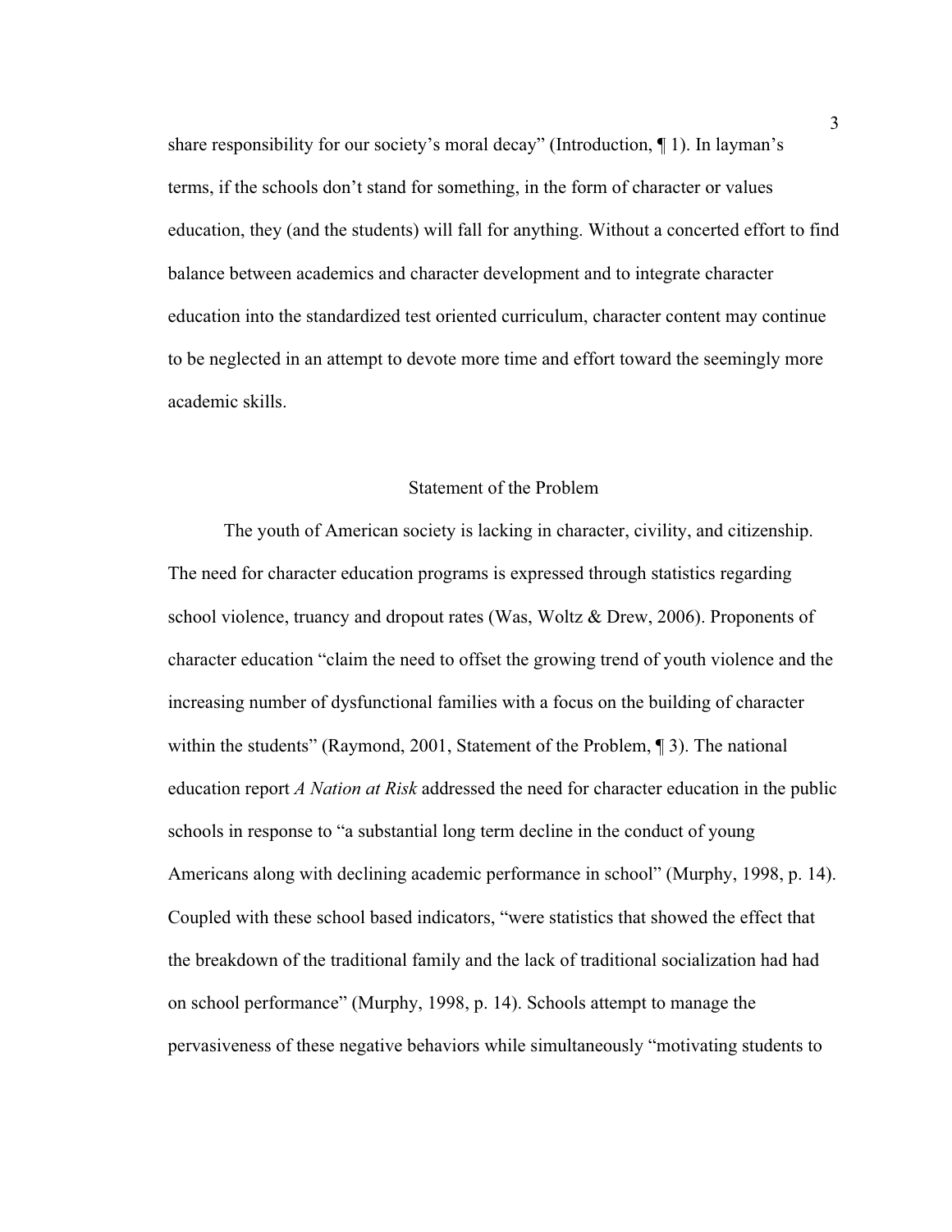share responsibility for our society's moral decay" (Introduction, ¶ 1). In layman's terms, if the schools don't stand for something, in the form of character or values education, they (and the students) will fall for anything. Without a concerted effort to find balance between academics and character development and to integrate character education into the standardized test oriented curriculum, character content may continue to be neglected in an attempt to devote more time and effort toward the seemingly more academic skills.

## Statement of the Problem

The youth of American society is lacking in character, civility, and citizenship. The need for character education programs is expressed through statistics regarding school violence, truancy and dropout rates (Was, Woltz & Drew, 2006). Proponents of character education "claim the need to offset the growing trend of youth violence and the increasing number of dysfunctional families with a focus on the building of character within the students" (Raymond, 2001, Statement of the Problem, ¶ 3). The national education report *A Nation at Risk* addressed the need for character education in the public schools in response to "a substantial long term decline in the conduct of young Americans along with declining academic performance in school" (Murphy, 1998, p. 14). Coupled with these school based indicators, "were statistics that showed the effect that the breakdown of the traditional family and the lack of traditional socialization had had on school performance" (Murphy, 1998, p. 14). Schools attempt to manage the pervasiveness of these negative behaviors while simultaneously "motivating students to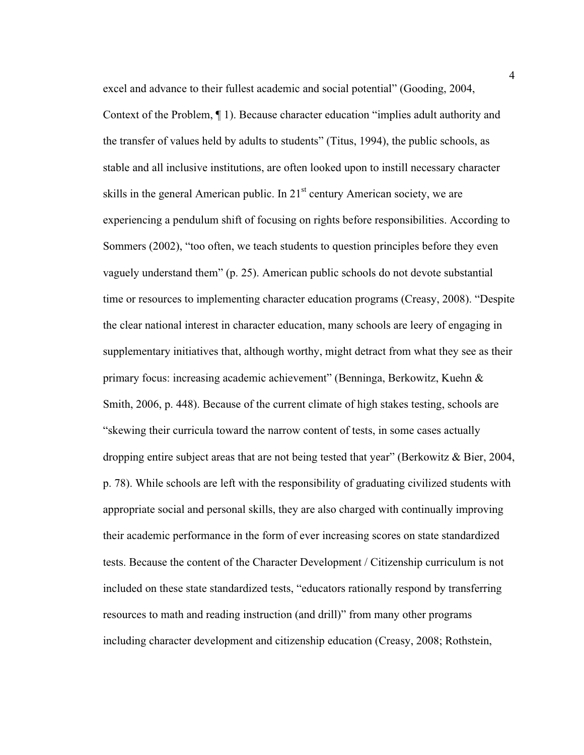excel and advance to their fullest academic and social potential" (Gooding, 2004, Context of the Problem, ¶ 1). Because character education "implies adult authority and the transfer of values held by adults to students" (Titus, 1994), the public schools, as stable and all inclusive institutions, are often looked upon to instill necessary character skills in the general American public. In 21st century American society, we are experiencing a pendulum shift of focusing on rights before responsibilities. According to Sommers (2002), "too often, we teach students to question principles before they even vaguely understand them" (p. 25). American public schools do not devote substantial time or resources to implementing character education programs (Creasy, 2008). "Despite the clear national interest in character education, many schools are leery of engaging in supplementary initiatives that, although worthy, might detract from what they see as their primary focus: increasing academic achievement" (Benninga, Berkowitz, Kuehn & Smith, 2006, p. 448). Because of the current climate of high stakes testing, schools are "skewing their curricula toward the narrow content of tests, in some cases actually dropping entire subject areas that are not being tested that year" (Berkowitz & Bier, 2004, p. 78). While schools are left with the responsibility of graduating civilized students with appropriate social and personal skills, they are also charged with continually improving their academic performance in the form of ever increasing scores on state standardized tests. Because the content of the Character Development / Citizenship curriculum is not included on these state standardized tests, "educators rationally respond by transferring resources to math and reading instruction (and drill)" from many other programs including character development and citizenship education (Creasy, 2008; Rothstein,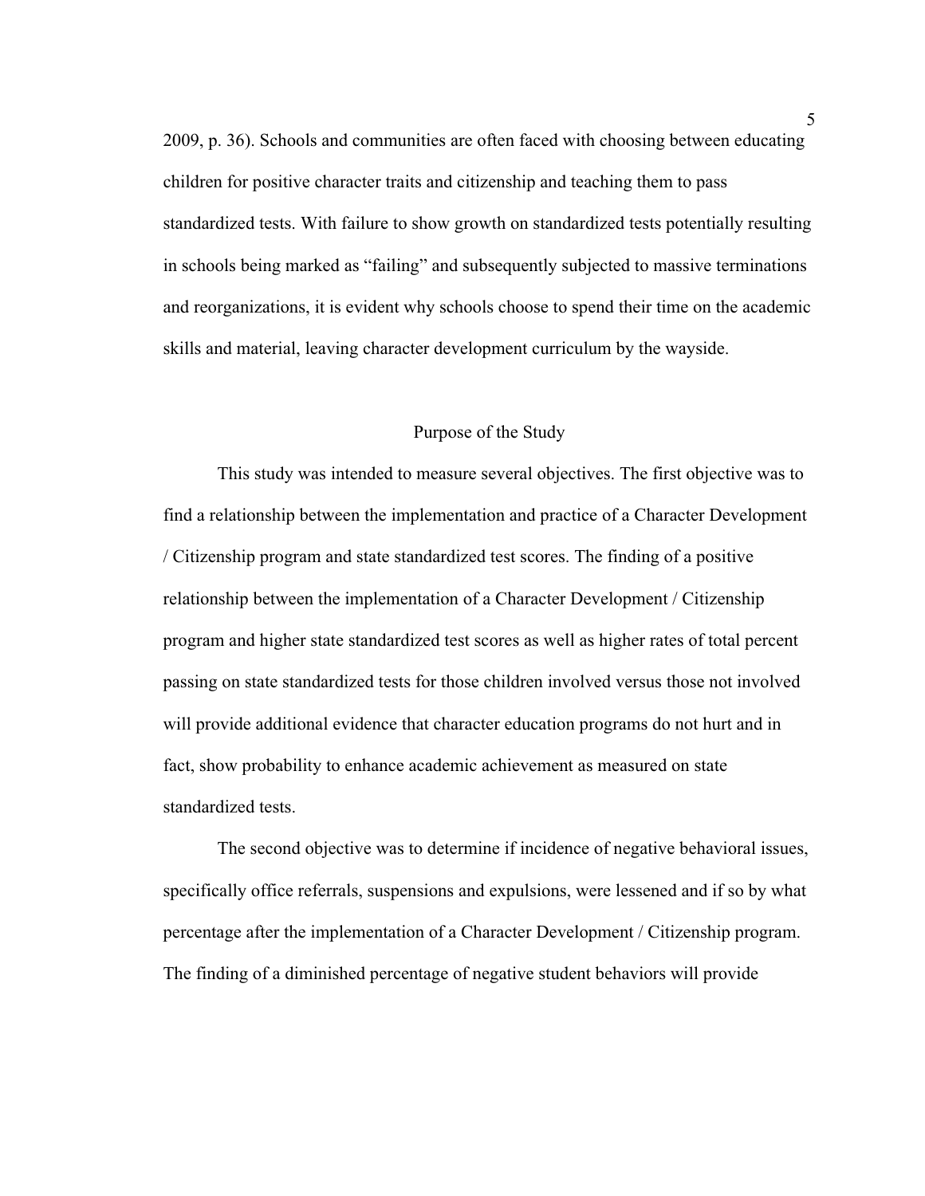2009, p. 36). Schools and communities are often faced with choosing between educating children for positive character traits and citizenship and teaching them to pass standardized tests. With failure to show growth on standardized tests potentially resulting in schools being marked as "failing" and subsequently subjected to massive terminations and reorganizations, it is evident why schools choose to spend their time on the academic skills and material, leaving character development curriculum by the wayside.

## Purpose of the Study

This study was intended to measure several objectives. The first objective was to find a relationship between the implementation and practice of a Character Development / Citizenship program and state standardized test scores. The finding of a positive relationship between the implementation of a Character Development / Citizenship program and higher state standardized test scores as well as higher rates of total percent passing on state standardized tests for those children involved versus those not involved will provide additional evidence that character education programs do not hurt and in fact, show probability to enhance academic achievement as measured on state standardized tests.

The second objective was to determine if incidence of negative behavioral issues, specifically office referrals, suspensions and expulsions, were lessened and if so by what percentage after the implementation of a Character Development / Citizenship program. The finding of a diminished percentage of negative student behaviors will provide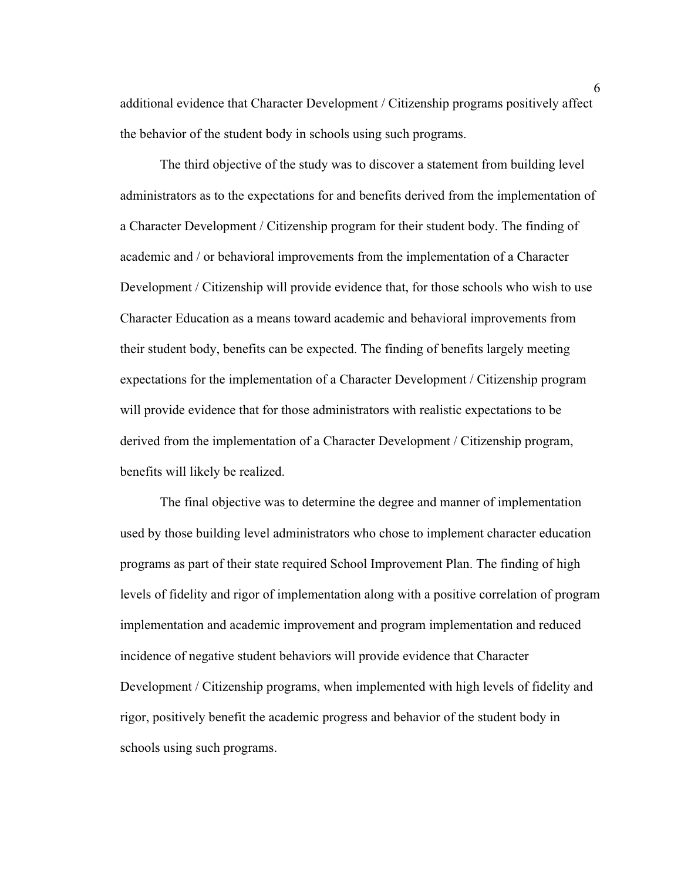additional evidence that Character Development / Citizenship programs positively affect the behavior of the student body in schools using such programs.

The third objective of the study was to discover a statement from building level administrators as to the expectations for and benefits derived from the implementation of a Character Development / Citizenship program for their student body. The finding of academic and / or behavioral improvements from the implementation of a Character Development / Citizenship will provide evidence that, for those schools who wish to use Character Education as a means toward academic and behavioral improvements from their student body, benefits can be expected. The finding of benefits largely meeting expectations for the implementation of a Character Development / Citizenship program will provide evidence that for those administrators with realistic expectations to be derived from the implementation of a Character Development / Citizenship program, benefits will likely be realized.

The final objective was to determine the degree and manner of implementation used by those building level administrators who chose to implement character education programs as part of their state required School Improvement Plan. The finding of high levels of fidelity and rigor of implementation along with a positive correlation of program implementation and academic improvement and program implementation and reduced incidence of negative student behaviors will provide evidence that Character Development / Citizenship programs, when implemented with high levels of fidelity and rigor, positively benefit the academic progress and behavior of the student body in schools using such programs.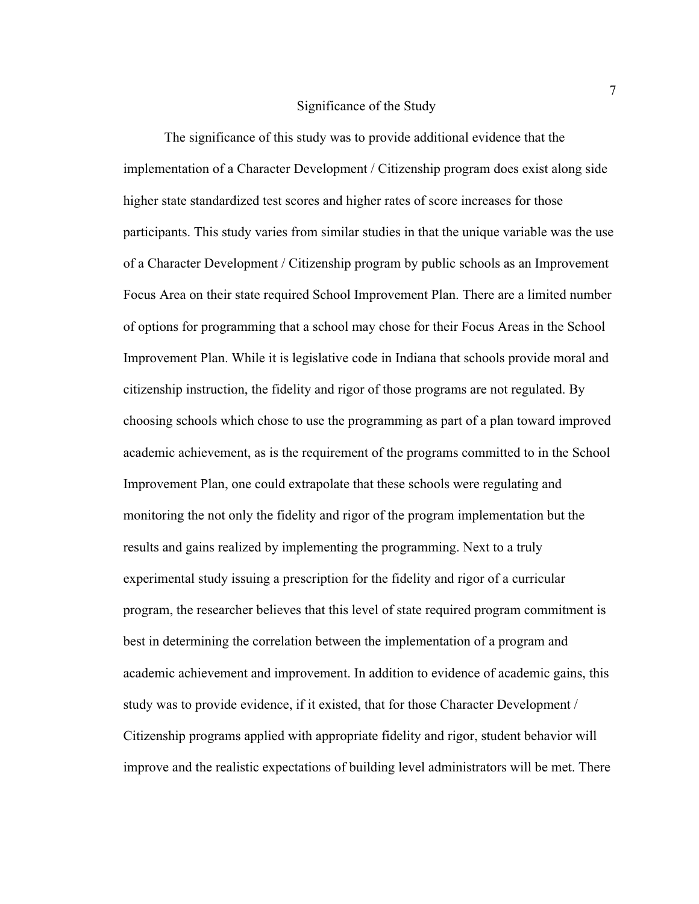## Significance of the Study

The significance of this study was to provide additional evidence that the implementation of a Character Development / Citizenship program does exist along side higher state standardized test scores and higher rates of score increases for those participants. This study varies from similar studies in that the unique variable was the use of a Character Development / Citizenship program by public schools as an Improvement Focus Area on their state required School Improvement Plan. There are a limited number of options for programming that a school may chose for their Focus Areas in the School Improvement Plan. While it is legislative code in Indiana that schools provide moral and citizenship instruction, the fidelity and rigor of those programs are not regulated. By choosing schools which chose to use the programming as part of a plan toward improved academic achievement, as is the requirement of the programs committed to in the School Improvement Plan, one could extrapolate that these schools were regulating and monitoring the not only the fidelity and rigor of the program implementation but the results and gains realized by implementing the programming. Next to a truly experimental study issuing a prescription for the fidelity and rigor of a curricular program, the researcher believes that this level of state required program commitment is best in determining the correlation between the implementation of a program and academic achievement and improvement. In addition to evidence of academic gains, this study was to provide evidence, if it existed, that for those Character Development / Citizenship programs applied with appropriate fidelity and rigor, student behavior will improve and the realistic expectations of building level administrators will be met. There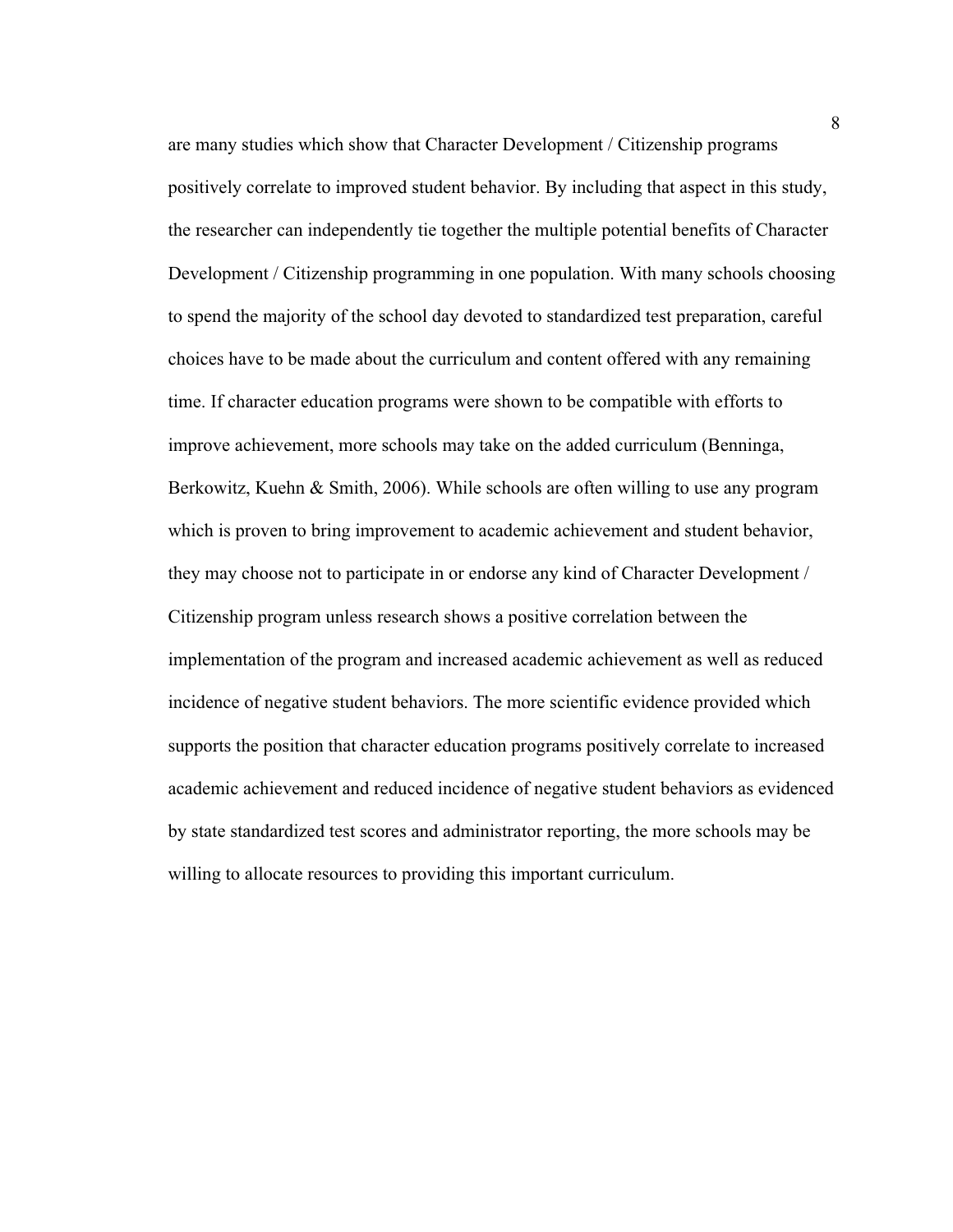are many studies which show that Character Development / Citizenship programs positively correlate to improved student behavior. By including that aspect in this study, the researcher can independently tie together the multiple potential benefits of Character Development / Citizenship programming in one population. With many schools choosing to spend the majority of the school day devoted to standardized test preparation, careful choices have to be made about the curriculum and content offered with any remaining time. If character education programs were shown to be compatible with efforts to improve achievement, more schools may take on the added curriculum (Benninga, Berkowitz, Kuehn & Smith, 2006). While schools are often willing to use any program which is proven to bring improvement to academic achievement and student behavior, they may choose not to participate in or endorse any kind of Character Development / Citizenship program unless research shows a positive correlation between the implementation of the program and increased academic achievement as well as reduced incidence of negative student behaviors. The more scientific evidence provided which supports the position that character education programs positively correlate to increased academic achievement and reduced incidence of negative student behaviors as evidenced by state standardized test scores and administrator reporting, the more schools may be willing to allocate resources to providing this important curriculum.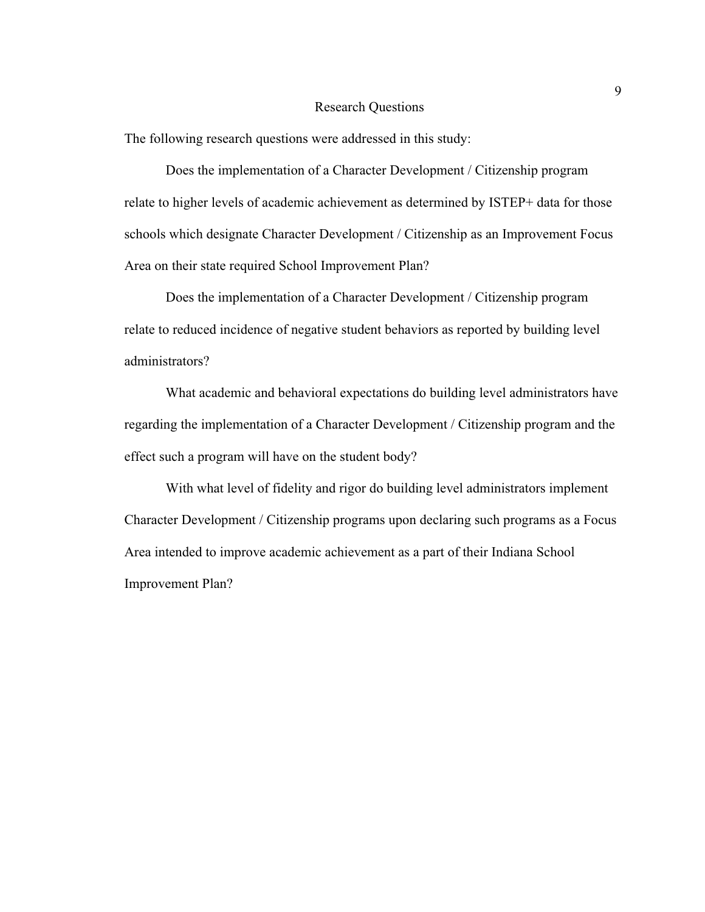## Research Questions

The following research questions were addressed in this study:

Does the implementation of a Character Development / Citizenship program relate to higher levels of academic achievement as determined by ISTEP+ data for those schools which designate Character Development / Citizenship as an Improvement Focus Area on their state required School Improvement Plan?

Does the implementation of a Character Development / Citizenship program relate to reduced incidence of negative student behaviors as reported by building level administrators?

What academic and behavioral expectations do building level administrators have regarding the implementation of a Character Development / Citizenship program and the effect such a program will have on the student body?

With what level of fidelity and rigor do building level administrators implement Character Development / Citizenship programs upon declaring such programs as a Focus Area intended to improve academic achievement as a part of their Indiana School Improvement Plan?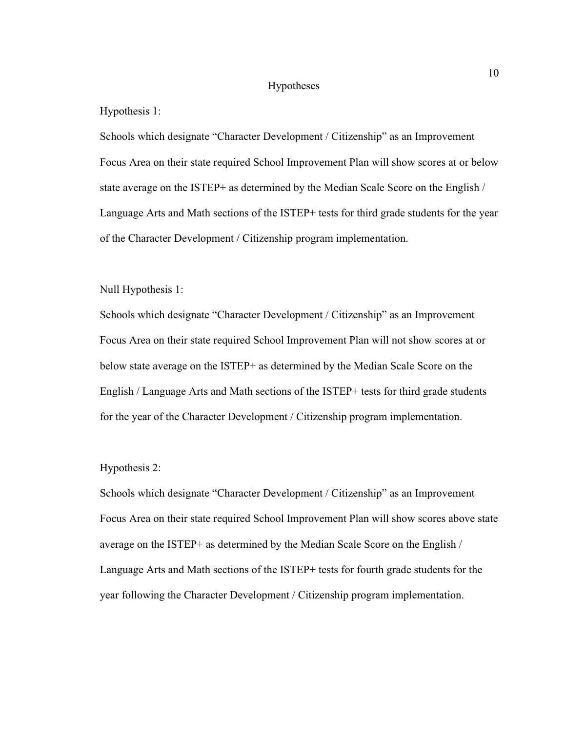# Hypotheses

Hypothesis 1:

Schools which designate "Character Development / Citizenship" as an Improvement Focus Area on their state required School Improvement Plan will show scores at or below state average on the ISTEP+ as determined by the Median Scale Score on the English / Language Arts and Math sections of the ISTEP+ tests for third grade students for the year of the Character Development / Citizenship program implementation.

Null Hypothesis 1:

Schools which designate "Character Development / Citizenship" as an Improvement Focus Area on their state required School Improvement Plan will not show scores at or below state average on the ISTEP+ as determined by the Median Scale Score on the English / Language Arts and Math sections of the ISTEP+ tests for third grade students for the year of the Character Development / Citizenship program implementation.

Hypothesis 2:

Schools which designate "Character Development / Citizenship" as an Improvement Focus Area on their state required School Improvement Plan will show scores above state average on the ISTEP+ as determined by the Median Scale Score on the English / Language Arts and Math sections of the ISTEP+ tests for fourth grade students for the year following the Character Development / Citizenship program implementation.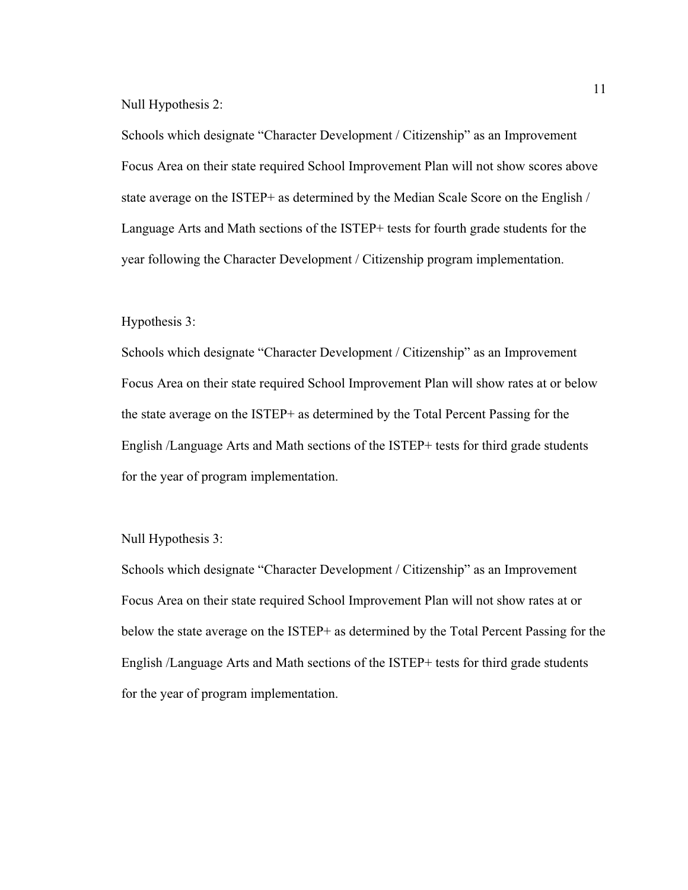Null Hypothesis 2:

Schools which designate “Character Development / Citizenship” as an Improvement Focus Area on their state required School Improvement Plan will not show scores above state average on the ISTEP+ as determined by the Median Scale Score on the English / Language Arts and Math sections of the ISTEP+ tests for fourth grade students for the year following the Character Development / Citizenship program implementation.

Hypothesis 3:

Schools which designate “Character Development / Citizenship” as an Improvement Focus Area on their state required School Improvement Plan will show rates at or below the state average on the ISTEP+ as determined by the Total Percent Passing for the English /Language Arts and Math sections of the ISTEP+ tests for third grade students for the year of program implementation.

Null Hypothesis 3:

Schools which designate “Character Development / Citizenship” as an Improvement Focus Area on their state required School Improvement Plan will not show rates at or below the state average on the ISTEP+ as determined by the Total Percent Passing for the English /Language Arts and Math sections of the ISTEP+ tests for third grade students for the year of program implementation.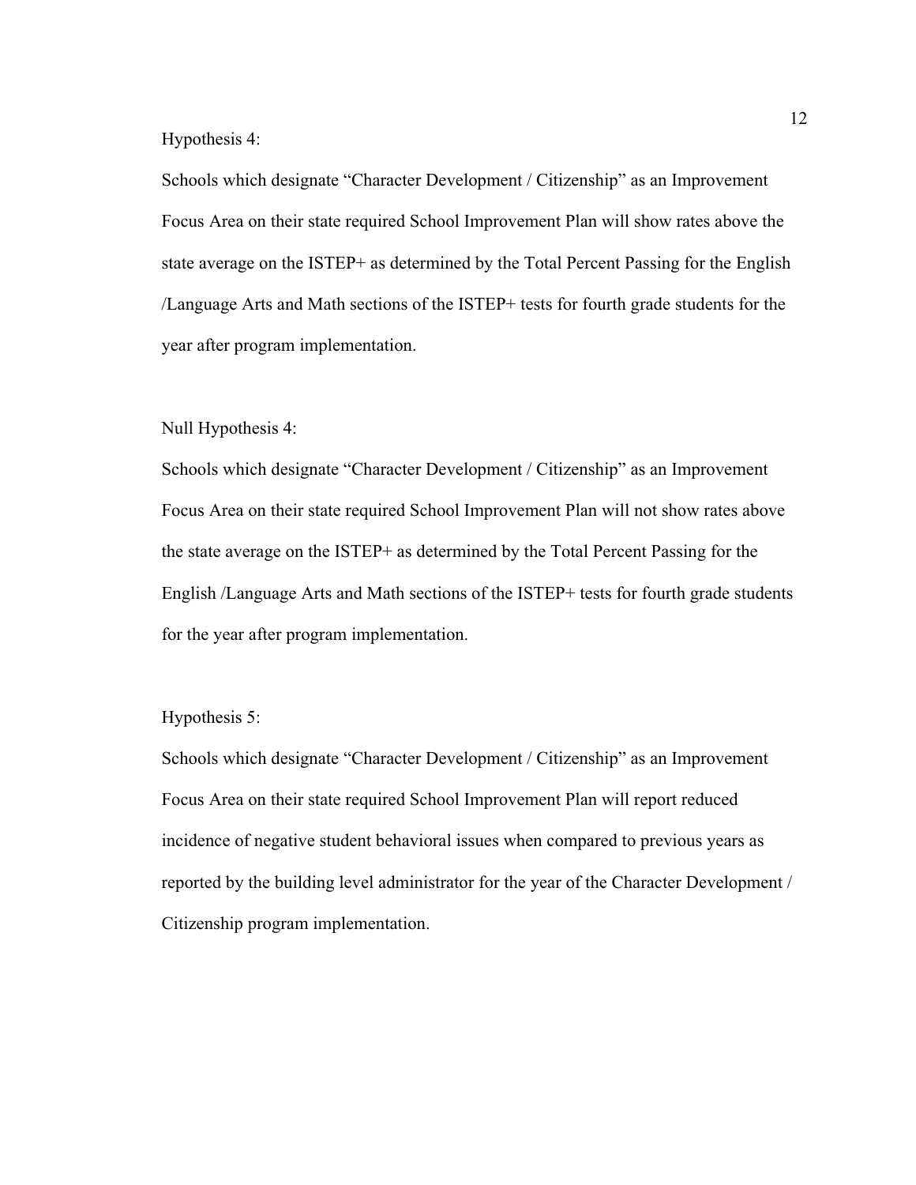Hypothesis 4:

Schools which designate “Character Development / Citizenship” as an Improvement Focus Area on their state required School Improvement Plan will show rates above the state average on the ISTEP+ as determined by the Total Percent Passing for the English /Language Arts and Math sections of the ISTEP+ tests for fourth grade students for the year after program implementation.

Null Hypothesis 4:

Schools which designate “Character Development / Citizenship” as an Improvement Focus Area on their state required School Improvement Plan will not show rates above the state average on the ISTEP+ as determined by the Total Percent Passing for the English /Language Arts and Math sections of the ISTEP+ tests for fourth grade students for the year after program implementation.

Hypothesis 5:

Schools which designate “Character Development / Citizenship” as an Improvement Focus Area on their state required School Improvement Plan will report reduced incidence of negative student behavioral issues when compared to previous years as reported by the building level administrator for the year of the Character Development / Citizenship program implementation.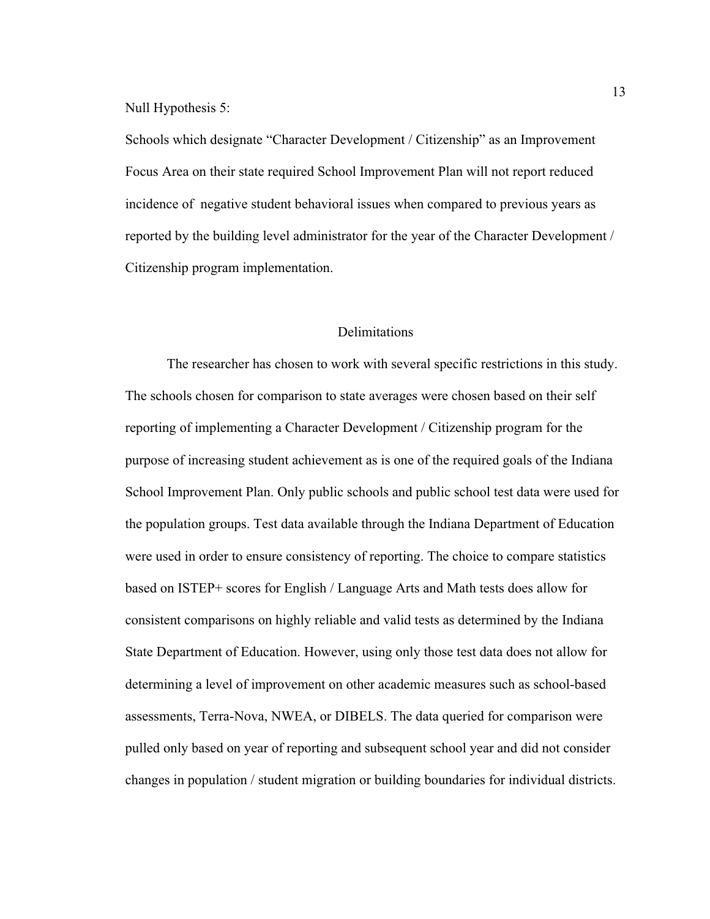Null Hypothesis 5:

Schools which designate “Character Development / Citizenship” as an Improvement Focus Area on their state required School Improvement Plan will not report reduced incidence of negative student behavioral issues when compared to previous years as reported by the building level administrator for the year of the Character Development / Citizenship program implementation.

## Delimitations

The researcher has chosen to work with several specific restrictions in this study. The schools chosen for comparison to state averages were chosen based on their self reporting of implementing a Character Development / Citizenship program for the purpose of increasing student achievement as is one of the required goals of the Indiana School Improvement Plan. Only public schools and public school test data were used for the population groups. Test data available through the Indiana Department of Education were used in order to ensure consistency of reporting. The choice to compare statistics based on ISTEP+ scores for English / Language Arts and Math tests does allow for consistent comparisons on highly reliable and valid tests as determined by the Indiana State Department of Education. However, using only those test data does not allow for determining a level of improvement on other academic measures such as school-based assessments, Terra-Nova, NWEA, or DIBELS. The data queried for comparison were pulled only based on year of reporting and subsequent school year and did not consider changes in population / student migration or building boundaries for individual districts.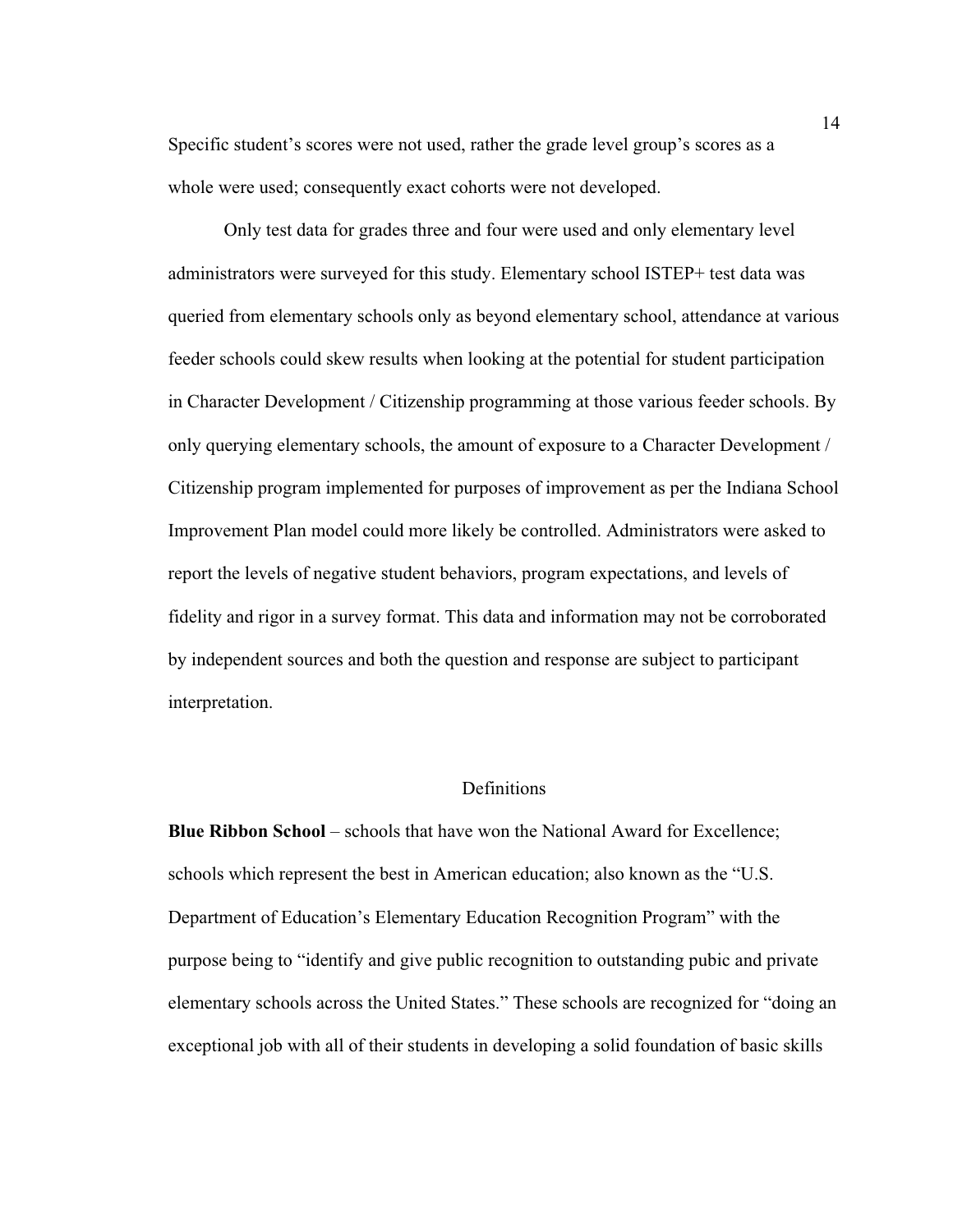Specific student's scores were not used, rather the grade level group's scores as a whole were used; consequently exact cohorts were not developed.

Only test data for grades three and four were used and only elementary level administrators were surveyed for this study. Elementary school ISTEP+ test data was queried from elementary schools only as beyond elementary school, attendance at various feeder schools could skew results when looking at the potential for student participation in Character Development / Citizenship programming at those various feeder schools. By only querying elementary schools, the amount of exposure to a Character Development / Citizenship program implemented for purposes of improvement as per the Indiana School Improvement Plan model could more likely be controlled. Administrators were asked to report the levels of negative student behaviors, program expectations, and levels of fidelity and rigor in a survey format. This data and information may not be corroborated by independent sources and both the question and response are subject to participant interpretation.

## Definitions

**Blue Ribbon School** – schools that have won the National Award for Excellence; schools which represent the best in American education; also known as the "U.S. Department of Education's Elementary Education Recognition Program" with the purpose being to "identify and give public recognition to outstanding pubic and private elementary schools across the United States." These schools are recognized for "doing an exceptional job with all of their students in developing a solid foundation of basic skills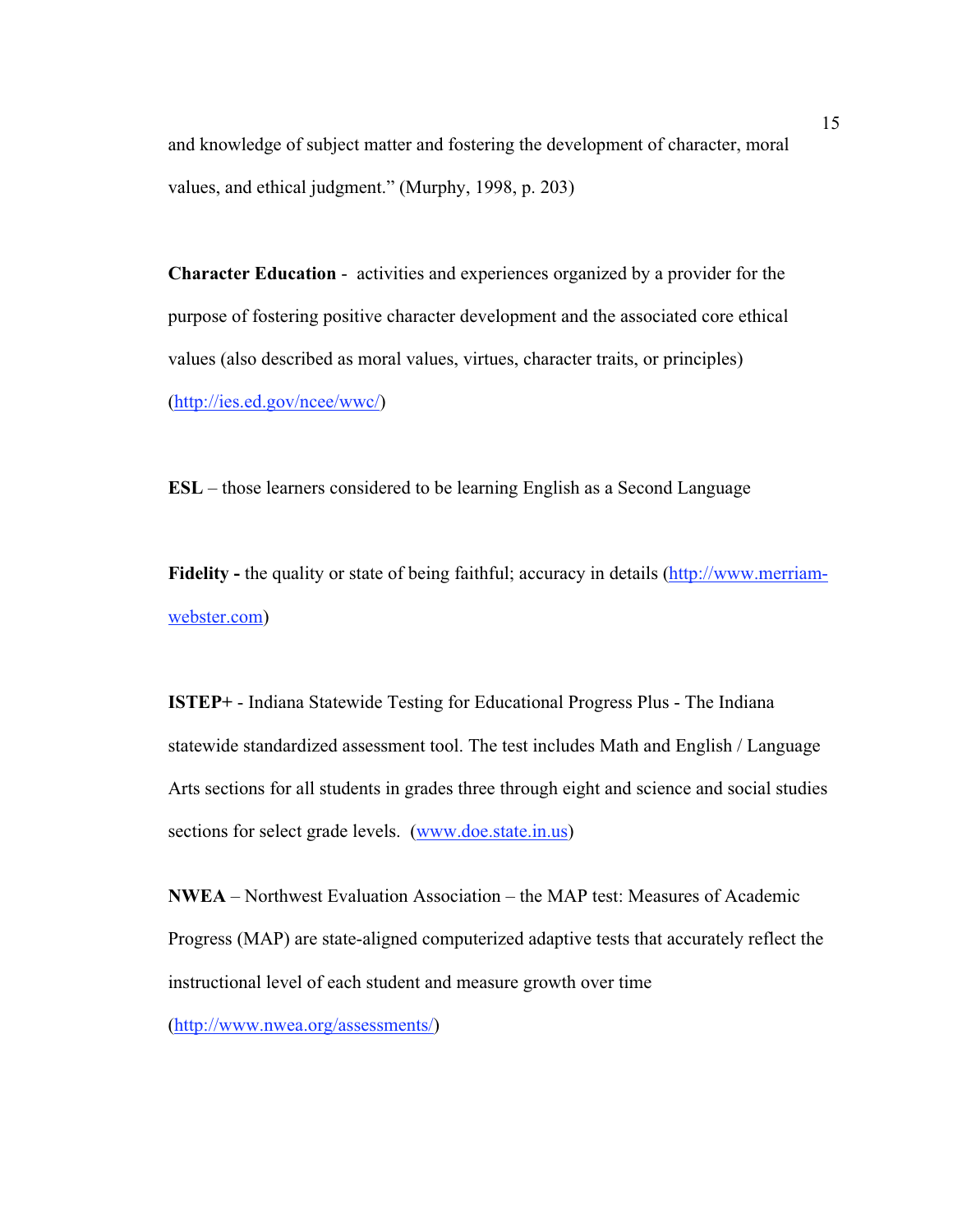and knowledge of subject matter and fostering the development of character, moral values, and ethical judgment." (Murphy, 1998, p. 203)

**Character Education** - activities and experiences organized by a provider for the purpose of fostering positive character development and the associated core ethical values (also described as moral values, virtues, character traits, or principles) (http://ies.ed.gov/ncee/wwc/)

**ESL** – those learners considered to be learning English as a Second Language

**Fidelity -** the quality or state of being faithful; accuracy in details (http://www.merriam-webster.com)

**ISTEP+** - Indiana Statewide Testing for Educational Progress Plus - The Indiana statewide standardized assessment tool. The test includes Math and English / Language Arts sections for all students in grades three through eight and science and social studies sections for select grade levels. (www.doe.state.in.us)

**NWEA** – Northwest Evaluation Association – the MAP test: Measures of Academic Progress (MAP) are state-aligned computerized adaptive tests that accurately reflect the instructional level of each student and measure growth over time (http://www.nwea.org/assessments/)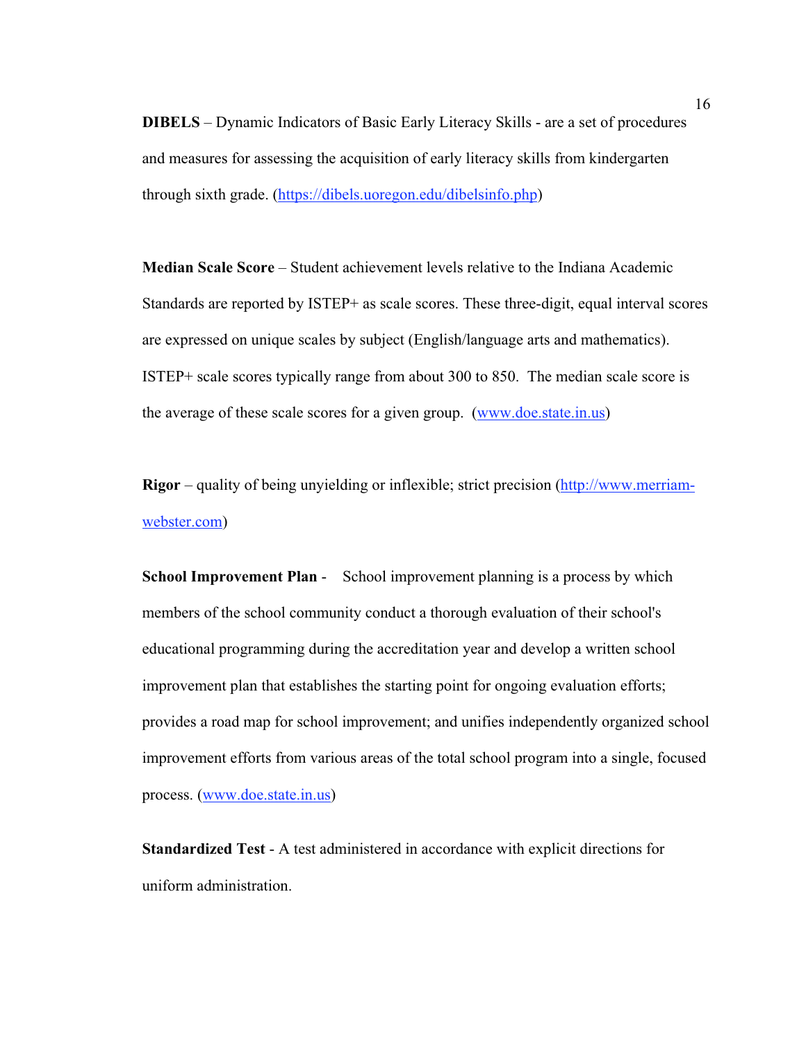**DIBELS** – Dynamic Indicators of Basic Early Literacy Skills - are a set of procedures and measures for assessing the acquisition of early literacy skills from kindergarten through sixth grade. (https://dibels.uoregon.edu/dibelsinfo.php)

**Median Scale Score** – Student achievement levels relative to the Indiana Academic Standards are reported by ISTEP+ as scale scores. These three-digit, equal interval scores are expressed on unique scales by subject (English/language arts and mathematics). ISTEP+ scale scores typically range from about 300 to 850. The median scale score is the average of these scale scores for a given group. (www.doe.state.in.us)

**Rigor** – quality of being unyielding or inflexible; strict precision (http://www.merriam-webster.com)

**School Improvement Plan** - School improvement planning is a process by which members of the school community conduct a thorough evaluation of their school's educational programming during the accreditation year and develop a written school improvement plan that establishes the starting point for ongoing evaluation efforts; provides a road map for school improvement; and unifies independently organized school improvement efforts from various areas of the total school program into a single, focused process. (www.doe.state.in.us)

**Standardized Test** - A test administered in accordance with explicit directions for uniform administration.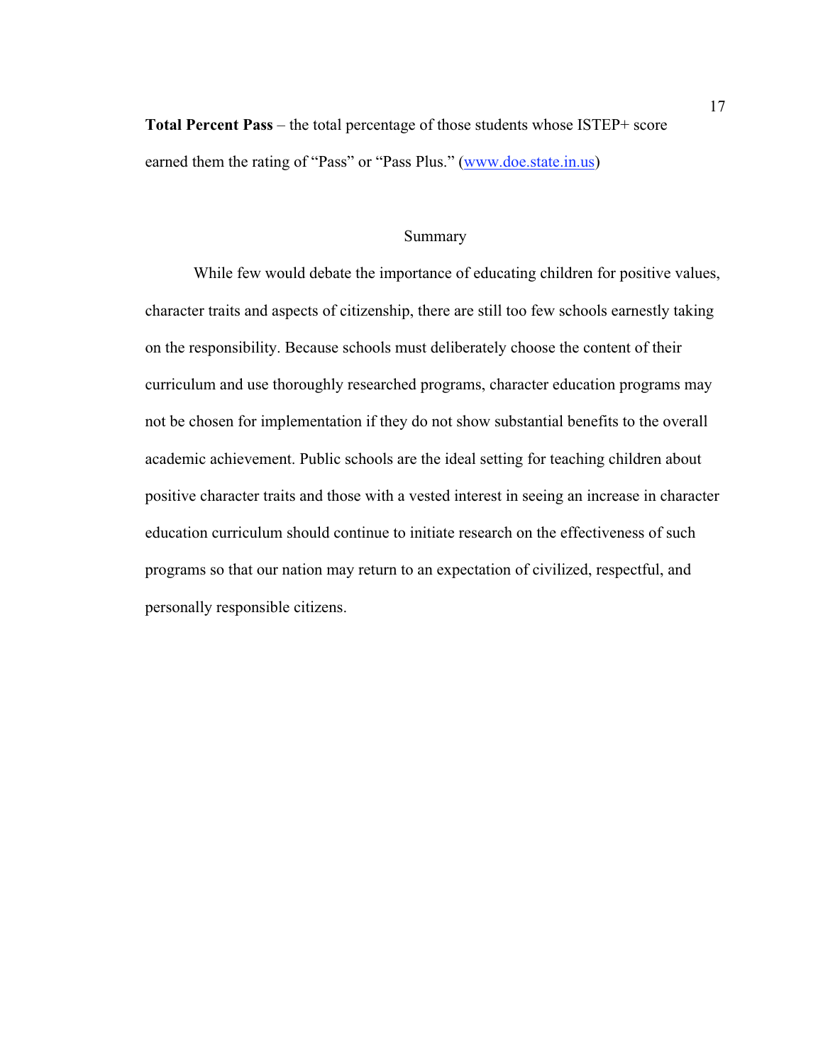**Total Percent Pass** – the total percentage of those students whose ISTEP+ score earned them the rating of "Pass" or "Pass Plus." (www.doe.state.in.us)

## Summary

While few would debate the importance of educating children for positive values, character traits and aspects of citizenship, there are still too few schools earnestly taking on the responsibility. Because schools must deliberately choose the content of their curriculum and use thoroughly researched programs, character education programs may not be chosen for implementation if they do not show substantial benefits to the overall academic achievement. Public schools are the ideal setting for teaching children about positive character traits and those with a vested interest in seeing an increase in character education curriculum should continue to initiate research on the effectiveness of such programs so that our nation may return to an expectation of civilized, respectful, and personally responsible citizens.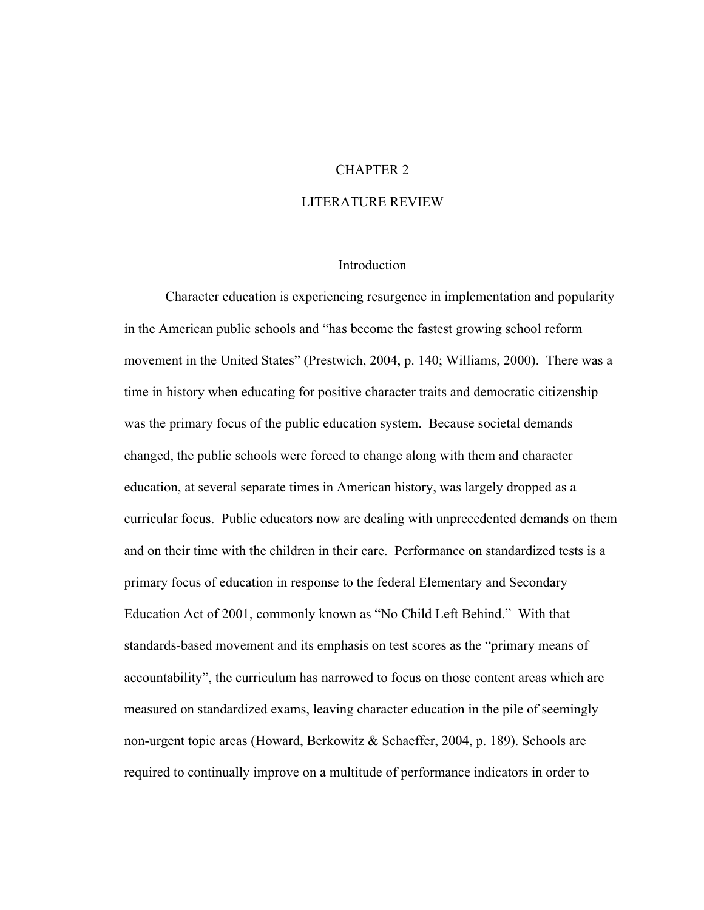# CHAPTER 2

# LITERATURE REVIEW

## Introduction

Character education is experiencing resurgence in implementation and popularity in the American public schools and “has become the fastest growing school reform movement in the United States” (Prestwich, 2004, p. 140; Williams, 2000). There was a time in history when educating for positive character traits and democratic citizenship was the primary focus of the public education system. Because societal demands changed, the public schools were forced to change along with them and character education, at several separate times in American history, was largely dropped as a curricular focus. Public educators now are dealing with unprecedented demands on them and on their time with the children in their care. Performance on standardized tests is a primary focus of education in response to the federal Elementary and Secondary Education Act of 2001, commonly known as “No Child Left Behind.” With that standards-based movement and its emphasis on test scores as the “primary means of accountability”, the curriculum has narrowed to focus on those content areas which are measured on standardized exams, leaving character education in the pile of seemingly non-urgent topic areas (Howard, Berkowitz & Schaeffer, 2004, p. 189). Schools are required to continually improve on a multitude of performance indicators in order to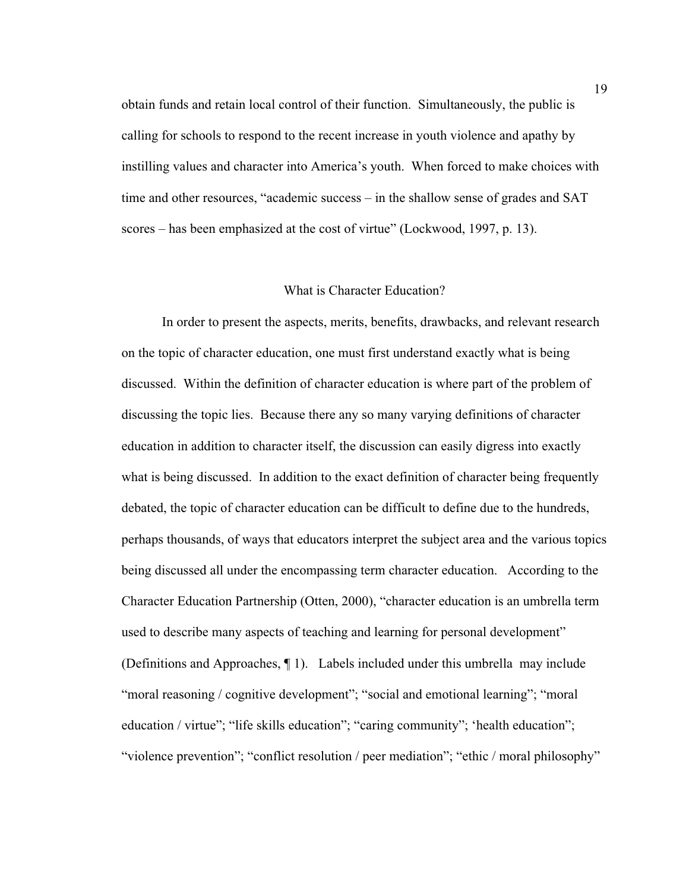obtain funds and retain local control of their function. Simultaneously, the public is calling for schools to respond to the recent increase in youth violence and apathy by instilling values and character into America's youth. When forced to make choices with time and other resources, "academic success – in the shallow sense of grades and SAT scores – has been emphasized at the cost of virtue" (Lockwood, 1997, p. 13).

## What is Character Education?

In order to present the aspects, merits, benefits, drawbacks, and relevant research on the topic of character education, one must first understand exactly what is being discussed. Within the definition of character education is where part of the problem of discussing the topic lies. Because there any so many varying definitions of character education in addition to character itself, the discussion can easily digress into exactly what is being discussed. In addition to the exact definition of character being frequently debated, the topic of character education can be difficult to define due to the hundreds, perhaps thousands, of ways that educators interpret the subject area and the various topics being discussed all under the encompassing term character education. According to the Character Education Partnership (Otten, 2000), "character education is an umbrella term used to describe many aspects of teaching and learning for personal development" (Definitions and Approaches, ¶ 1). Labels included under this umbrella may include "moral reasoning / cognitive development"; "social and emotional learning"; "moral education / virtue"; "life skills education"; "caring community"; 'health education"; "violence prevention"; "conflict resolution / peer mediation"; "ethic / moral philosophy"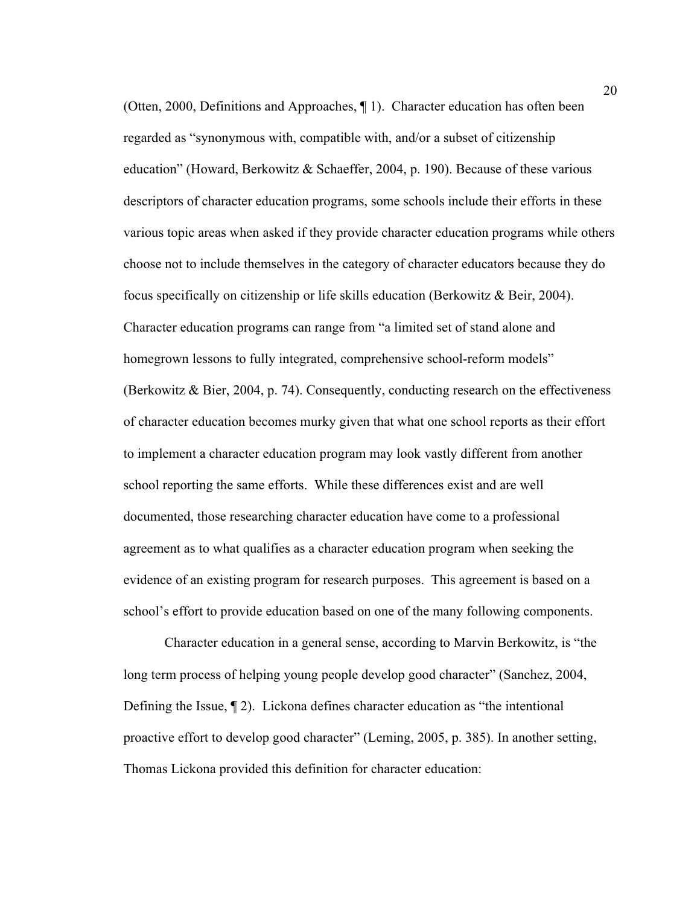(Otten, 2000, Definitions and Approaches, ¶ 1). Character education has often been regarded as "synonymous with, compatible with, and/or a subset of citizenship education" (Howard, Berkowitz & Schaeffer, 2004, p. 190). Because of these various descriptors of character education programs, some schools include their efforts in these various topic areas when asked if they provide character education programs while others choose not to include themselves in the category of character educators because they do focus specifically on citizenship or life skills education (Berkowitz & Beir, 2004). Character education programs can range from "a limited set of stand alone and homegrown lessons to fully integrated, comprehensive school-reform models" (Berkowitz & Bier, 2004, p. 74). Consequently, conducting research on the effectiveness of character education becomes murky given that what one school reports as their effort to implement a character education program may look vastly different from another school reporting the same efforts. While these differences exist and are well documented, those researching character education have come to a professional agreement as to what qualifies as a character education program when seeking the evidence of an existing program for research purposes. This agreement is based on a school's effort to provide education based on one of the many following components.

Character education in a general sense, according to Marvin Berkowitz, is "the long term process of helping young people develop good character" (Sanchez, 2004, Defining the Issue, ¶ 2). Lickona defines character education as "the intentional proactive effort to develop good character" (Leming, 2005, p. 385). In another setting, Thomas Lickona provided this definition for character education: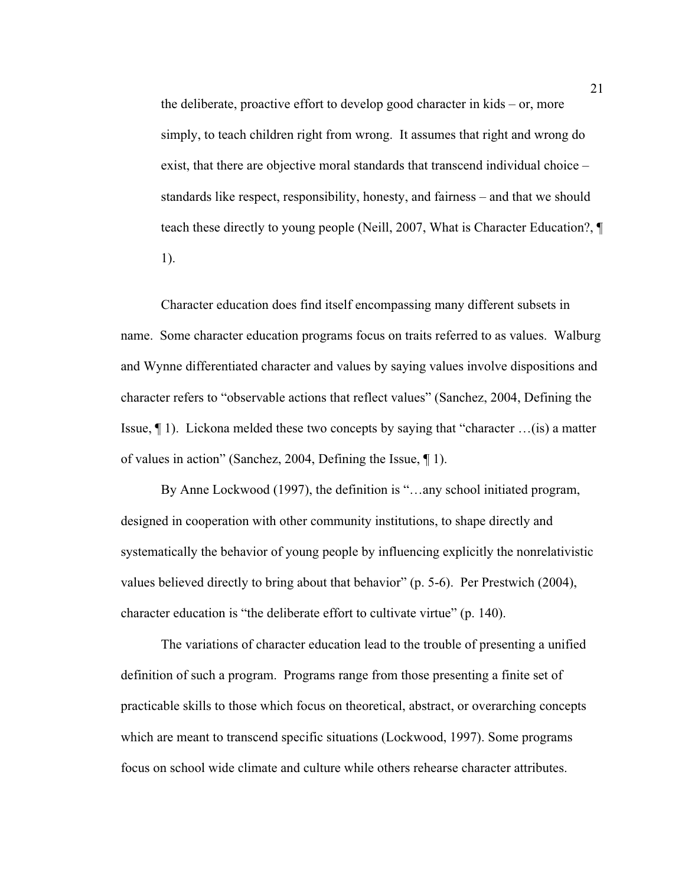> the deliberate, proactive effort to develop good character in kids – or, more simply, to teach children right from wrong. It assumes that right and wrong do exist, that there are objective moral standards that transcend individual choice – standards like respect, responsibility, honesty, and fairness – and that we should teach these directly to young people (Neill, 2007, What is Character Education?, ¶ 1).

Character education does find itself encompassing many different subsets in name. Some character education programs focus on traits referred to as values. Walburg and Wynne differentiated character and values by saying values involve dispositions and character refers to "observable actions that reflect values" (Sanchez, 2004, Defining the Issue, ¶ 1). Lickona melded these two concepts by saying that "character …(is) a matter of values in action" (Sanchez, 2004, Defining the Issue, ¶ 1).

By Anne Lockwood (1997), the definition is "…any school initiated program, designed in cooperation with other community institutions, to shape directly and systematically the behavior of young people by influencing explicitly the nonrelativistic values believed directly to bring about that behavior" (p. 5-6). Per Prestwich (2004), character education is "the deliberate effort to cultivate virtue" (p. 140).

The variations of character education lead to the trouble of presenting a unified definition of such a program. Programs range from those presenting a finite set of practicable skills to those which focus on theoretical, abstract, or overarching concepts which are meant to transcend specific situations (Lockwood, 1997). Some programs focus on school wide climate and culture while others rehearse character attributes.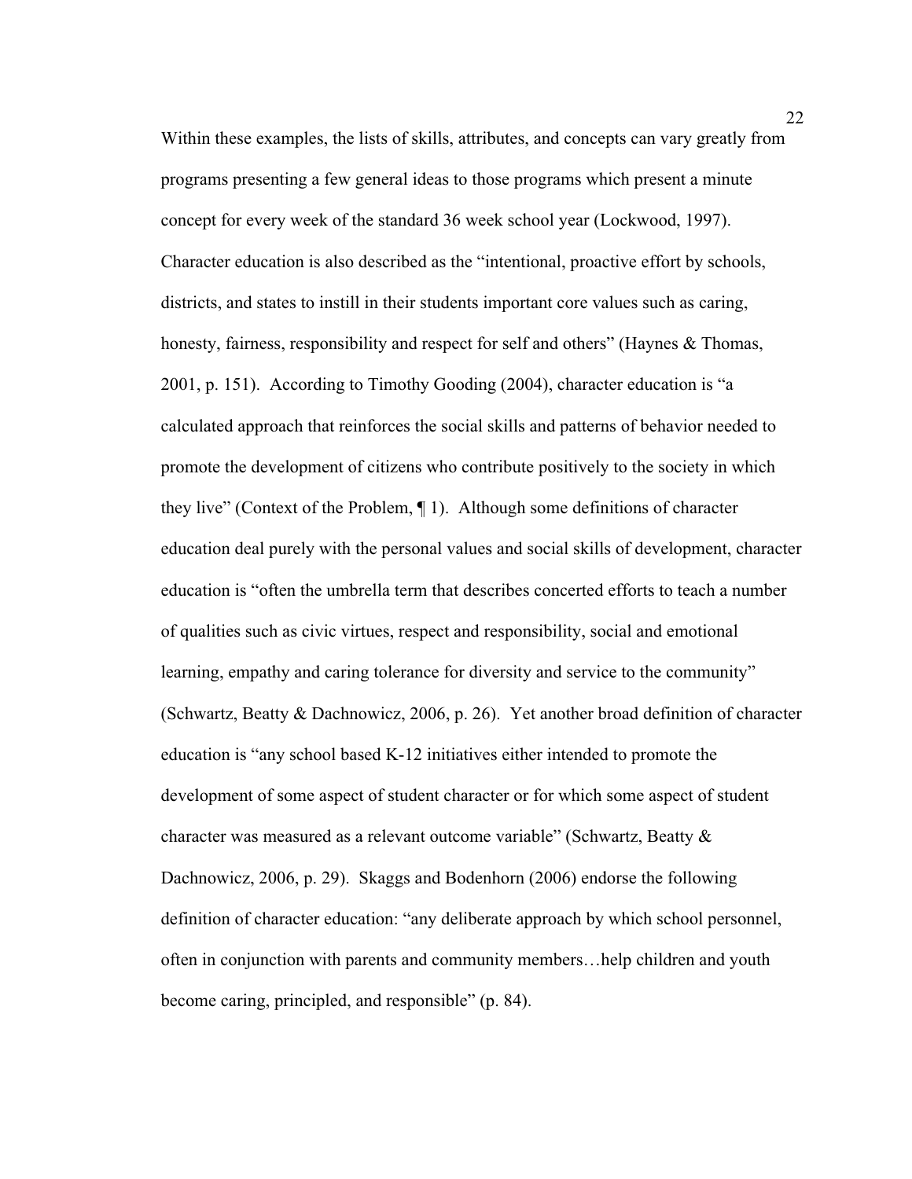Within these examples, the lists of skills, attributes, and concepts can vary greatly from programs presenting a few general ideas to those programs which present a minute concept for every week of the standard 36 week school year (Lockwood, 1997). Character education is also described as the "intentional, proactive effort by schools, districts, and states to instill in their students important core values such as caring, honesty, fairness, responsibility and respect for self and others" (Haynes & Thomas, 2001, p. 151). According to Timothy Gooding (2004), character education is "a calculated approach that reinforces the social skills and patterns of behavior needed to promote the development of citizens who contribute positively to the society in which they live" (Context of the Problem, ¶ 1). Although some definitions of character education deal purely with the personal values and social skills of development, character education is "often the umbrella term that describes concerted efforts to teach a number of qualities such as civic virtues, respect and responsibility, social and emotional learning, empathy and caring tolerance for diversity and service to the community" (Schwartz, Beatty & Dachnowicz, 2006, p. 26). Yet another broad definition of character education is "any school based K-12 initiatives either intended to promote the development of some aspect of student character or for which some aspect of student character was measured as a relevant outcome variable" (Schwartz, Beatty & Dachnowicz, 2006, p. 29). Skaggs and Bodenhorn (2006) endorse the following definition of character education: "any deliberate approach by which school personnel, often in conjunction with parents and community members…help children and youth become caring, principled, and responsible" (p. 84).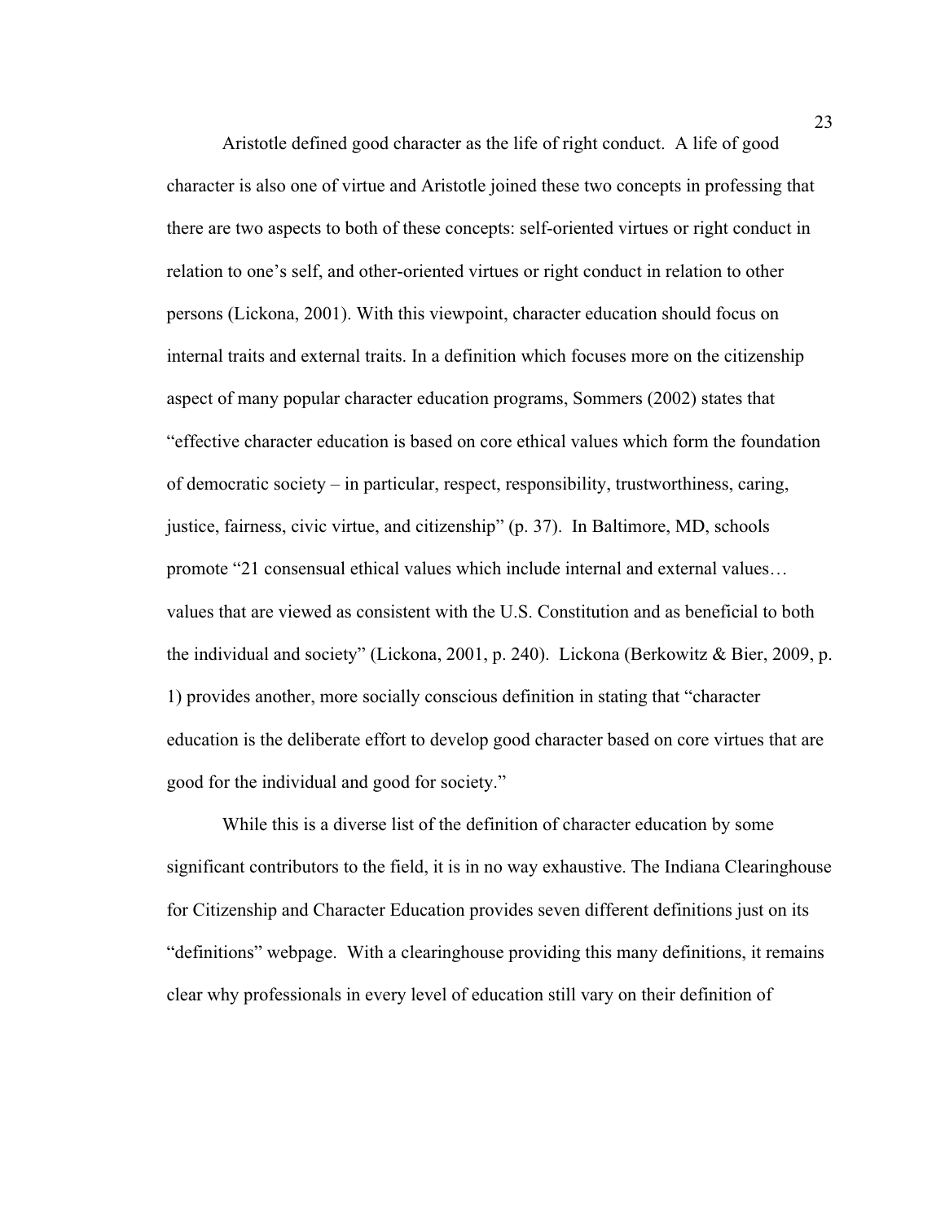Aristotle defined good character as the life of right conduct. A life of good character is also one of virtue and Aristotle joined these two concepts in professing that there are two aspects to both of these concepts: self-oriented virtues or right conduct in relation to one's self, and other-oriented virtues or right conduct in relation to other persons (Lickona, 2001). With this viewpoint, character education should focus on internal traits and external traits. In a definition which focuses more on the citizenship aspect of many popular character education programs, Sommers (2002) states that "effective character education is based on core ethical values which form the foundation of democratic society – in particular, respect, responsibility, trustworthiness, caring, justice, fairness, civic virtue, and citizenship" (p. 37). In Baltimore, MD, schools promote "21 consensual ethical values which include internal and external values… values that are viewed as consistent with the U.S. Constitution and as beneficial to both the individual and society" (Lickona, 2001, p. 240). Lickona (Berkowitz & Bier, 2009, p. 1) provides another, more socially conscious definition in stating that "character education is the deliberate effort to develop good character based on core virtues that are good for the individual and good for society."

While this is a diverse list of the definition of character education by some significant contributors to the field, it is in no way exhaustive. The Indiana Clearinghouse for Citizenship and Character Education provides seven different definitions just on its "definitions" webpage. With a clearinghouse providing this many definitions, it remains clear why professionals in every level of education still vary on their definition of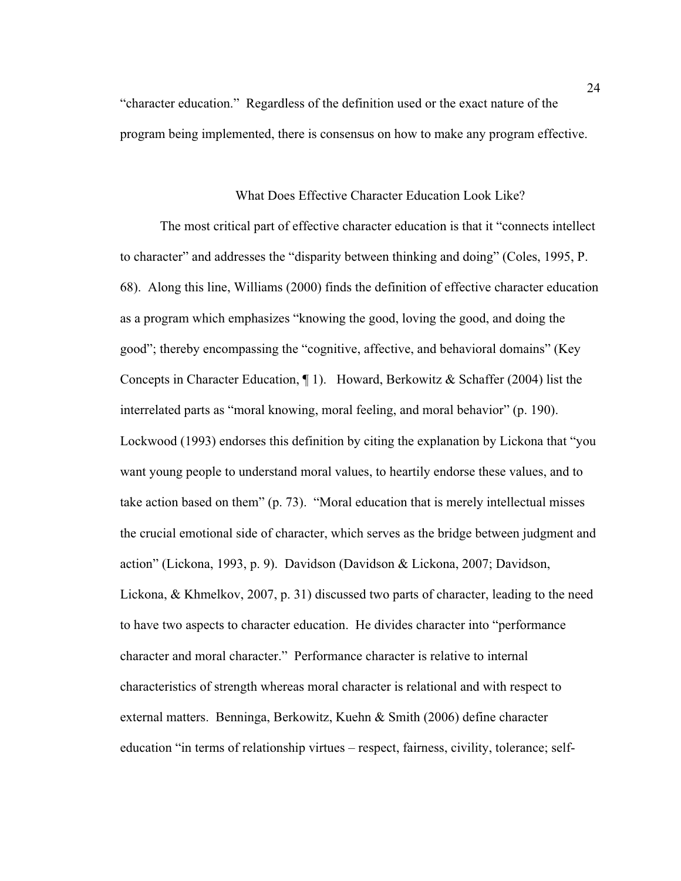"character education." Regardless of the definition used or the exact nature of the program being implemented, there is consensus on how to make any program effective.

## What Does Effective Character Education Look Like?

The most critical part of effective character education is that it "connects intellect to character" and addresses the "disparity between thinking and doing" (Coles, 1995, P. 68). Along this line, Williams (2000) finds the definition of effective character education as a program which emphasizes "knowing the good, loving the good, and doing the good"; thereby encompassing the "cognitive, affective, and behavioral domains" (Key Concepts in Character Education, ¶ 1). Howard, Berkowitz & Schaffer (2004) list the interrelated parts as "moral knowing, moral feeling, and moral behavior" (p. 190). Lockwood (1993) endorses this definition by citing the explanation by Lickona that "you want young people to understand moral values, to heartily endorse these values, and to take action based on them" (p. 73). "Moral education that is merely intellectual misses the crucial emotional side of character, which serves as the bridge between judgment and action" (Lickona, 1993, p. 9). Davidson (Davidson & Lickona, 2007; Davidson, Lickona, & Khmelkov, 2007, p. 31) discussed two parts of character, leading to the need to have two aspects to character education. He divides character into "performance character and moral character." Performance character is relative to internal characteristics of strength whereas moral character is relational and with respect to external matters. Benninga, Berkowitz, Kuehn & Smith (2006) define character education "in terms of relationship virtues – respect, fairness, civility, tolerance; self-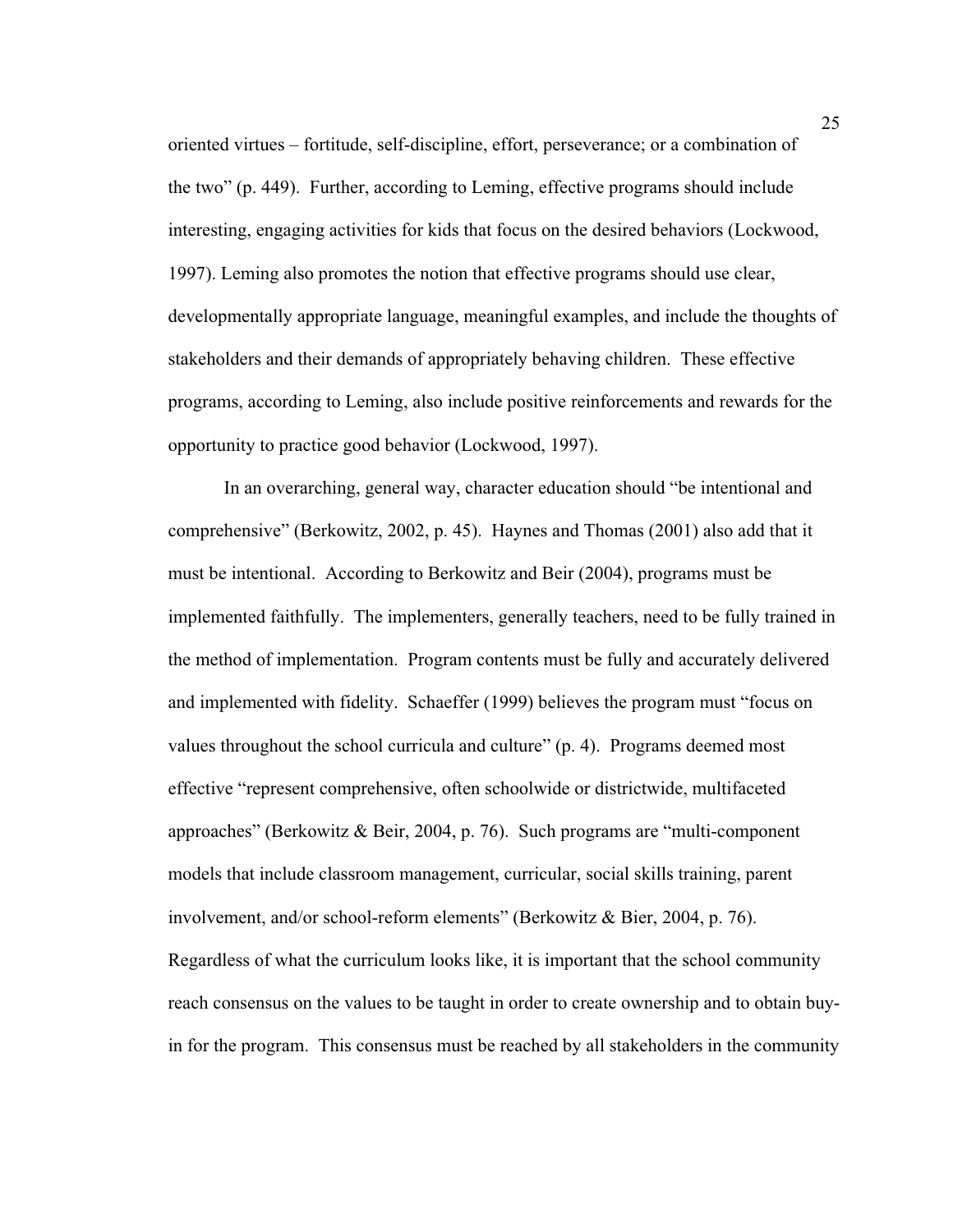oriented virtues – fortitude, self-discipline, effort, perseverance; or a combination of the two" (p. 449). Further, according to Leming, effective programs should include interesting, engaging activities for kids that focus on the desired behaviors (Lockwood, 1997). Leming also promotes the notion that effective programs should use clear, developmentally appropriate language, meaningful examples, and include the thoughts of stakeholders and their demands of appropriately behaving children. These effective programs, according to Leming, also include positive reinforcements and rewards for the opportunity to practice good behavior (Lockwood, 1997).

In an overarching, general way, character education should "be intentional and comprehensive" (Berkowitz, 2002, p. 45). Haynes and Thomas (2001) also add that it must be intentional. According to Berkowitz and Beir (2004), programs must be implemented faithfully. The implementers, generally teachers, need to be fully trained in the method of implementation. Program contents must be fully and accurately delivered and implemented with fidelity. Schaeffer (1999) believes the program must "focus on values throughout the school curricula and culture" (p. 4). Programs deemed most effective "represent comprehensive, often schoolwide or districtwide, multifaceted approaches" (Berkowitz & Beir, 2004, p. 76). Such programs are "multi-component models that include classroom management, curricular, social skills training, parent involvement, and/or school-reform elements" (Berkowitz & Bier, 2004, p. 76). Regardless of what the curriculum looks like, it is important that the school community reach consensus on the values to be taught in order to create ownership and to obtain buy-in for the program. This consensus must be reached by all stakeholders in the community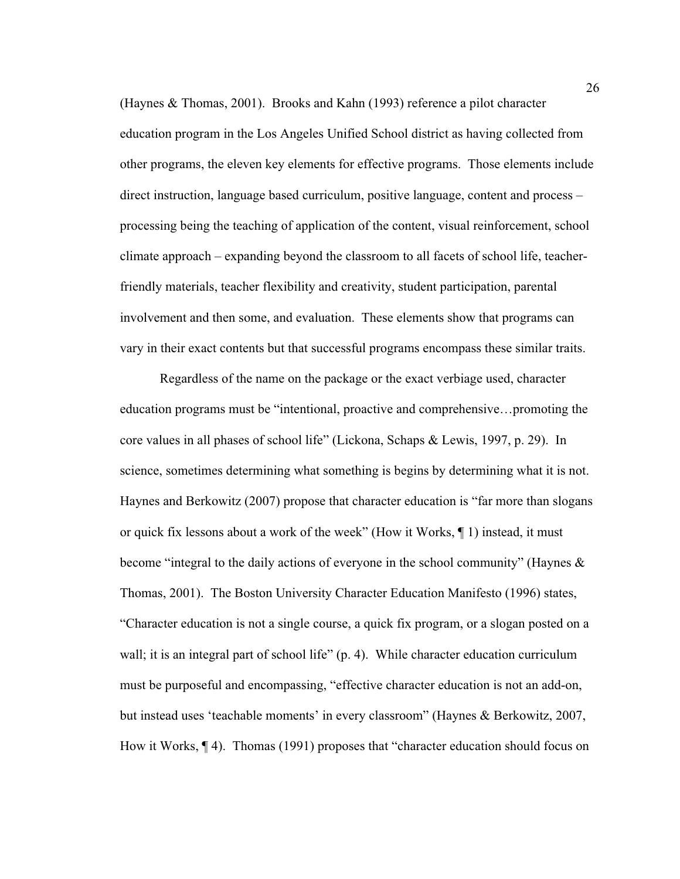(Haynes & Thomas, 2001). Brooks and Kahn (1993) reference a pilot character education program in the Los Angeles Unified School district as having collected from other programs, the eleven key elements for effective programs. Those elements include direct instruction, language based curriculum, positive language, content and process – processing being the teaching of application of the content, visual reinforcement, school climate approach – expanding beyond the classroom to all facets of school life, teacher-friendly materials, teacher flexibility and creativity, student participation, parental involvement and then some, and evaluation. These elements show that programs can vary in their exact contents but that successful programs encompass these similar traits.

Regardless of the name on the package or the exact verbiage used, character education programs must be "intentional, proactive and comprehensive…promoting the core values in all phases of school life" (Lickona, Schaps & Lewis, 1997, p. 29). In science, sometimes determining what something is begins by determining what it is not. Haynes and Berkowitz (2007) propose that character education is "far more than slogans or quick fix lessons about a work of the week" (How it Works, ¶ 1) instead, it must become "integral to the daily actions of everyone in the school community" (Haynes & Thomas, 2001). The Boston University Character Education Manifesto (1996) states, "Character education is not a single course, a quick fix program, or a slogan posted on a wall; it is an integral part of school life" (p. 4). While character education curriculum must be purposeful and encompassing, "effective character education is not an add-on, but instead uses 'teachable moments' in every classroom" (Haynes & Berkowitz, 2007, How it Works, ¶ 4). Thomas (1991) proposes that "character education should focus on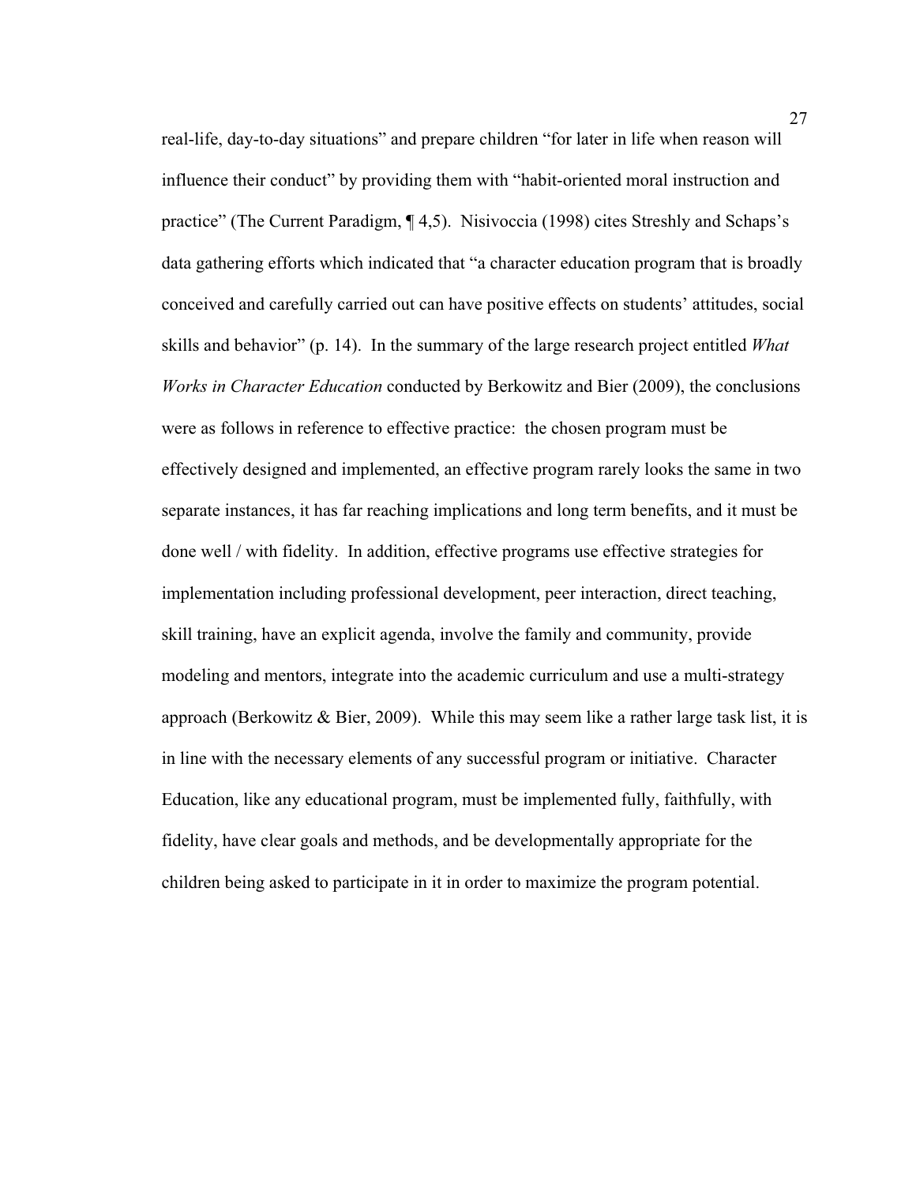real-life, day-to-day situations" and prepare children "for later in life when reason will influence their conduct" by providing them with "habit-oriented moral instruction and practice" (The Current Paradigm, ¶ 4,5). Nisivoccia (1998) cites Streshly and Schaps's data gathering efforts which indicated that "a character education program that is broadly conceived and carefully carried out can have positive effects on students' attitudes, social skills and behavior" (p. 14). In the summary of the large research project entitled *What Works in Character Education* conducted by Berkowitz and Bier (2009), the conclusions were as follows in reference to effective practice: the chosen program must be effectively designed and implemented, an effective program rarely looks the same in two separate instances, it has far reaching implications and long term benefits, and it must be done well / with fidelity. In addition, effective programs use effective strategies for implementation including professional development, peer interaction, direct teaching, skill training, have an explicit agenda, involve the family and community, provide modeling and mentors, integrate into the academic curriculum and use a multi-strategy approach (Berkowitz & Bier, 2009). While this may seem like a rather large task list, it is in line with the necessary elements of any successful program or initiative. Character Education, like any educational program, must be implemented fully, faithfully, with fidelity, have clear goals and methods, and be developmentally appropriate for the children being asked to participate in it in order to maximize the program potential.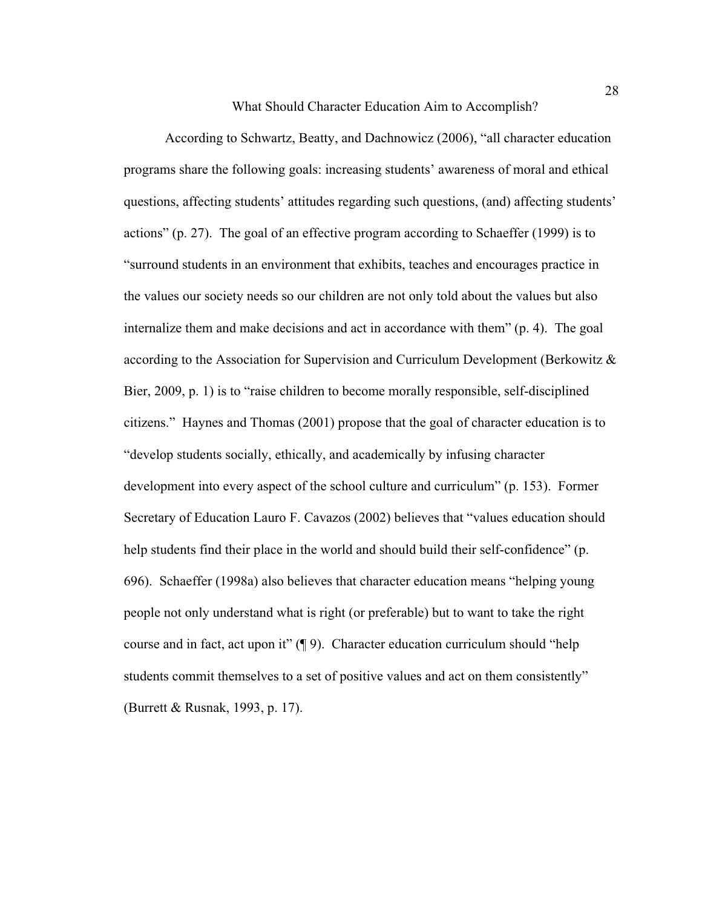## What Should Character Education Aim to Accomplish?

According to Schwartz, Beatty, and Dachnowicz (2006), "all character education programs share the following goals: increasing students' awareness of moral and ethical questions, affecting students' attitudes regarding such questions, (and) affecting students' actions" (p. 27). The goal of an effective program according to Schaeffer (1999) is to "surround students in an environment that exhibits, teaches and encourages practice in the values our society needs so our children are not only told about the values but also internalize them and make decisions and act in accordance with them" (p. 4). The goal according to the Association for Supervision and Curriculum Development (Berkowitz & Bier, 2009, p. 1) is to "raise children to become morally responsible, self-disciplined citizens." Haynes and Thomas (2001) propose that the goal of character education is to "develop students socially, ethically, and academically by infusing character development into every aspect of the school culture and curriculum" (p. 153). Former Secretary of Education Lauro F. Cavazos (2002) believes that "values education should help students find their place in the world and should build their self-confidence" (p. 696). Schaeffer (1998a) also believes that character education means "helping young people not only understand what is right (or preferable) but to want to take the right course and in fact, act upon it" (¶ 9). Character education curriculum should "help students commit themselves to a set of positive values and act on them consistently" (Burrett & Rusnak, 1993, p. 17).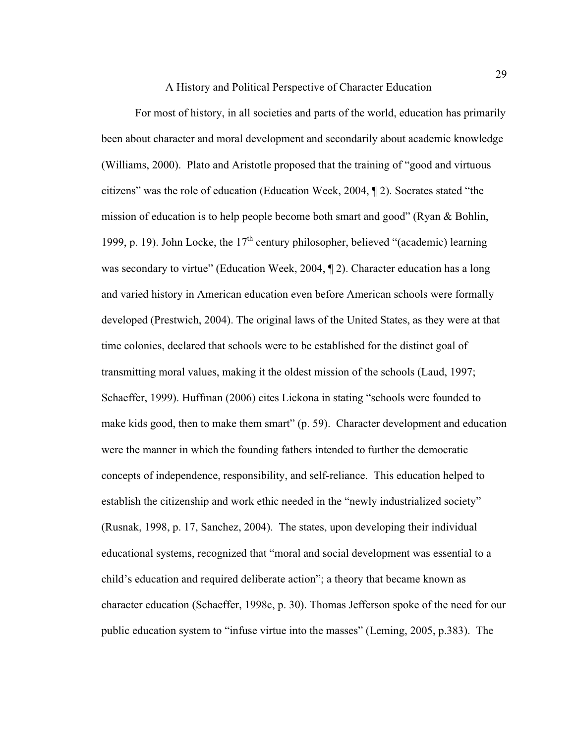## A History and Political Perspective of Character Education

For most of history, in all societies and parts of the world, education has primarily been about character and moral development and secondarily about academic knowledge (Williams, 2000). Plato and Aristotle proposed that the training of “good and virtuous citizens” was the role of education (Education Week, 2004, ¶ 2). Socrates stated “the mission of education is to help people become both smart and good” (Ryan & Bohlin, 1999, p. 19). John Locke, the 17th century philosopher, believed “(academic) learning was secondary to virtue” (Education Week, 2004, ¶ 2). Character education has a long and varied history in American education even before American schools were formally developed (Prestwich, 2004). The original laws of the United States, as they were at that time colonies, declared that schools were to be established for the distinct goal of transmitting moral values, making it the oldest mission of the schools (Laud, 1997; Schaeffer, 1999). Huffman (2006) cites Lickona in stating “schools were founded to make kids good, then to make them smart” (p. 59). Character development and education were the manner in which the founding fathers intended to further the democratic concepts of independence, responsibility, and self-reliance. This education helped to establish the citizenship and work ethic needed in the “newly industrialized society” (Rusnak, 1998, p. 17, Sanchez, 2004). The states, upon developing their individual educational systems, recognized that “moral and social development was essential to a child’s education and required deliberate action”; a theory that became known as character education (Schaeffer, 1998c, p. 30). Thomas Jefferson spoke of the need for our public education system to “infuse virtue into the masses” (Leming, 2005, p.383). The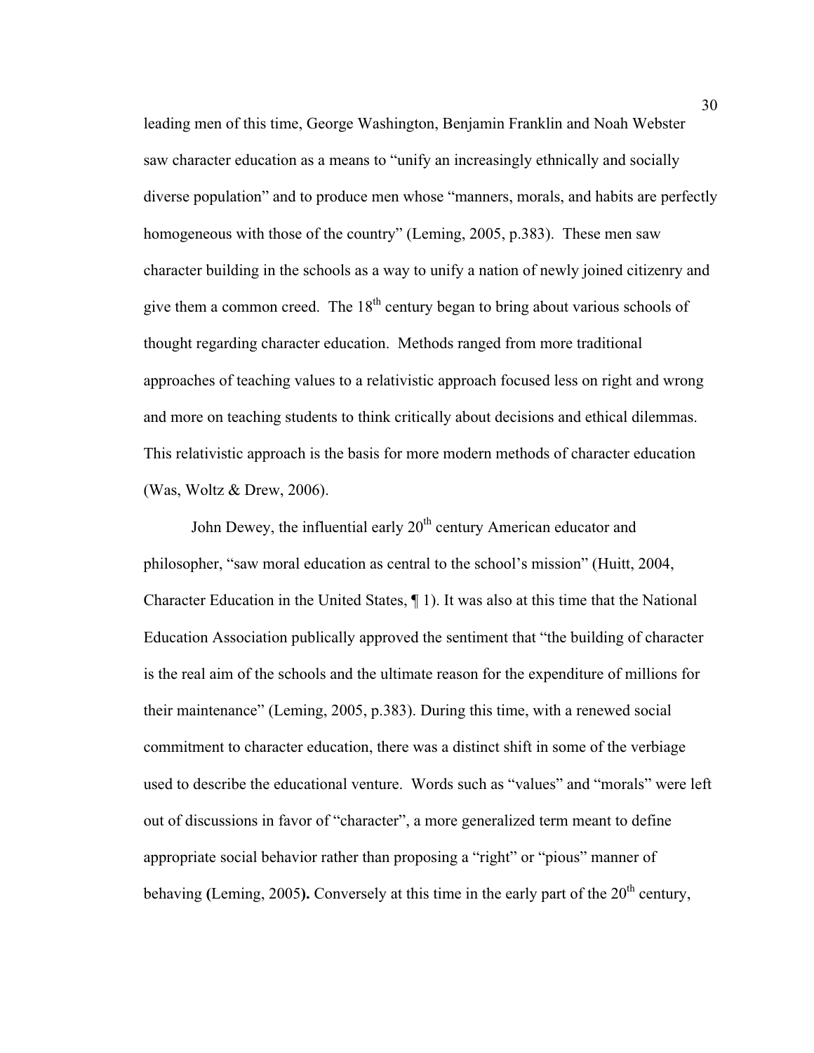leading men of this time, George Washington, Benjamin Franklin and Noah Webster saw character education as a means to "unify an increasingly ethnically and socially diverse population" and to produce men whose "manners, morals, and habits are perfectly homogeneous with those of the country" (Leming, 2005, p.383). These men saw character building in the schools as a way to unify a nation of newly joined citizenry and give them a common creed. The 18th century began to bring about various schools of thought regarding character education. Methods ranged from more traditional approaches of teaching values to a relativistic approach focused less on right and wrong and more on teaching students to think critically about decisions and ethical dilemmas. This relativistic approach is the basis for more modern methods of character education (Was, Woltz & Drew, 2006).

John Dewey, the influential early 20th century American educator and philosopher, "saw moral education as central to the school's mission" (Huitt, 2004, Character Education in the United States, ¶ 1). It was also at this time that the National Education Association publically approved the sentiment that "the building of character is the real aim of the schools and the ultimate reason for the expenditure of millions for their maintenance" (Leming, 2005, p.383). During this time, with a renewed social commitment to character education, there was a distinct shift in some of the verbiage used to describe the educational venture. Words such as "values" and "morals" were left out of discussions in favor of "character", a more generalized term meant to define appropriate social behavior rather than proposing a "right" or "pious" manner of behaving **(**Leming, 2005**).** Conversely at this time in the early part of the 20th century,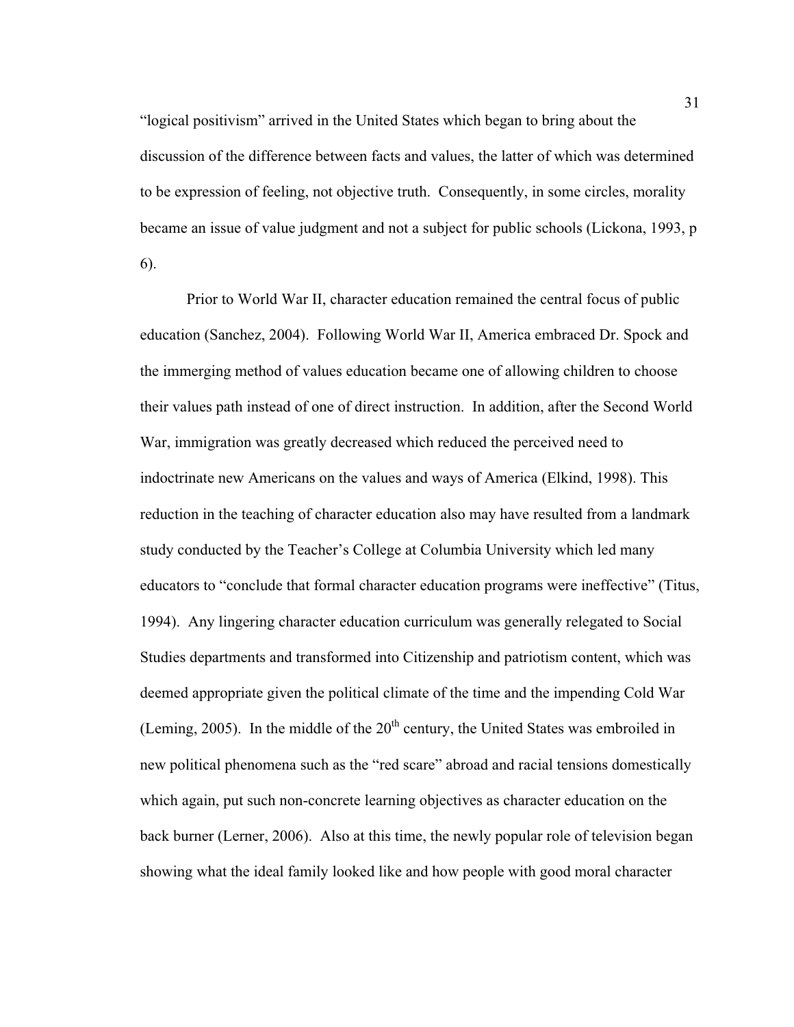"logical positivism" arrived in the United States which began to bring about the discussion of the difference between facts and values, the latter of which was determined to be expression of feeling, not objective truth. Consequently, in some circles, morality became an issue of value judgment and not a subject for public schools (Lickona, 1993, p 6).

Prior to World War II, character education remained the central focus of public education (Sanchez, 2004). Following World War II, America embraced Dr. Spock and the immerging method of values education became one of allowing children to choose their values path instead of one of direct instruction. In addition, after the Second World War, immigration was greatly decreased which reduced the perceived need to indoctrinate new Americans on the values and ways of America (Elkind, 1998). This reduction in the teaching of character education also may have resulted from a landmark study conducted by the Teacher's College at Columbia University which led many educators to "conclude that formal character education programs were ineffective" (Titus, 1994). Any lingering character education curriculum was generally relegated to Social Studies departments and transformed into Citizenship and patriotism content, which was deemed appropriate given the political climate of the time and the impending Cold War (Leming, 2005). In the middle of the 20th century, the United States was embroiled in new political phenomena such as the "red scare" abroad and racial tensions domestically which again, put such non-concrete learning objectives as character education on the back burner (Lerner, 2006). Also at this time, the newly popular role of television began showing what the ideal family looked like and how people with good moral character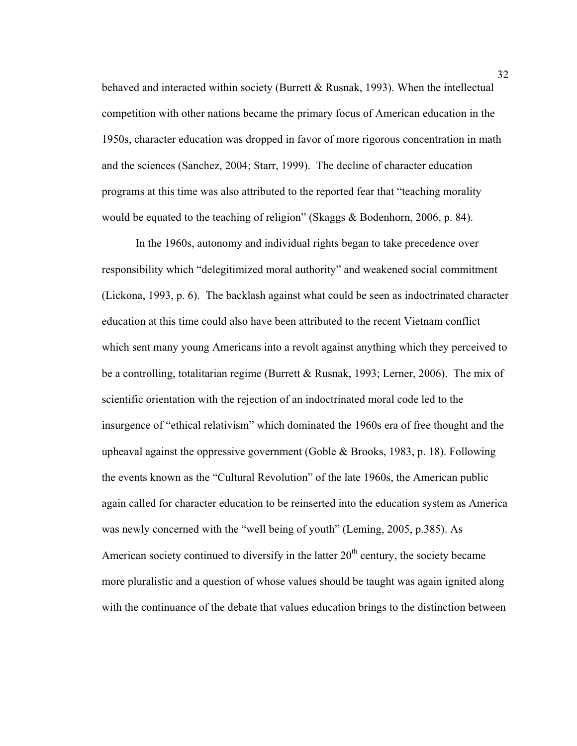behaved and interacted within society (Burrett & Rusnak, 1993). When the intellectual competition with other nations became the primary focus of American education in the 1950s, character education was dropped in favor of more rigorous concentration in math and the sciences (Sanchez, 2004; Starr, 1999). The decline of character education programs at this time was also attributed to the reported fear that "teaching morality would be equated to the teaching of religion" (Skaggs & Bodenhorn, 2006, p. 84).

In the 1960s, autonomy and individual rights began to take precedence over responsibility which "delegitimized moral authority" and weakened social commitment (Lickona, 1993, p. 6). The backlash against what could be seen as indoctrinated character education at this time could also have been attributed to the recent Vietnam conflict which sent many young Americans into a revolt against anything which they perceived to be a controlling, totalitarian regime (Burrett & Rusnak, 1993; Lerner, 2006). The mix of scientific orientation with the rejection of an indoctrinated moral code led to the insurgence of "ethical relativism" which dominated the 1960s era of free thought and the upheaval against the oppressive government (Goble & Brooks, 1983, p. 18). Following the events known as the "Cultural Revolution" of the late 1960s, the American public again called for character education to be reinserted into the education system as America was newly concerned with the "well being of youth" (Leming, 2005, p.385). As American society continued to diversify in the latter 20th century, the society became more pluralistic and a question of whose values should be taught was again ignited along with the continuance of the debate that values education brings to the distinction between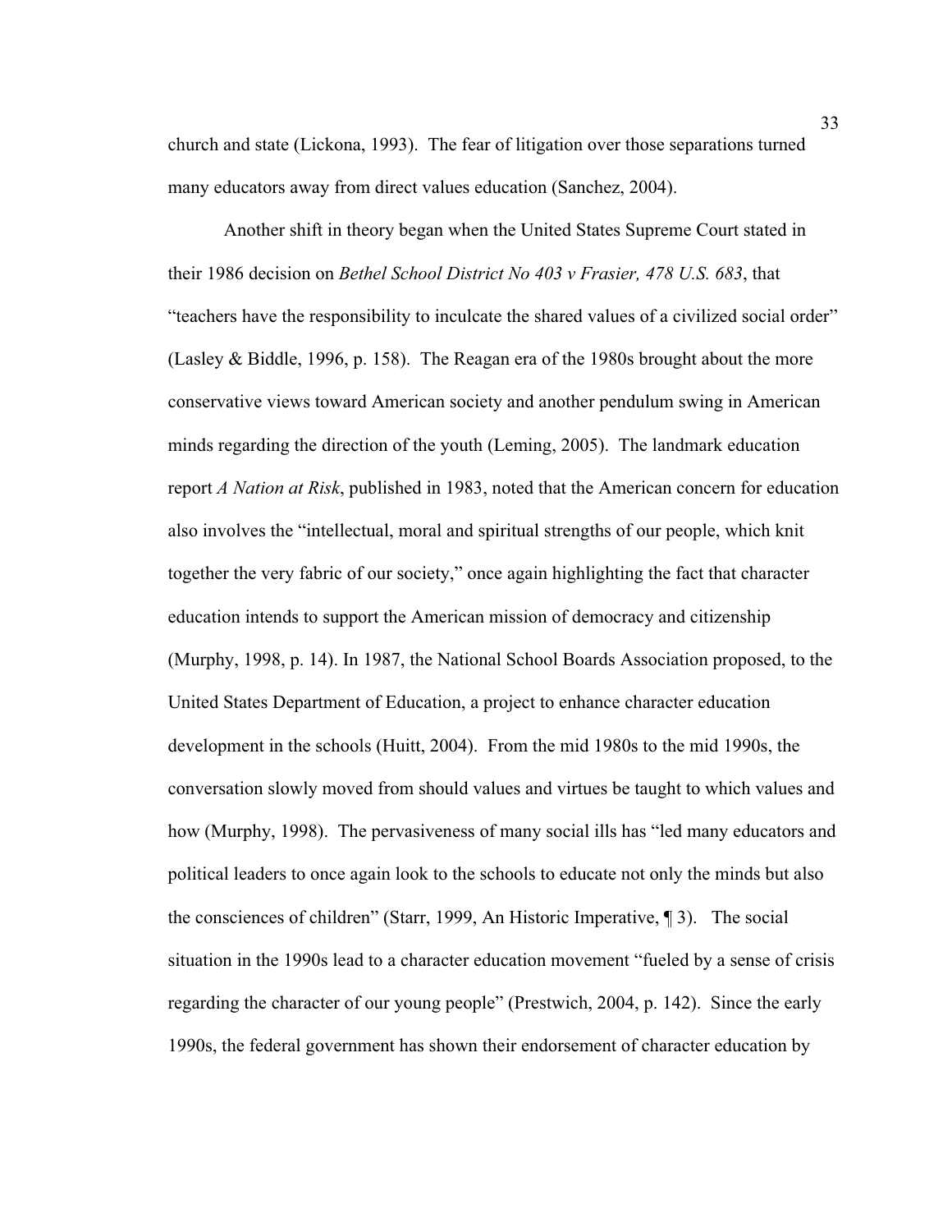church and state (Lickona, 1993). The fear of litigation over those separations turned many educators away from direct values education (Sanchez, 2004).

Another shift in theory began when the United States Supreme Court stated in their 1986 decision on *Bethel School District No 403 v Frasier, 478 U.S. 683*, that "teachers have the responsibility to inculcate the shared values of a civilized social order" (Lasley & Biddle, 1996, p. 158). The Reagan era of the 1980s brought about the more conservative views toward American society and another pendulum swing in American minds regarding the direction of the youth (Leming, 2005). The landmark education report *A Nation at Risk*, published in 1983, noted that the American concern for education also involves the "intellectual, moral and spiritual strengths of our people, which knit together the very fabric of our society," once again highlighting the fact that character education intends to support the American mission of democracy and citizenship (Murphy, 1998, p. 14). In 1987, the National School Boards Association proposed, to the United States Department of Education, a project to enhance character education development in the schools (Huitt, 2004). From the mid 1980s to the mid 1990s, the conversation slowly moved from should values and virtues be taught to which values and how (Murphy, 1998). The pervasiveness of many social ills has "led many educators and political leaders to once again look to the schools to educate not only the minds but also the consciences of children" (Starr, 1999, An Historic Imperative, ¶ 3). The social situation in the 1990s lead to a character education movement "fueled by a sense of crisis regarding the character of our young people" (Prestwich, 2004, p. 142). Since the early 1990s, the federal government has shown their endorsement of character education by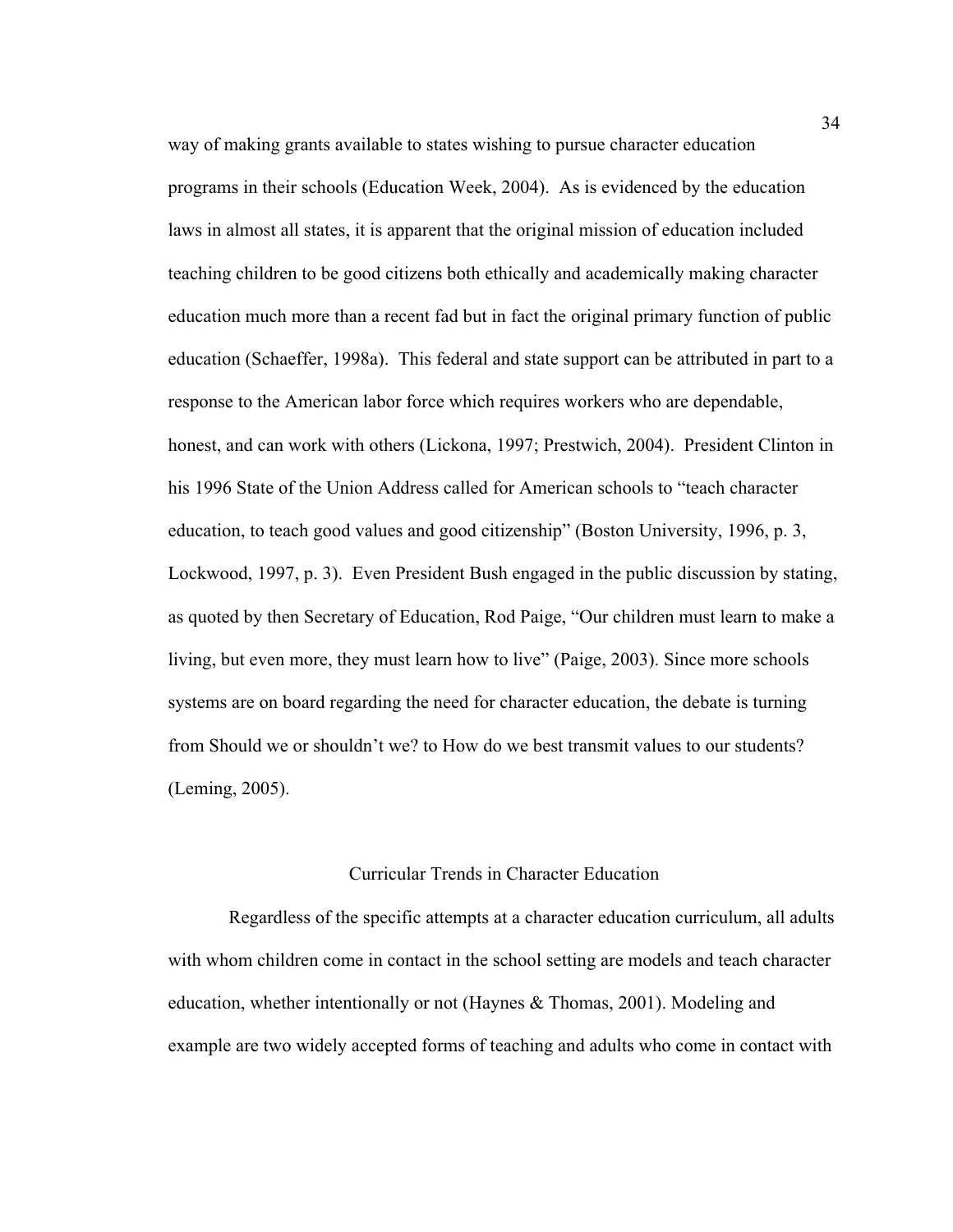way of making grants available to states wishing to pursue character education programs in their schools (Education Week, 2004). As is evidenced by the education laws in almost all states, it is apparent that the original mission of education included teaching children to be good citizens both ethically and academically making character education much more than a recent fad but in fact the original primary function of public education (Schaeffer, 1998a). This federal and state support can be attributed in part to a response to the American labor force which requires workers who are dependable, honest, and can work with others (Lickona, 1997; Prestwich, 2004). President Clinton in his 1996 State of the Union Address called for American schools to "teach character education, to teach good values and good citizenship" (Boston University, 1996, p. 3, Lockwood, 1997, p. 3). Even President Bush engaged in the public discussion by stating, as quoted by then Secretary of Education, Rod Paige, "Our children must learn to make a living, but even more, they must learn how to live" (Paige, 2003). Since more schools systems are on board regarding the need for character education, the debate is turning from Should we or shouldn't we? to How do we best transmit values to our students? (Leming, 2005).

## Curricular Trends in Character Education

Regardless of the specific attempts at a character education curriculum, all adults with whom children come in contact in the school setting are models and teach character education, whether intentionally or not (Haynes & Thomas, 2001). Modeling and example are two widely accepted forms of teaching and adults who come in contact with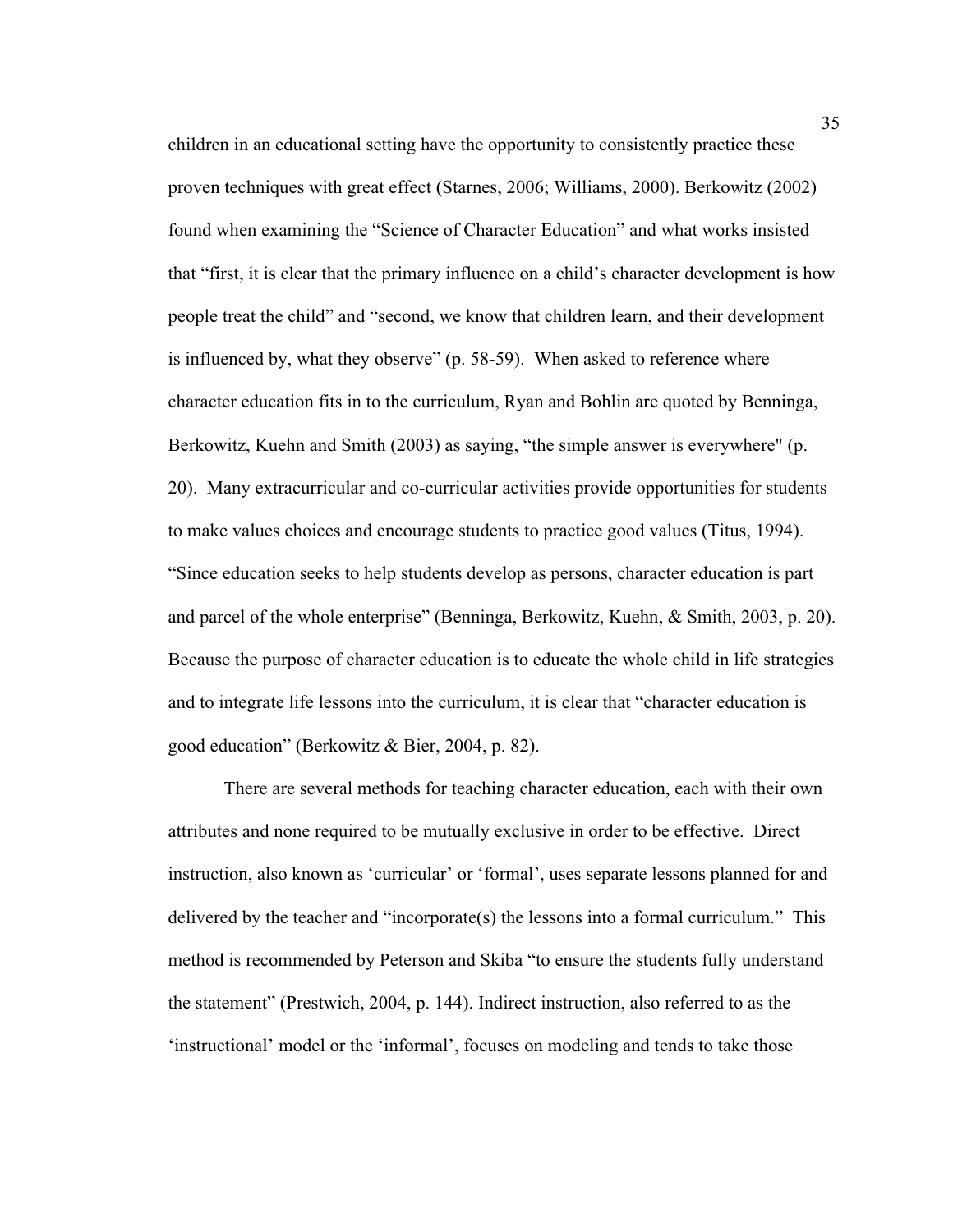children in an educational setting have the opportunity to consistently practice these proven techniques with great effect (Starnes, 2006; Williams, 2000). Berkowitz (2002) found when examining the “Science of Character Education” and what works insisted that “first, it is clear that the primary influence on a child’s character development is how people treat the child” and “second, we know that children learn, and their development is influenced by, what they observe” (p. 58-59). When asked to reference where character education fits in to the curriculum, Ryan and Bohlin are quoted by Benninga, Berkowitz, Kuehn and Smith (2003) as saying, “the simple answer is everywhere" (p. 20). Many extracurricular and co-curricular activities provide opportunities for students to make values choices and encourage students to practice good values (Titus, 1994). “Since education seeks to help students develop as persons, character education is part and parcel of the whole enterprise” (Benninga, Berkowitz, Kuehn, & Smith, 2003, p. 20). Because the purpose of character education is to educate the whole child in life strategies and to integrate life lessons into the curriculum, it is clear that “character education is good education” (Berkowitz & Bier, 2004, p. 82).

There are several methods for teaching character education, each with their own attributes and none required to be mutually exclusive in order to be effective. Direct instruction, also known as ‘curricular’ or ‘formal’, uses separate lessons planned for and delivered by the teacher and “incorporate(s) the lessons into a formal curriculum.” This method is recommended by Peterson and Skiba “to ensure the students fully understand the statement” (Prestwich, 2004, p. 144). Indirect instruction, also referred to as the ‘instructional’ model or the ‘informal’, focuses on modeling and tends to take those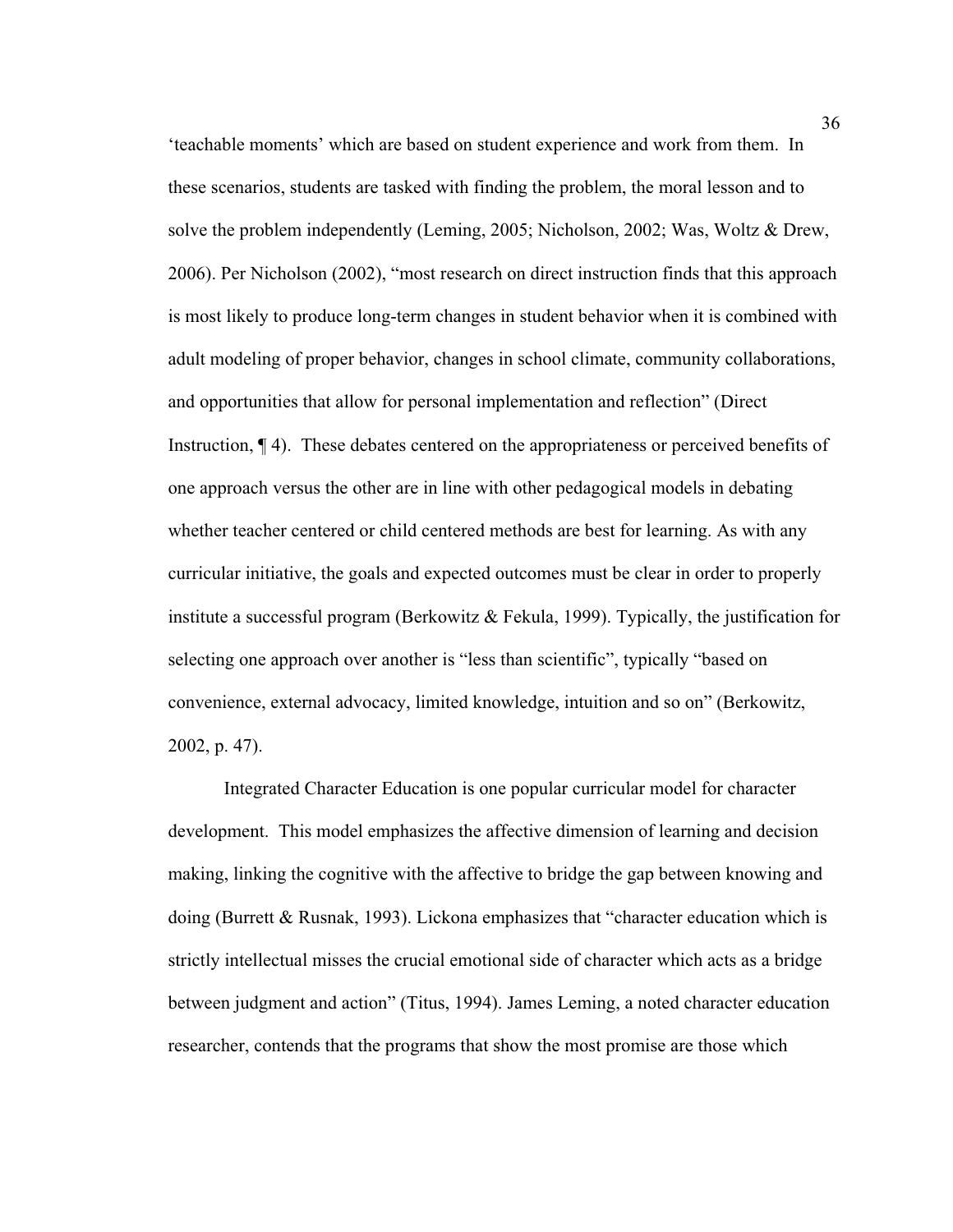'teachable moments' which are based on student experience and work from them. In these scenarios, students are tasked with finding the problem, the moral lesson and to solve the problem independently (Leming, 2005; Nicholson, 2002; Was, Woltz & Drew, 2006). Per Nicholson (2002), "most research on direct instruction finds that this approach is most likely to produce long-term changes in student behavior when it is combined with adult modeling of proper behavior, changes in school climate, community collaborations, and opportunities that allow for personal implementation and reflection" (Direct Instruction, ¶ 4). These debates centered on the appropriateness or perceived benefits of one approach versus the other are in line with other pedagogical models in debating whether teacher centered or child centered methods are best for learning. As with any curricular initiative, the goals and expected outcomes must be clear in order to properly institute a successful program (Berkowitz & Fekula, 1999). Typically, the justification for selecting one approach over another is "less than scientific", typically "based on convenience, external advocacy, limited knowledge, intuition and so on" (Berkowitz, 2002, p. 47).

Integrated Character Education is one popular curricular model for character development. This model emphasizes the affective dimension of learning and decision making, linking the cognitive with the affective to bridge the gap between knowing and doing (Burrett & Rusnak, 1993). Lickona emphasizes that "character education which is strictly intellectual misses the crucial emotional side of character which acts as a bridge between judgment and action" (Titus, 1994). James Leming, a noted character education researcher, contends that the programs that show the most promise are those which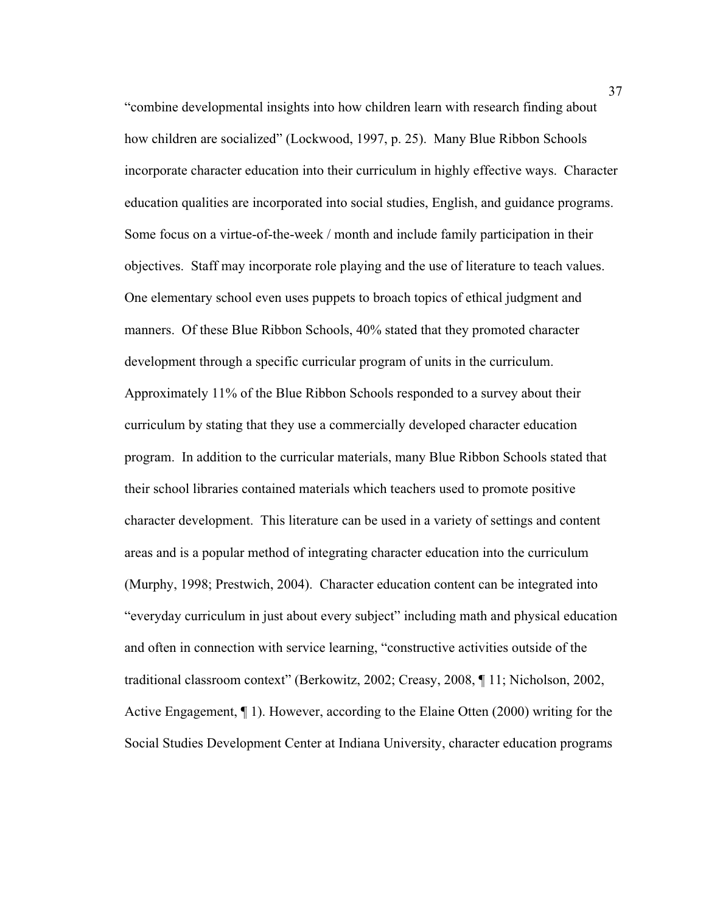"combine developmental insights into how children learn with research finding about how children are socialized" (Lockwood, 1997, p. 25). Many Blue Ribbon Schools incorporate character education into their curriculum in highly effective ways. Character education qualities are incorporated into social studies, English, and guidance programs. Some focus on a virtue-of-the-week / month and include family participation in their objectives. Staff may incorporate role playing and the use of literature to teach values. One elementary school even uses puppets to broach topics of ethical judgment and manners. Of these Blue Ribbon Schools, 40% stated that they promoted character development through a specific curricular program of units in the curriculum. Approximately 11% of the Blue Ribbon Schools responded to a survey about their curriculum by stating that they use a commercially developed character education program. In addition to the curricular materials, many Blue Ribbon Schools stated that their school libraries contained materials which teachers used to promote positive character development. This literature can be used in a variety of settings and content areas and is a popular method of integrating character education into the curriculum (Murphy, 1998; Prestwich, 2004). Character education content can be integrated into "everyday curriculum in just about every subject" including math and physical education and often in connection with service learning, "constructive activities outside of the traditional classroom context" (Berkowitz, 2002; Creasy, 2008, ¶ 11; Nicholson, 2002, Active Engagement, ¶ 1). However, according to the Elaine Otten (2000) writing for the Social Studies Development Center at Indiana University, character education programs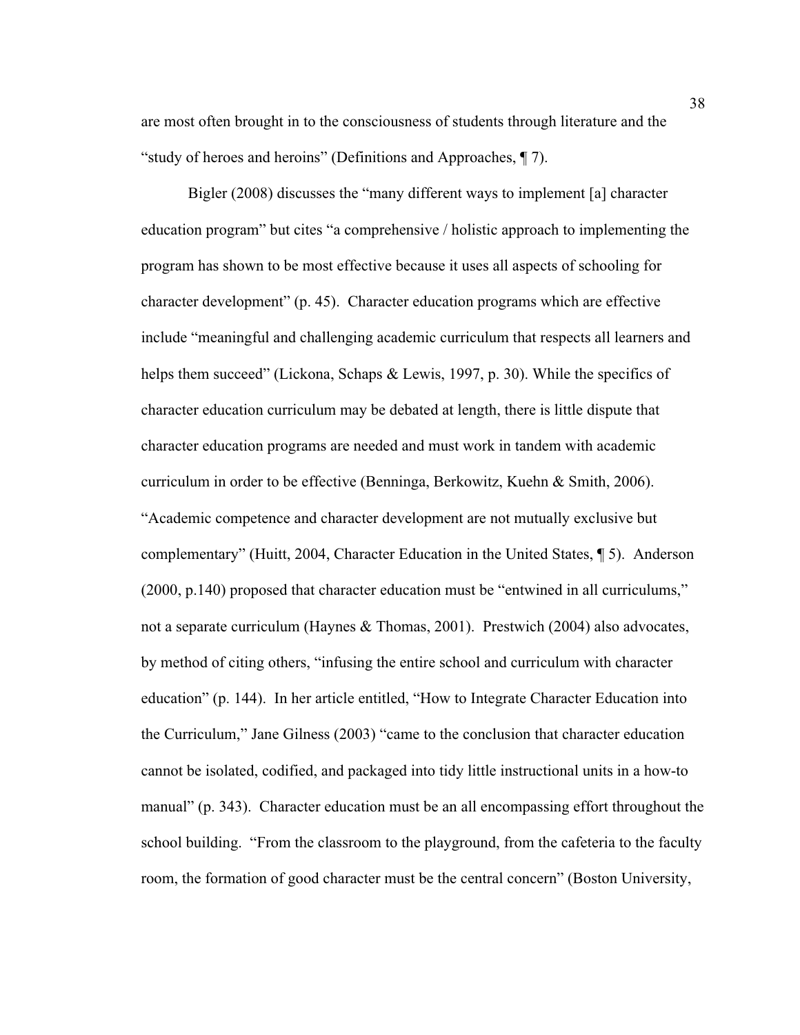are most often brought in to the consciousness of students through literature and the "study of heroes and heroins" (Definitions and Approaches, ¶ 7).

Bigler (2008) discusses the "many different ways to implement [a] character education program" but cites "a comprehensive / holistic approach to implementing the program has shown to be most effective because it uses all aspects of schooling for character development" (p. 45). Character education programs which are effective include "meaningful and challenging academic curriculum that respects all learners and helps them succeed" (Lickona, Schaps & Lewis, 1997, p. 30). While the specifics of character education curriculum may be debated at length, there is little dispute that character education programs are needed and must work in tandem with academic curriculum in order to be effective (Benninga, Berkowitz, Kuehn & Smith, 2006). "Academic competence and character development are not mutually exclusive but complementary" (Huitt, 2004, Character Education in the United States, ¶ 5). Anderson (2000, p.140) proposed that character education must be "entwined in all curriculums," not a separate curriculum (Haynes & Thomas, 2001). Prestwich (2004) also advocates, by method of citing others, "infusing the entire school and curriculum with character education" (p. 144). In her article entitled, "How to Integrate Character Education into the Curriculum," Jane Gilness (2003) "came to the conclusion that character education cannot be isolated, codified, and packaged into tidy little instructional units in a how-to manual" (p. 343). Character education must be an all encompassing effort throughout the school building. "From the classroom to the playground, from the cafeteria to the faculty room, the formation of good character must be the central concern" (Boston University,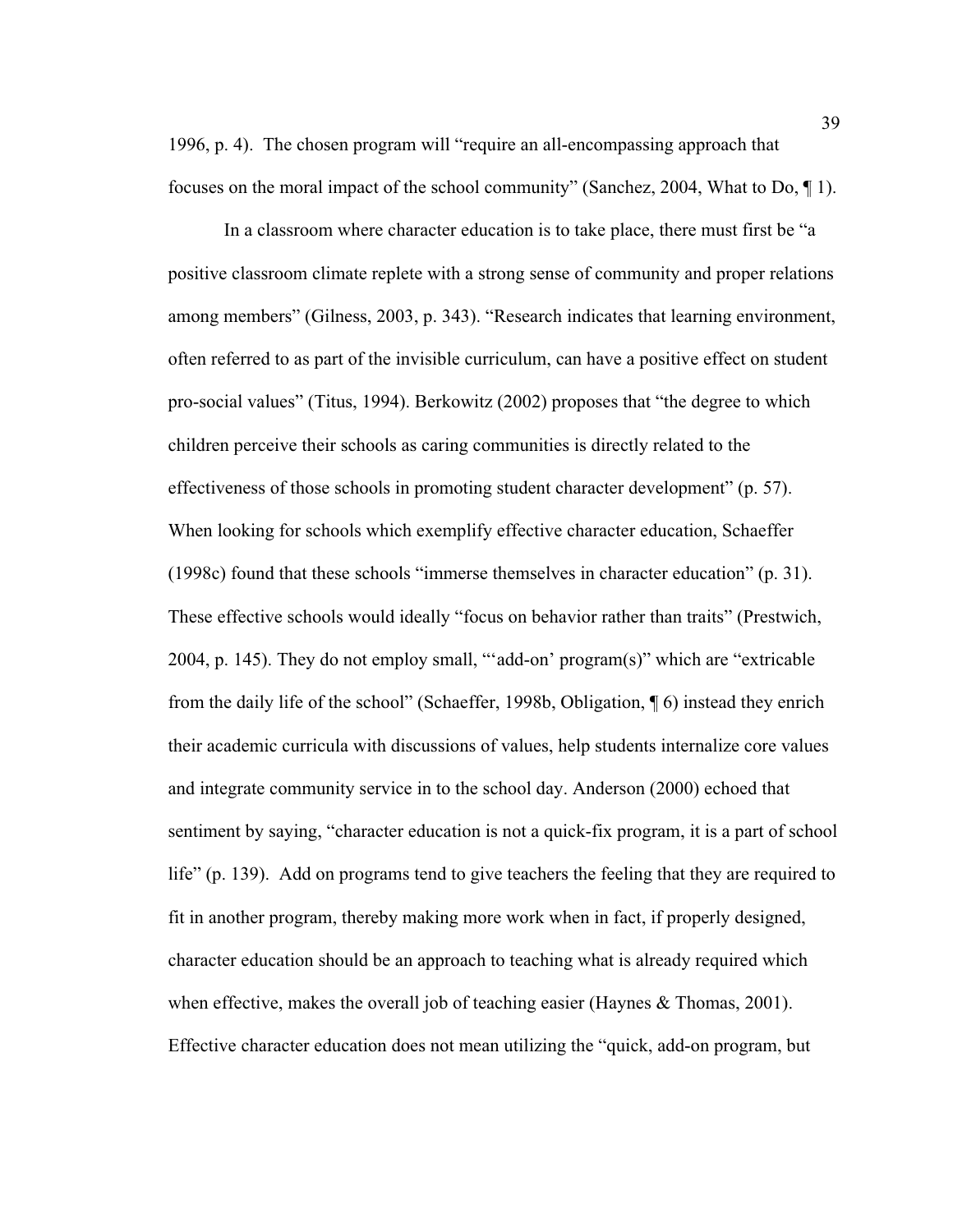1996, p. 4). The chosen program will "require an all-encompassing approach that focuses on the moral impact of the school community" (Sanchez, 2004, What to Do, ¶ 1).

In a classroom where character education is to take place, there must first be "a positive classroom climate replete with a strong sense of community and proper relations among members" (Gilness, 2003, p. 343). "Research indicates that learning environment, often referred to as part of the invisible curriculum, can have a positive effect on student pro-social values" (Titus, 1994). Berkowitz (2002) proposes that "the degree to which children perceive their schools as caring communities is directly related to the effectiveness of those schools in promoting student character development" (p. 57). When looking for schools which exemplify effective character education, Schaeffer (1998c) found that these schools "immerse themselves in character education" (p. 31). These effective schools would ideally "focus on behavior rather than traits" (Prestwich, 2004, p. 145). They do not employ small, "'add-on' program(s)" which are "extricable from the daily life of the school" (Schaeffer, 1998b, Obligation, ¶ 6) instead they enrich their academic curricula with discussions of values, help students internalize core values and integrate community service in to the school day. Anderson (2000) echoed that sentiment by saying, "character education is not a quick-fix program, it is a part of school life" (p. 139). Add on programs tend to give teachers the feeling that they are required to fit in another program, thereby making more work when in fact, if properly designed, character education should be an approach to teaching what is already required which when effective, makes the overall job of teaching easier (Haynes & Thomas, 2001). Effective character education does not mean utilizing the "quick, add-on program, but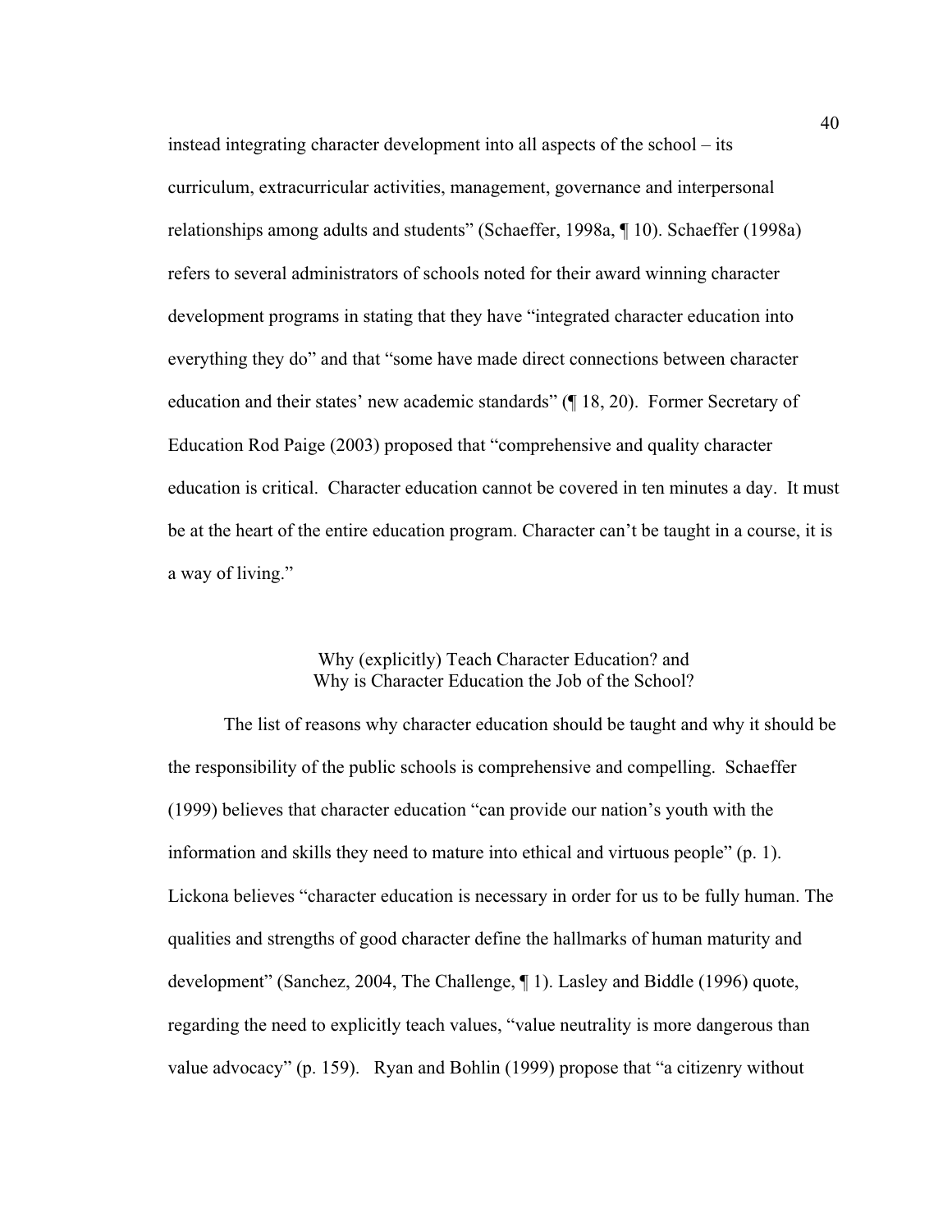instead integrating character development into all aspects of the school – its curriculum, extracurricular activities, management, governance and interpersonal relationships among adults and students" (Schaeffer, 1998a, ¶ 10). Schaeffer (1998a) refers to several administrators of schools noted for their award winning character development programs in stating that they have "integrated character education into everything they do" and that "some have made direct connections between character education and their states' new academic standards" (¶ 18, 20). Former Secretary of Education Rod Paige (2003) proposed that "comprehensive and quality character education is critical. Character education cannot be covered in ten minutes a day. It must be at the heart of the entire education program. Character can't be taught in a course, it is a way of living."

## Why (explicitly) Teach Character Education? and Why is Character Education the Job of the School?

The list of reasons why character education should be taught and why it should be the responsibility of the public schools is comprehensive and compelling. Schaeffer (1999) believes that character education "can provide our nation's youth with the information and skills they need to mature into ethical and virtuous people" (p. 1). Lickona believes "character education is necessary in order for us to be fully human. The qualities and strengths of good character define the hallmarks of human maturity and development" (Sanchez, 2004, The Challenge, ¶ 1). Lasley and Biddle (1996) quote, regarding the need to explicitly teach values, "value neutrality is more dangerous than value advocacy" (p. 159). Ryan and Bohlin (1999) propose that "a citizenry without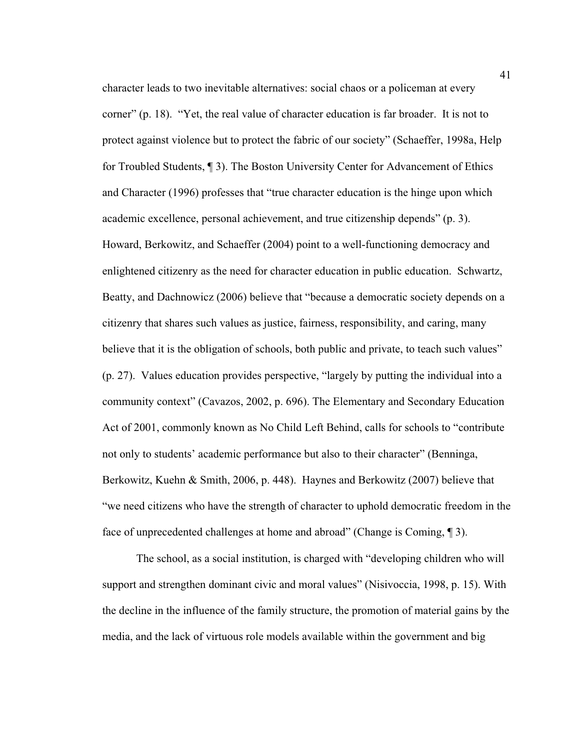character leads to two inevitable alternatives: social chaos or a policeman at every corner" (p. 18). "Yet, the real value of character education is far broader. It is not to protect against violence but to protect the fabric of our society" (Schaeffer, 1998a, Help for Troubled Students, ¶ 3). The Boston University Center for Advancement of Ethics and Character (1996) professes that "true character education is the hinge upon which academic excellence, personal achievement, and true citizenship depends" (p. 3). Howard, Berkowitz, and Schaeffer (2004) point to a well-functioning democracy and enlightened citizenry as the need for character education in public education. Schwartz, Beatty, and Dachnowicz (2006) believe that "because a democratic society depends on a citizenry that shares such values as justice, fairness, responsibility, and caring, many believe that it is the obligation of schools, both public and private, to teach such values" (p. 27). Values education provides perspective, "largely by putting the individual into a community context" (Cavazos, 2002, p. 696). The Elementary and Secondary Education Act of 2001, commonly known as No Child Left Behind, calls for schools to "contribute not only to students' academic performance but also to their character" (Benninga, Berkowitz, Kuehn & Smith, 2006, p. 448). Haynes and Berkowitz (2007) believe that "we need citizens who have the strength of character to uphold democratic freedom in the face of unprecedented challenges at home and abroad" (Change is Coming, ¶ 3).

The school, as a social institution, is charged with "developing children who will support and strengthen dominant civic and moral values" (Nisivoccia, 1998, p. 15). With the decline in the influence of the family structure, the promotion of material gains by the media, and the lack of virtuous role models available within the government and big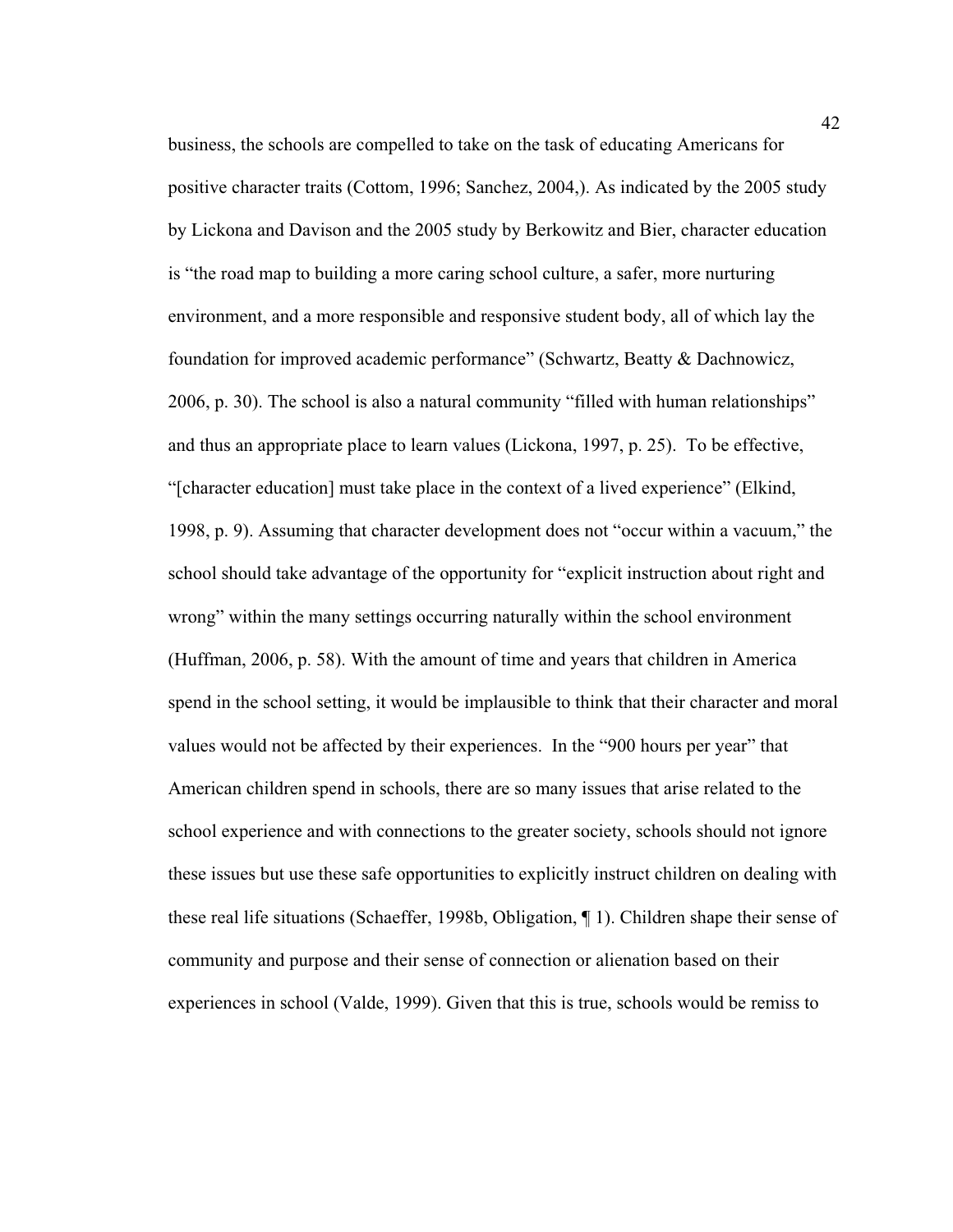business, the schools are compelled to take on the task of educating Americans for positive character traits (Cottom, 1996; Sanchez, 2004,). As indicated by the 2005 study by Lickona and Davison and the 2005 study by Berkowitz and Bier, character education is "the road map to building a more caring school culture, a safer, more nurturing environment, and a more responsible and responsive student body, all of which lay the foundation for improved academic performance" (Schwartz, Beatty & Dachnowicz, 2006, p. 30). The school is also a natural community "filled with human relationships" and thus an appropriate place to learn values (Lickona, 1997, p. 25). To be effective, "[character education] must take place in the context of a lived experience" (Elkind, 1998, p. 9). Assuming that character development does not "occur within a vacuum," the school should take advantage of the opportunity for "explicit instruction about right and wrong" within the many settings occurring naturally within the school environment (Huffman, 2006, p. 58). With the amount of time and years that children in America spend in the school setting, it would be implausible to think that their character and moral values would not be affected by their experiences. In the "900 hours per year" that American children spend in schools, there are so many issues that arise related to the school experience and with connections to the greater society, schools should not ignore these issues but use these safe opportunities to explicitly instruct children on dealing with these real life situations (Schaeffer, 1998b, Obligation, ¶ 1). Children shape their sense of community and purpose and their sense of connection or alienation based on their experiences in school (Valde, 1999). Given that this is true, schools would be remiss to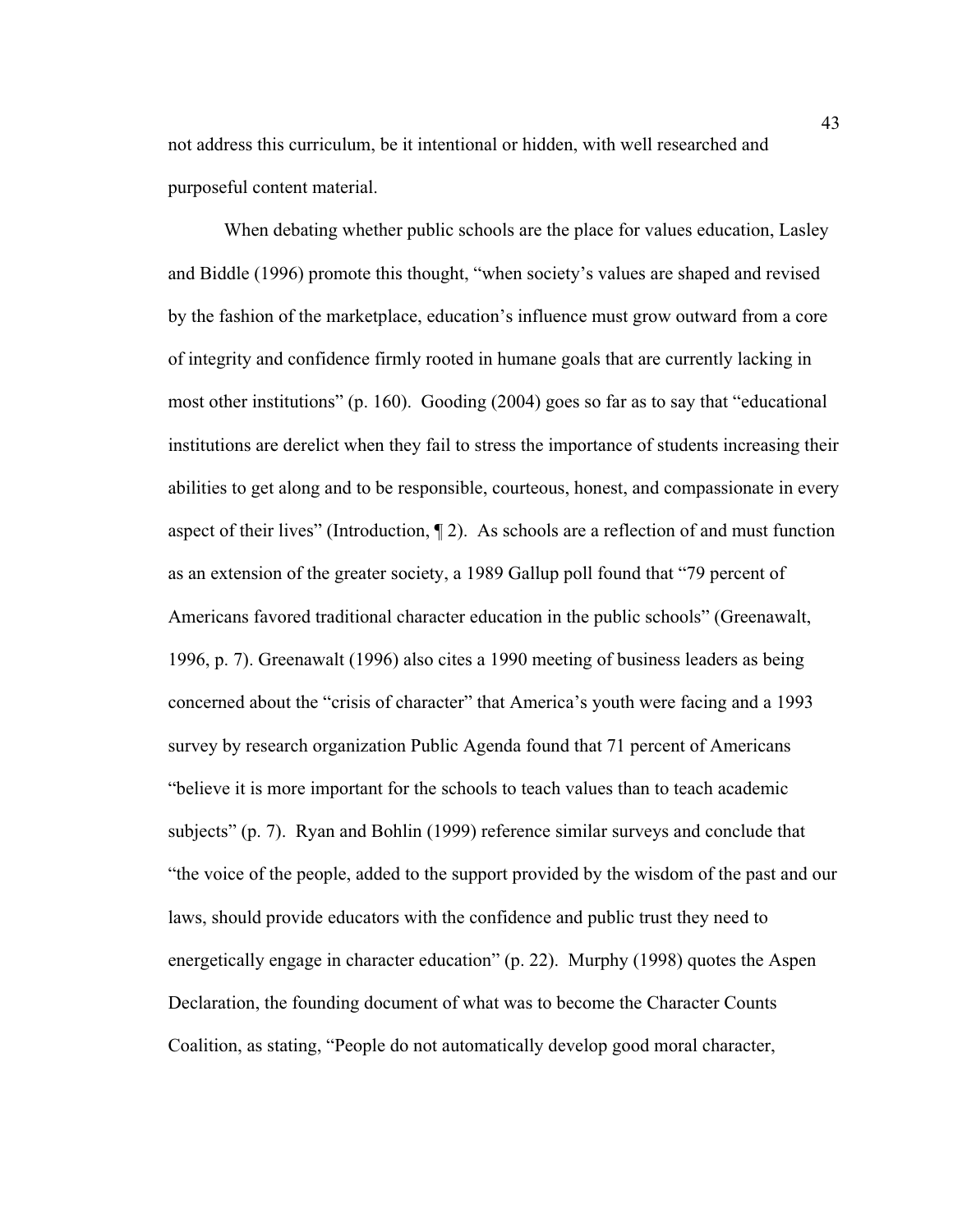not address this curriculum, be it intentional or hidden, with well researched and purposeful content material.

When debating whether public schools are the place for values education, Lasley and Biddle (1996) promote this thought, "when society's values are shaped and revised by the fashion of the marketplace, education's influence must grow outward from a core of integrity and confidence firmly rooted in humane goals that are currently lacking in most other institutions" (p. 160). Gooding (2004) goes so far as to say that "educational institutions are derelict when they fail to stress the importance of students increasing their abilities to get along and to be responsible, courteous, honest, and compassionate in every aspect of their lives" (Introduction, ¶ 2). As schools are a reflection of and must function as an extension of the greater society, a 1989 Gallup poll found that "79 percent of Americans favored traditional character education in the public schools" (Greenawalt, 1996, p. 7). Greenawalt (1996) also cites a 1990 meeting of business leaders as being concerned about the "crisis of character" that America's youth were facing and a 1993 survey by research organization Public Agenda found that 71 percent of Americans "believe it is more important for the schools to teach values than to teach academic subjects" (p. 7). Ryan and Bohlin (1999) reference similar surveys and conclude that "the voice of the people, added to the support provided by the wisdom of the past and our laws, should provide educators with the confidence and public trust they need to energetically engage in character education" (p. 22). Murphy (1998) quotes the Aspen Declaration, the founding document of what was to become the Character Counts Coalition, as stating, "People do not automatically develop good moral character,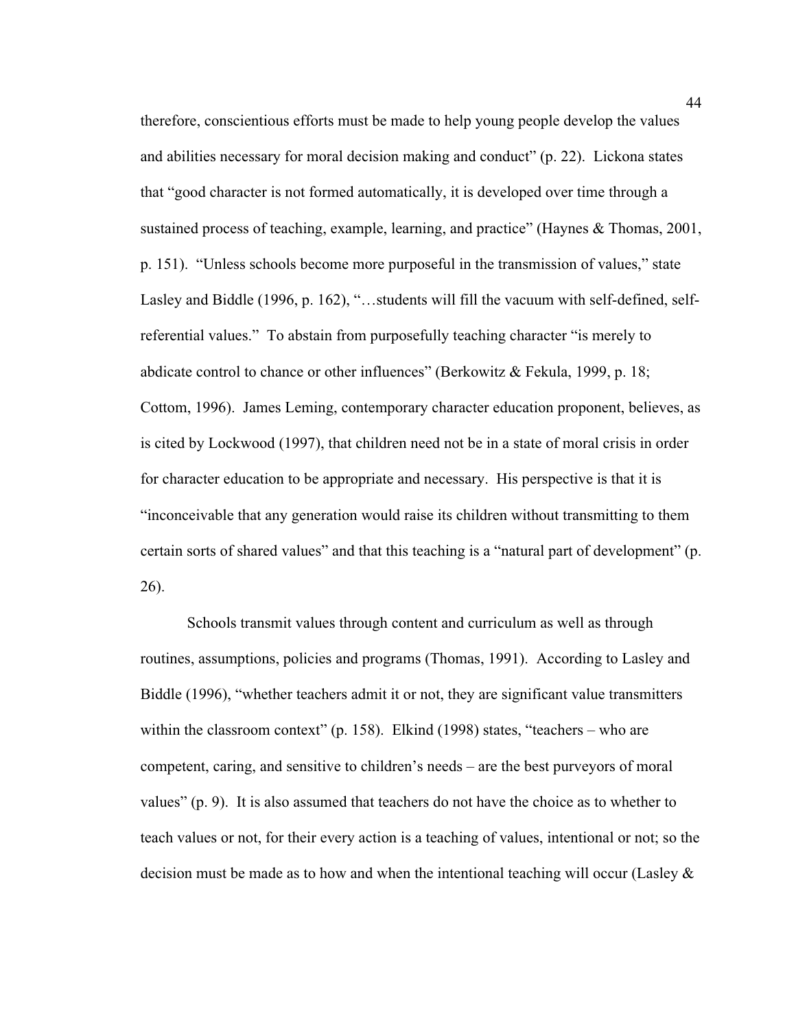therefore, conscientious efforts must be made to help young people develop the values and abilities necessary for moral decision making and conduct" (p. 22). Lickona states that "good character is not formed automatically, it is developed over time through a sustained process of teaching, example, learning, and practice" (Haynes & Thomas, 2001, p. 151). "Unless schools become more purposeful in the transmission of values," state Lasley and Biddle (1996, p. 162), "…students will fill the vacuum with self-defined, self-referential values." To abstain from purposefully teaching character "is merely to abdicate control to chance or other influences" (Berkowitz & Fekula, 1999, p. 18; Cottom, 1996). James Leming, contemporary character education proponent, believes, as is cited by Lockwood (1997), that children need not be in a state of moral crisis in order for character education to be appropriate and necessary. His perspective is that it is "inconceivable that any generation would raise its children without transmitting to them certain sorts of shared values" and that this teaching is a "natural part of development" (p. 26).

Schools transmit values through content and curriculum as well as through routines, assumptions, policies and programs (Thomas, 1991). According to Lasley and Biddle (1996), "whether teachers admit it or not, they are significant value transmitters within the classroom context" (p. 158). Elkind (1998) states, "teachers – who are competent, caring, and sensitive to children's needs – are the best purveyors of moral values" (p. 9). It is also assumed that teachers do not have the choice as to whether to teach values or not, for their every action is a teaching of values, intentional or not; so the decision must be made as to how and when the intentional teaching will occur (Lasley &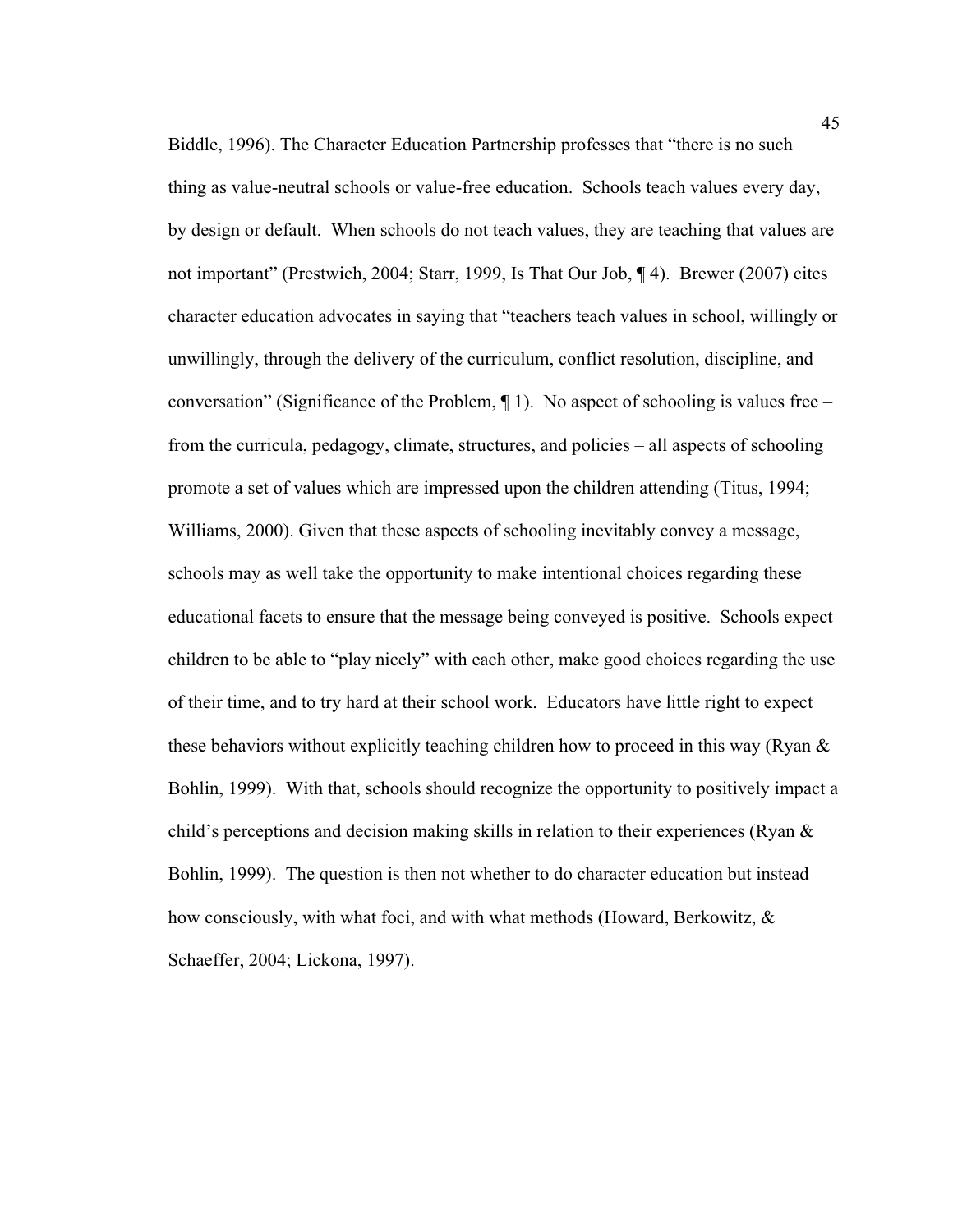Biddle, 1996). The Character Education Partnership professes that "there is no such thing as value-neutral schools or value-free education. Schools teach values every day, by design or default. When schools do not teach values, they are teaching that values are not important" (Prestwich, 2004; Starr, 1999, Is That Our Job, ¶ 4). Brewer (2007) cites character education advocates in saying that "teachers teach values in school, willingly or unwillingly, through the delivery of the curriculum, conflict resolution, discipline, and conversation" (Significance of the Problem, ¶ 1). No aspect of schooling is values free – from the curricula, pedagogy, climate, structures, and policies – all aspects of schooling promote a set of values which are impressed upon the children attending (Titus, 1994; Williams, 2000). Given that these aspects of schooling inevitably convey a message, schools may as well take the opportunity to make intentional choices regarding these educational facets to ensure that the message being conveyed is positive. Schools expect children to be able to "play nicely" with each other, make good choices regarding the use of their time, and to try hard at their school work. Educators have little right to expect these behaviors without explicitly teaching children how to proceed in this way (Ryan & Bohlin, 1999). With that, schools should recognize the opportunity to positively impact a child's perceptions and decision making skills in relation to their experiences (Ryan & Bohlin, 1999). The question is then not whether to do character education but instead how consciously, with what foci, and with what methods (Howard, Berkowitz, & Schaeffer, 2004; Lickona, 1997).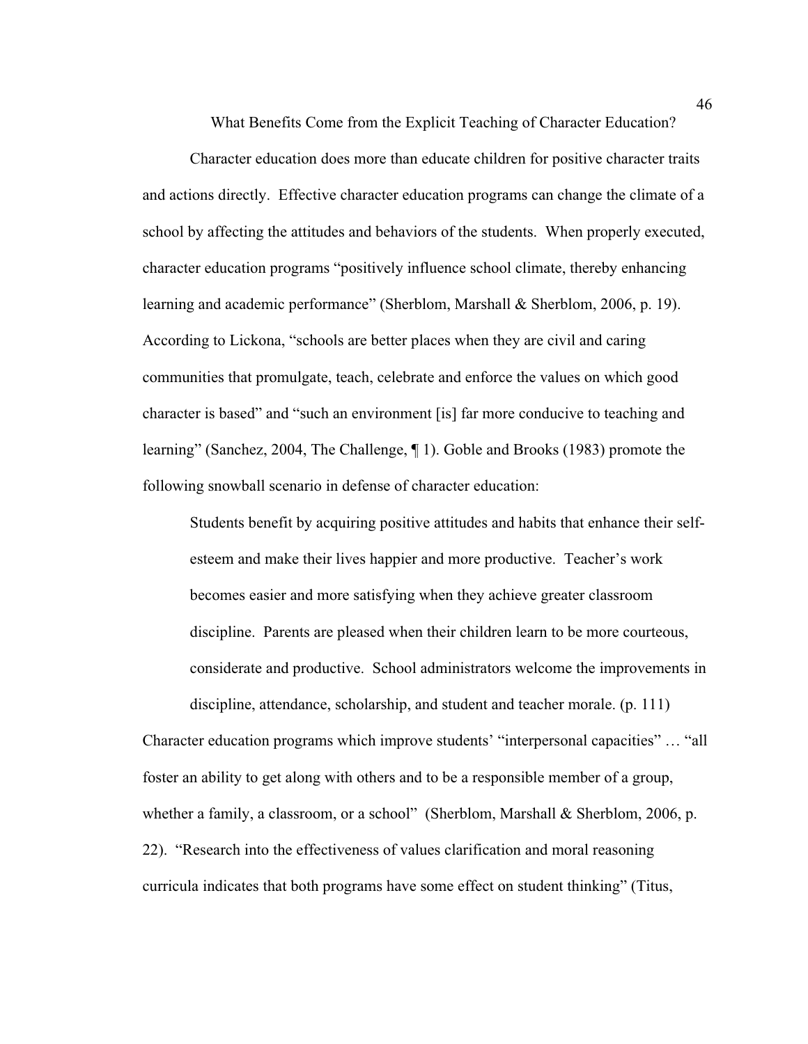## What Benefits Come from the Explicit Teaching of Character Education?

Character education does more than educate children for positive character traits and actions directly. Effective character education programs can change the climate of a school by affecting the attitudes and behaviors of the students. When properly executed, character education programs "positively influence school climate, thereby enhancing learning and academic performance" (Sherblom, Marshall & Sherblom, 2006, p. 19). According to Lickona, "schools are better places when they are civil and caring communities that promulgate, teach, celebrate and enforce the values on which good character is based" and "such an environment [is] far more conducive to teaching and learning" (Sanchez, 2004, The Challenge, ¶ 1). Goble and Brooks (1983) promote the following snowball scenario in defense of character education:

> Students benefit by acquiring positive attitudes and habits that enhance their self-esteem and make their lives happier and more productive. Teacher's work becomes easier and more satisfying when they achieve greater classroom discipline. Parents are pleased when their children learn to be more courteous, considerate and productive. School administrators welcome the improvements in discipline, attendance, scholarship, and student and teacher morale. (p. 111)

Character education programs which improve students' "interpersonal capacities" … "all foster an ability to get along with others and to be a responsible member of a group, whether a family, a classroom, or a school" (Sherblom, Marshall & Sherblom, 2006, p. 22). "Research into the effectiveness of values clarification and moral reasoning curricula indicates that both programs have some effect on student thinking" (Titus,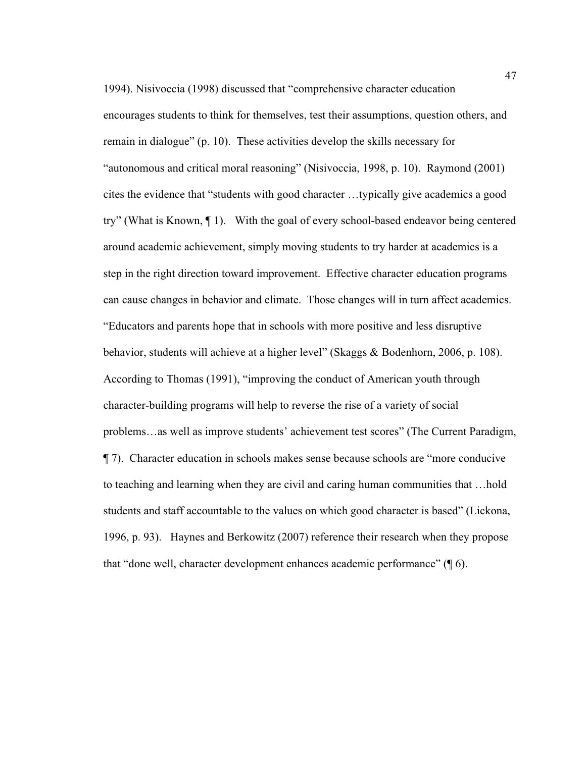1994). Nisivoccia (1998) discussed that “comprehensive character education encourages students to think for themselves, test their assumptions, question others, and remain in dialogue” (p. 10). These activities develop the skills necessary for “autonomous and critical moral reasoning” (Nisivoccia, 1998, p. 10). Raymond (2001) cites the evidence that “students with good character …typically give academics a good try” (What is Known, ¶ 1). With the goal of every school-based endeavor being centered around academic achievement, simply moving students to try harder at academics is a step in the right direction toward improvement. Effective character education programs can cause changes in behavior and climate. Those changes will in turn affect academics. “Educators and parents hope that in schools with more positive and less disruptive behavior, students will achieve at a higher level” (Skaggs & Bodenhorn, 2006, p. 108). According to Thomas (1991), “improving the conduct of American youth through character-building programs will help to reverse the rise of a variety of social problems…as well as improve students’ achievement test scores” (The Current Paradigm, ¶ 7). Character education in schools makes sense because schools are “more conducive to teaching and learning when they are civil and caring human communities that …hold students and staff accountable to the values on which good character is based” (Lickona, 1996, p. 93). Haynes and Berkowitz (2007) reference their research when they propose that “done well, character development enhances academic performance” (¶ 6).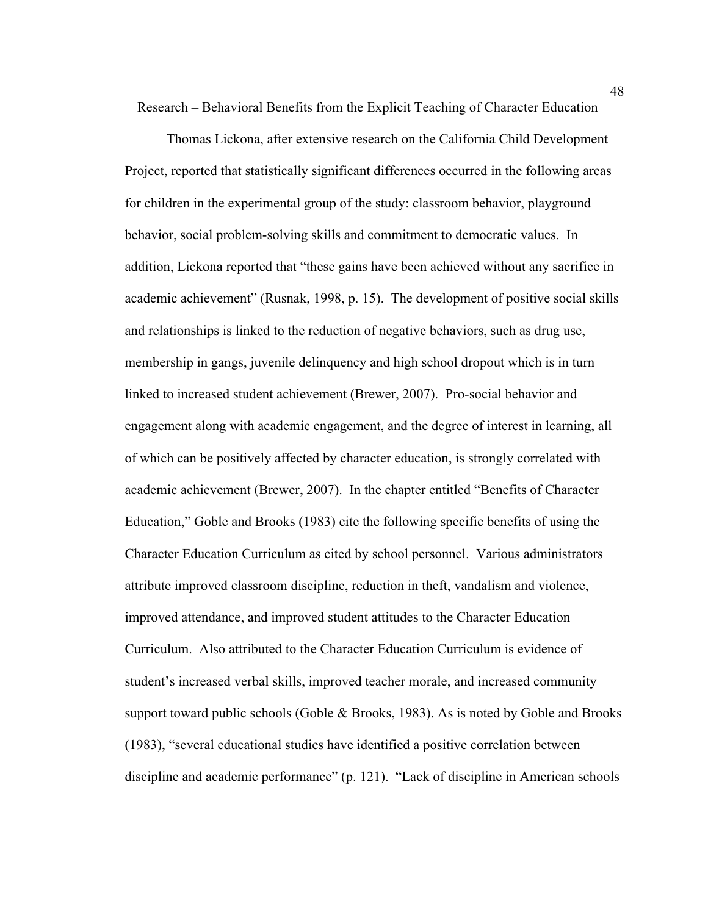## Research – Behavioral Benefits from the Explicit Teaching of Character Education

Thomas Lickona, after extensive research on the California Child Development Project, reported that statistically significant differences occurred in the following areas for children in the experimental group of the study: classroom behavior, playground behavior, social problem-solving skills and commitment to democratic values. In addition, Lickona reported that "these gains have been achieved without any sacrifice in academic achievement" (Rusnak, 1998, p. 15). The development of positive social skills and relationships is linked to the reduction of negative behaviors, such as drug use, membership in gangs, juvenile delinquency and high school dropout which is in turn linked to increased student achievement (Brewer, 2007). Pro-social behavior and engagement along with academic engagement, and the degree of interest in learning, all of which can be positively affected by character education, is strongly correlated with academic achievement (Brewer, 2007). In the chapter entitled "Benefits of Character Education," Goble and Brooks (1983) cite the following specific benefits of using the Character Education Curriculum as cited by school personnel. Various administrators attribute improved classroom discipline, reduction in theft, vandalism and violence, improved attendance, and improved student attitudes to the Character Education Curriculum. Also attributed to the Character Education Curriculum is evidence of student's increased verbal skills, improved teacher morale, and increased community support toward public schools (Goble & Brooks, 1983). As is noted by Goble and Brooks (1983), "several educational studies have identified a positive correlation between discipline and academic performance" (p. 121). "Lack of discipline in American schools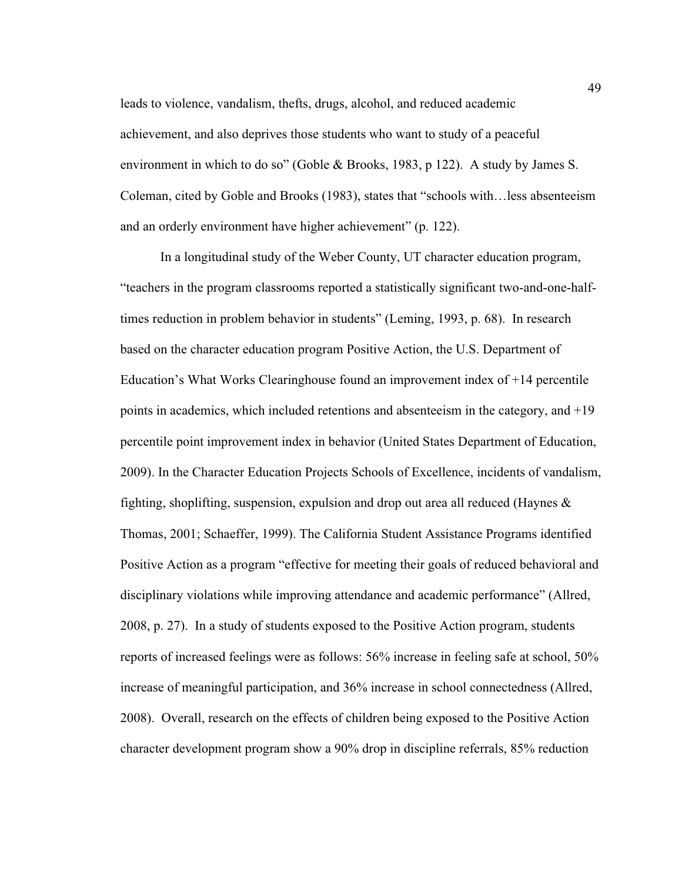leads to violence, vandalism, thefts, drugs, alcohol, and reduced academic achievement, and also deprives those students who want to study of a peaceful environment in which to do so" (Goble & Brooks, 1983, p 122). A study by James S. Coleman, cited by Goble and Brooks (1983), states that "schools with…less absenteeism and an orderly environment have higher achievement" (p. 122).

In a longitudinal study of the Weber County, UT character education program, "teachers in the program classrooms reported a statistically significant two-and-one-half-times reduction in problem behavior in students" (Leming, 1993, p. 68). In research based on the character education program Positive Action, the U.S. Department of Education's What Works Clearinghouse found an improvement index of +14 percentile points in academics, which included retentions and absenteeism in the category, and +19 percentile point improvement index in behavior (United States Department of Education, 2009). In the Character Education Projects Schools of Excellence, incidents of vandalism, fighting, shoplifting, suspension, expulsion and drop out area all reduced (Haynes & Thomas, 2001; Schaeffer, 1999). The California Student Assistance Programs identified Positive Action as a program "effective for meeting their goals of reduced behavioral and disciplinary violations while improving attendance and academic performance" (Allred, 2008, p. 27). In a study of students exposed to the Positive Action program, students reports of increased feelings were as follows: 56% increase in feeling safe at school, 50% increase of meaningful participation, and 36% increase in school connectedness (Allred, 2008). Overall, research on the effects of children being exposed to the Positive Action character development program show a 90% drop in discipline referrals, 85% reduction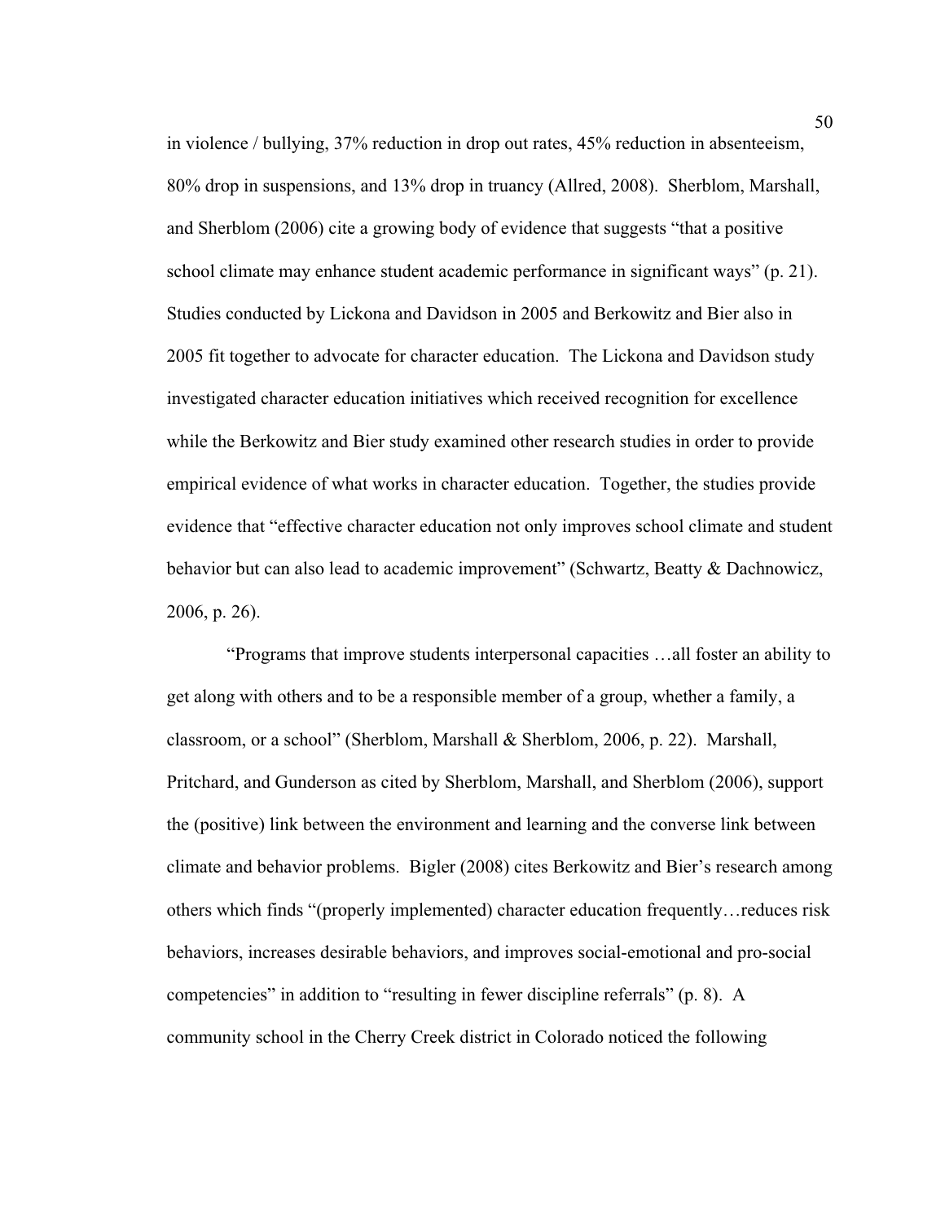in violence / bullying, 37% reduction in drop out rates, 45% reduction in absenteeism, 80% drop in suspensions, and 13% drop in truancy (Allred, 2008). Sherblom, Marshall, and Sherblom (2006) cite a growing body of evidence that suggests "that a positive school climate may enhance student academic performance in significant ways" (p. 21). Studies conducted by Lickona and Davidson in 2005 and Berkowitz and Bier also in 2005 fit together to advocate for character education. The Lickona and Davidson study investigated character education initiatives which received recognition for excellence while the Berkowitz and Bier study examined other research studies in order to provide empirical evidence of what works in character education. Together, the studies provide evidence that "effective character education not only improves school climate and student behavior but can also lead to academic improvement" (Schwartz, Beatty & Dachnowicz, 2006, p. 26).

"Programs that improve students interpersonal capacities …all foster an ability to get along with others and to be a responsible member of a group, whether a family, a classroom, or a school" (Sherblom, Marshall & Sherblom, 2006, p. 22). Marshall, Pritchard, and Gunderson as cited by Sherblom, Marshall, and Sherblom (2006), support the (positive) link between the environment and learning and the converse link between climate and behavior problems. Bigler (2008) cites Berkowitz and Bier's research among others which finds "(properly implemented) character education frequently…reduces risk behaviors, increases desirable behaviors, and improves social-emotional and pro-social competencies" in addition to "resulting in fewer discipline referrals" (p. 8). A community school in the Cherry Creek district in Colorado noticed the following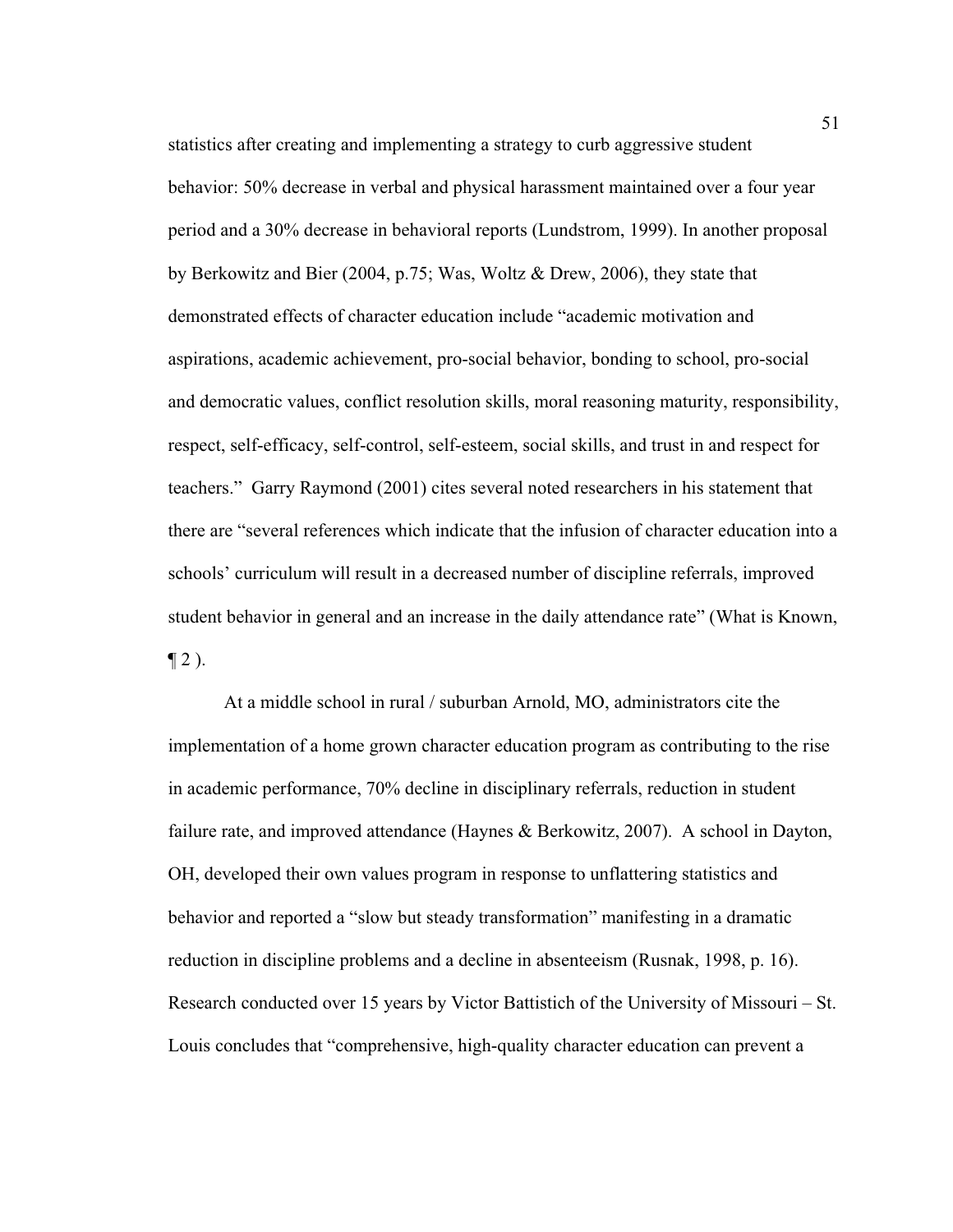statistics after creating and implementing a strategy to curb aggressive student behavior: 50% decrease in verbal and physical harassment maintained over a four year period and a 30% decrease in behavioral reports (Lundstrom, 1999). In another proposal by Berkowitz and Bier (2004, p.75; Was, Woltz & Drew, 2006), they state that demonstrated effects of character education include “academic motivation and aspirations, academic achievement, pro-social behavior, bonding to school, pro-social and democratic values, conflict resolution skills, moral reasoning maturity, responsibility, respect, self-efficacy, self-control, self-esteem, social skills, and trust in and respect for teachers.” Garry Raymond (2001) cites several noted researchers in his statement that there are “several references which indicate that the infusion of character education into a schools’ curriculum will result in a decreased number of discipline referrals, improved student behavior in general and an increase in the daily attendance rate” (What is Known, ¶ 2 ).

At a middle school in rural / suburban Arnold, MO, administrators cite the implementation of a home grown character education program as contributing to the rise in academic performance, 70% decline in disciplinary referrals, reduction in student failure rate, and improved attendance (Haynes & Berkowitz, 2007). A school in Dayton, OH, developed their own values program in response to unflattering statistics and behavior and reported a “slow but steady transformation” manifesting in a dramatic reduction in discipline problems and a decline in absenteeism (Rusnak, 1998, p. 16). Research conducted over 15 years by Victor Battistich of the University of Missouri – St. Louis concludes that “comprehensive, high-quality character education can prevent a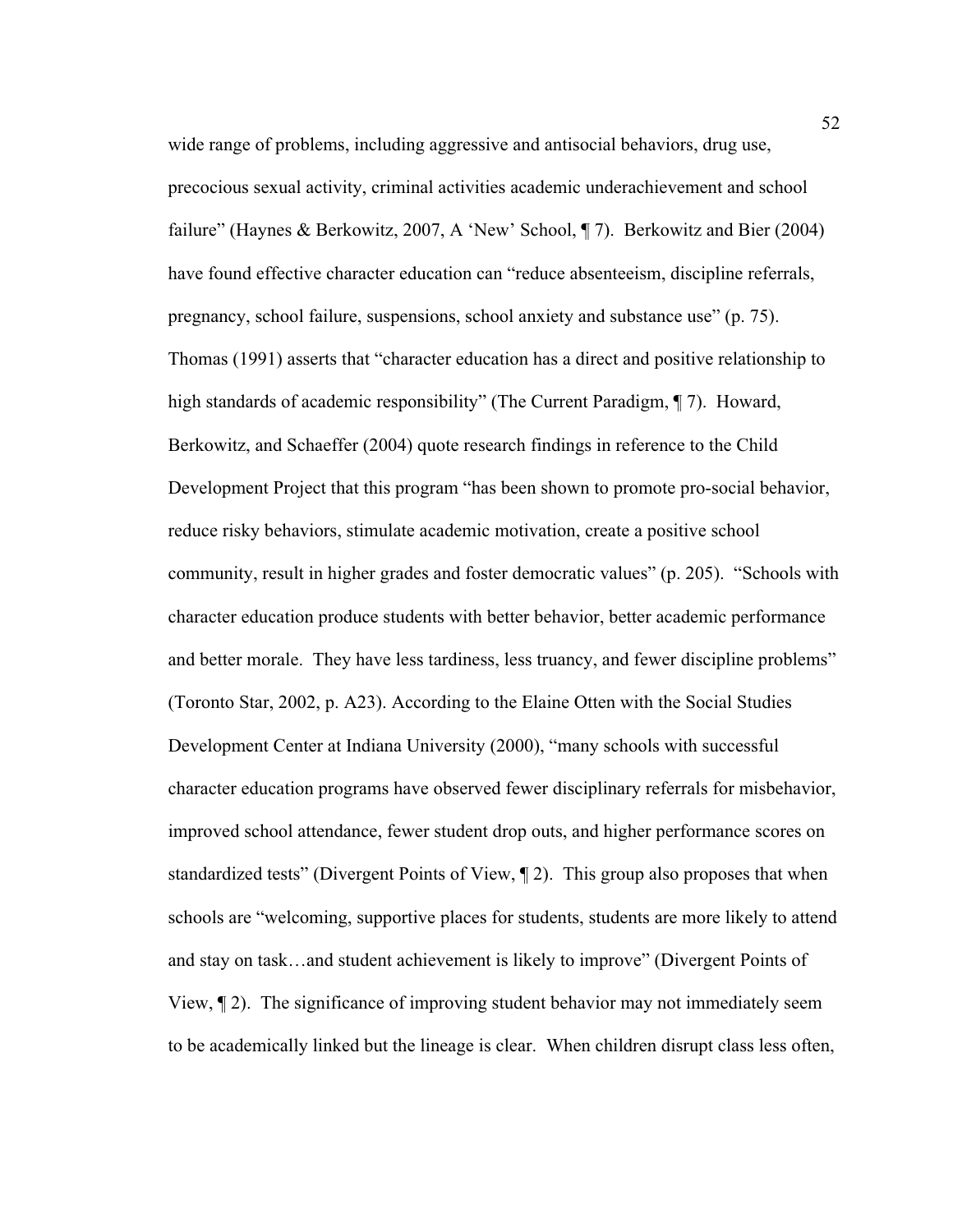wide range of problems, including aggressive and antisocial behaviors, drug use, precocious sexual activity, criminal activities academic underachievement and school failure" (Haynes & Berkowitz, 2007, A 'New' School, ¶ 7). Berkowitz and Bier (2004) have found effective character education can "reduce absenteeism, discipline referrals, pregnancy, school failure, suspensions, school anxiety and substance use" (p. 75). Thomas (1991) asserts that "character education has a direct and positive relationship to high standards of academic responsibility" (The Current Paradigm, ¶ 7). Howard, Berkowitz, and Schaeffer (2004) quote research findings in reference to the Child Development Project that this program "has been shown to promote pro-social behavior, reduce risky behaviors, stimulate academic motivation, create a positive school community, result in higher grades and foster democratic values" (p. 205). "Schools with character education produce students with better behavior, better academic performance and better morale. They have less tardiness, less truancy, and fewer discipline problems" (Toronto Star, 2002, p. A23). According to the Elaine Otten with the Social Studies Development Center at Indiana University (2000), "many schools with successful character education programs have observed fewer disciplinary referrals for misbehavior, improved school attendance, fewer student drop outs, and higher performance scores on standardized tests" (Divergent Points of View, ¶ 2). This group also proposes that when schools are "welcoming, supportive places for students, students are more likely to attend and stay on task…and student achievement is likely to improve" (Divergent Points of View, ¶ 2). The significance of improving student behavior may not immediately seem to be academically linked but the lineage is clear. When children disrupt class less often,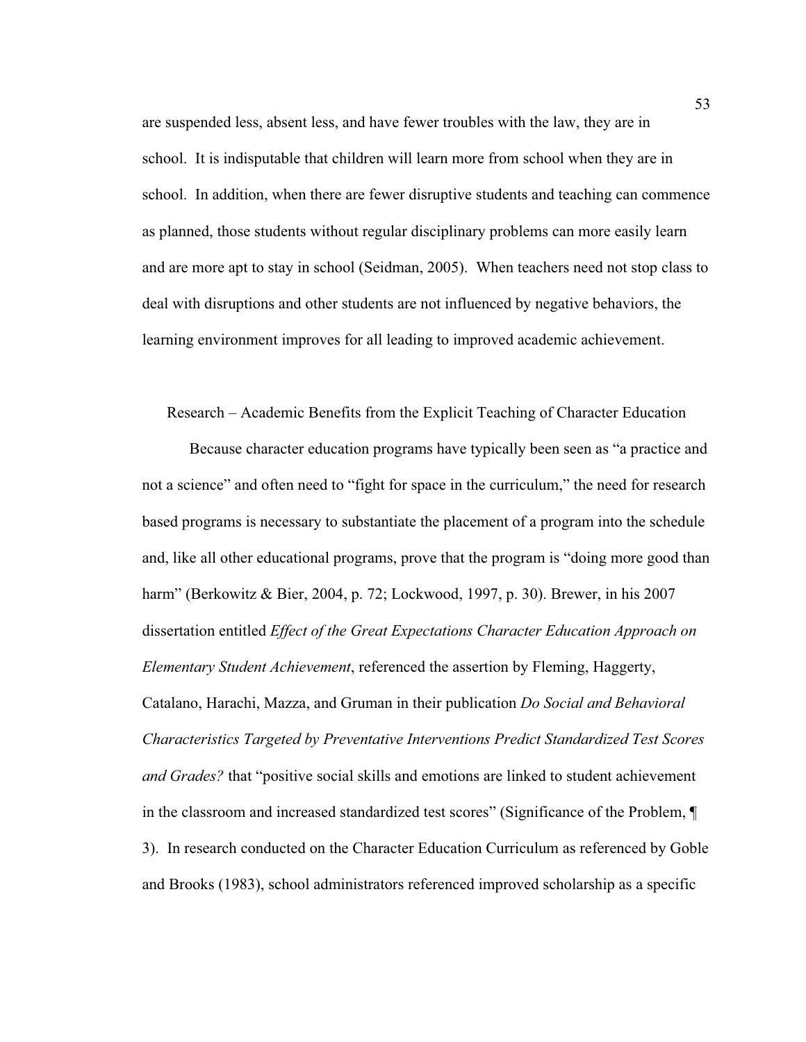are suspended less, absent less, and have fewer troubles with the law, they are in school. It is indisputable that children will learn more from school when they are in school. In addition, when there are fewer disruptive students and teaching can commence as planned, those students without regular disciplinary problems can more easily learn and are more apt to stay in school (Seidman, 2005). When teachers need not stop class to deal with disruptions and other students are not influenced by negative behaviors, the learning environment improves for all leading to improved academic achievement.

## Research – Academic Benefits from the Explicit Teaching of Character Education

Because character education programs have typically been seen as "a practice and not a science" and often need to "fight for space in the curriculum," the need for research based programs is necessary to substantiate the placement of a program into the schedule and, like all other educational programs, prove that the program is "doing more good than harm" (Berkowitz & Bier, 2004, p. 72; Lockwood, 1997, p. 30). Brewer, in his 2007 dissertation entitled *Effect of the Great Expectations Character Education Approach on Elementary Student Achievement*, referenced the assertion by Fleming, Haggerty, Catalano, Harachi, Mazza, and Gruman in their publication *Do Social and Behavioral Characteristics Targeted by Preventative Interventions Predict Standardized Test Scores and Grades?* that "positive social skills and emotions are linked to student achievement in the classroom and increased standardized test scores" (Significance of the Problem, ¶ 3). In research conducted on the Character Education Curriculum as referenced by Goble and Brooks (1983), school administrators referenced improved scholarship as a specific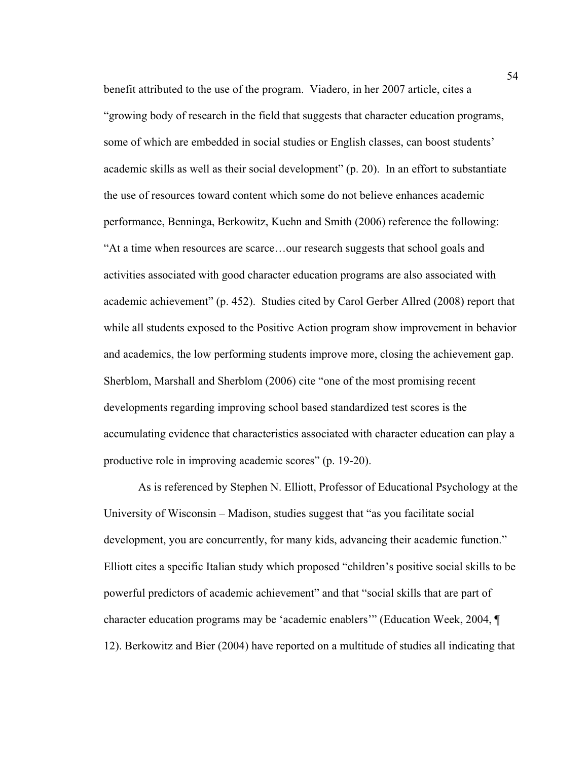benefit attributed to the use of the program. Viadero, in her 2007 article, cites a "growing body of research in the field that suggests that character education programs, some of which are embedded in social studies or English classes, can boost students' academic skills as well as their social development" (p. 20). In an effort to substantiate the use of resources toward content which some do not believe enhances academic performance, Benninga, Berkowitz, Kuehn and Smith (2006) reference the following: "At a time when resources are scarce…our research suggests that school goals and activities associated with good character education programs are also associated with academic achievement" (p. 452). Studies cited by Carol Gerber Allred (2008) report that while all students exposed to the Positive Action program show improvement in behavior and academics, the low performing students improve more, closing the achievement gap. Sherblom, Marshall and Sherblom (2006) cite "one of the most promising recent developments regarding improving school based standardized test scores is the accumulating evidence that characteristics associated with character education can play a productive role in improving academic scores" (p. 19-20).

As is referenced by Stephen N. Elliott, Professor of Educational Psychology at the University of Wisconsin – Madison, studies suggest that "as you facilitate social development, you are concurrently, for many kids, advancing their academic function." Elliott cites a specific Italian study which proposed "children's positive social skills to be powerful predictors of academic achievement" and that "social skills that are part of character education programs may be 'academic enablers'" (Education Week, 2004, ¶ 12). Berkowitz and Bier (2004) have reported on a multitude of studies all indicating that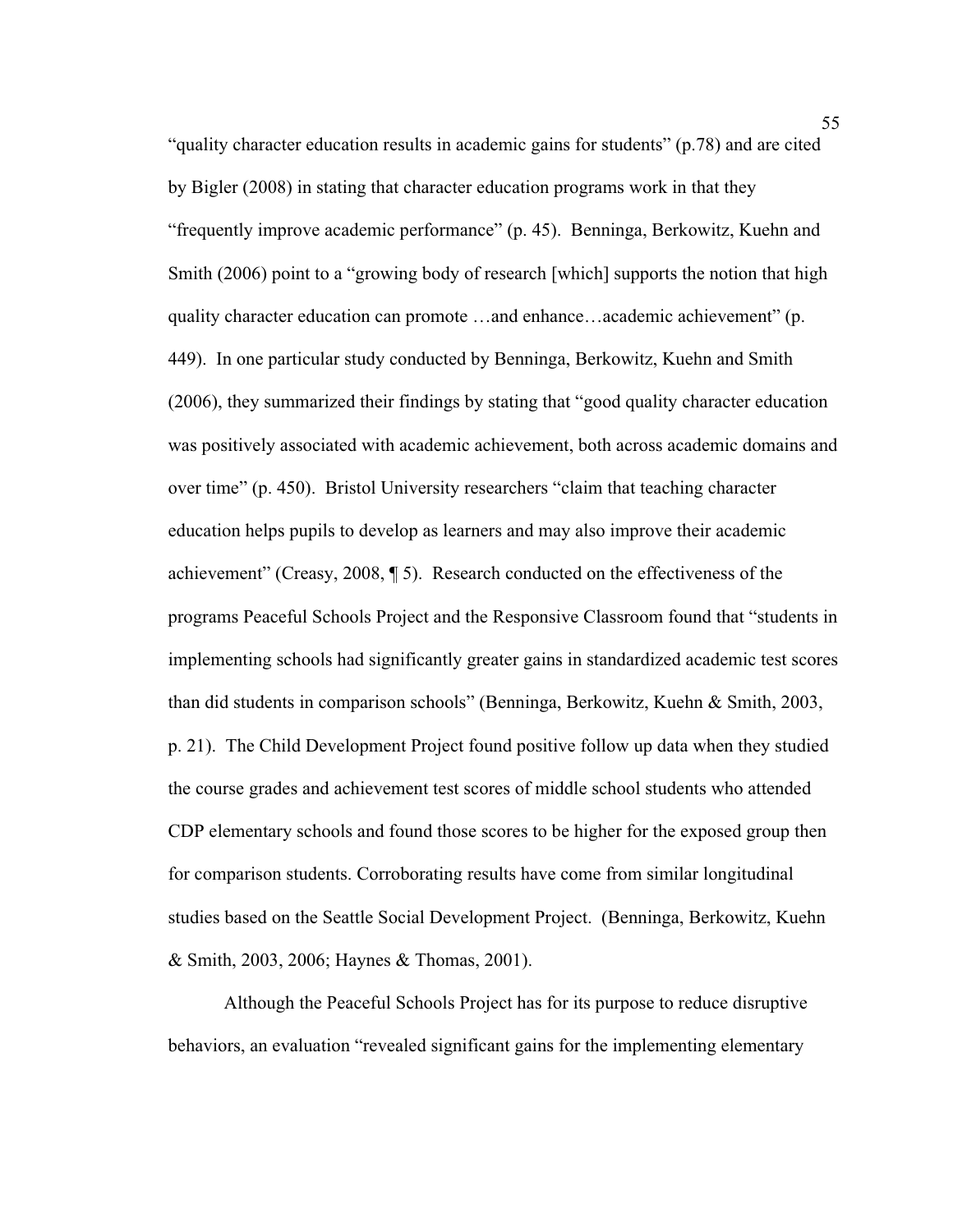"quality character education results in academic gains for students" (p.78) and are cited by Bigler (2008) in stating that character education programs work in that they "frequently improve academic performance" (p. 45). Benninga, Berkowitz, Kuehn and Smith (2006) point to a "growing body of research [which] supports the notion that high quality character education can promote …and enhance…academic achievement" (p. 449). In one particular study conducted by Benninga, Berkowitz, Kuehn and Smith (2006), they summarized their findings by stating that "good quality character education was positively associated with academic achievement, both across academic domains and over time" (p. 450). Bristol University researchers "claim that teaching character education helps pupils to develop as learners and may also improve their academic achievement" (Creasy, 2008, ¶ 5). Research conducted on the effectiveness of the programs Peaceful Schools Project and the Responsive Classroom found that "students in implementing schools had significantly greater gains in standardized academic test scores than did students in comparison schools" (Benninga, Berkowitz, Kuehn & Smith, 2003, p. 21). The Child Development Project found positive follow up data when they studied the course grades and achievement test scores of middle school students who attended CDP elementary schools and found those scores to be higher for the exposed group then for comparison students. Corroborating results have come from similar longitudinal studies based on the Seattle Social Development Project. (Benninga, Berkowitz, Kuehn & Smith, 2003, 2006; Haynes & Thomas, 2001).

Although the Peaceful Schools Project has for its purpose to reduce disruptive behaviors, an evaluation "revealed significant gains for the implementing elementary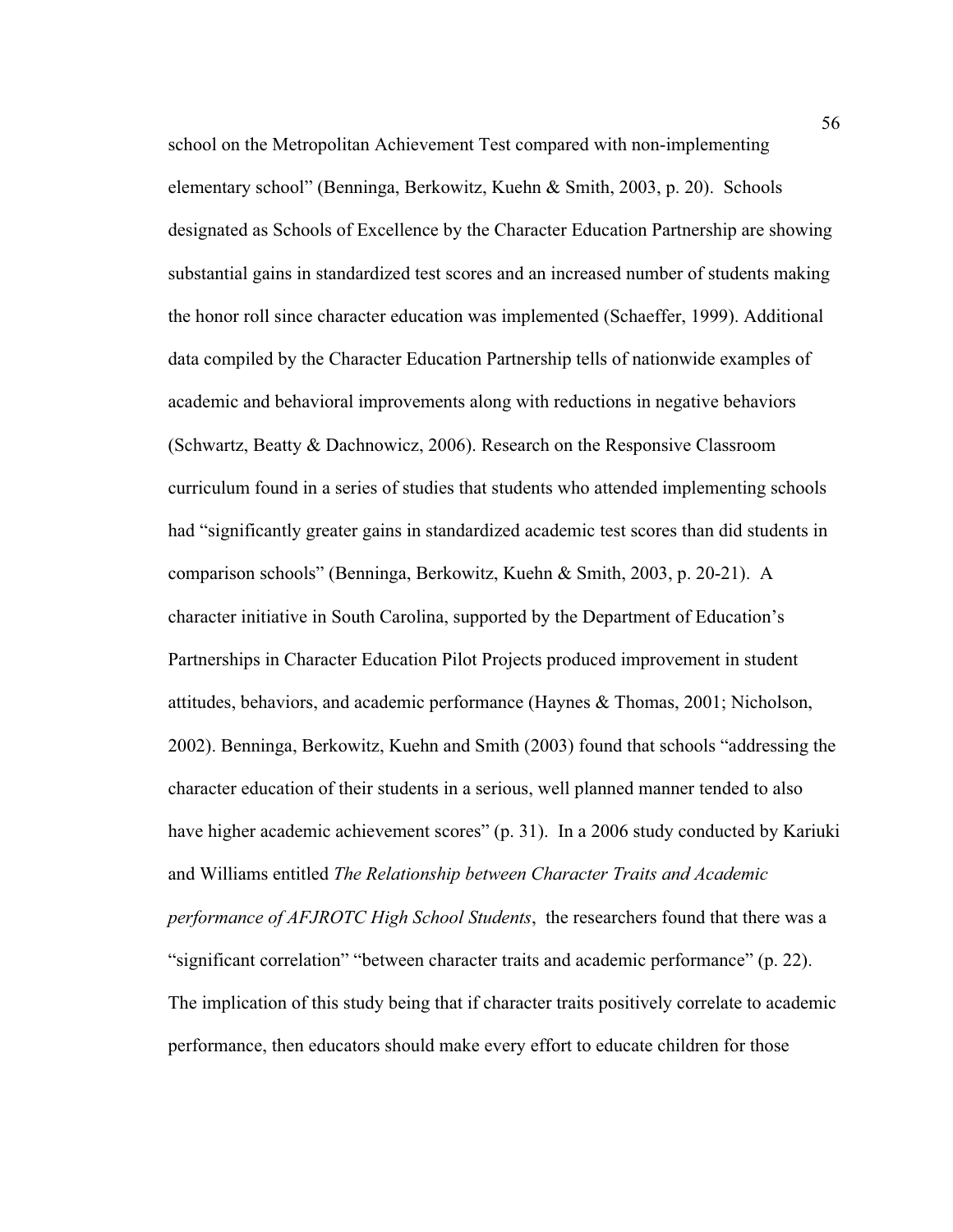school on the Metropolitan Achievement Test compared with non-implementing elementary school" (Benninga, Berkowitz, Kuehn & Smith, 2003, p. 20). Schools designated as Schools of Excellence by the Character Education Partnership are showing substantial gains in standardized test scores and an increased number of students making the honor roll since character education was implemented (Schaeffer, 1999). Additional data compiled by the Character Education Partnership tells of nationwide examples of academic and behavioral improvements along with reductions in negative behaviors (Schwartz, Beatty & Dachnowicz, 2006). Research on the Responsive Classroom curriculum found in a series of studies that students who attended implementing schools had "significantly greater gains in standardized academic test scores than did students in comparison schools" (Benninga, Berkowitz, Kuehn & Smith, 2003, p. 20-21). A character initiative in South Carolina, supported by the Department of Education's Partnerships in Character Education Pilot Projects produced improvement in student attitudes, behaviors, and academic performance (Haynes & Thomas, 2001; Nicholson, 2002). Benninga, Berkowitz, Kuehn and Smith (2003) found that schools "addressing the character education of their students in a serious, well planned manner tended to also have higher academic achievement scores" (p. 31). In a 2006 study conducted by Kariuki and Williams entitled *The Relationship between Character Traits and Academic performance of AFJROTC High School Students*, the researchers found that there was a "significant correlation" "between character traits and academic performance" (p. 22). The implication of this study being that if character traits positively correlate to academic performance, then educators should make every effort to educate children for those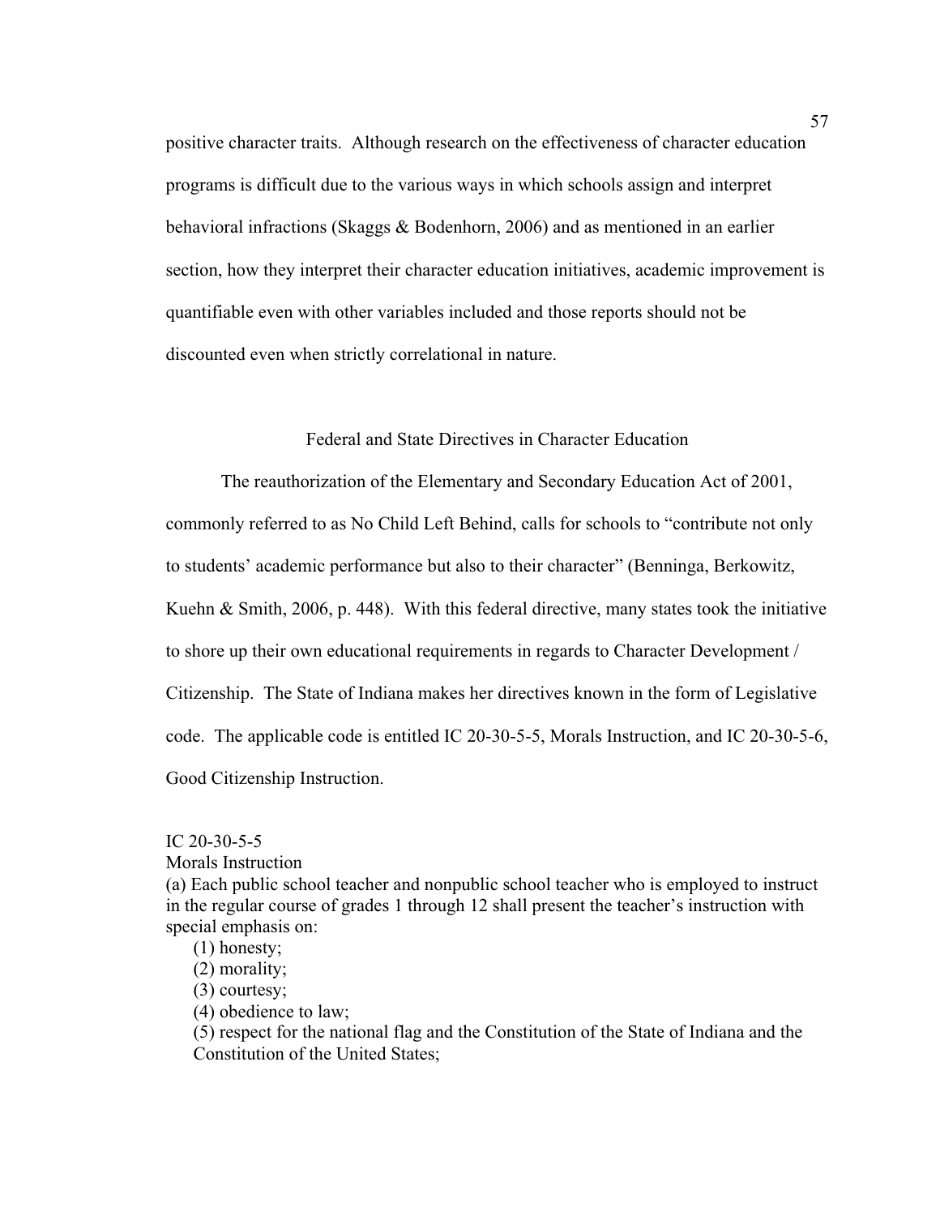positive character traits. Although research on the effectiveness of character education programs is difficult due to the various ways in which schools assign and interpret behavioral infractions (Skaggs & Bodenhorn, 2006) and as mentioned in an earlier section, how they interpret their character education initiatives, academic improvement is quantifiable even with other variables included and those reports should not be discounted even when strictly correlational in nature.

## Federal and State Directives in Character Education

The reauthorization of the Elementary and Secondary Education Act of 2001, commonly referred to as No Child Left Behind, calls for schools to "contribute not only to students' academic performance but also to their character" (Benninga, Berkowitz, Kuehn & Smith, 2006, p. 448). With this federal directive, many states took the initiative to shore up their own educational requirements in regards to Character Development / Citizenship. The State of Indiana makes her directives known in the form of Legislative code. The applicable code is entitled IC 20-30-5-5, Morals Instruction, and IC 20-30-5-6, Good Citizenship Instruction.

IC 20-30-5-5
Morals Instruction
(a) Each public school teacher and nonpublic school teacher who is employed to instruct in the regular course of grades 1 through 12 shall present the teacher's instruction with special emphasis on:

(1) honesty;
(2) morality;
(3) courtesy;
(4) obedience to law;
(5) respect for the national flag and the Constitution of the State of Indiana and the Constitution of the United States;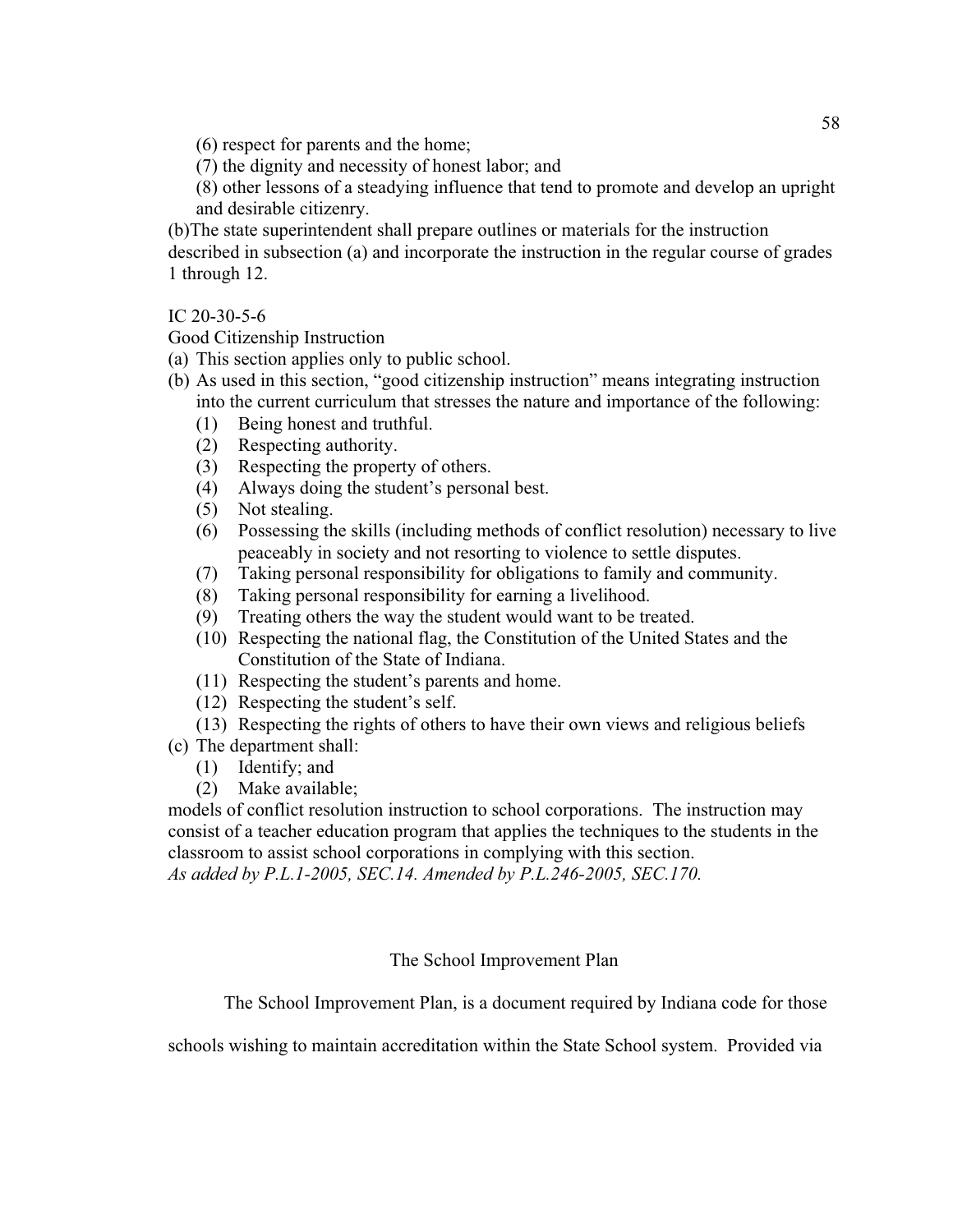(6) respect for parents and the home;

(7) the dignity and necessity of honest labor; and

(8) other lessons of a steadying influence that tend to promote and develop an upright and desirable citizenry.

(b)The state superintendent shall prepare outlines or materials for the instruction described in subsection (a) and incorporate the instruction in the regular course of grades 1 through 12.

IC 20-30-5-6

Good Citizenship Instruction

(a) This section applies only to public school.

(b) As used in this section, "good citizenship instruction" means integrating instruction into the current curriculum that stresses the nature and importance of the following:
  - (1) Being honest and truthful.
  - (2) Respecting authority.
  - (3) Respecting the property of others.
  - (4) Always doing the student's personal best.
  - (5) Not stealing.
  - (6) Possessing the skills (including methods of conflict resolution) necessary to live peaceably in society and not resorting to violence to settle disputes.
  - (7) Taking personal responsibility for obligations to family and community.
  - (8) Taking personal responsibility for earning a livelihood.
  - (9) Treating others the way the student would want to be treated.
  - (10) Respecting the national flag, the Constitution of the United States and the Constitution of the State of Indiana.
  - (11) Respecting the student's parents and home.
  - (12) Respecting the student's self.
  - (13) Respecting the rights of others to have their own views and religious beliefs

(c) The department shall:
  - (1) Identify; and
  - (2) Make available;

models of conflict resolution instruction to school corporations. The instruction may consist of a teacher education program that applies the techniques to the students in the classroom to assist school corporations in complying with this section.

*As added by P.L.1-2005, SEC.14. Amended by P.L.246-2005, SEC.170.*

## The School Improvement Plan

The School Improvement Plan, is a document required by Indiana code for those schools wishing to maintain accreditation within the State School system. Provided via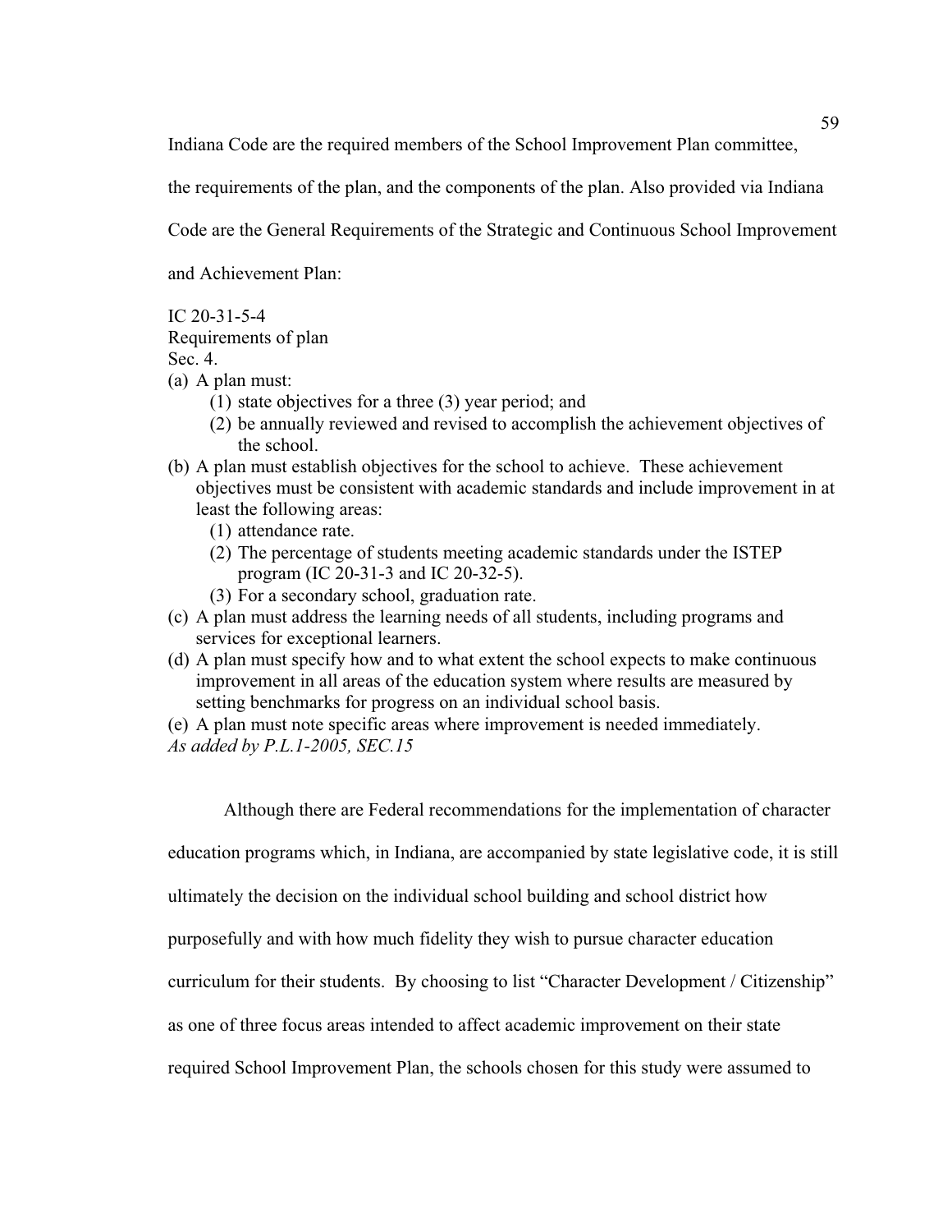Indiana Code are the required members of the School Improvement Plan committee, the requirements of the plan, and the components of the plan. Also provided via Indiana Code are the General Requirements of the Strategic and Continuous School Improvement and Achievement Plan:

IC 20-31-5-4
Requirements of plan
Sec. 4.

(a) A plan must:
   (1) state objectives for a three (3) year period; and
   (2) be annually reviewed and revised to accomplish the achievement objectives of the school.
(b) A plan must establish objectives for the school to achieve. These achievement objectives must be consistent with academic standards and include improvement in at least the following areas:
   (1) attendance rate.
   (2) The percentage of students meeting academic standards under the ISTEP program (IC 20-31-3 and IC 20-32-5).
   (3) For a secondary school, graduation rate.
(c) A plan must address the learning needs of all students, including programs and services for exceptional learners.
(d) A plan must specify how and to what extent the school expects to make continuous improvement in all areas of the education system where results are measured by setting benchmarks for progress on an individual school basis.
(e) A plan must note specific areas where improvement is needed immediately.

*As added by P.L.1-2005, SEC.15*

Although there are Federal recommendations for the implementation of character education programs which, in Indiana, are accompanied by state legislative code, it is still ultimately the decision on the individual school building and school district how purposefully and with how much fidelity they wish to pursue character education curriculum for their students. By choosing to list "Character Development / Citizenship" as one of three focus areas intended to affect academic improvement on their state required School Improvement Plan, the schools chosen for this study were assumed to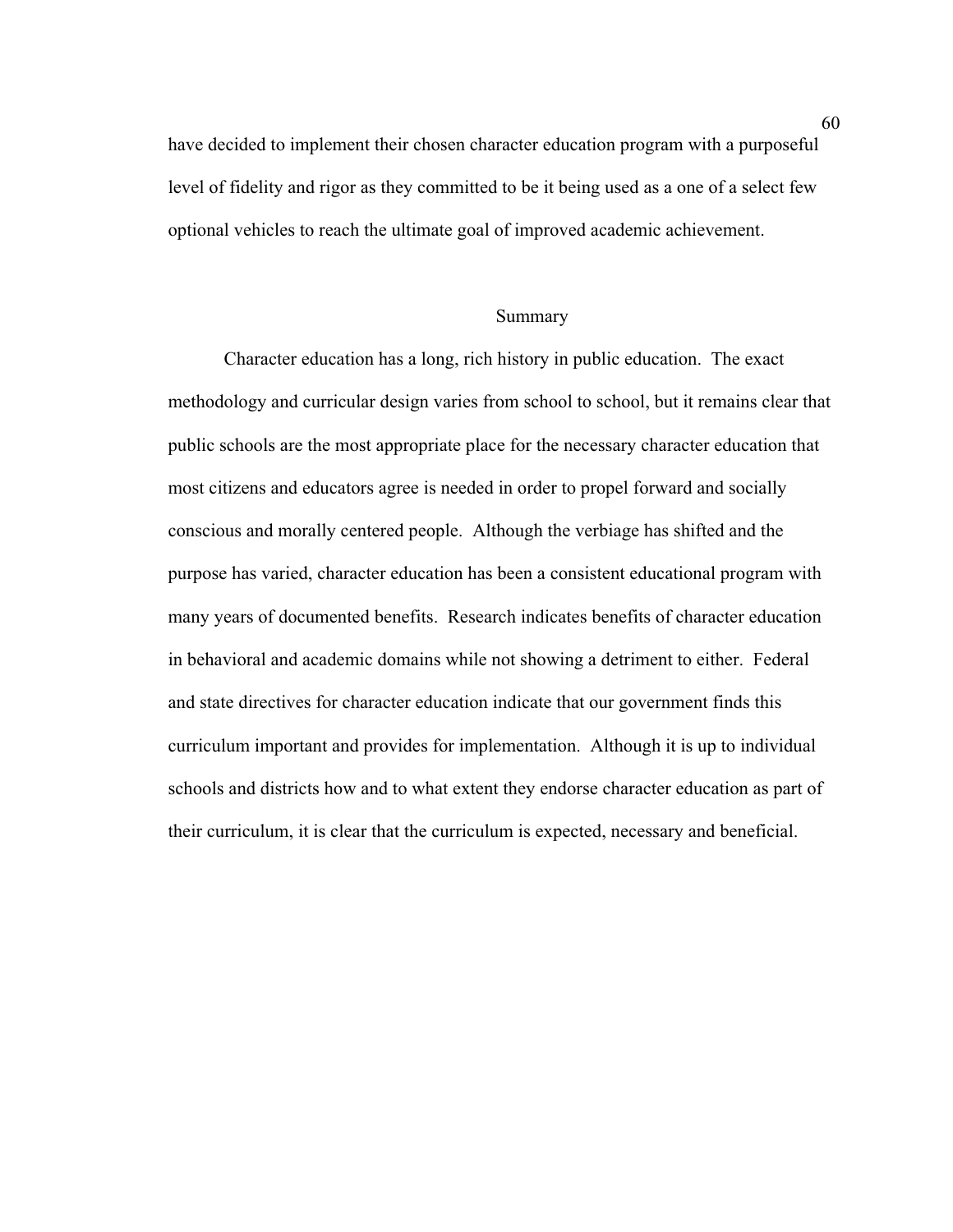have decided to implement their chosen character education program with a purposeful level of fidelity and rigor as they committed to be it being used as a one of a select few optional vehicles to reach the ultimate goal of improved academic achievement.

## Summary

Character education has a long, rich history in public education. The exact methodology and curricular design varies from school to school, but it remains clear that public schools are the most appropriate place for the necessary character education that most citizens and educators agree is needed in order to propel forward and socially conscious and morally centered people. Although the verbiage has shifted and the purpose has varied, character education has been a consistent educational program with many years of documented benefits. Research indicates benefits of character education in behavioral and academic domains while not showing a detriment to either. Federal and state directives for character education indicate that our government finds this curriculum important and provides for implementation. Although it is up to individual schools and districts how and to what extent they endorse character education as part of their curriculum, it is clear that the curriculum is expected, necessary and beneficial.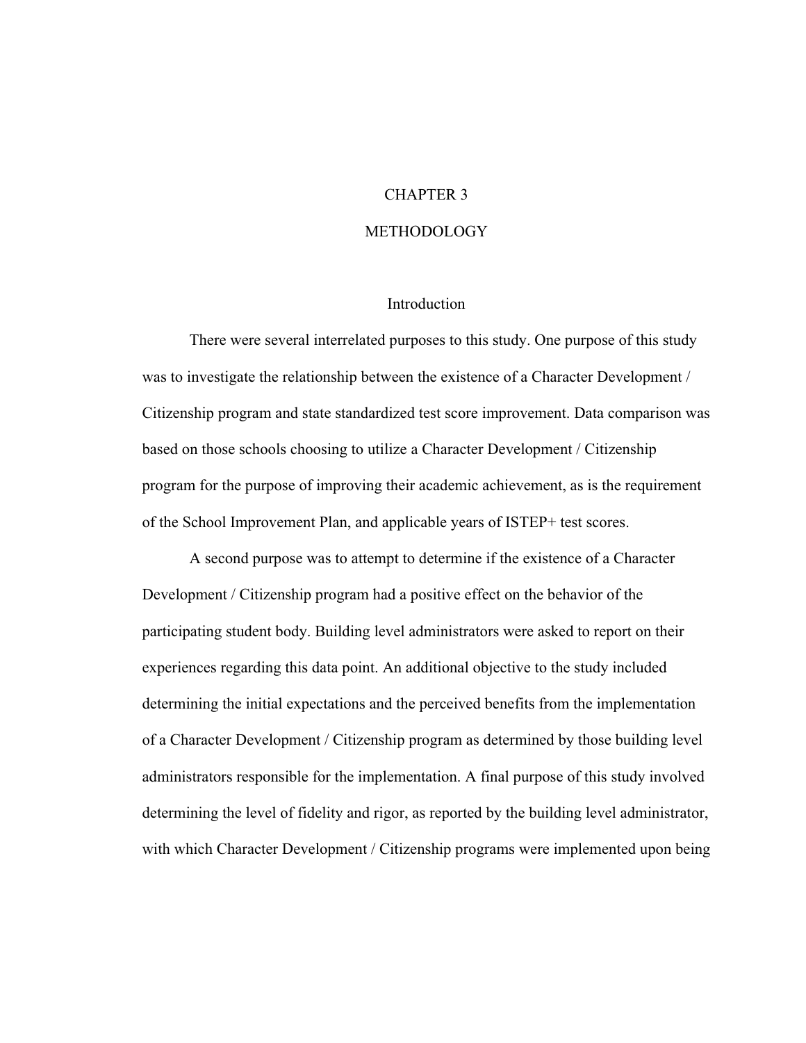# CHAPTER 3

# METHODOLOGY

## Introduction

There were several interrelated purposes to this study. One purpose of this study was to investigate the relationship between the existence of a Character Development / Citizenship program and state standardized test score improvement. Data comparison was based on those schools choosing to utilize a Character Development / Citizenship program for the purpose of improving their academic achievement, as is the requirement of the School Improvement Plan, and applicable years of ISTEP+ test scores.

A second purpose was to attempt to determine if the existence of a Character Development / Citizenship program had a positive effect on the behavior of the participating student body. Building level administrators were asked to report on their experiences regarding this data point. An additional objective to the study included determining the initial expectations and the perceived benefits from the implementation of a Character Development / Citizenship program as determined by those building level administrators responsible for the implementation. A final purpose of this study involved determining the level of fidelity and rigor, as reported by the building level administrator, with which Character Development / Citizenship programs were implemented upon being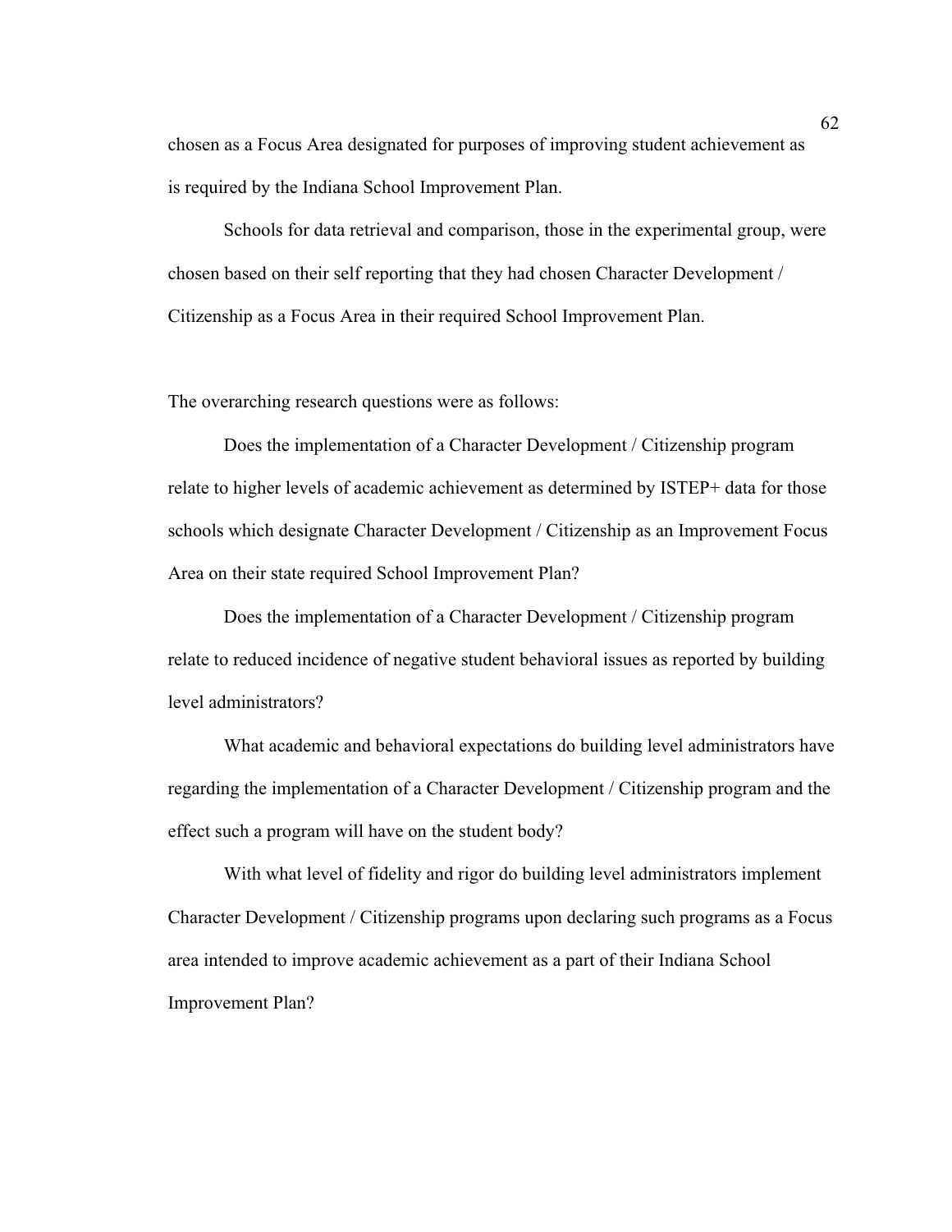chosen as a Focus Area designated for purposes of improving student achievement as is required by the Indiana School Improvement Plan.

Schools for data retrieval and comparison, those in the experimental group, were chosen based on their self reporting that they had chosen Character Development / Citizenship as a Focus Area in their required School Improvement Plan.

The overarching research questions were as follows:

Does the implementation of a Character Development / Citizenship program relate to higher levels of academic achievement as determined by ISTEP+ data for those schools which designate Character Development / Citizenship as an Improvement Focus Area on their state required School Improvement Plan?

Does the implementation of a Character Development / Citizenship program relate to reduced incidence of negative student behavioral issues as reported by building level administrators?

What academic and behavioral expectations do building level administrators have regarding the implementation of a Character Development / Citizenship program and the effect such a program will have on the student body?

With what level of fidelity and rigor do building level administrators implement Character Development / Citizenship programs upon declaring such programs as a Focus area intended to improve academic achievement as a part of their Indiana School Improvement Plan?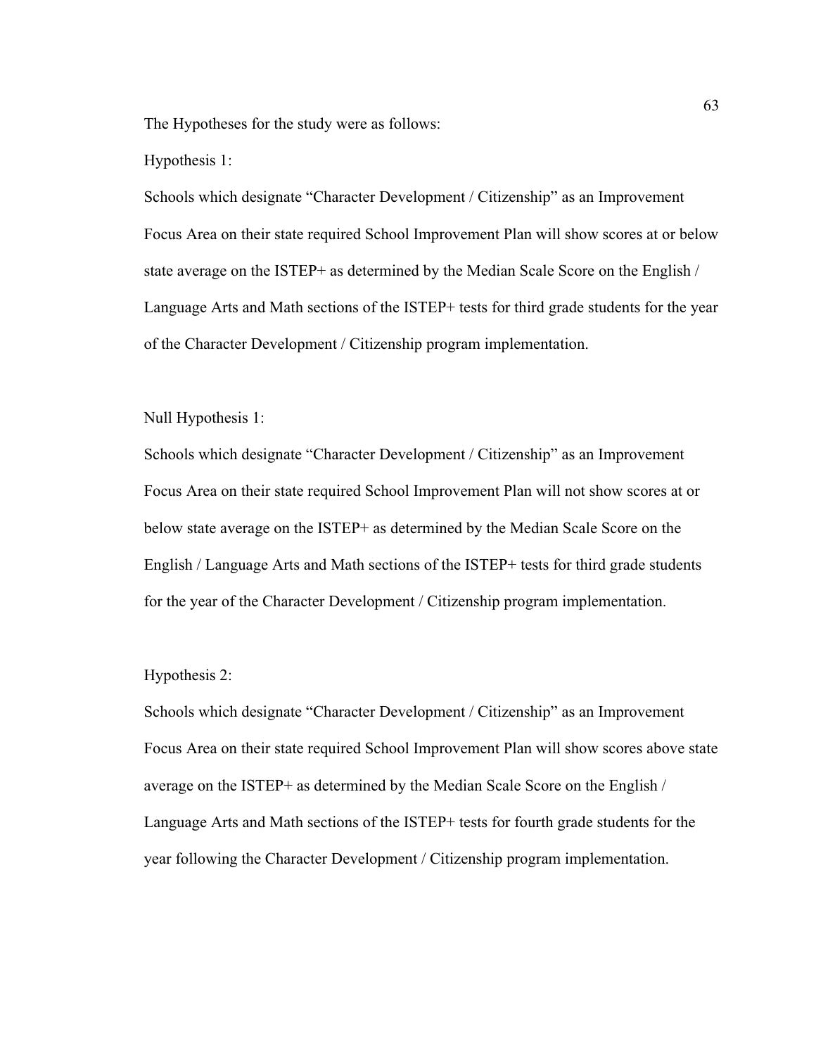The Hypotheses for the study were as follows:

Hypothesis 1:

Schools which designate "Character Development / Citizenship" as an Improvement Focus Area on their state required School Improvement Plan will show scores at or below state average on the ISTEP+ as determined by the Median Scale Score on the English / Language Arts and Math sections of the ISTEP+ tests for third grade students for the year of the Character Development / Citizenship program implementation.

Null Hypothesis 1:

Schools which designate "Character Development / Citizenship" as an Improvement Focus Area on their state required School Improvement Plan will not show scores at or below state average on the ISTEP+ as determined by the Median Scale Score on the English / Language Arts and Math sections of the ISTEP+ tests for third grade students for the year of the Character Development / Citizenship program implementation.

Hypothesis 2:

Schools which designate "Character Development / Citizenship" as an Improvement Focus Area on their state required School Improvement Plan will show scores above state average on the ISTEP+ as determined by the Median Scale Score on the English / Language Arts and Math sections of the ISTEP+ tests for fourth grade students for the year following the Character Development / Citizenship program implementation.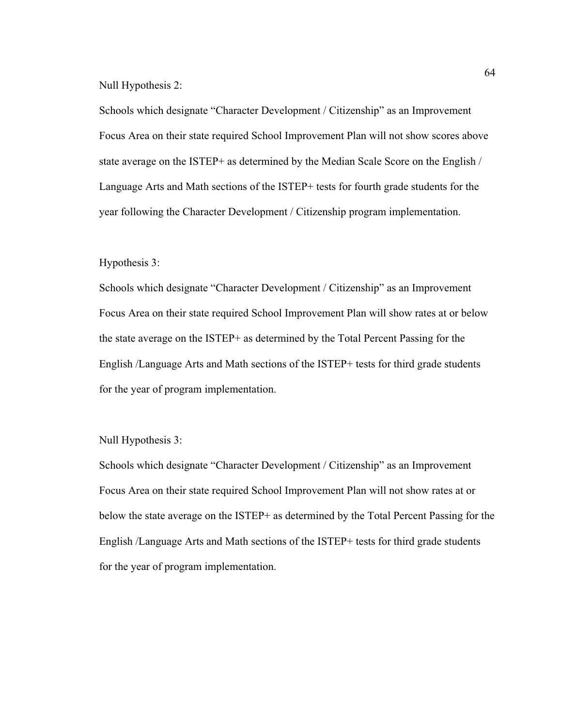Null Hypothesis 2:

Schools which designate “Character Development / Citizenship” as an Improvement Focus Area on their state required School Improvement Plan will not show scores above state average on the ISTEP+ as determined by the Median Scale Score on the English / Language Arts and Math sections of the ISTEP+ tests for fourth grade students for the year following the Character Development / Citizenship program implementation.

Hypothesis 3:

Schools which designate “Character Development / Citizenship” as an Improvement Focus Area on their state required School Improvement Plan will show rates at or below the state average on the ISTEP+ as determined by the Total Percent Passing for the English /Language Arts and Math sections of the ISTEP+ tests for third grade students for the year of program implementation.

Null Hypothesis 3:

Schools which designate “Character Development / Citizenship” as an Improvement Focus Area on their state required School Improvement Plan will not show rates at or below the state average on the ISTEP+ as determined by the Total Percent Passing for the English /Language Arts and Math sections of the ISTEP+ tests for third grade students for the year of program implementation.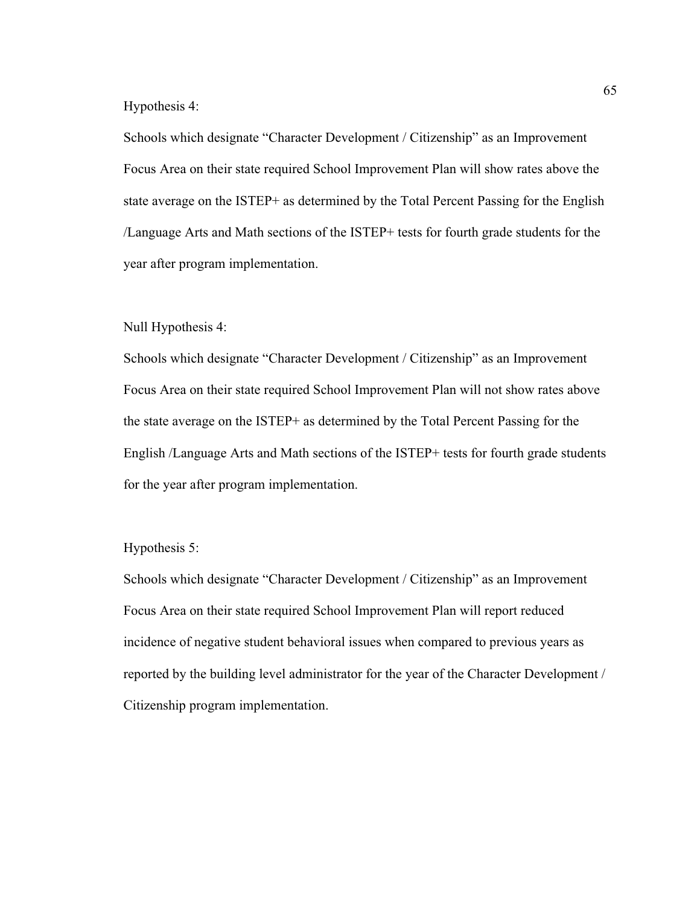Hypothesis 4:

Schools which designate “Character Development / Citizenship” as an Improvement Focus Area on their state required School Improvement Plan will show rates above the state average on the ISTEP+ as determined by the Total Percent Passing for the English /Language Arts and Math sections of the ISTEP+ tests for fourth grade students for the year after program implementation.

Null Hypothesis 4:

Schools which designate “Character Development / Citizenship” as an Improvement Focus Area on their state required School Improvement Plan will not show rates above the state average on the ISTEP+ as determined by the Total Percent Passing for the English /Language Arts and Math sections of the ISTEP+ tests for fourth grade students for the year after program implementation.

Hypothesis 5:

Schools which designate “Character Development / Citizenship” as an Improvement Focus Area on their state required School Improvement Plan will report reduced incidence of negative student behavioral issues when compared to previous years as reported by the building level administrator for the year of the Character Development / Citizenship program implementation.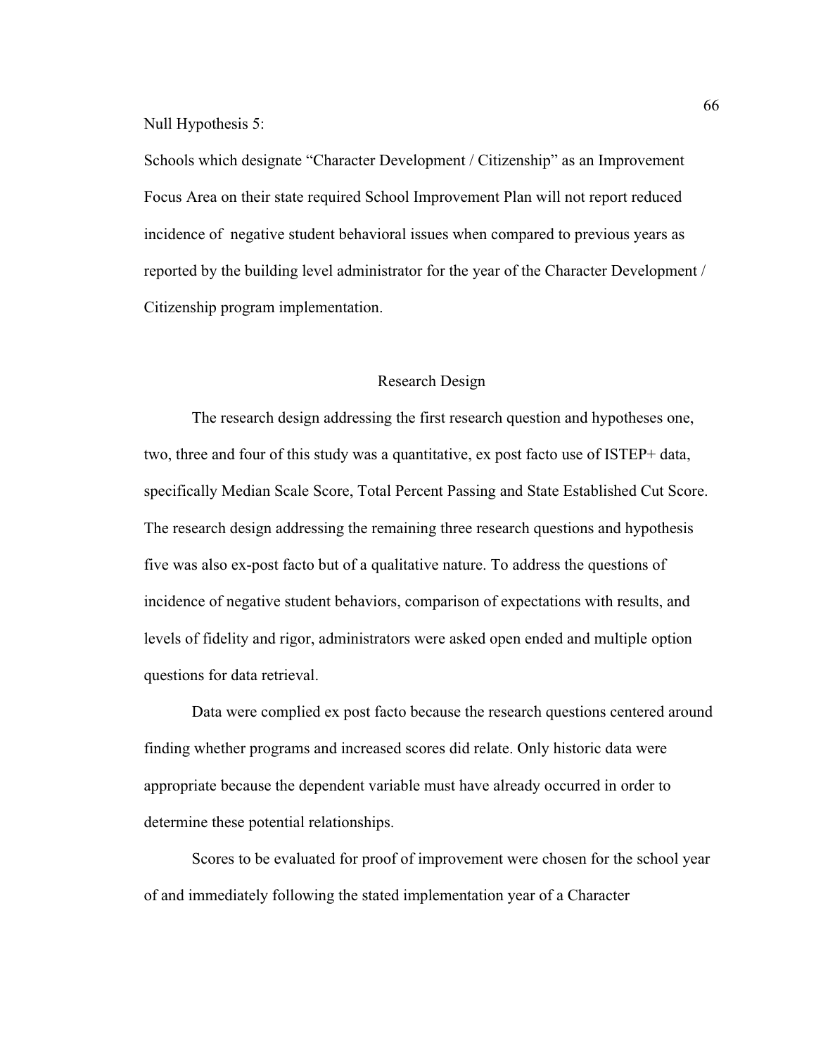Null Hypothesis 5:

Schools which designate “Character Development / Citizenship” as an Improvement Focus Area on their state required School Improvement Plan will not report reduced incidence of negative student behavioral issues when compared to previous years as reported by the building level administrator for the year of the Character Development / Citizenship program implementation.

## Research Design

The research design addressing the first research question and hypotheses one, two, three and four of this study was a quantitative, ex post facto use of ISTEP+ data, specifically Median Scale Score, Total Percent Passing and State Established Cut Score. The research design addressing the remaining three research questions and hypothesis five was also ex-post facto but of a qualitative nature. To address the questions of incidence of negative student behaviors, comparison of expectations with results, and levels of fidelity and rigor, administrators were asked open ended and multiple option questions for data retrieval.

Data were complied ex post facto because the research questions centered around finding whether programs and increased scores did relate. Only historic data were appropriate because the dependent variable must have already occurred in order to determine these potential relationships.

Scores to be evaluated for proof of improvement were chosen for the school year of and immediately following the stated implementation year of a Character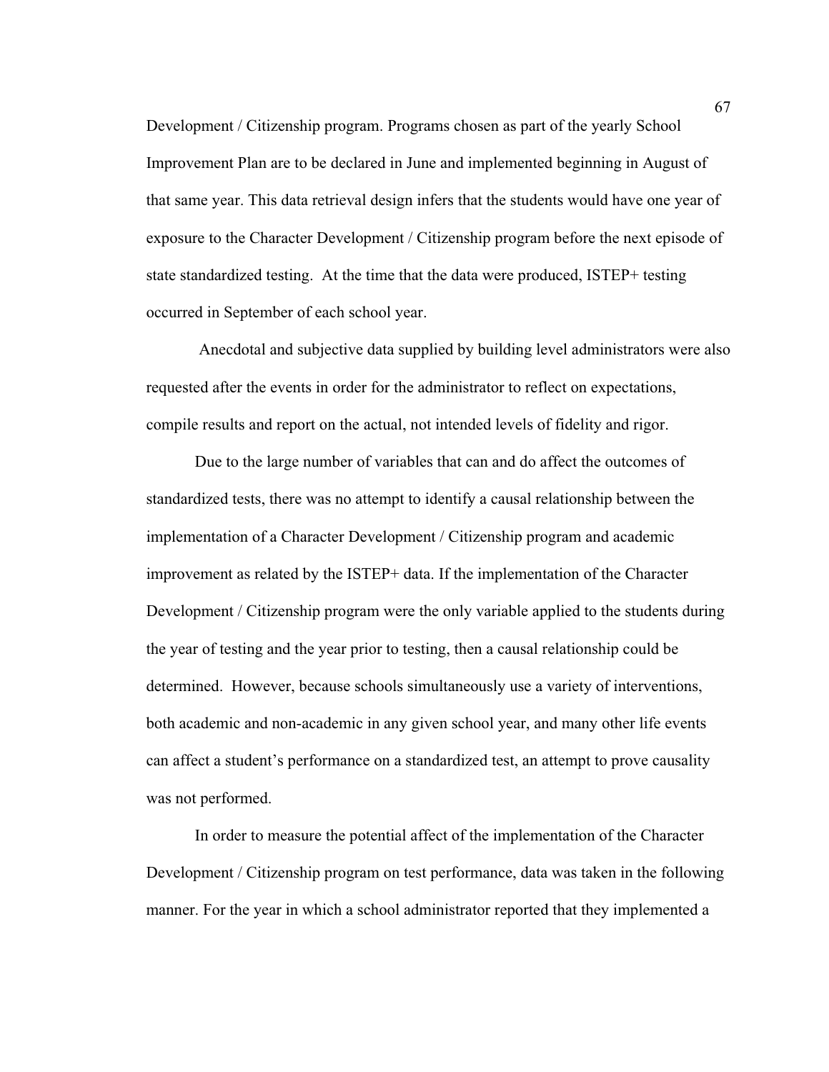Development / Citizenship program. Programs chosen as part of the yearly School Improvement Plan are to be declared in June and implemented beginning in August of that same year. This data retrieval design infers that the students would have one year of exposure to the Character Development / Citizenship program before the next episode of state standardized testing. At the time that the data were produced, ISTEP+ testing occurred in September of each school year.

Anecdotal and subjective data supplied by building level administrators were also requested after the events in order for the administrator to reflect on expectations, compile results and report on the actual, not intended levels of fidelity and rigor.

Due to the large number of variables that can and do affect the outcomes of standardized tests, there was no attempt to identify a causal relationship between the implementation of a Character Development / Citizenship program and academic improvement as related by the ISTEP+ data. If the implementation of the Character Development / Citizenship program were the only variable applied to the students during the year of testing and the year prior to testing, then a causal relationship could be determined. However, because schools simultaneously use a variety of interventions, both academic and non-academic in any given school year, and many other life events can affect a student's performance on a standardized test, an attempt to prove causality was not performed.

In order to measure the potential affect of the implementation of the Character Development / Citizenship program on test performance, data was taken in the following manner. For the year in which a school administrator reported that they implemented a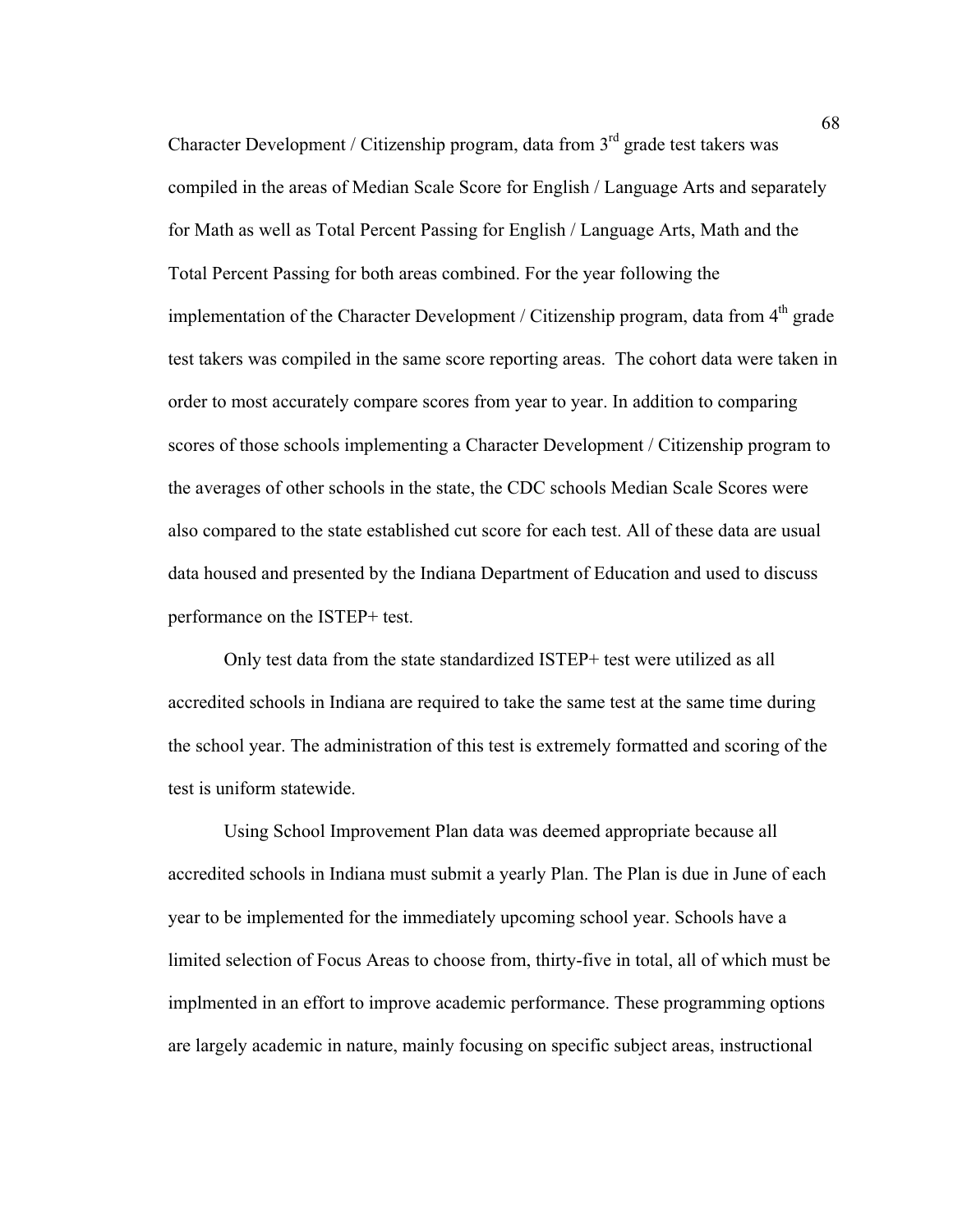Character Development / Citizenship program, data from 3rd grade test takers was compiled in the areas of Median Scale Score for English / Language Arts and separately for Math as well as Total Percent Passing for English / Language Arts, Math and the Total Percent Passing for both areas combined. For the year following the implementation of the Character Development / Citizenship program, data from 4th grade test takers was compiled in the same score reporting areas. The cohort data were taken in order to most accurately compare scores from year to year. In addition to comparing scores of those schools implementing a Character Development / Citizenship program to the averages of other schools in the state, the CDC schools Median Scale Scores were also compared to the state established cut score for each test. All of these data are usual data housed and presented by the Indiana Department of Education and used to discuss performance on the ISTEP+ test.

Only test data from the state standardized ISTEP+ test were utilized as all accredited schools in Indiana are required to take the same test at the same time during the school year. The administration of this test is extremely formatted and scoring of the test is uniform statewide.

Using School Improvement Plan data was deemed appropriate because all accredited schools in Indiana must submit a yearly Plan. The Plan is due in June of each year to be implemented for the immediately upcoming school year. Schools have a limited selection of Focus Areas to choose from, thirty-five in total, all of which must be implmented in an effort to improve academic performance. These programming options are largely academic in nature, mainly focusing on specific subject areas, instructional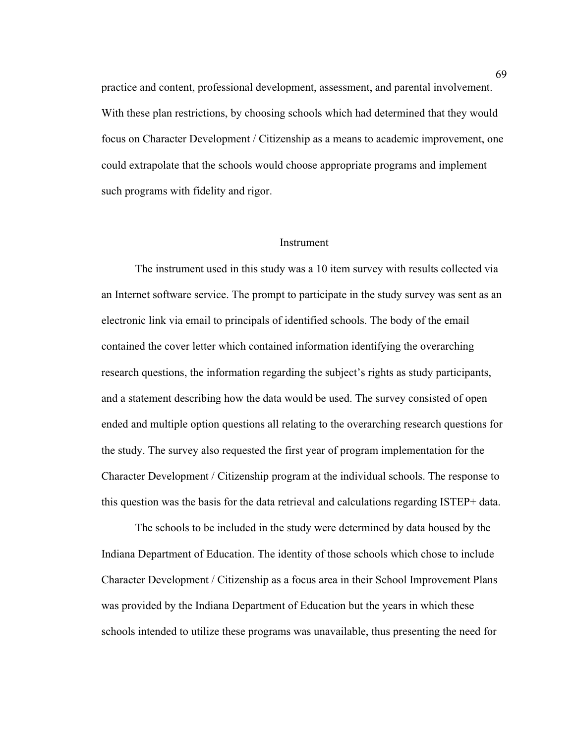practice and content, professional development, assessment, and parental involvement. With these plan restrictions, by choosing schools which had determined that they would focus on Character Development / Citizenship as a means to academic improvement, one could extrapolate that the schools would choose appropriate programs and implement such programs with fidelity and rigor.

## Instrument

The instrument used in this study was a 10 item survey with results collected via an Internet software service. The prompt to participate in the study survey was sent as an electronic link via email to principals of identified schools. The body of the email contained the cover letter which contained information identifying the overarching research questions, the information regarding the subject's rights as study participants, and a statement describing how the data would be used. The survey consisted of open ended and multiple option questions all relating to the overarching research questions for the study. The survey also requested the first year of program implementation for the Character Development / Citizenship program at the individual schools. The response to this question was the basis for the data retrieval and calculations regarding ISTEP+ data.

The schools to be included in the study were determined by data housed by the Indiana Department of Education. The identity of those schools which chose to include Character Development / Citizenship as a focus area in their School Improvement Plans was provided by the Indiana Department of Education but the years in which these schools intended to utilize these programs was unavailable, thus presenting the need for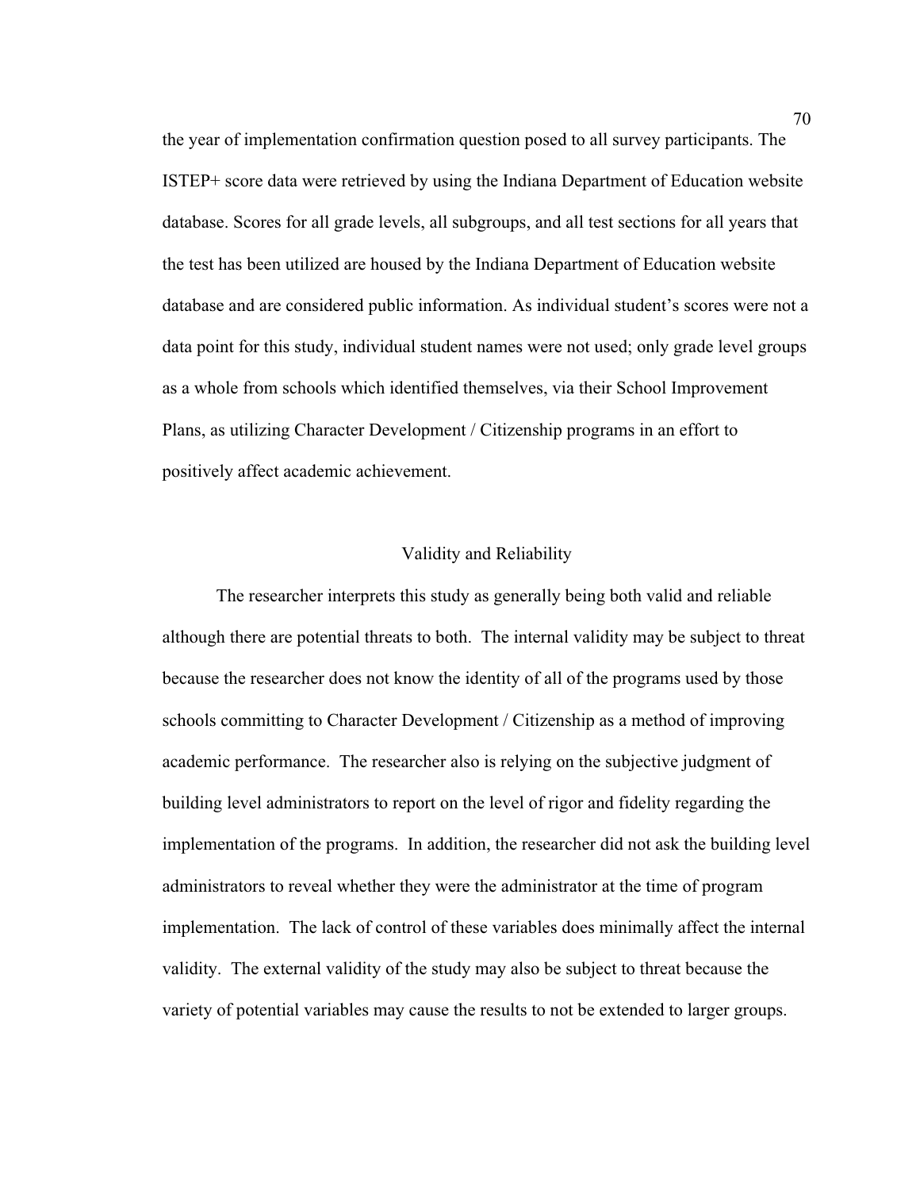the year of implementation confirmation question posed to all survey participants. The ISTEP+ score data were retrieved by using the Indiana Department of Education website database. Scores for all grade levels, all subgroups, and all test sections for all years that the test has been utilized are housed by the Indiana Department of Education website database and are considered public information. As individual student's scores were not a data point for this study, individual student names were not used; only grade level groups as a whole from schools which identified themselves, via their School Improvement Plans, as utilizing Character Development / Citizenship programs in an effort to positively affect academic achievement.

## Validity and Reliability

The researcher interprets this study as generally being both valid and reliable although there are potential threats to both. The internal validity may be subject to threat because the researcher does not know the identity of all of the programs used by those schools committing to Character Development / Citizenship as a method of improving academic performance. The researcher also is relying on the subjective judgment of building level administrators to report on the level of rigor and fidelity regarding the implementation of the programs. In addition, the researcher did not ask the building level administrators to reveal whether they were the administrator at the time of program implementation. The lack of control of these variables does minimally affect the internal validity. The external validity of the study may also be subject to threat because the variety of potential variables may cause the results to not be extended to larger groups.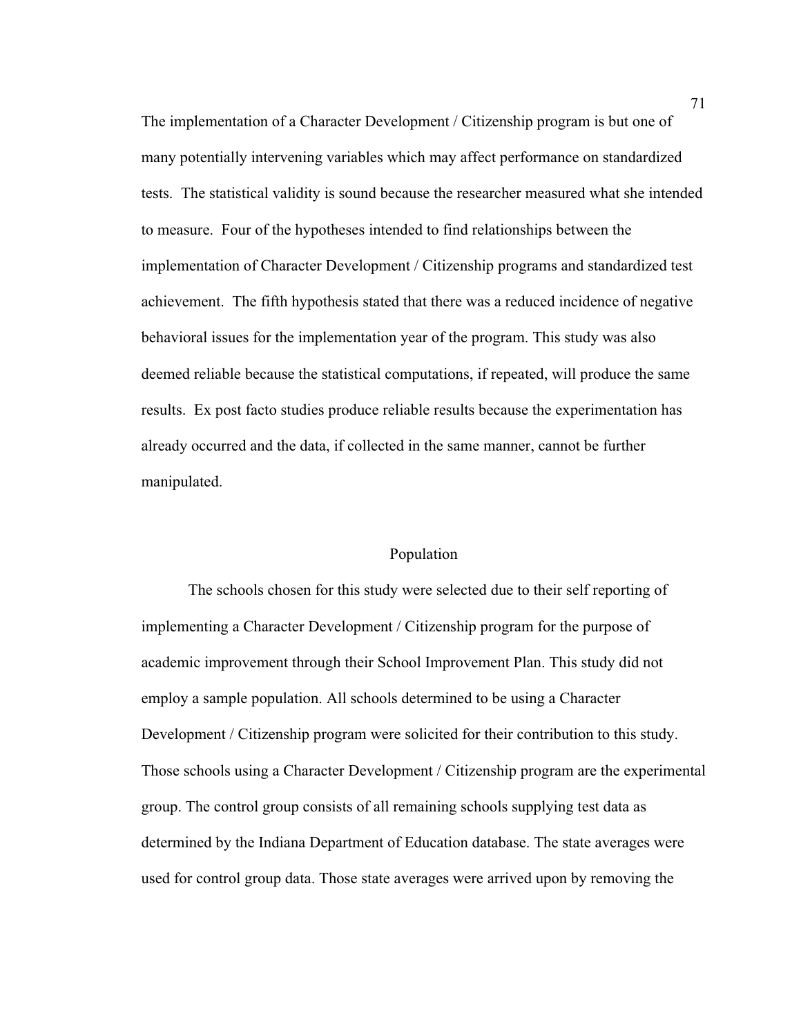The implementation of a Character Development / Citizenship program is but one of many potentially intervening variables which may affect performance on standardized tests. The statistical validity is sound because the researcher measured what she intended to measure. Four of the hypotheses intended to find relationships between the implementation of Character Development / Citizenship programs and standardized test achievement. The fifth hypothesis stated that there was a reduced incidence of negative behavioral issues for the implementation year of the program. This study was also deemed reliable because the statistical computations, if repeated, will produce the same results. Ex post facto studies produce reliable results because the experimentation has already occurred and the data, if collected in the same manner, cannot be further manipulated.

## Population

The schools chosen for this study were selected due to their self reporting of implementing a Character Development / Citizenship program for the purpose of academic improvement through their School Improvement Plan. This study did not employ a sample population. All schools determined to be using a Character Development / Citizenship program were solicited for their contribution to this study. Those schools using a Character Development / Citizenship program are the experimental group. The control group consists of all remaining schools supplying test data as determined by the Indiana Department of Education database. The state averages were used for control group data. Those state averages were arrived upon by removing the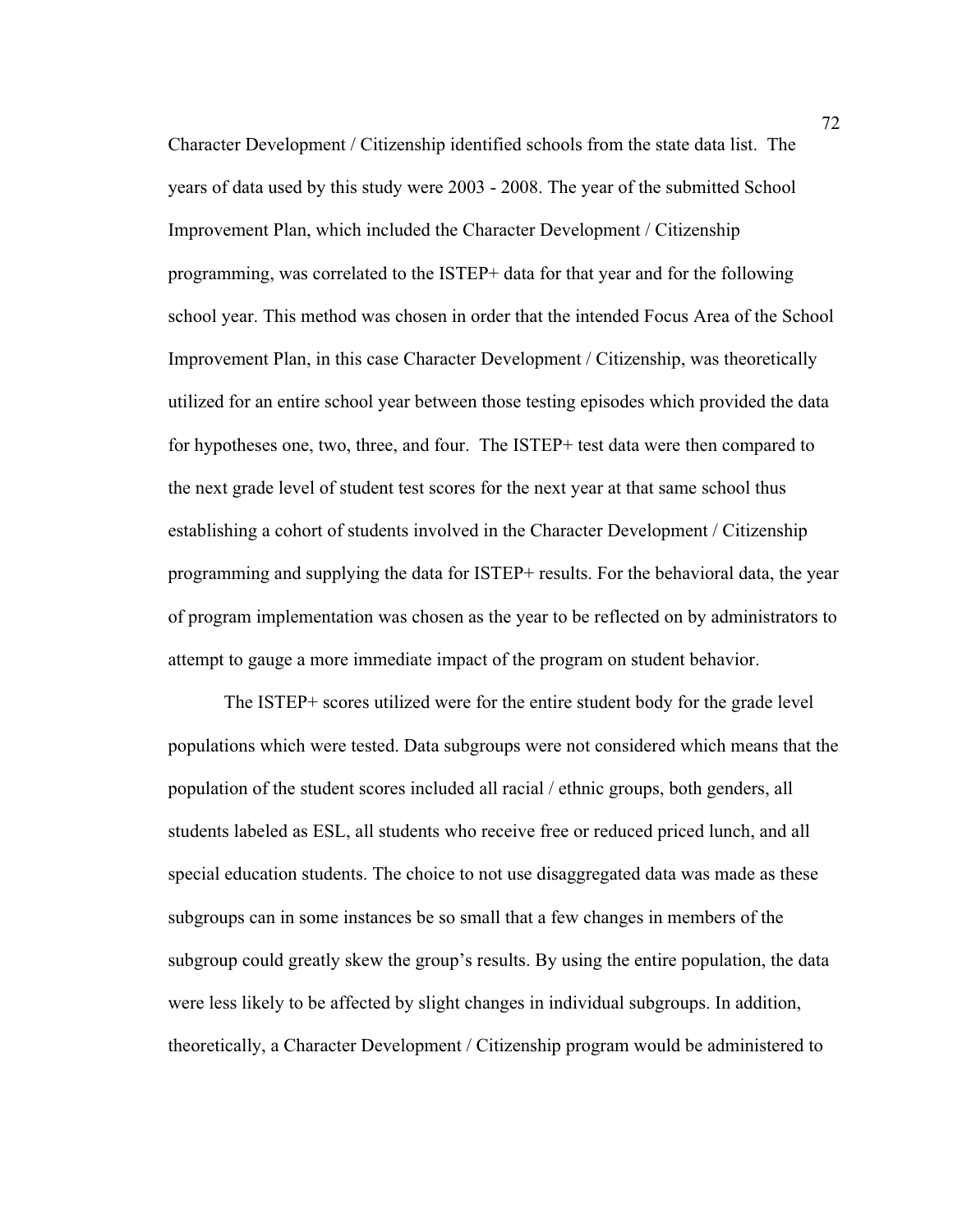Character Development / Citizenship identified schools from the state data list. The years of data used by this study were 2003 - 2008. The year of the submitted School Improvement Plan, which included the Character Development / Citizenship programming, was correlated to the ISTEP+ data for that year and for the following school year. This method was chosen in order that the intended Focus Area of the School Improvement Plan, in this case Character Development / Citizenship, was theoretically utilized for an entire school year between those testing episodes which provided the data for hypotheses one, two, three, and four. The ISTEP+ test data were then compared to the next grade level of student test scores for the next year at that same school thus establishing a cohort of students involved in the Character Development / Citizenship programming and supplying the data for ISTEP+ results. For the behavioral data, the year of program implementation was chosen as the year to be reflected on by administrators to attempt to gauge a more immediate impact of the program on student behavior.

The ISTEP+ scores utilized were for the entire student body for the grade level populations which were tested. Data subgroups were not considered which means that the population of the student scores included all racial / ethnic groups, both genders, all students labeled as ESL, all students who receive free or reduced priced lunch, and all special education students. The choice to not use disaggregated data was made as these subgroups can in some instances be so small that a few changes in members of the subgroup could greatly skew the group's results. By using the entire population, the data were less likely to be affected by slight changes in individual subgroups. In addition, theoretically, a Character Development / Citizenship program would be administered to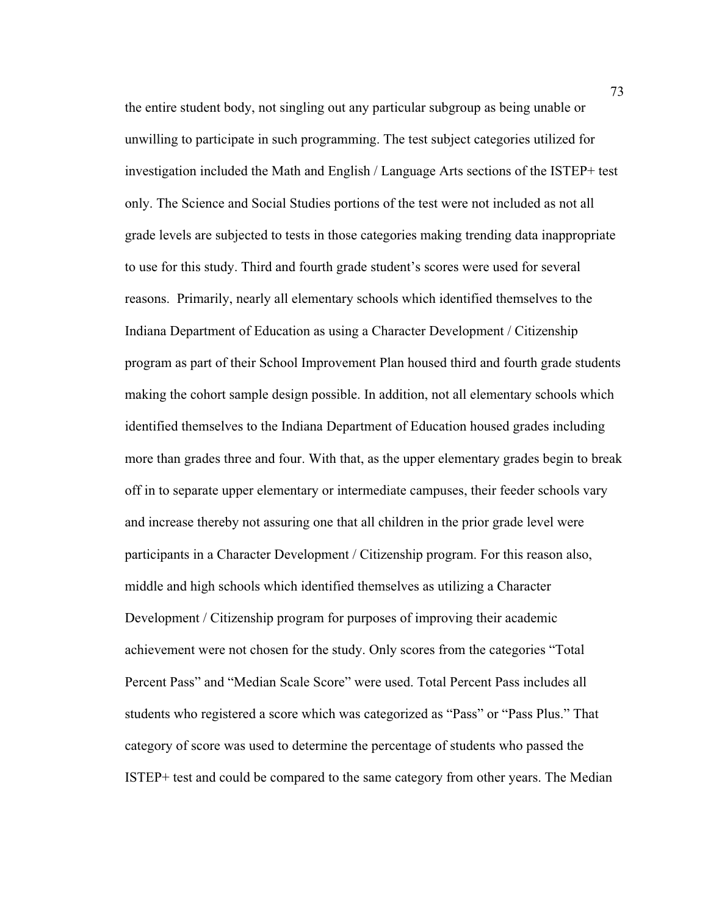the entire student body, not singling out any particular subgroup as being unable or unwilling to participate in such programming. The test subject categories utilized for investigation included the Math and English / Language Arts sections of the ISTEP+ test only. The Science and Social Studies portions of the test were not included as not all grade levels are subjected to tests in those categories making trending data inappropriate to use for this study. Third and fourth grade student's scores were used for several reasons. Primarily, nearly all elementary schools which identified themselves to the Indiana Department of Education as using a Character Development / Citizenship program as part of their School Improvement Plan housed third and fourth grade students making the cohort sample design possible. In addition, not all elementary schools which identified themselves to the Indiana Department of Education housed grades including more than grades three and four. With that, as the upper elementary grades begin to break off in to separate upper elementary or intermediate campuses, their feeder schools vary and increase thereby not assuring one that all children in the prior grade level were participants in a Character Development / Citizenship program. For this reason also, middle and high schools which identified themselves as utilizing a Character Development / Citizenship program for purposes of improving their academic achievement were not chosen for the study. Only scores from the categories "Total Percent Pass" and "Median Scale Score" were used. Total Percent Pass includes all students who registered a score which was categorized as "Pass" or "Pass Plus." That category of score was used to determine the percentage of students who passed the ISTEP+ test and could be compared to the same category from other years. The Median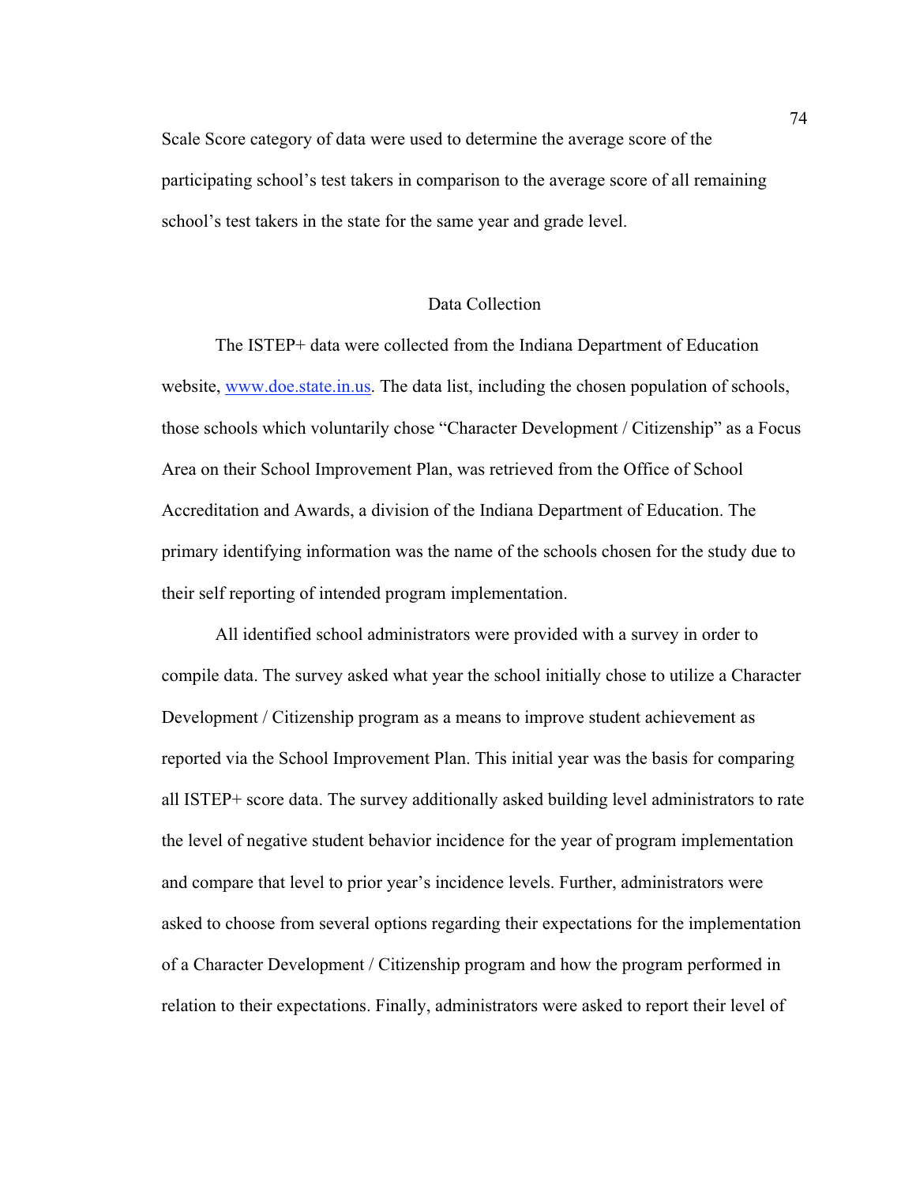Scale Score category of data were used to determine the average score of the participating school's test takers in comparison to the average score of all remaining school's test takers in the state for the same year and grade level.

## Data Collection

The ISTEP+ data were collected from the Indiana Department of Education website, www.doe.state.in.us. The data list, including the chosen population of schools, those schools which voluntarily chose "Character Development / Citizenship" as a Focus Area on their School Improvement Plan, was retrieved from the Office of School Accreditation and Awards, a division of the Indiana Department of Education. The primary identifying information was the name of the schools chosen for the study due to their self reporting of intended program implementation.

All identified school administrators were provided with a survey in order to compile data. The survey asked what year the school initially chose to utilize a Character Development / Citizenship program as a means to improve student achievement as reported via the School Improvement Plan. This initial year was the basis for comparing all ISTEP+ score data. The survey additionally asked building level administrators to rate the level of negative student behavior incidence for the year of program implementation and compare that level to prior year's incidence levels. Further, administrators were asked to choose from several options regarding their expectations for the implementation of a Character Development / Citizenship program and how the program performed in relation to their expectations. Finally, administrators were asked to report their level of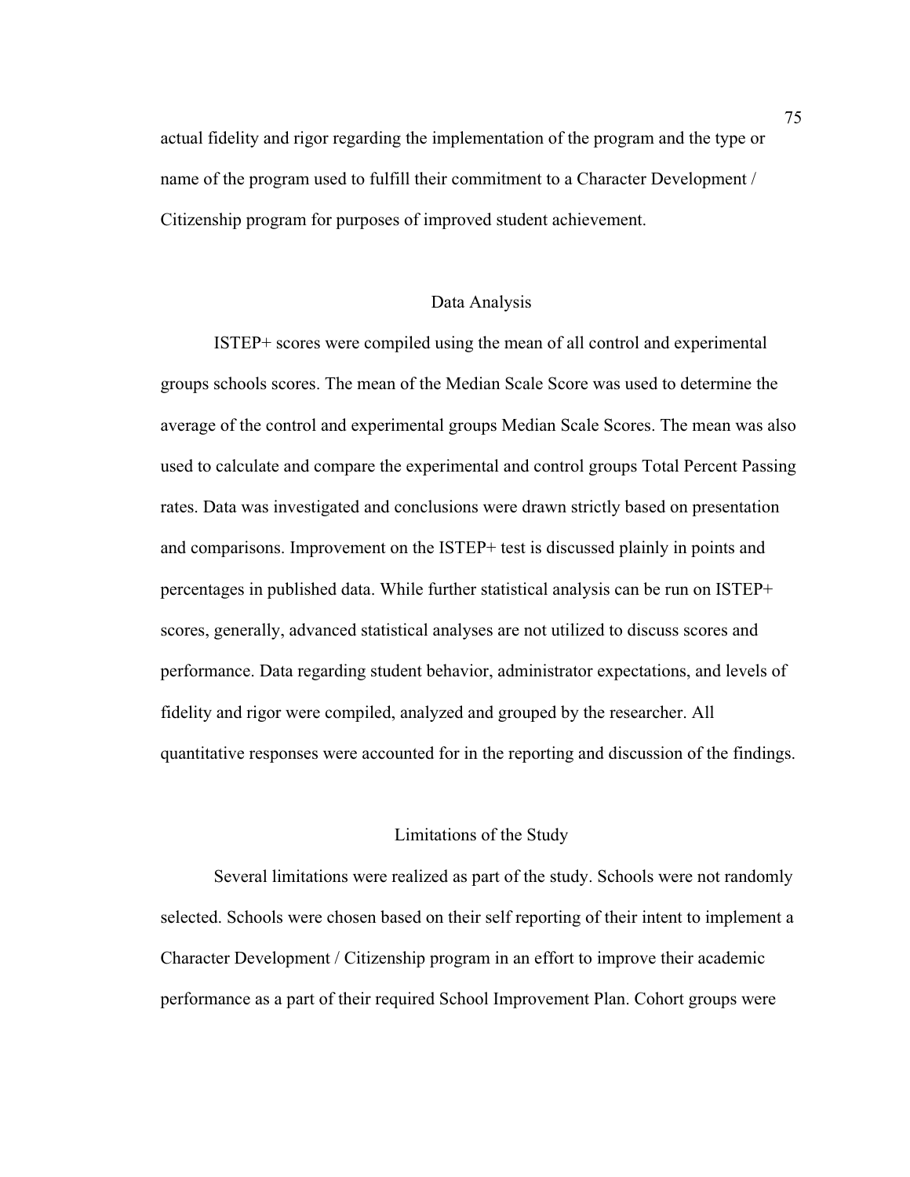actual fidelity and rigor regarding the implementation of the program and the type or name of the program used to fulfill their commitment to a Character Development / Citizenship program for purposes of improved student achievement.

## Data Analysis

ISTEP+ scores were compiled using the mean of all control and experimental groups schools scores. The mean of the Median Scale Score was used to determine the average of the control and experimental groups Median Scale Scores. The mean was also used to calculate and compare the experimental and control groups Total Percent Passing rates. Data was investigated and conclusions were drawn strictly based on presentation and comparisons. Improvement on the ISTEP+ test is discussed plainly in points and percentages in published data. While further statistical analysis can be run on ISTEP+ scores, generally, advanced statistical analyses are not utilized to discuss scores and performance. Data regarding student behavior, administrator expectations, and levels of fidelity and rigor were compiled, analyzed and grouped by the researcher. All quantitative responses were accounted for in the reporting and discussion of the findings.

## Limitations of the Study

Several limitations were realized as part of the study. Schools were not randomly selected. Schools were chosen based on their self reporting of their intent to implement a Character Development / Citizenship program in an effort to improve their academic performance as a part of their required School Improvement Plan. Cohort groups were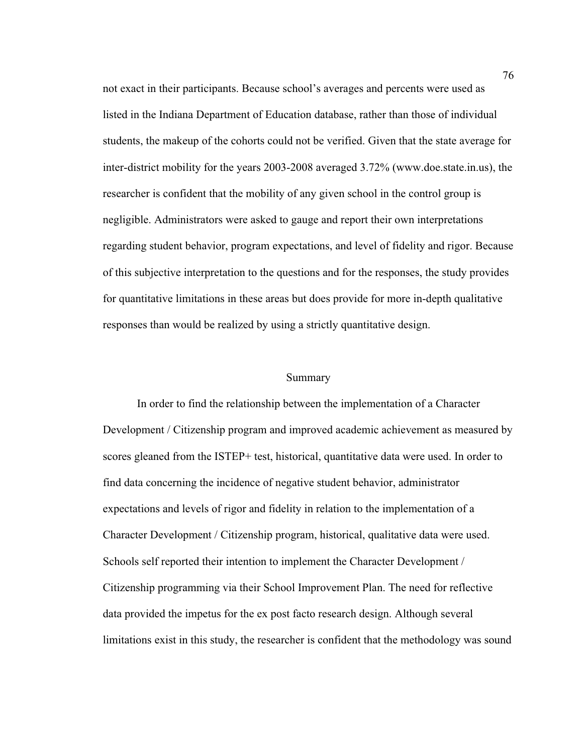not exact in their participants. Because school's averages and percents were used as listed in the Indiana Department of Education database, rather than those of individual students, the makeup of the cohorts could not be verified. Given that the state average for inter-district mobility for the years 2003-2008 averaged 3.72% (www.doe.state.in.us), the researcher is confident that the mobility of any given school in the control group is negligible. Administrators were asked to gauge and report their own interpretations regarding student behavior, program expectations, and level of fidelity and rigor. Because of this subjective interpretation to the questions and for the responses, the study provides for quantitative limitations in these areas but does provide for more in-depth qualitative responses than would be realized by using a strictly quantitative design.

## Summary

In order to find the relationship between the implementation of a Character Development / Citizenship program and improved academic achievement as measured by scores gleaned from the ISTEP+ test, historical, quantitative data were used. In order to find data concerning the incidence of negative student behavior, administrator expectations and levels of rigor and fidelity in relation to the implementation of a Character Development / Citizenship program, historical, qualitative data were used. Schools self reported their intention to implement the Character Development / Citizenship programming via their School Improvement Plan. The need for reflective data provided the impetus for the ex post facto research design. Although several limitations exist in this study, the researcher is confident that the methodology was sound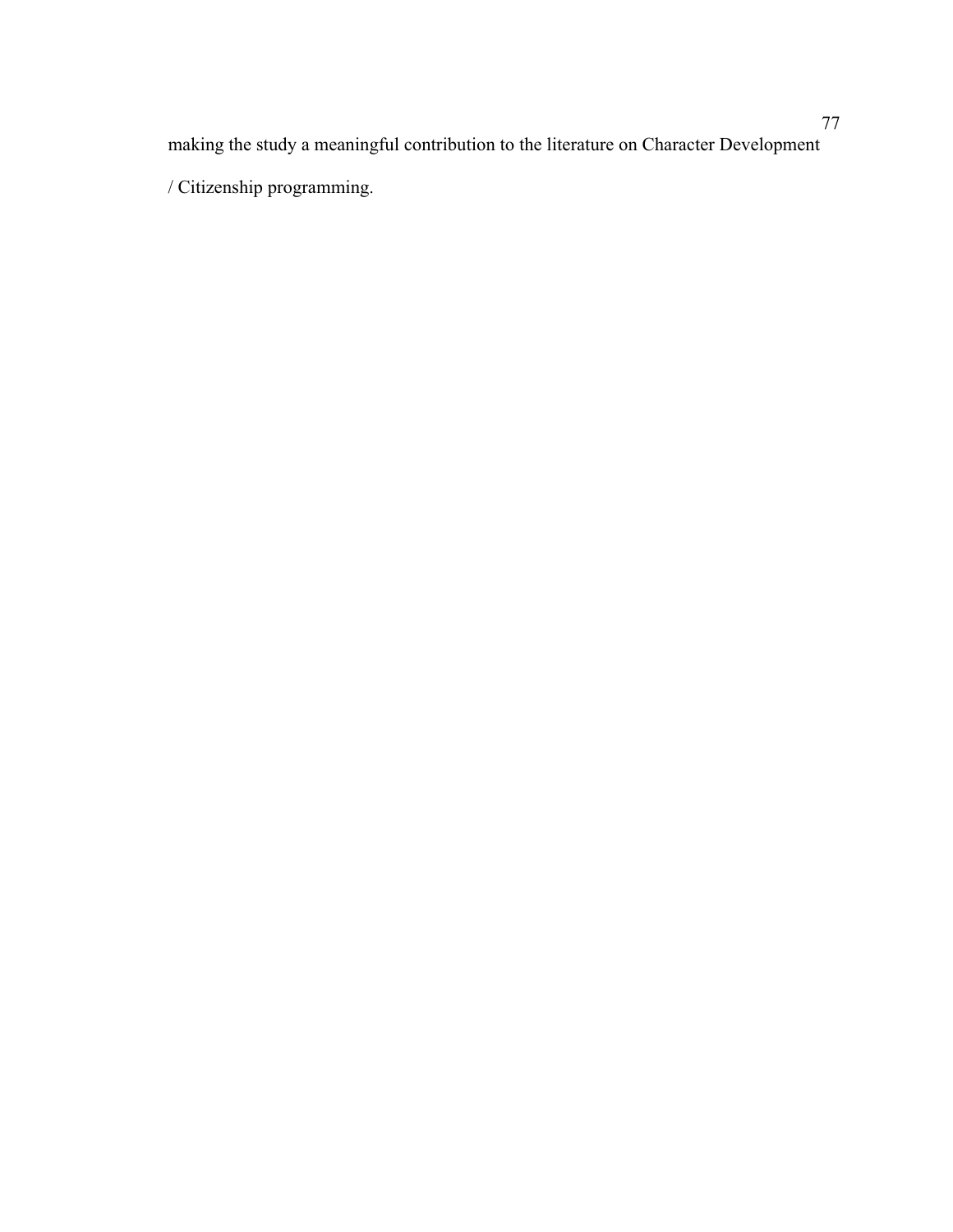making the study a meaningful contribution to the literature on Character Development / Citizenship programming.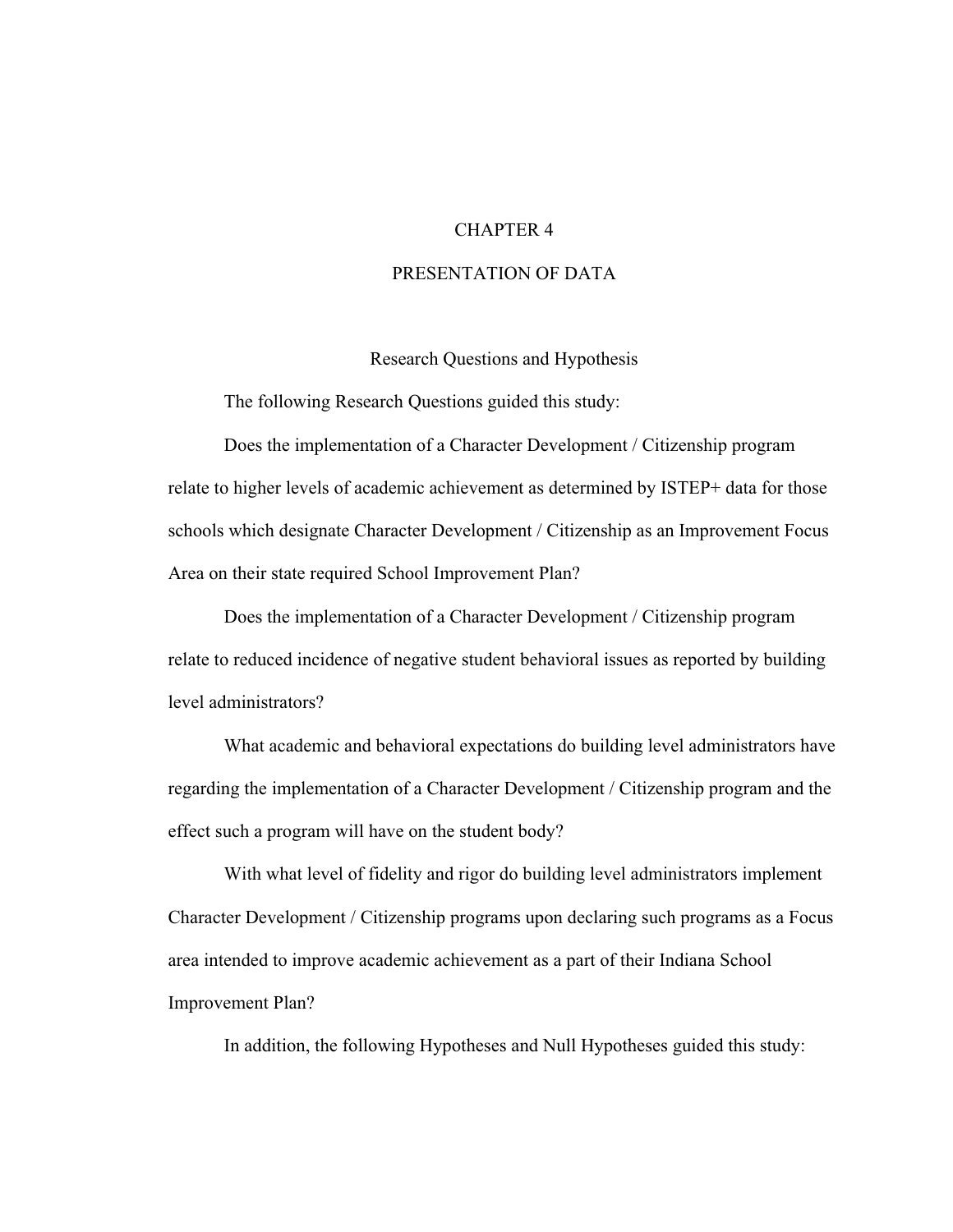# CHAPTER 4

# PRESENTATION OF DATA

## Research Questions and Hypothesis

The following Research Questions guided this study:

Does the implementation of a Character Development / Citizenship program relate to higher levels of academic achievement as determined by ISTEP+ data for those schools which designate Character Development / Citizenship as an Improvement Focus Area on their state required School Improvement Plan?

Does the implementation of a Character Development / Citizenship program relate to reduced incidence of negative student behavioral issues as reported by building level administrators?

What academic and behavioral expectations do building level administrators have regarding the implementation of a Character Development / Citizenship program and the effect such a program will have on the student body?

With what level of fidelity and rigor do building level administrators implement Character Development / Citizenship programs upon declaring such programs as a Focus area intended to improve academic achievement as a part of their Indiana School Improvement Plan?

In addition, the following Hypotheses and Null Hypotheses guided this study: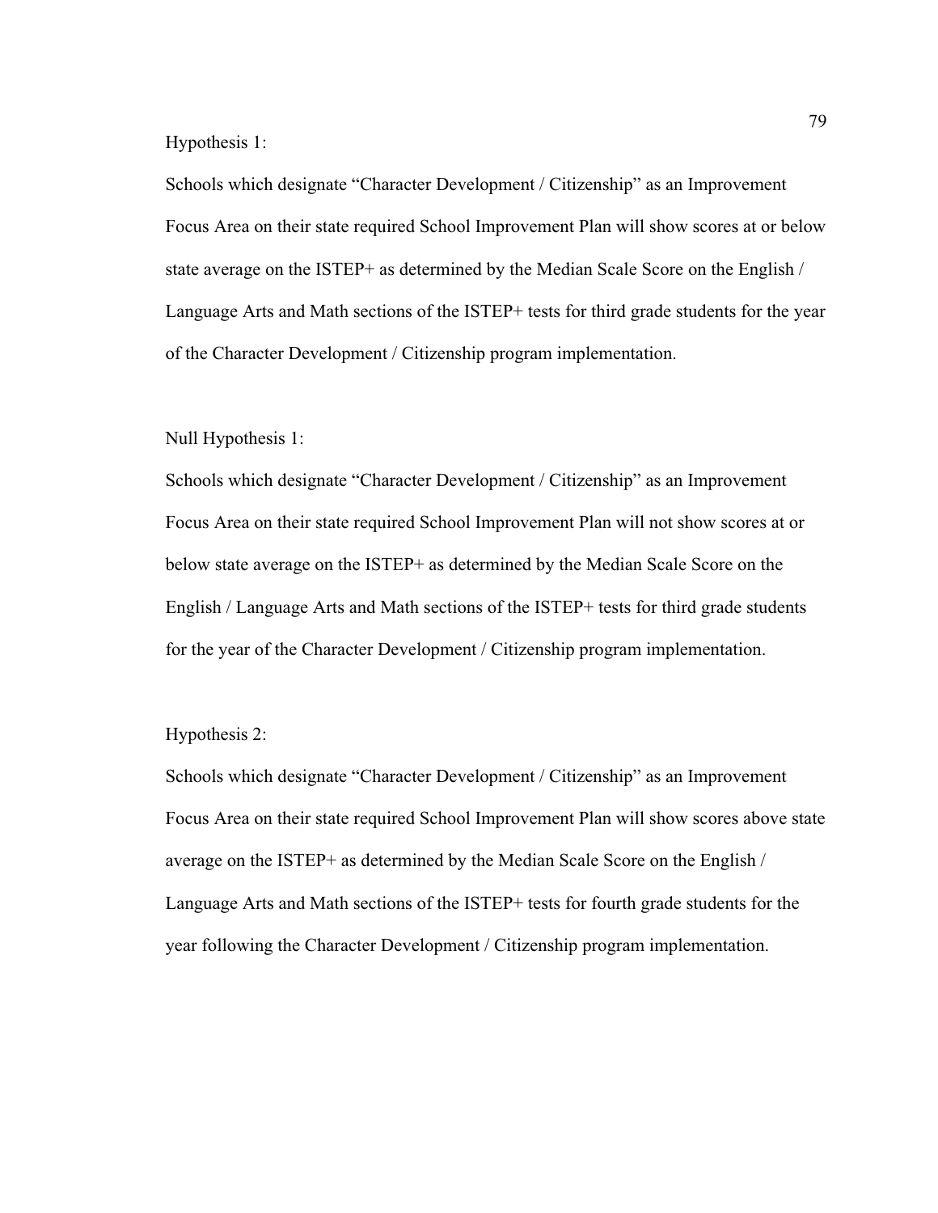Hypothesis 1:

Schools which designate “Character Development / Citizenship” as an Improvement Focus Area on their state required School Improvement Plan will show scores at or below state average on the ISTEP+ as determined by the Median Scale Score on the English / Language Arts and Math sections of the ISTEP+ tests for third grade students for the year of the Character Development / Citizenship program implementation.

Null Hypothesis 1:

Schools which designate “Character Development / Citizenship” as an Improvement Focus Area on their state required School Improvement Plan will not show scores at or below state average on the ISTEP+ as determined by the Median Scale Score on the English / Language Arts and Math sections of the ISTEP+ tests for third grade students for the year of the Character Development / Citizenship program implementation.

Hypothesis 2:

Schools which designate “Character Development / Citizenship” as an Improvement Focus Area on their state required School Improvement Plan will show scores above state average on the ISTEP+ as determined by the Median Scale Score on the English / Language Arts and Math sections of the ISTEP+ tests for fourth grade students for the year following the Character Development / Citizenship program implementation.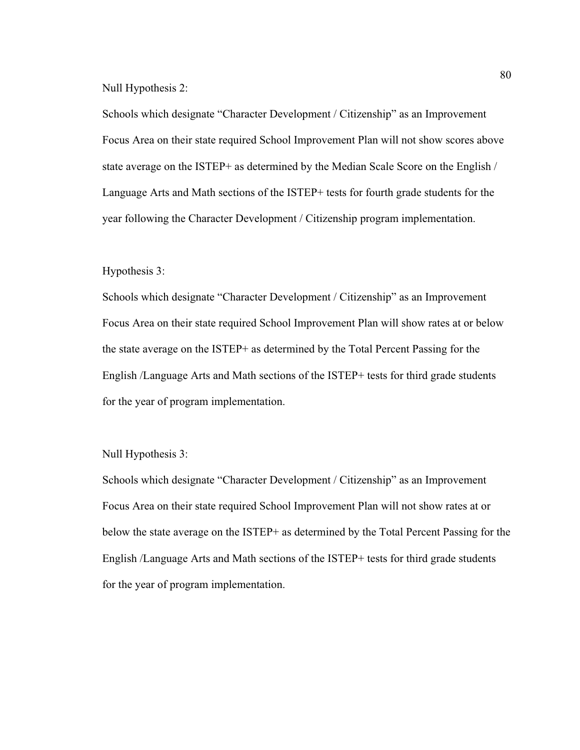Null Hypothesis 2:

Schools which designate “Character Development / Citizenship” as an Improvement Focus Area on their state required School Improvement Plan will not show scores above state average on the ISTEP+ as determined by the Median Scale Score on the English / Language Arts and Math sections of the ISTEP+ tests for fourth grade students for the year following the Character Development / Citizenship program implementation.

Hypothesis 3:

Schools which designate “Character Development / Citizenship” as an Improvement Focus Area on their state required School Improvement Plan will show rates at or below the state average on the ISTEP+ as determined by the Total Percent Passing for the English /Language Arts and Math sections of the ISTEP+ tests for third grade students for the year of program implementation.

Null Hypothesis 3:

Schools which designate “Character Development / Citizenship” as an Improvement Focus Area on their state required School Improvement Plan will not show rates at or below the state average on the ISTEP+ as determined by the Total Percent Passing for the English /Language Arts and Math sections of the ISTEP+ tests for third grade students for the year of program implementation.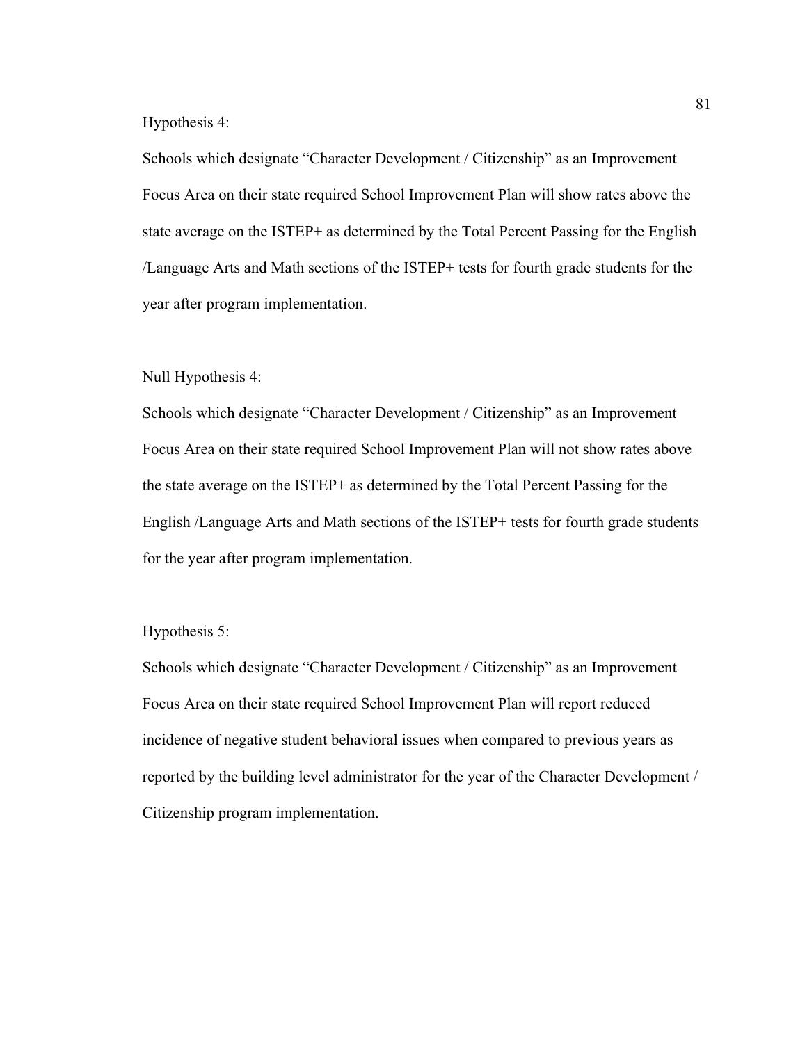Hypothesis 4:

Schools which designate “Character Development / Citizenship” as an Improvement Focus Area on their state required School Improvement Plan will show rates above the state average on the ISTEP+ as determined by the Total Percent Passing for the English /Language Arts and Math sections of the ISTEP+ tests for fourth grade students for the year after program implementation.

Null Hypothesis 4:

Schools which designate “Character Development / Citizenship” as an Improvement Focus Area on their state required School Improvement Plan will not show rates above the state average on the ISTEP+ as determined by the Total Percent Passing for the English /Language Arts and Math sections of the ISTEP+ tests for fourth grade students for the year after program implementation.

Hypothesis 5:

Schools which designate “Character Development / Citizenship” as an Improvement Focus Area on their state required School Improvement Plan will report reduced incidence of negative student behavioral issues when compared to previous years as reported by the building level administrator for the year of the Character Development / Citizenship program implementation.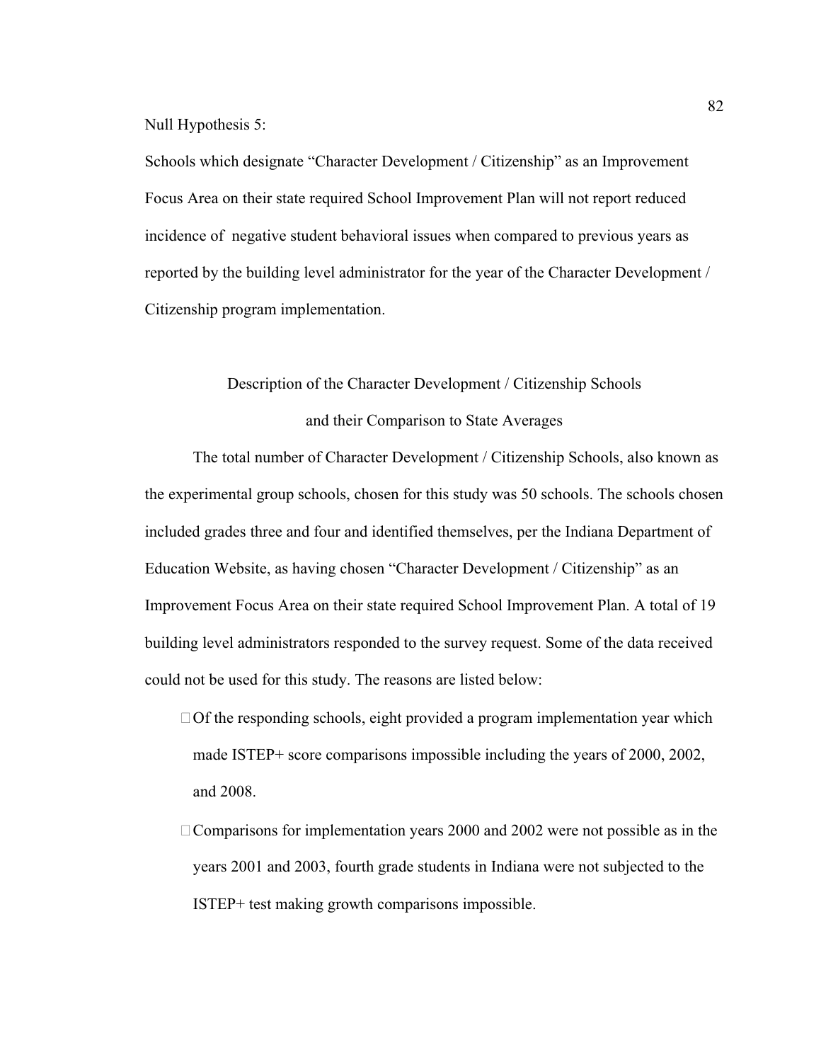Null Hypothesis 5:

Schools which designate "Character Development / Citizenship" as an Improvement Focus Area on their state required School Improvement Plan will not report reduced incidence of negative student behavioral issues when compared to previous years as reported by the building level administrator for the year of the Character Development / Citizenship program implementation.

## Description of the Character Development / Citizenship Schools and their Comparison to State Averages

The total number of Character Development / Citizenship Schools, also known as the experimental group schools, chosen for this study was 50 schools. The schools chosen included grades three and four and identified themselves, per the Indiana Department of Education Website, as having chosen "Character Development / Citizenship" as an Improvement Focus Area on their state required School Improvement Plan. A total of 19 building level administrators responded to the survey request. Some of the data received could not be used for this study. The reasons are listed below:

- Of the responding schools, eight provided a program implementation year which made ISTEP+ score comparisons impossible including the years of 2000, 2002, and 2008.
- Comparisons for implementation years 2000 and 2002 were not possible as in the years 2001 and 2003, fourth grade students in Indiana were not subjected to the ISTEP+ test making growth comparisons impossible.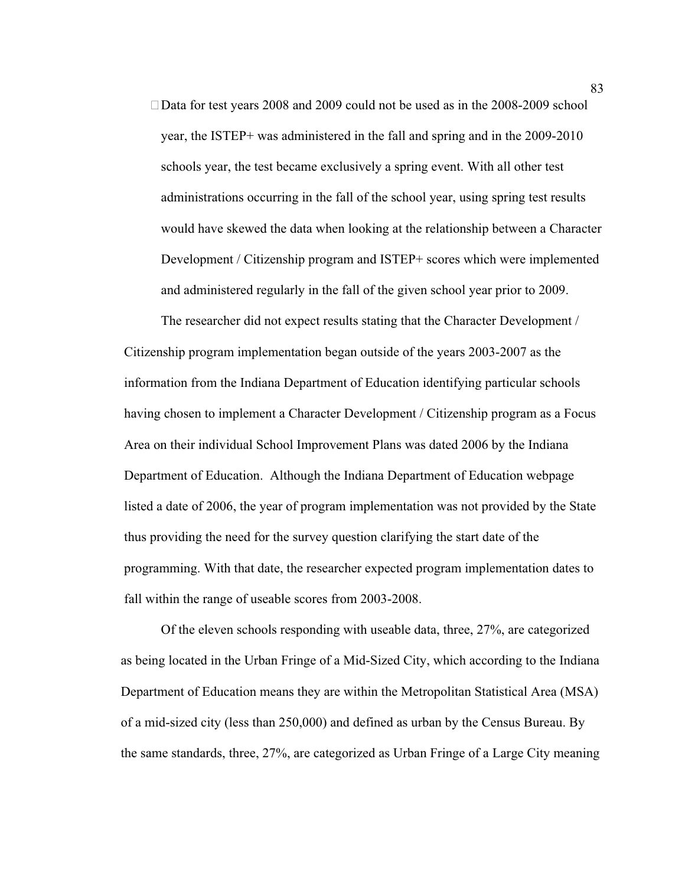- Data for test years 2008 and 2009 could not be used as in the 2008-2009 school year, the ISTEP+ was administered in the fall and spring and in the 2009-2010 schools year, the test became exclusively a spring event. With all other test administrations occurring in the fall of the school year, using spring test results would have skewed the data when looking at the relationship between a Character Development / Citizenship program and ISTEP+ scores which were implemented and administered regularly in the fall of the given school year prior to 2009.

The researcher did not expect results stating that the Character Development / Citizenship program implementation began outside of the years 2003-2007 as the information from the Indiana Department of Education identifying particular schools having chosen to implement a Character Development / Citizenship program as a Focus Area on their individual School Improvement Plans was dated 2006 by the Indiana Department of Education. Although the Indiana Department of Education webpage listed a date of 2006, the year of program implementation was not provided by the State thus providing the need for the survey question clarifying the start date of the programming. With that date, the researcher expected program implementation dates to fall within the range of useable scores from 2003-2008.

Of the eleven schools responding with useable data, three, 27%, are categorized as being located in the Urban Fringe of a Mid-Sized City, which according to the Indiana Department of Education means they are within the Metropolitan Statistical Area (MSA) of a mid-sized city (less than 250,000) and defined as urban by the Census Bureau. By the same standards, three, 27%, are categorized as Urban Fringe of a Large City meaning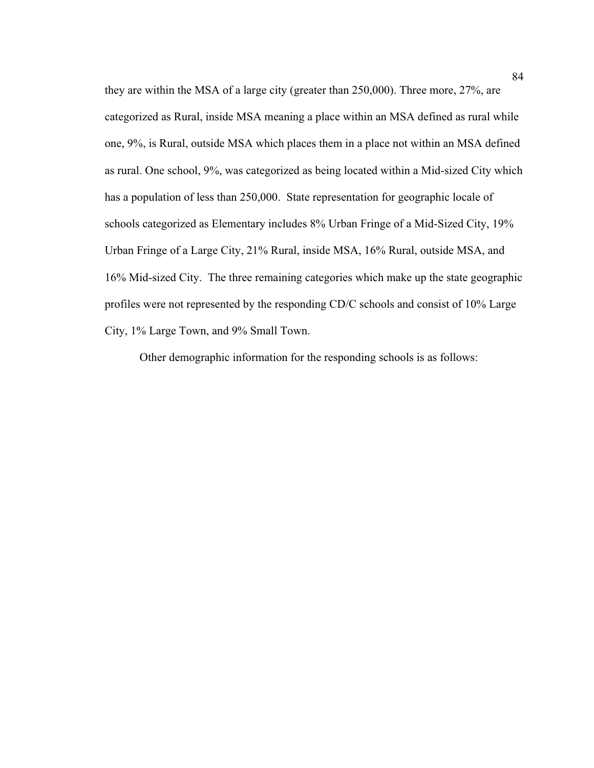they are within the MSA of a large city (greater than 250,000). Three more, 27%, are categorized as Rural, inside MSA meaning a place within an MSA defined as rural while one, 9%, is Rural, outside MSA which places them in a place not within an MSA defined as rural. One school, 9%, was categorized as being located within a Mid-sized City which has a population of less than 250,000. State representation for geographic locale of schools categorized as Elementary includes 8% Urban Fringe of a Mid-Sized City, 19% Urban Fringe of a Large City, 21% Rural, inside MSA, 16% Rural, outside MSA, and 16% Mid-sized City. The three remaining categories which make up the state geographic profiles were not represented by the responding CD/C schools and consist of 10% Large City, 1% Large Town, and 9% Small Town.

Other demographic information for the responding schools is as follows: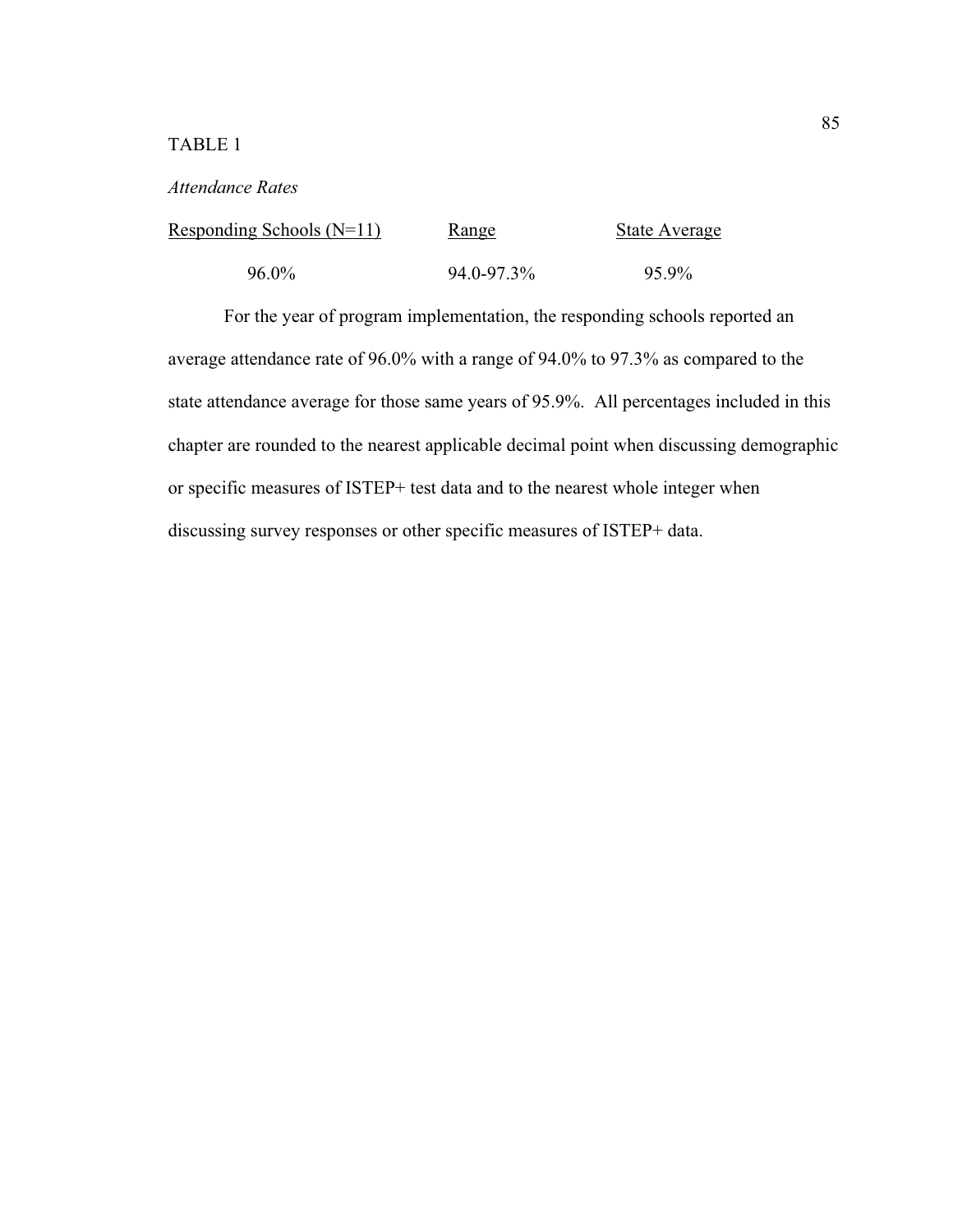TABLE 1

*Attendance Rates*

| Responding Schools (N=11) | Range | State Average |
|---|---|---|
| 96.0% | 94.0-97.3% | 95.9% |

For the year of program implementation, the responding schools reported an average attendance rate of 96.0% with a range of 94.0% to 97.3% as compared to the state attendance average for those same years of 95.9%. All percentages included in this chapter are rounded to the nearest applicable decimal point when discussing demographic or specific measures of ISTEP+ test data and to the nearest whole integer when discussing survey responses or other specific measures of ISTEP+ data.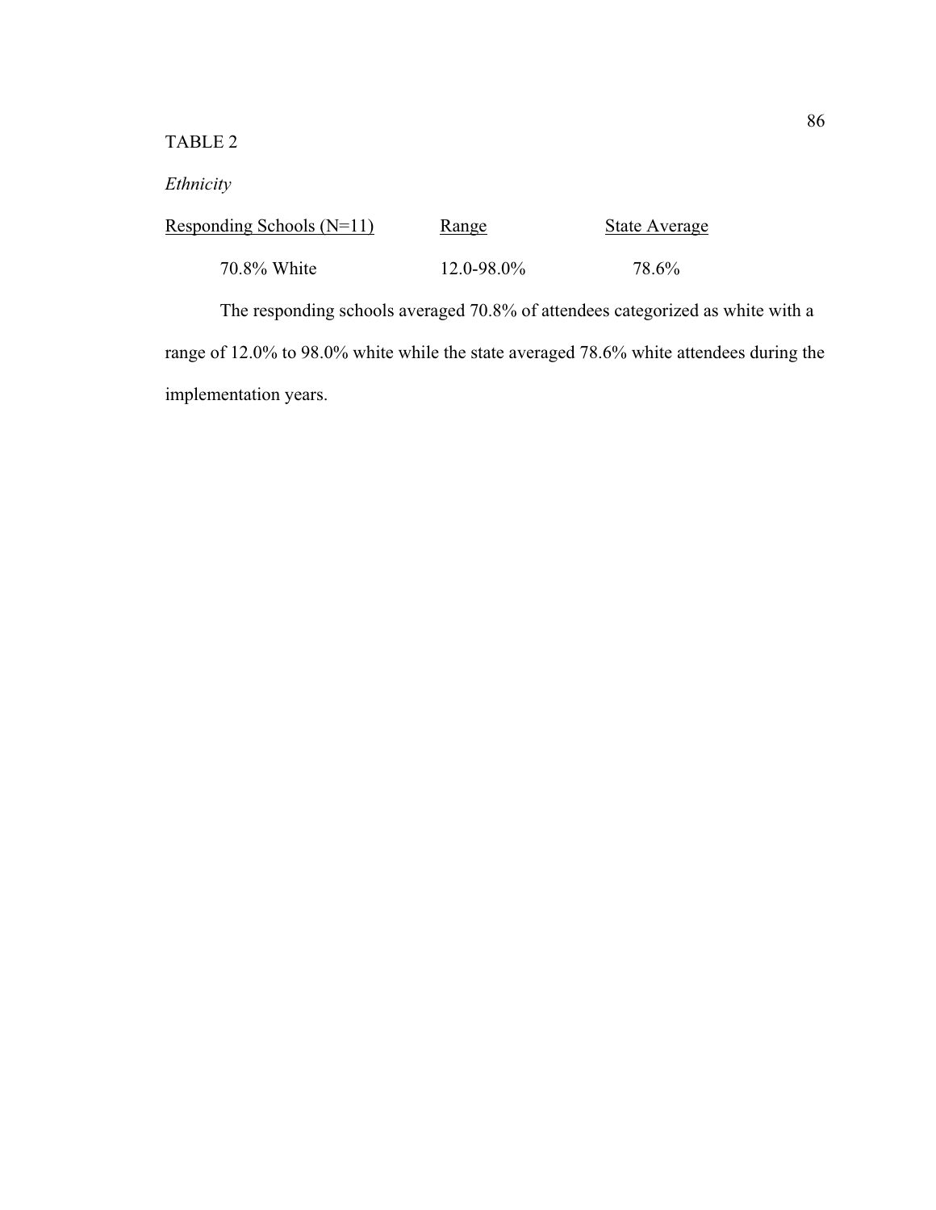TABLE 2

*Ethnicity*

| Responding Schools (N=11) | Range | State Average |
| --- | --- | --- |
| 70.8% White | 12.0-98.0% | 78.6% |

The responding schools averaged 70.8% of attendees categorized as white with a range of 12.0% to 98.0% white while the state averaged 78.6% white attendees during the implementation years.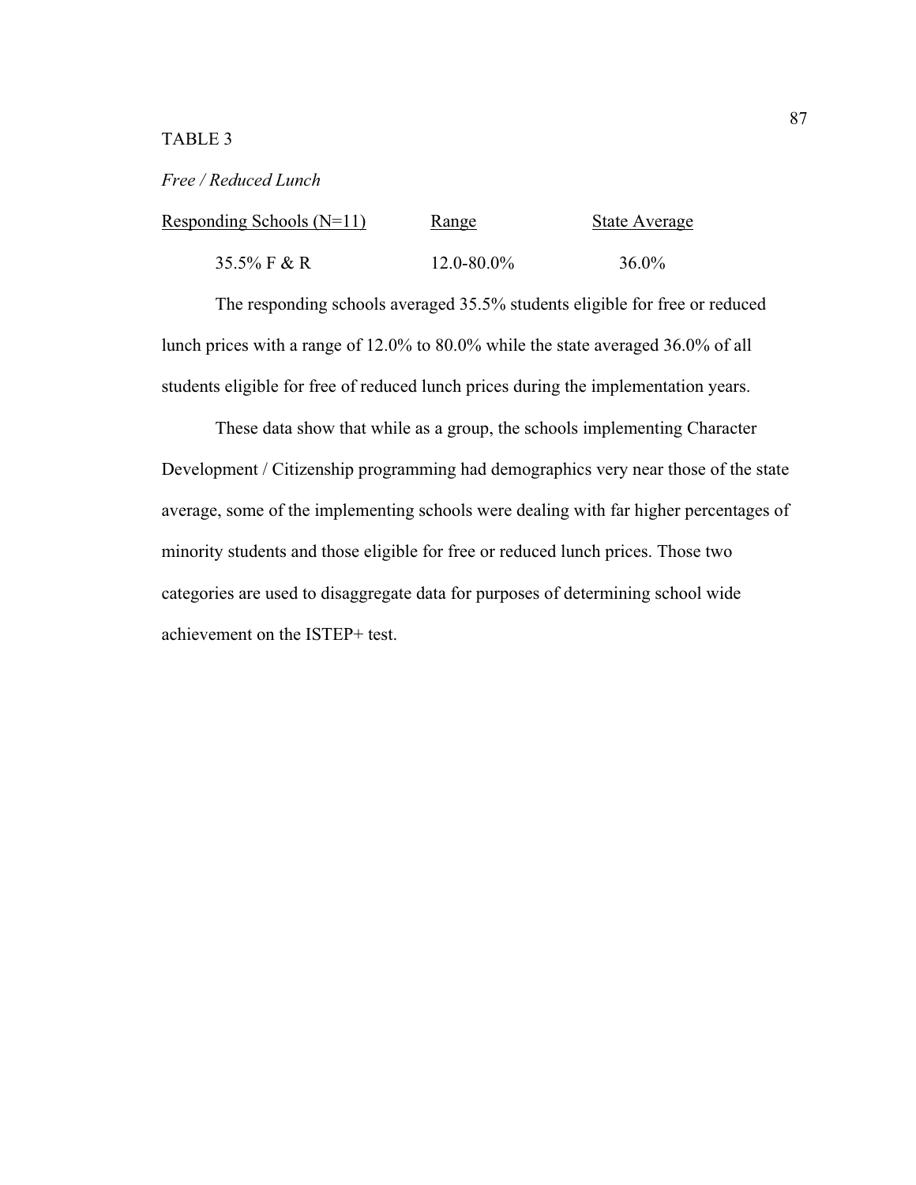TABLE 3

*Free / Reduced Lunch*

| Responding Schools (N=11) | Range | State Average |
| --- | --- | --- |
| 35.5% F & R | 12.0-80.0% | 36.0% |

The responding schools averaged 35.5% students eligible for free or reduced lunch prices with a range of 12.0% to 80.0% while the state averaged 36.0% of all students eligible for free of reduced lunch prices during the implementation years.

These data show that while as a group, the schools implementing Character Development / Citizenship programming had demographics very near those of the state average, some of the implementing schools were dealing with far higher percentages of minority students and those eligible for free or reduced lunch prices. Those two categories are used to disaggregate data for purposes of determining school wide achievement on the ISTEP+ test.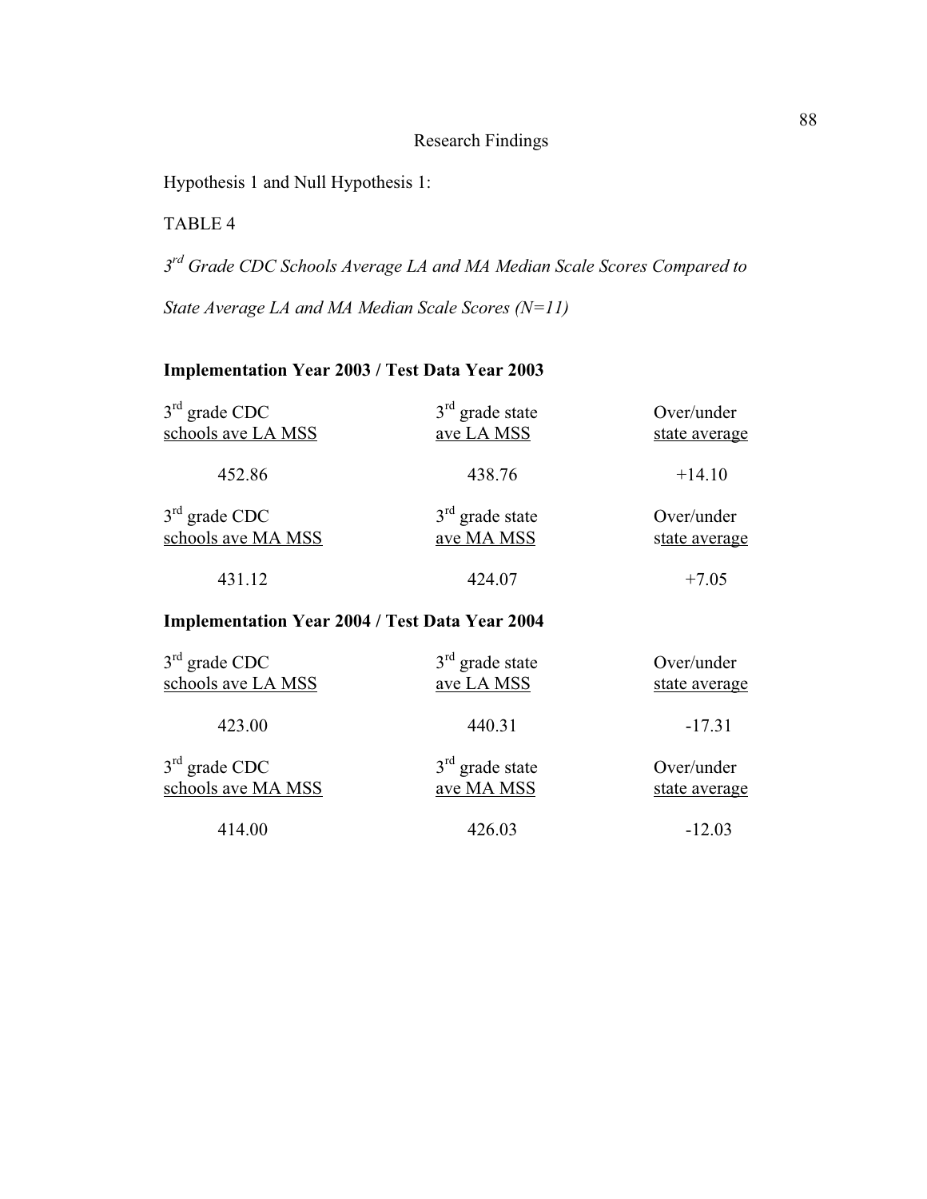## Research Findings

Hypothesis 1 and Null Hypothesis 1:

TABLE 4

*3rd Grade CDC Schools Average LA and MA Median Scale Scores Compared to State Average LA and MA Median Scale Scores (N=11)*

**Implementation Year 2003 / Test Data Year 2003**

| 3rd grade CDC schools ave LA MSS | 3rd grade state ave LA MSS | Over/under state average |
|---|---|---|
| 452.86 | 438.76 | +14.10 |

| 3rd grade CDC schools ave MA MSS | 3rd grade state ave MA MSS | Over/under state average |
|---|---|---|
| 431.12 | 424.07 | +7.05 |

**Implementation Year 2004 / Test Data Year 2004**

| 3rd grade CDC schools ave LA MSS | 3rd grade state ave LA MSS | Over/under state average |
|---|---|---|
| 423.00 | 440.31 | -17.31 |

| 3rd grade CDC schools ave MA MSS | 3rd grade state ave MA MSS | Over/under state average |
|---|---|---|
| 414.00 | 426.03 | -12.03 |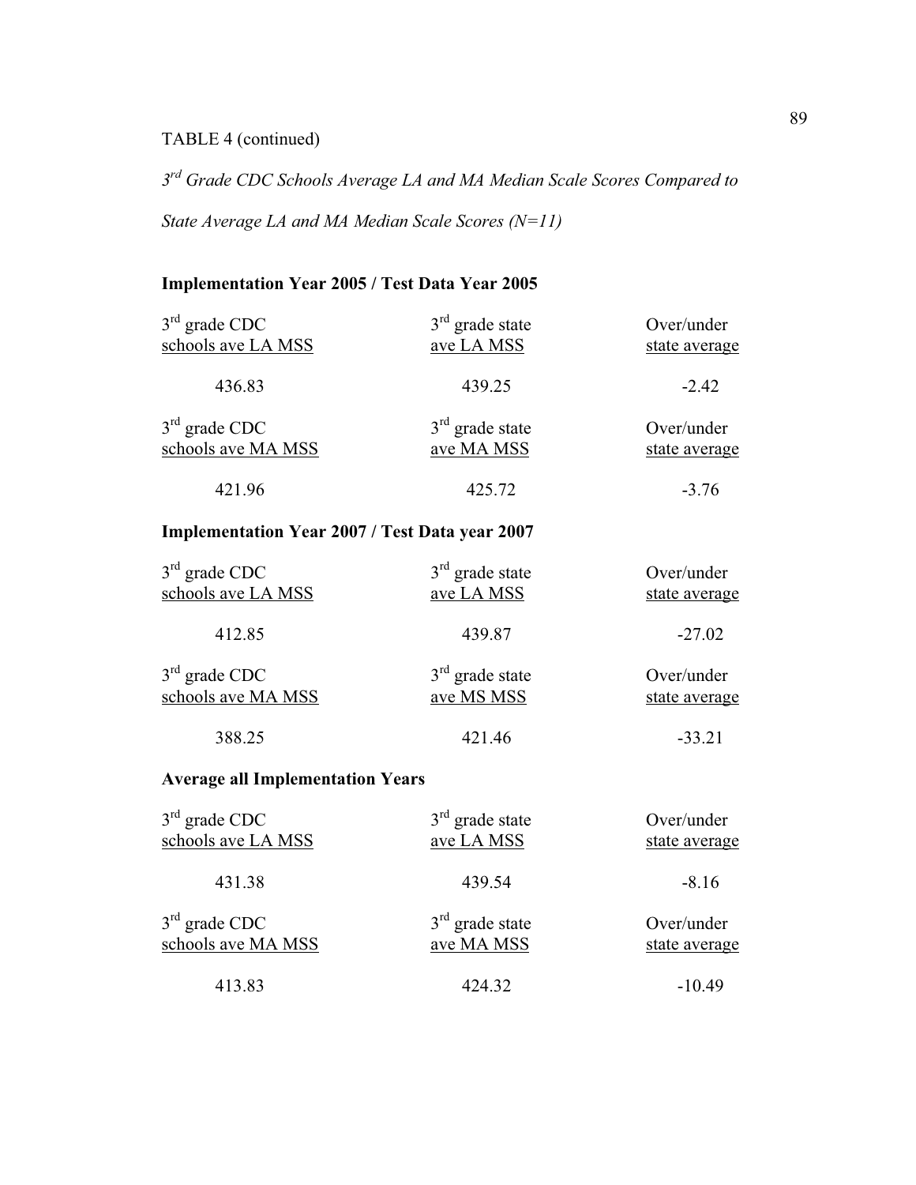TABLE 4 (continued)

*3rd Grade CDC Schools Average LA and MA Median Scale Scores Compared to State Average LA and MA Median Scale Scores (N=11)*

**Implementation Year 2005 / Test Data Year 2005**

| 3rd grade CDC schools ave LA MSS | 3rd grade state ave LA MSS | Over/under state average |
|---|---|---|
| 436.83 | 439.25 | -2.42 |

| 3rd grade CDC schools ave MA MSS | 3rd grade state ave MA MSS | Over/under state average |
|---|---|---|
| 421.96 | 425.72 | -3.76 |

**Implementation Year 2007 / Test Data year 2007**

| 3rd grade CDC schools ave LA MSS | 3rd grade state ave LA MSS | Over/under state average |
|---|---|---|
| 412.85 | 439.87 | -27.02 |

| 3rd grade CDC schools ave MA MSS | 3rd grade state ave MS MSS | Over/under state average |
|---|---|---|
| 388.25 | 421.46 | -33.21 |

**Average all Implementation Years**

| 3rd grade CDC schools ave LA MSS | 3rd grade state ave LA MSS | Over/under state average |
|---|---|---|
| 431.38 | 439.54 | -8.16 |

| 3rd grade CDC schools ave MA MSS | 3rd grade state ave MA MSS | Over/under state average |
|---|---|---|
| 413.83 | 424.32 | -10.49 |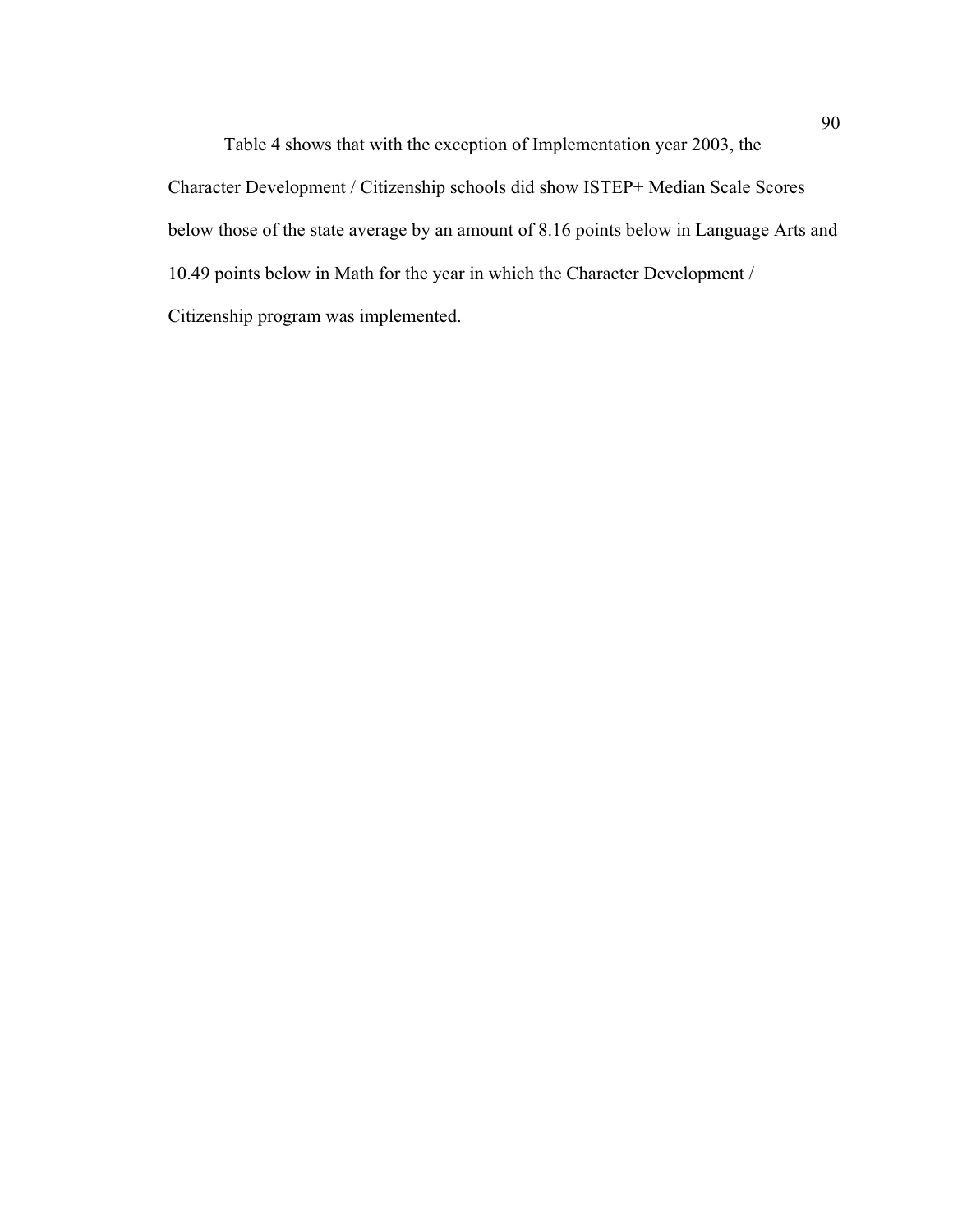Table 4 shows that with the exception of Implementation year 2003, the Character Development / Citizenship schools did show ISTEP+ Median Scale Scores below those of the state average by an amount of 8.16 points below in Language Arts and 10.49 points below in Math for the year in which the Character Development / Citizenship program was implemented.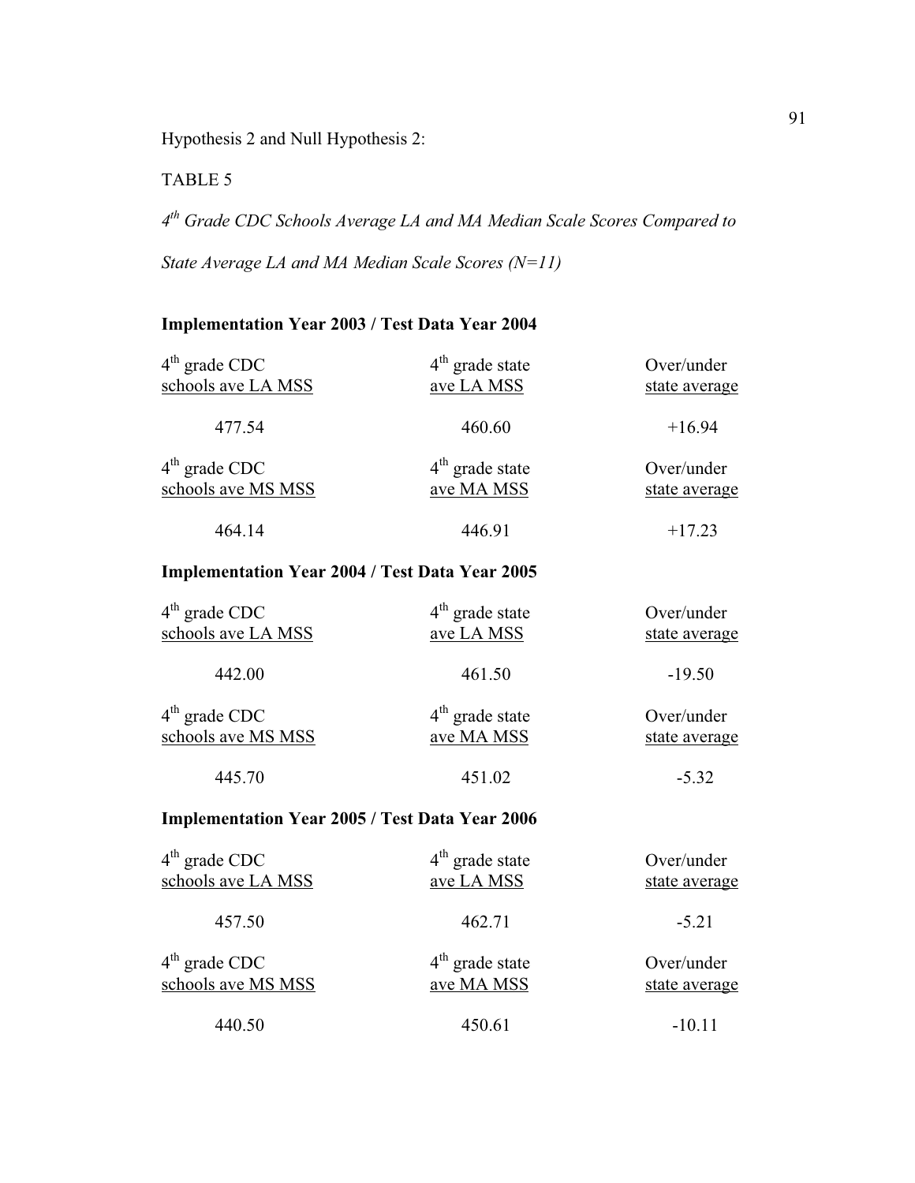Hypothesis 2 and Null Hypothesis 2:

TABLE 5

*4th Grade CDC Schools Average LA and MA Median Scale Scores Compared to State Average LA and MA Median Scale Scores (N=11)*

**Implementation Year 2003 / Test Data Year 2004**

| 4th grade CDC schools ave LA MSS | 4th grade state ave LA MSS | Over/under state average |
|---|---|---|
| 477.54 | 460.60 | +16.94 |

| 4th grade CDC schools ave MS MSS | 4th grade state ave MA MSS | Over/under state average |
|---|---|---|
| 464.14 | 446.91 | +17.23 |

**Implementation Year 2004 / Test Data Year 2005**

| 4th grade CDC schools ave LA MSS | 4th grade state ave LA MSS | Over/under state average |
|---|---|---|
| 442.00 | 461.50 | -19.50 |

| 4th grade CDC schools ave MS MSS | 4th grade state ave MA MSS | Over/under state average |
|---|---|---|
| 445.70 | 451.02 | -5.32 |

**Implementation Year 2005 / Test Data Year 2006**

| 4th grade CDC schools ave LA MSS | 4th grade state ave LA MSS | Over/under state average |
|---|---|---|
| 457.50 | 462.71 | -5.21 |

| 4th grade CDC schools ave MS MSS | 4th grade state ave MA MSS | Over/under state average |
|---|---|---|
| 440.50 | 450.61 | -10.11 |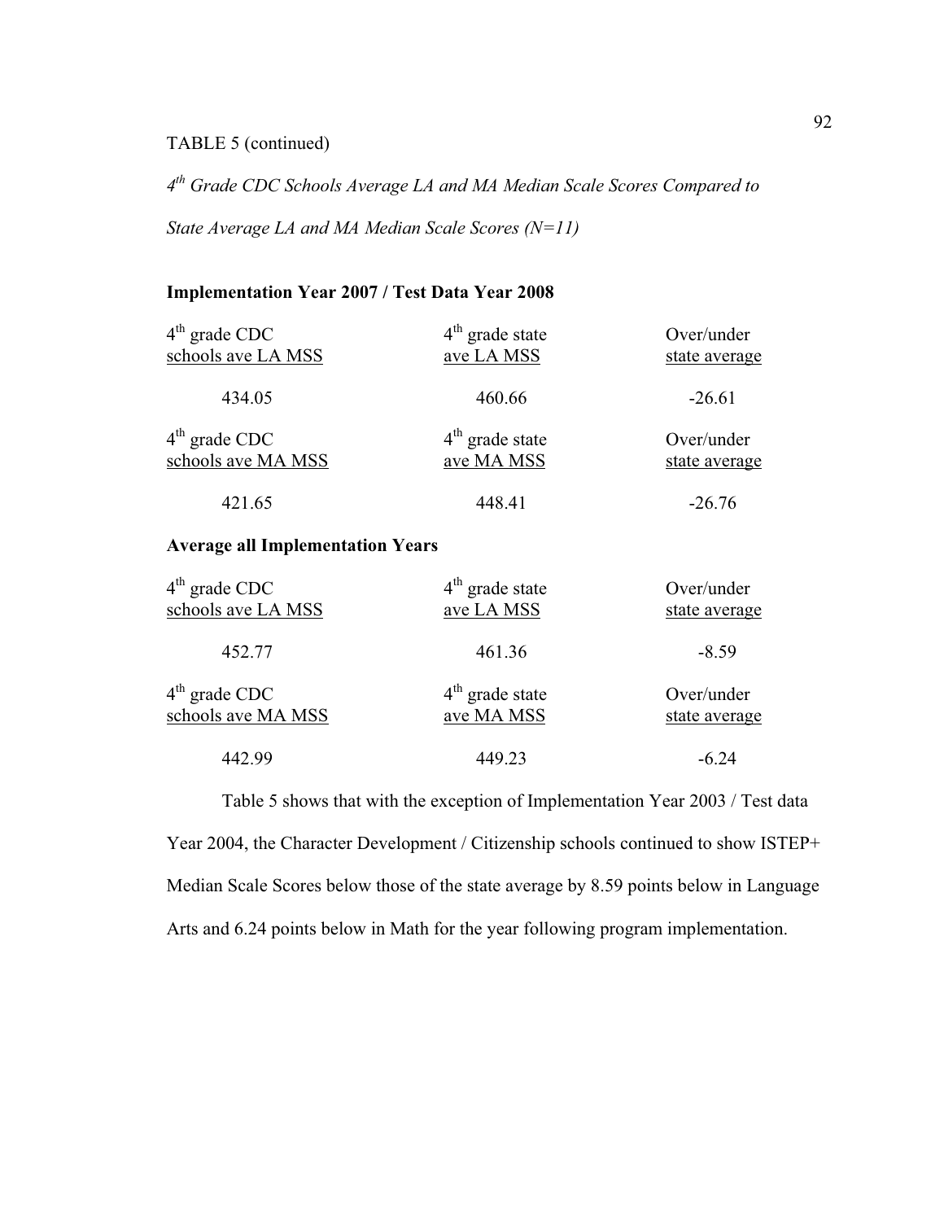TABLE 5 (continued)

*4[th] Grade CDC Schools Average LA and MA Median Scale Scores Compared to State Average LA and MA Median Scale Scores (N=11)*

**Implementation Year 2007 / Test Data Year 2008**

| 4th grade CDC schools ave LA MSS | 4th grade state ave LA MSS | Over/under state average |
|---|---|---|
| 434.05 | 460.66 | -26.61 |

| 4th grade CDC schools ave MA MSS | 4th grade state ave MA MSS | Over/under state average |
|---|---|---|
| 421.65 | 448.41 | -26.76 |

**Average all Implementation Years**

| 4th grade CDC schools ave LA MSS | 4th grade state ave LA MSS | Over/under state average |
|---|---|---|
| 452.77 | 461.36 | -8.59 |

| 4th grade CDC schools ave MA MSS | 4th grade state ave MA MSS | Over/under state average |
|---|---|---|
| 442.99 | 449.23 | -6.24 |

Table 5 shows that with the exception of Implementation Year 2003 / Test data Year 2004, the Character Development / Citizenship schools continued to show ISTEP+ Median Scale Scores below those of the state average by 8.59 points below in Language Arts and 6.24 points below in Math for the year following program implementation.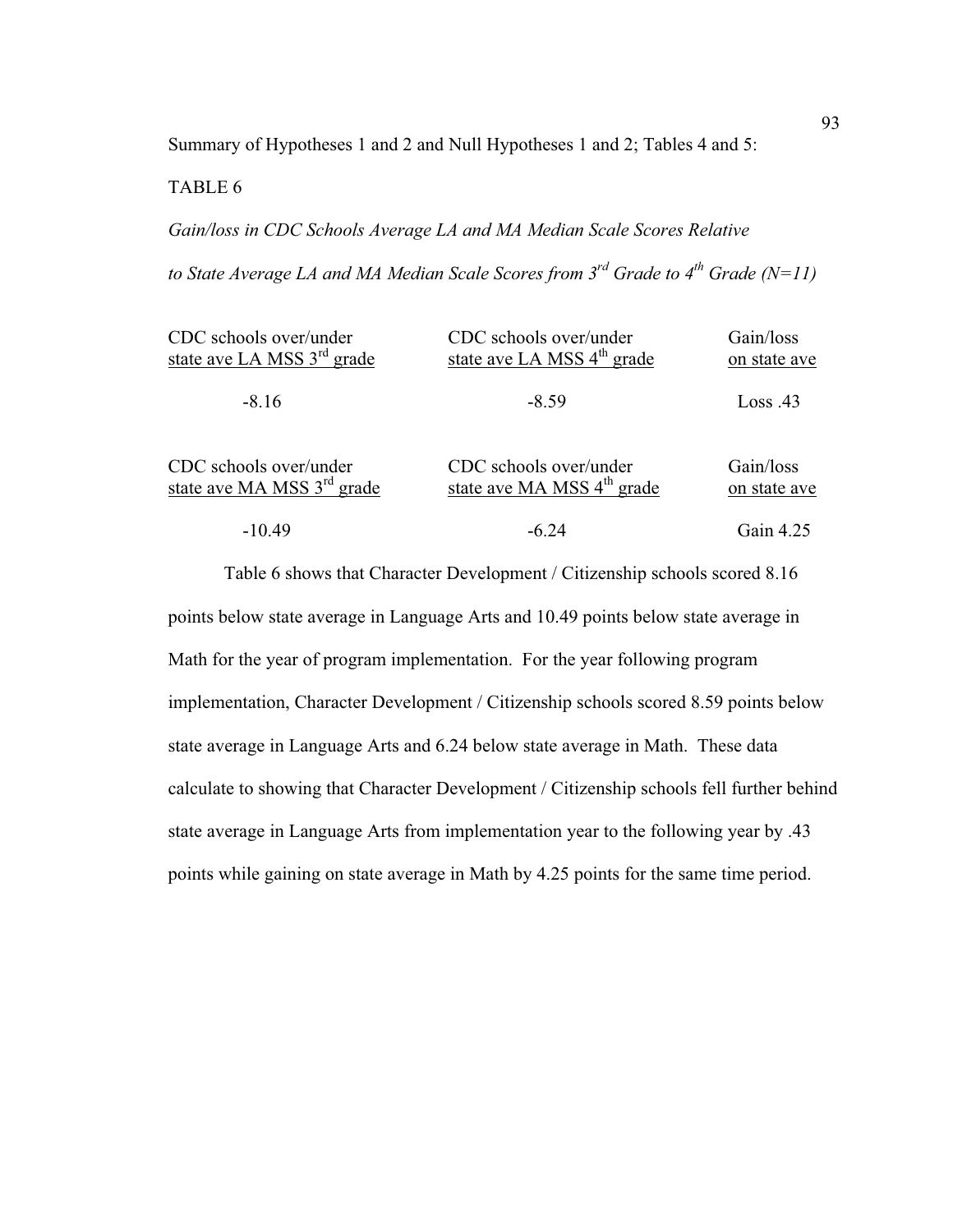Summary of Hypotheses 1 and 2 and Null Hypotheses 1 and 2; Tables 4 and 5:

TABLE 6

*Gain/loss in CDC Schools Average LA and MA Median Scale Scores Relative to State Average LA and MA Median Scale Scores from 3rd Grade to 4th Grade (N=11)*

| CDC schools over/under state ave LA MSS 3rd grade | CDC schools over/under state ave LA MSS 4th grade | Gain/loss on state ave |
|---|---|---|
| -8.16 | -8.59 | Loss .43 |

| CDC schools over/under state ave MA MSS 3rd grade | CDC schools over/under state ave MA MSS 4th grade | Gain/loss on state ave |
|---|---|---|
| -10.49 | -6.24 | Gain 4.25 |

Table 6 shows that Character Development / Citizenship schools scored 8.16 points below state average in Language Arts and 10.49 points below state average in Math for the year of program implementation. For the year following program implementation, Character Development / Citizenship schools scored 8.59 points below state average in Language Arts and 6.24 below state average in Math. These data calculate to showing that Character Development / Citizenship schools fell further behind state average in Language Arts from implementation year to the following year by .43 points while gaining on state average in Math by 4.25 points for the same time period.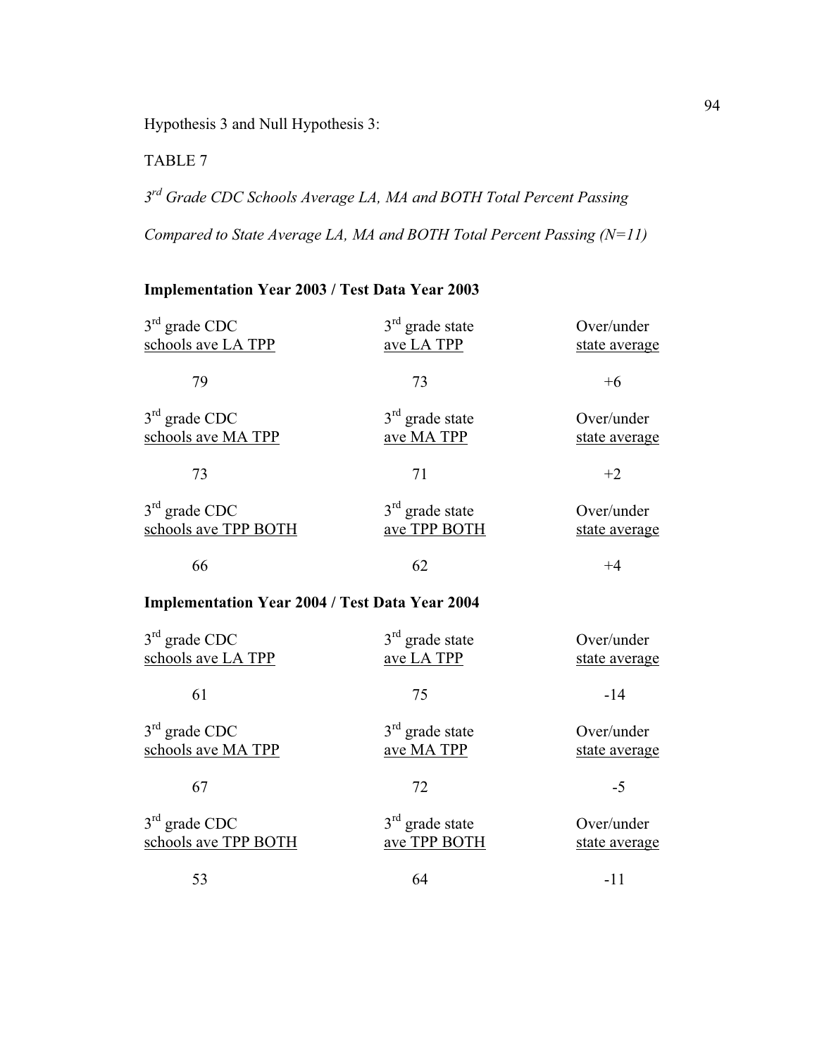Hypothesis 3 and Null Hypothesis 3:

TABLE 7

*3rd Grade CDC Schools Average LA, MA and BOTH Total Percent Passing*

*Compared to State Average LA, MA and BOTH Total Percent Passing (N=11)*

**Implementation Year 2003 / Test Data Year 2003**

| 3rd grade CDC schools ave LA TPP | 3rd grade state ave LA TPP | Over/under state average |
|---|---|---|
| 79 | 73 | +6 |

| 3rd grade CDC schools ave MA TPP | 3rd grade state ave MA TPP | Over/under state average |
|---|---|---|
| 73 | 71 | +2 |

| 3rd grade CDC schools ave TPP BOTH | 3rd grade state ave TPP BOTH | Over/under state average |
|---|---|---|
| 66 | 62 | +4 |

**Implementation Year 2004 / Test Data Year 2004**

| 3rd grade CDC schools ave LA TPP | 3rd grade state ave LA TPP | Over/under state average |
|---|---|---|
| 61 | 75 | -14 |

| 3rd grade CDC schools ave MA TPP | 3rd grade state ave MA TPP | Over/under state average |
|---|---|---|
| 67 | 72 | -5 |

| 3rd grade CDC schools ave TPP BOTH | 3rd grade state ave TPP BOTH | Over/under state average |
|---|---|---|
| 53 | 64 | -11 |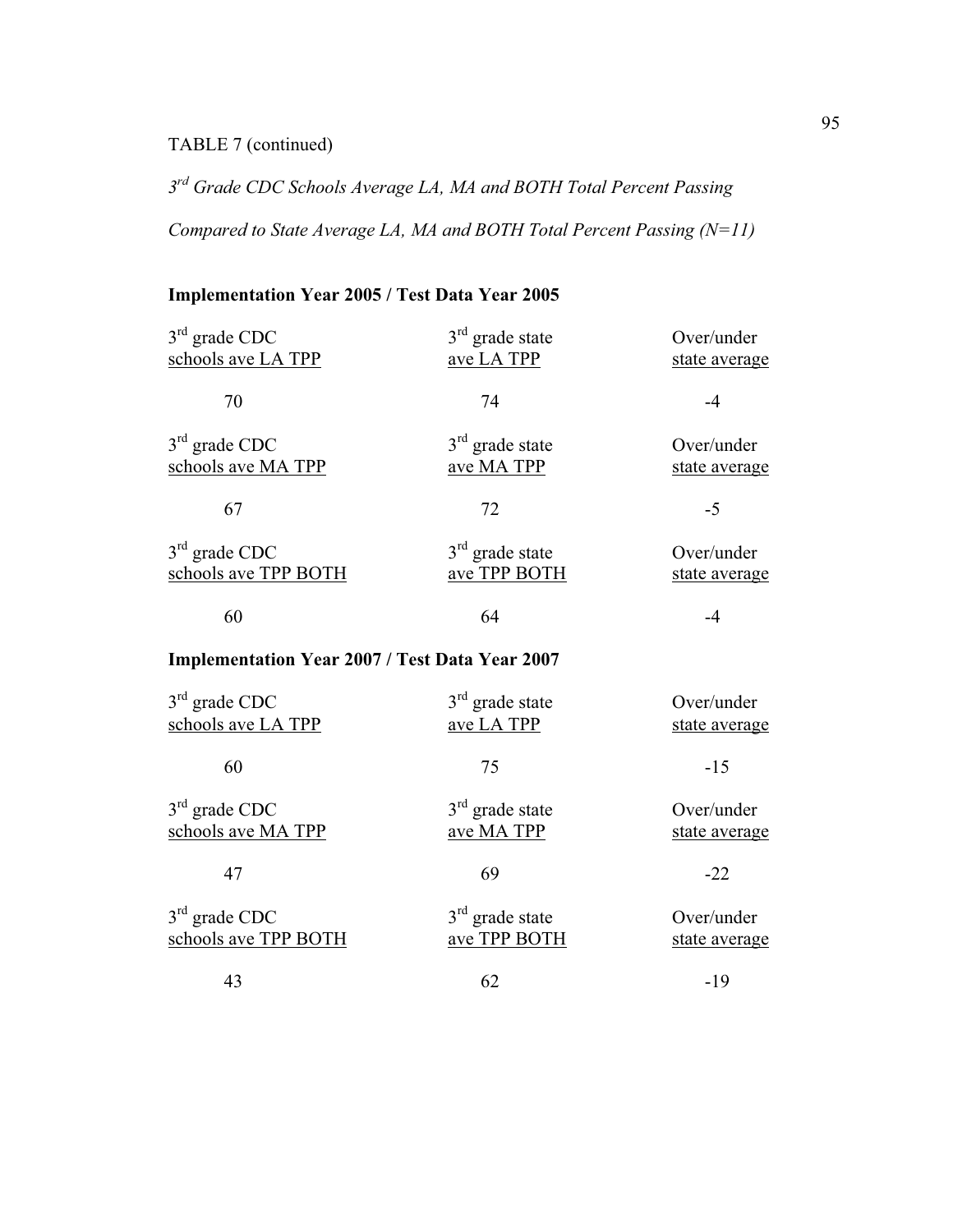TABLE 7 (continued)

*3rd Grade CDC Schools Average LA, MA and BOTH Total Percent Passing Compared to State Average LA, MA and BOTH Total Percent Passing (N=11)*

**Implementation Year 2005 / Test Data Year 2005**

| 3rd grade CDC schools ave LA TPP | 3rd grade state ave LA TPP | Over/under state average |
|---|---|---|
| 70 | 74 | -4 |

| 3rd grade CDC schools ave MA TPP | 3rd grade state ave MA TPP | Over/under state average |
|---|---|---|
| 67 | 72 | -5 |

| 3rd grade CDC schools ave TPP BOTH | 3rd grade state ave TPP BOTH | Over/under state average |
|---|---|---|
| 60 | 64 | -4 |

**Implementation Year 2007 / Test Data Year 2007**

| 3rd grade CDC schools ave LA TPP | 3rd grade state ave LA TPP | Over/under state average |
|---|---|---|
| 60 | 75 | -15 |

| 3rd grade CDC schools ave MA TPP | 3rd grade state ave MA TPP | Over/under state average |
|---|---|---|
| 47 | 69 | -22 |

| 3rd grade CDC schools ave TPP BOTH | 3rd grade state ave TPP BOTH | Over/under state average |
|---|---|---|
| 43 | 62 | -19 |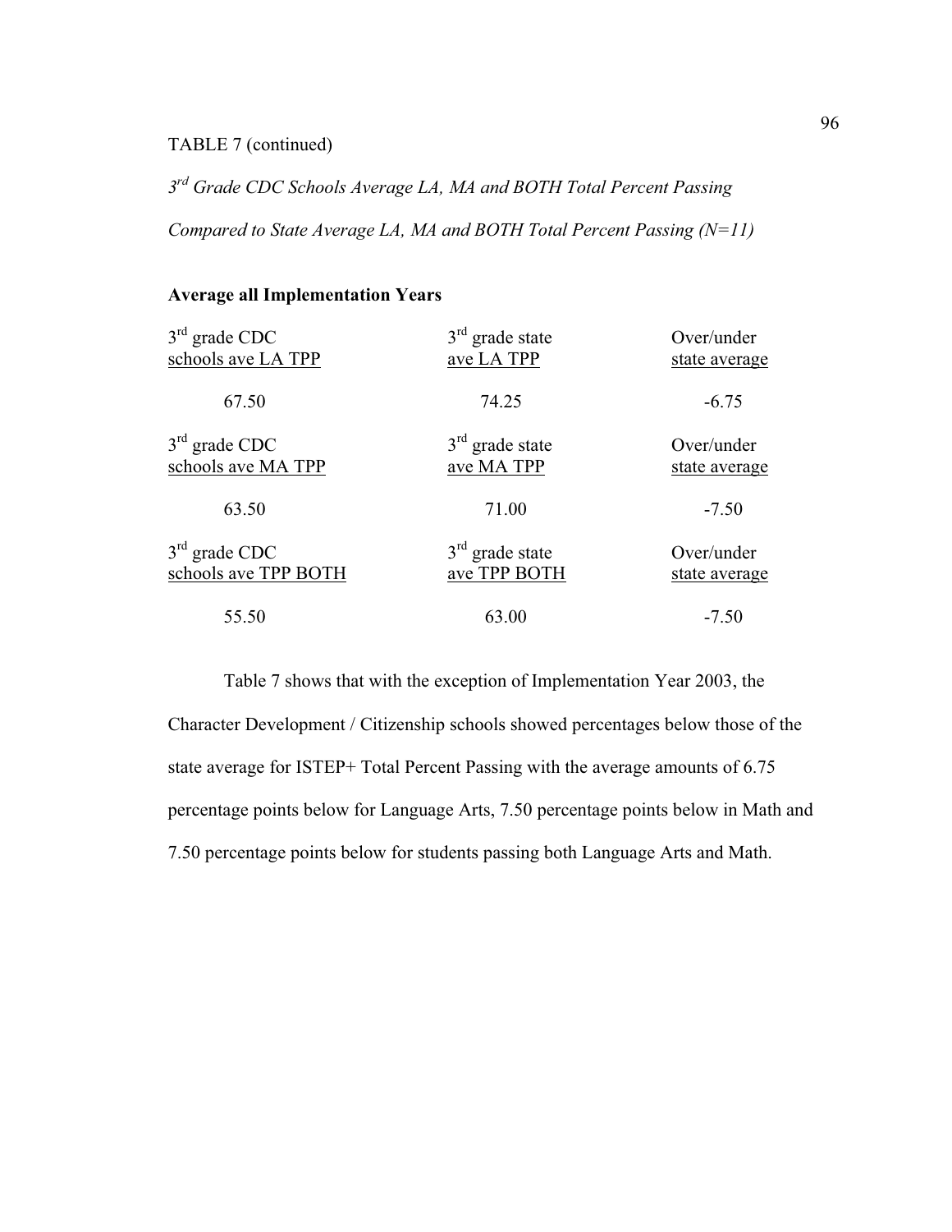TABLE 7 (continued)

*3rd Grade CDC Schools Average LA, MA and BOTH Total Percent Passing Compared to State Average LA, MA and BOTH Total Percent Passing (N=11)*

**Average all Implementation Years**

| 3rd grade CDC schools ave LA TPP | 3rd grade state ave LA TPP | Over/under state average |
|---|---|---|
| 67.50 | 74.25 | -6.75 |
| **3rd grade CDC schools ave MA TPP** | **3rd grade state ave MA TPP** | **Over/under state average** |
| 63.50 | 71.00 | -7.50 |
| **3rd grade CDC schools ave TPP BOTH** | **3rd grade state ave TPP BOTH** | **Over/under state average** |
| 55.50 | 63.00 | -7.50 |

Table 7 shows that with the exception of Implementation Year 2003, the Character Development / Citizenship schools showed percentages below those of the state average for ISTEP+ Total Percent Passing with the average amounts of 6.75 percentage points below for Language Arts, 7.50 percentage points below in Math and 7.50 percentage points below for students passing both Language Arts and Math.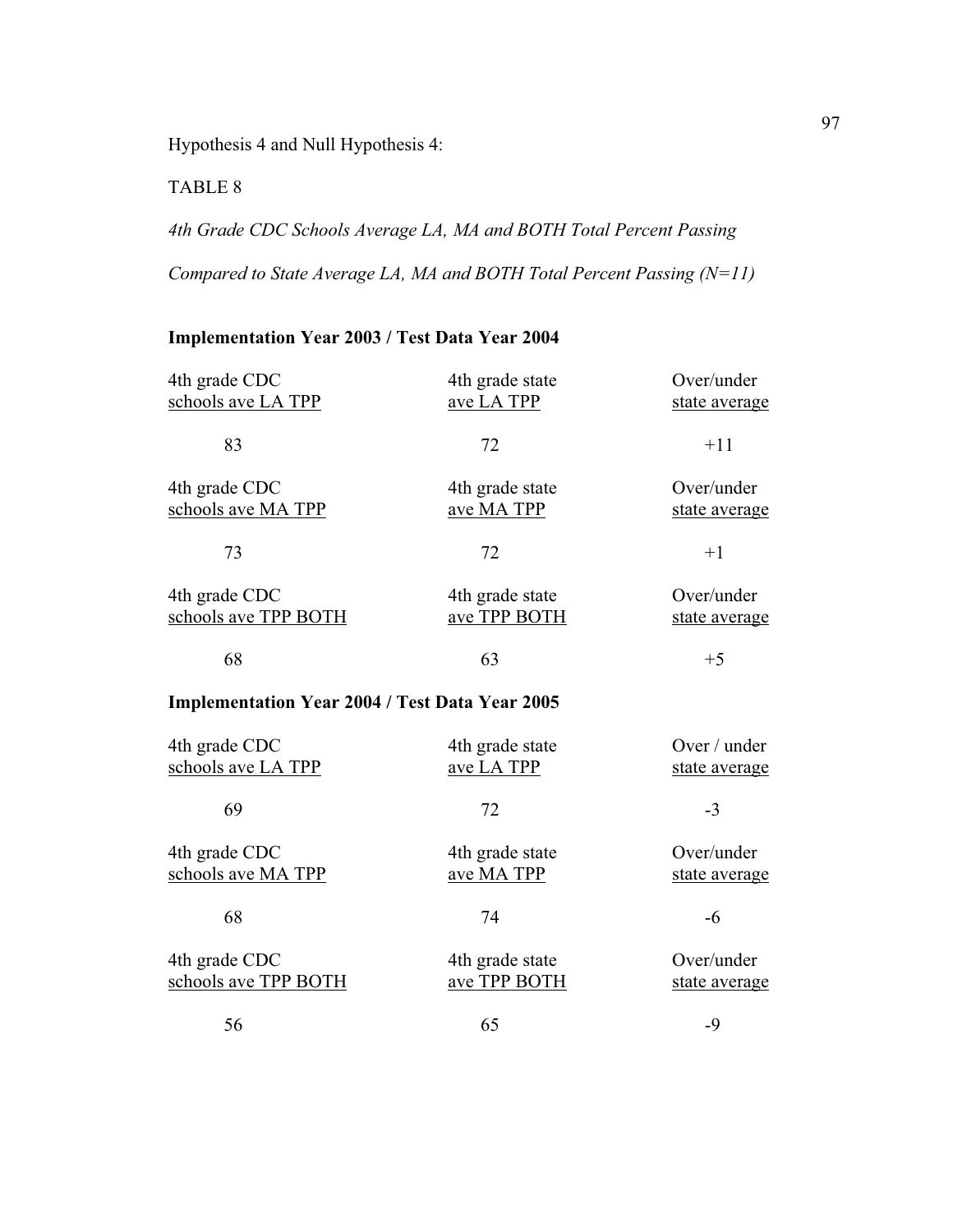Hypothesis 4 and Null Hypothesis 4:

TABLE 8

*4th Grade CDC Schools Average LA, MA and BOTH Total Percent Passing*

*Compared to State Average LA, MA and BOTH Total Percent Passing (N=11)*

**Implementation Year 2003 / Test Data Year 2004**

| 4th grade CDC schools ave LA TPP | 4th grade state ave LA TPP | Over/under state average |
|---|---|---|
| 83 | 72 | +11 |
| **4th grade CDC schools ave MA TPP** | **4th grade state ave MA TPP** | **Over/under state average** |
| 73 | 72 | +1 |
| **4th grade CDC schools ave TPP BOTH** | **4th grade state ave TPP BOTH** | **Over/under state average** |
| 68 | 63 | +5 |

**Implementation Year 2004 / Test Data Year 2005**

| 4th grade CDC schools ave LA TPP | 4th grade state ave LA TPP | Over / under state average |
|---|---|---|
| 69 | 72 | -3 |
| **4th grade CDC schools ave MA TPP** | **4th grade state ave MA TPP** | **Over/under state average** |
| 68 | 74 | -6 |
| **4th grade CDC schools ave TPP BOTH** | **4th grade state ave TPP BOTH** | **Over/under state average** |
| 56 | 65 | -9 |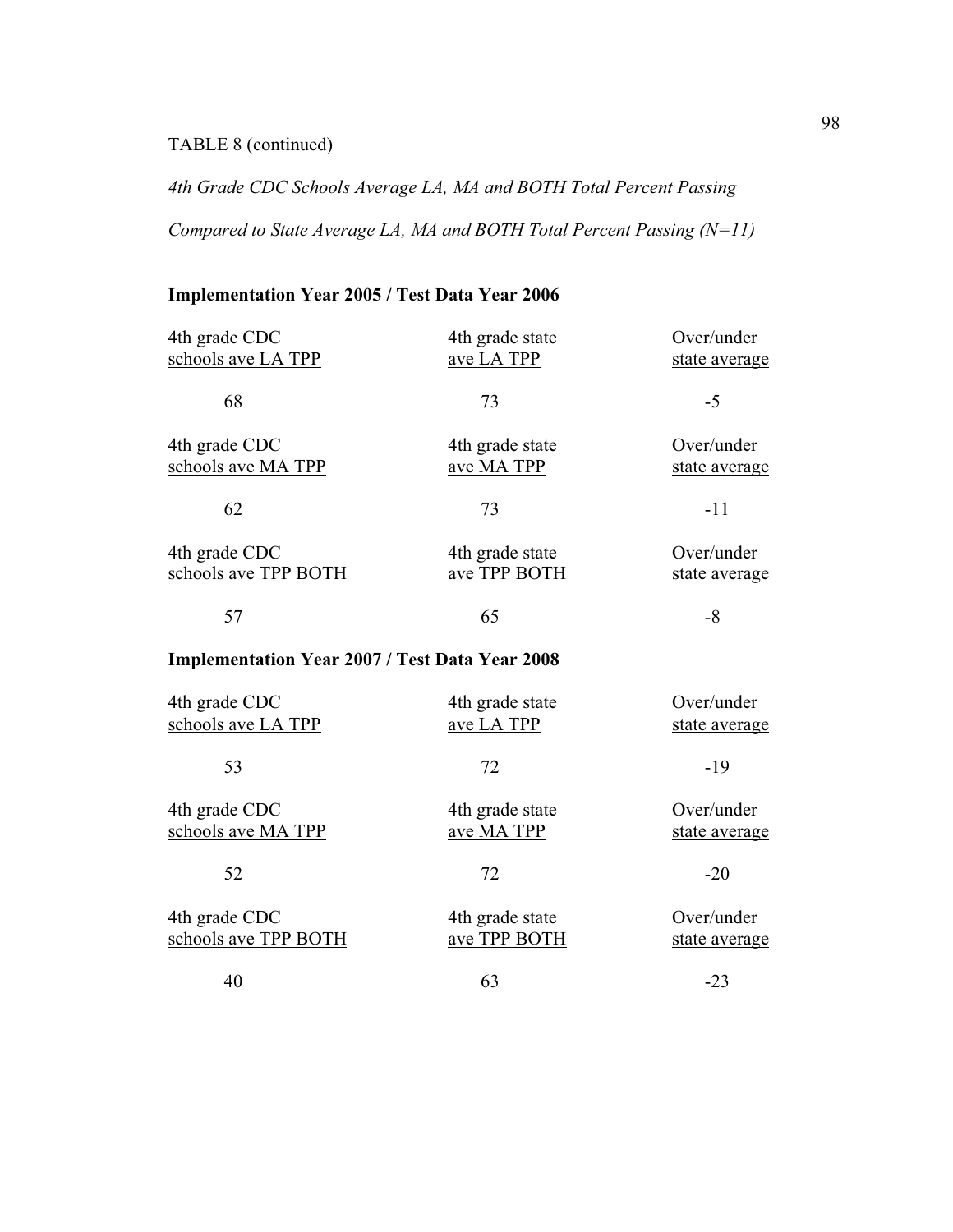TABLE 8 (continued)

*4th Grade CDC Schools Average LA, MA and BOTH Total Percent Passing*

*Compared to State Average LA, MA and BOTH Total Percent Passing (N=11)*

**Implementation Year 2005 / Test Data Year 2006**

| 4th grade CDC schools ave LA TPP | 4th grade state ave LA TPP | Over/under state average |
|---|---|---|
| 68 | 73 | -5 |

| 4th grade CDC schools ave MA TPP | 4th grade state ave MA TPP | Over/under state average |
|---|---|---|
| 62 | 73 | -11 |

| 4th grade CDC schools ave TPP BOTH | 4th grade state ave TPP BOTH | Over/under state average |
|---|---|---|
| 57 | 65 | -8 |

**Implementation Year 2007 / Test Data Year 2008**

| 4th grade CDC schools ave LA TPP | 4th grade state ave LA TPP | Over/under state average |
|---|---|---|
| 53 | 72 | -19 |

| 4th grade CDC schools ave MA TPP | 4th grade state ave MA TPP | Over/under state average |
|---|---|---|
| 52 | 72 | -20 |

| 4th grade CDC schools ave TPP BOTH | 4th grade state ave TPP BOTH | Over/under state average |
|---|---|---|
| 40 | 63 | -23 |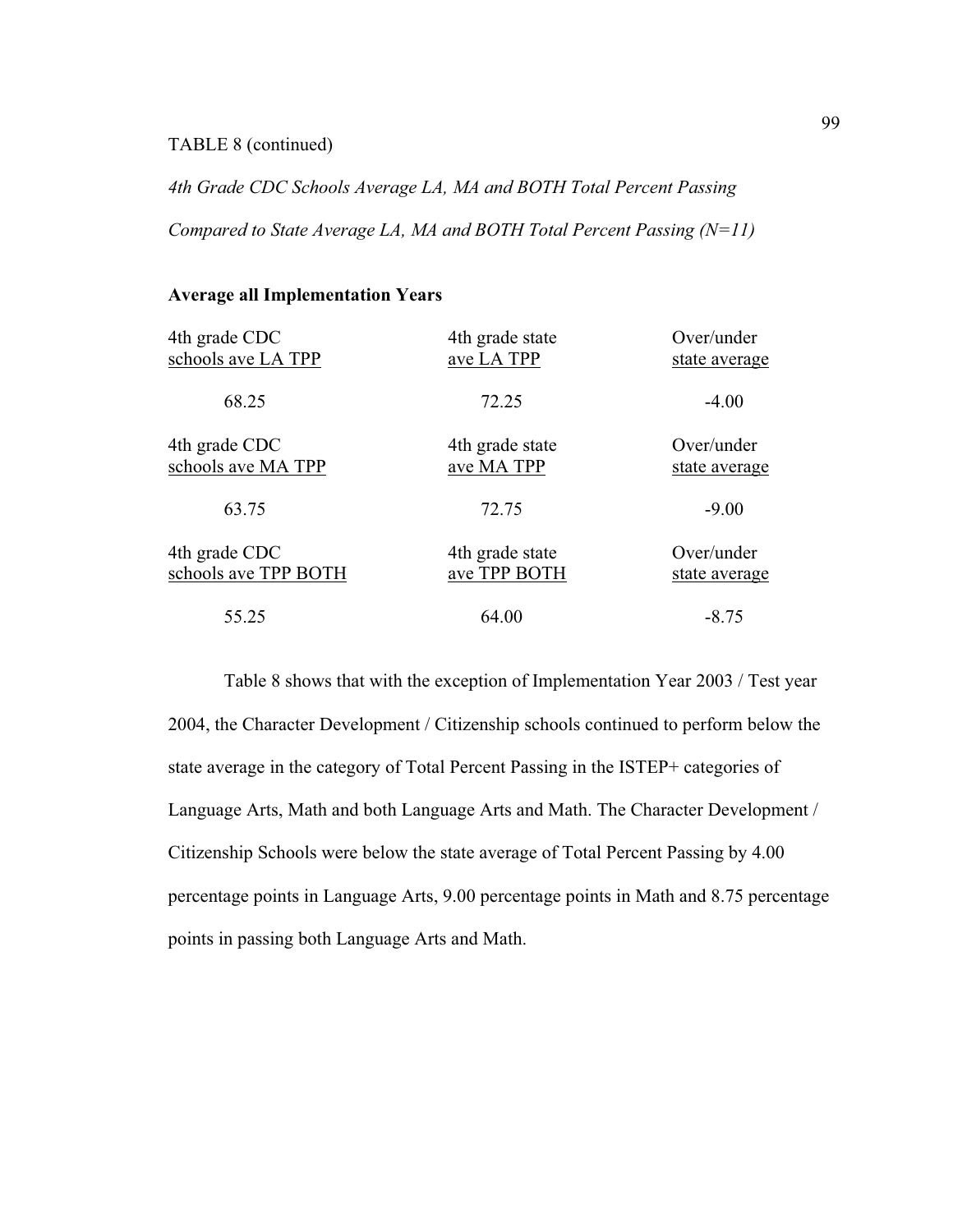TABLE 8 (continued)

*4th Grade CDC Schools Average LA, MA and BOTH Total Percent Passing*

*Compared to State Average LA, MA and BOTH Total Percent Passing (N=11)*

**Average all Implementation Years**

| 4th grade CDC schools ave LA TPP | 4th grade state ave LA TPP | Over/under state average |
|---|---|---|
| 68.25 | 72.25 | -4.00 |
| **4th grade CDC schools ave MA TPP** | **4th grade state ave MA TPP** | **Over/under state average** |
| 63.75 | 72.75 | -9.00 |
| **4th grade CDC schools ave TPP BOTH** | **4th grade state ave TPP BOTH** | **Over/under state average** |
| 55.25 | 64.00 | -8.75 |

Table 8 shows that with the exception of Implementation Year 2003 / Test year 2004, the Character Development / Citizenship schools continued to perform below the state average in the category of Total Percent Passing in the ISTEP+ categories of Language Arts, Math and both Language Arts and Math. The Character Development / Citizenship Schools were below the state average of Total Percent Passing by 4.00 percentage points in Language Arts, 9.00 percentage points in Math and 8.75 percentage points in passing both Language Arts and Math.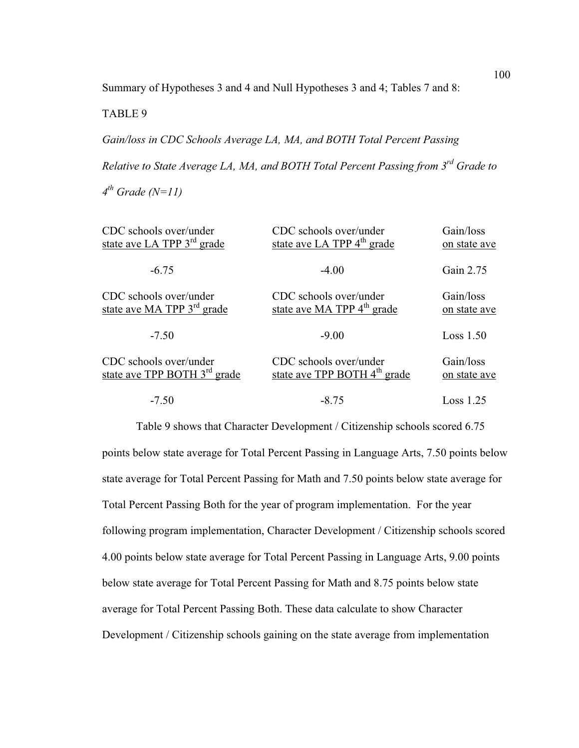Summary of Hypotheses 3 and 4 and Null Hypotheses 3 and 4; Tables 7 and 8:

TABLE 9

*Gain/loss in CDC Schools Average LA, MA, and BOTH Total Percent Passing Relative to State Average LA, MA, and BOTH Total Percent Passing from 3rd Grade to 4th Grade (N=11)*

| CDC schools over/under state ave LA TPP 3rd grade | CDC schools over/under state ave LA TPP 4th grade | Gain/loss on state ave |
|---|---|---|
| -6.75 | -4.00 | Gain 2.75 |
| **CDC schools over/under state ave MA TPP 3rd grade** | **CDC schools over/under state ave MA TPP 4th grade** | **Gain/loss on state ave** |
| -7.50 | -9.00 | Loss 1.50 |
| **CDC schools over/under state ave TPP BOTH 3rd grade** | **CDC schools over/under state ave TPP BOTH 4th grade** | **Gain/loss on state ave** |
| -7.50 | -8.75 | Loss 1.25 |

Table 9 shows that Character Development / Citizenship schools scored 6.75 points below state average for Total Percent Passing in Language Arts, 7.50 points below state average for Total Percent Passing for Math and 7.50 points below state average for Total Percent Passing Both for the year of program implementation. For the year following program implementation, Character Development / Citizenship schools scored 4.00 points below state average for Total Percent Passing in Language Arts, 9.00 points below state average for Total Percent Passing for Math and 8.75 points below state average for Total Percent Passing Both. These data calculate to show Character Development / Citizenship schools gaining on the state average from implementation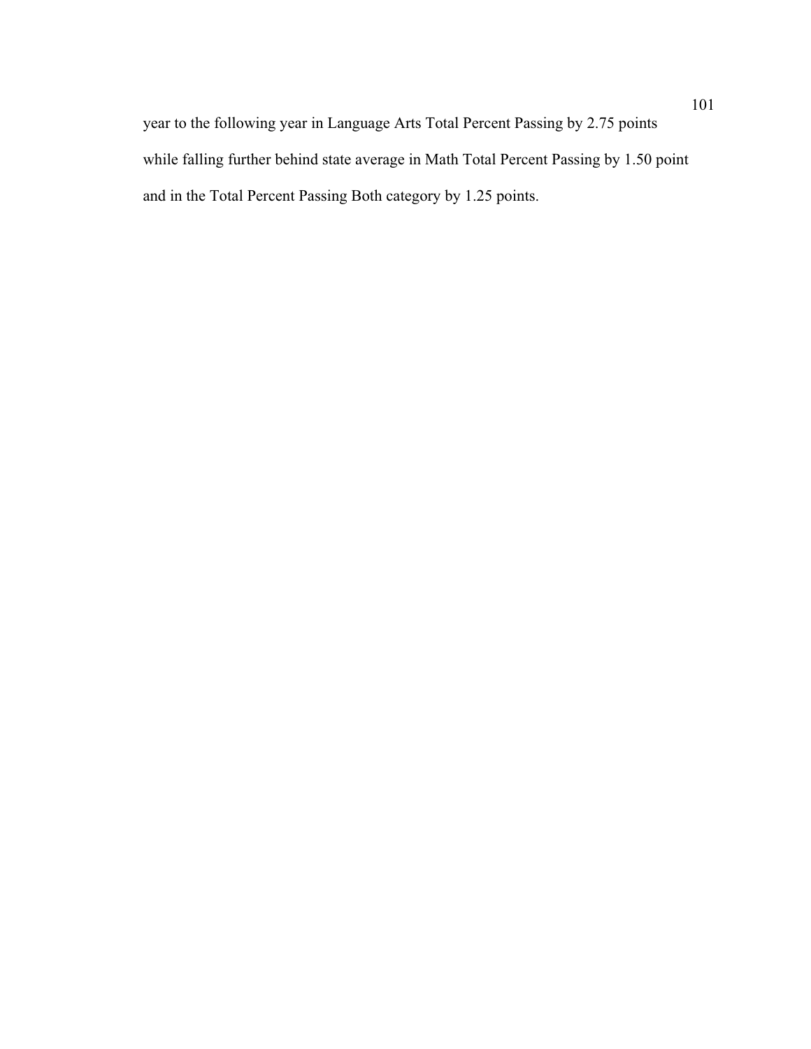year to the following year in Language Arts Total Percent Passing by 2.75 points while falling further behind state average in Math Total Percent Passing by 1.50 point and in the Total Percent Passing Both category by 1.25 points.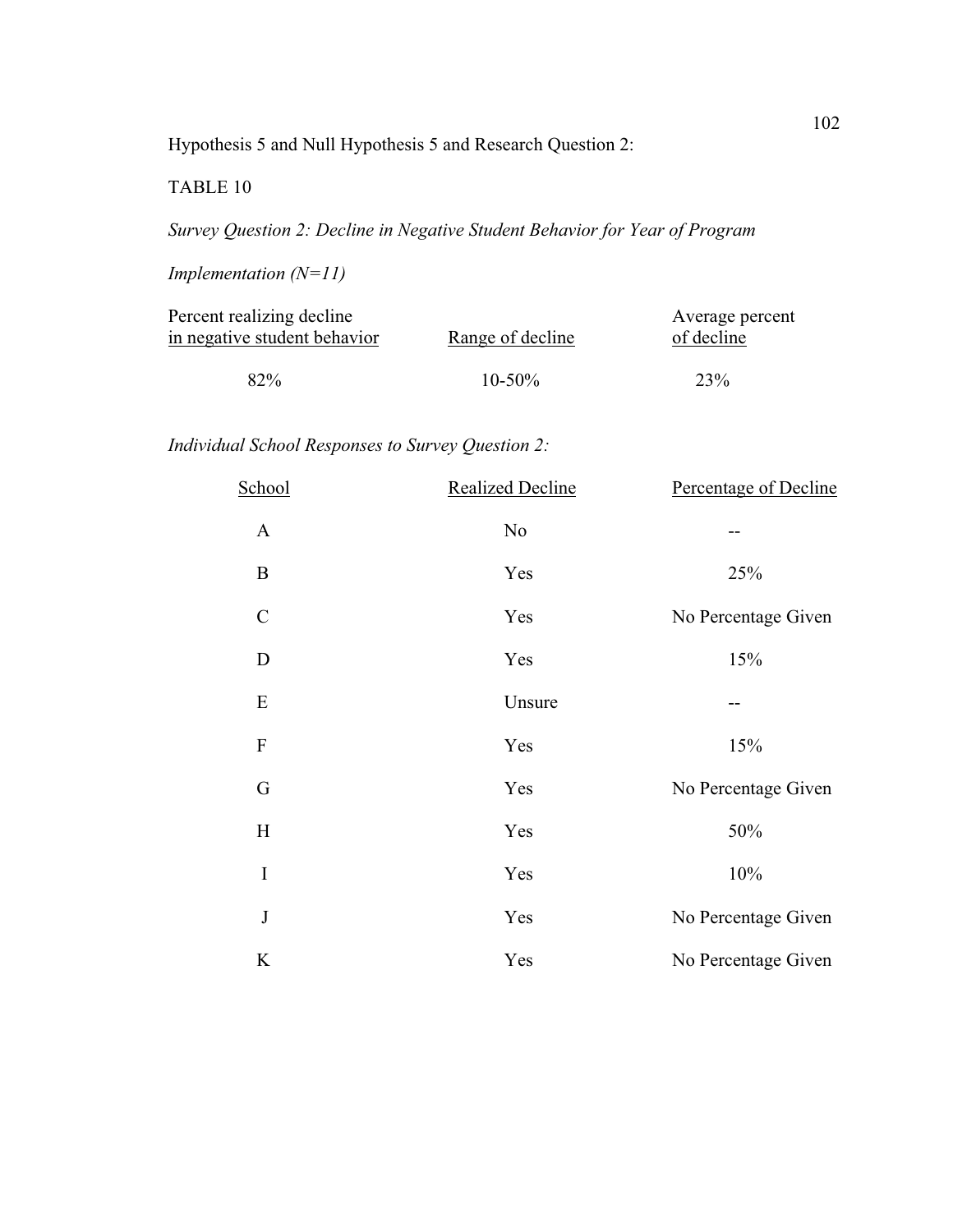Hypothesis 5 and Null Hypothesis 5 and Research Question 2:

TABLE 10

*Survey Question 2: Decline in Negative Student Behavior for Year of Program Implementation (N=11)*

| Percent realizing decline in negative student behavior | Range of decline | Average percent of decline |
|---|---|---|
| 82% | 10-50% | 23% |

*Individual School Responses to Survey Question 2:*

| School | Realized Decline | Percentage of Decline |
|---|---|---|
| A | No | -- |
| B | Yes | 25% |
| C | Yes | No Percentage Given |
| D | Yes | 15% |
| E | Unsure | -- |
| F | Yes | 15% |
| G | Yes | No Percentage Given |
| H | Yes | 50% |
| I | Yes | 10% |
| J | Yes | No Percentage Given |
| K | Yes | No Percentage Given |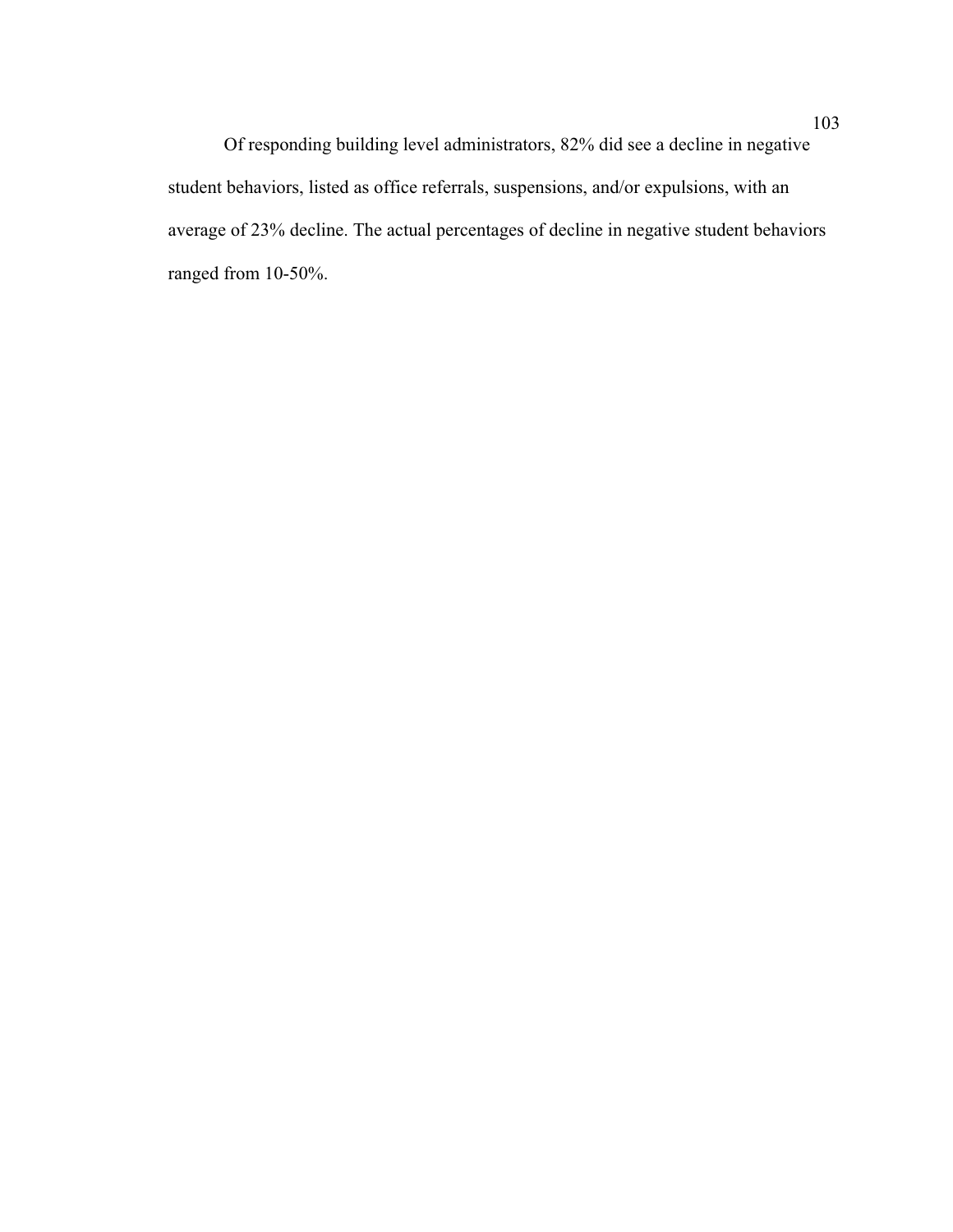Of responding building level administrators, 82% did see a decline in negative student behaviors, listed as office referrals, suspensions, and/or expulsions, with an average of 23% decline. The actual percentages of decline in negative student behaviors ranged from 10-50%.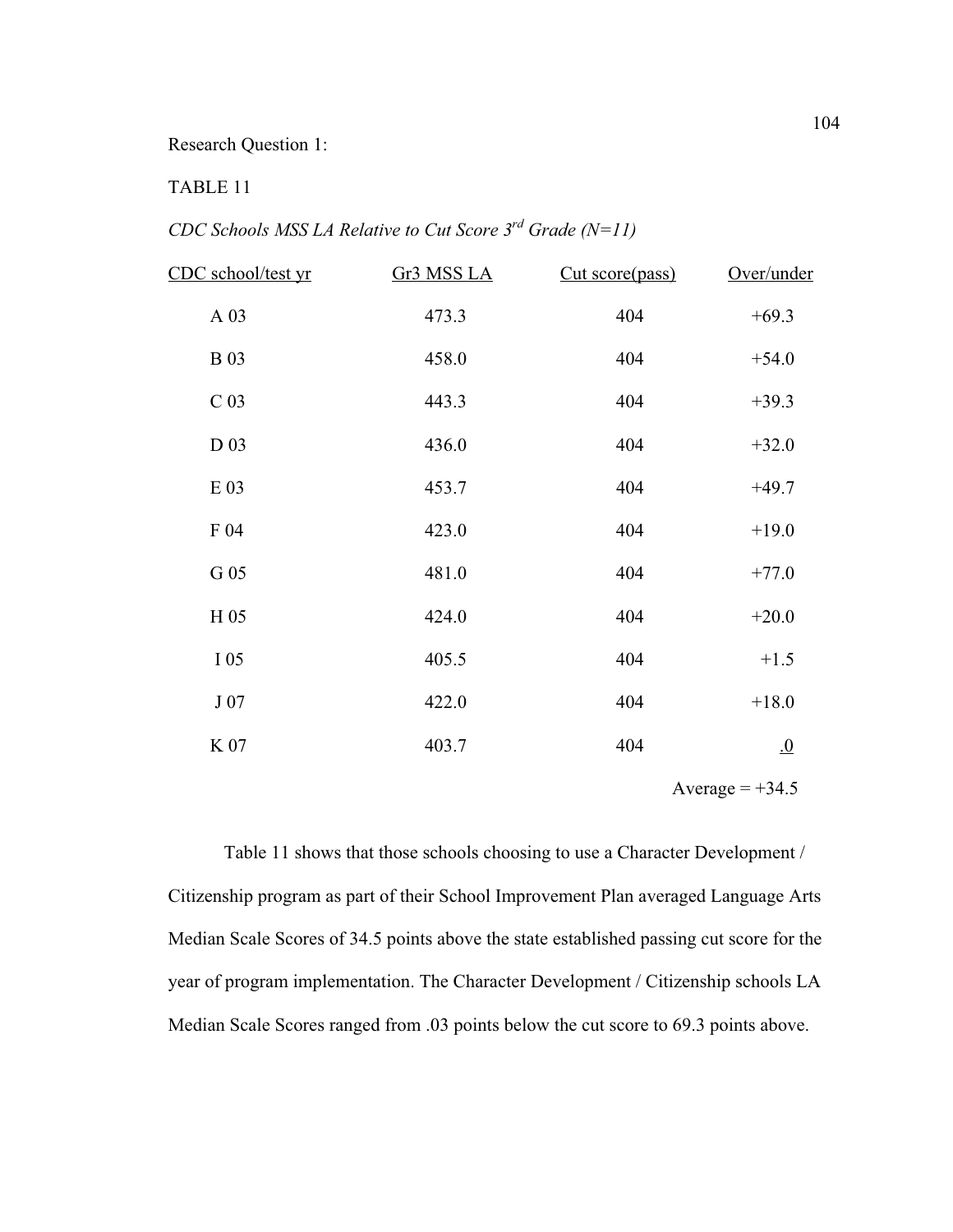Research Question 1:

TABLE 11

*CDC Schools MSS LA Relative to Cut Score 3rd Grade (N=11)*

| CDC school/test yr | Gr3 MSS LA | Cut score(pass) | Over/under |
|---|---|---|---|
| A 03 | 473.3 | 404 | +69.3 |
| B 03 | 458.0 | 404 | +54.0 |
| C 03 | 443.3 | 404 | +39.3 |
| D 03 | 436.0 | 404 | +32.0 |
| E 03 | 453.7 | 404 | +49.7 |
| F 04 | 423.0 | 404 | +19.0 |
| G 05 | 481.0 | 404 | +77.0 |
| H 05 | 424.0 | 404 | +20.0 |
| I 05 | 405.5 | 404 | +1.5 |
| J 07 | 422.0 | 404 | +18.0 |
| K 07 | 403.7 | 404 | .0 |
| | | | Average = +34.5 |

Table 11 shows that those schools choosing to use a Character Development / Citizenship program as part of their School Improvement Plan averaged Language Arts Median Scale Scores of 34.5 points above the state established passing cut score for the year of program implementation. The Character Development / Citizenship schools LA Median Scale Scores ranged from .03 points below the cut score to 69.3 points above.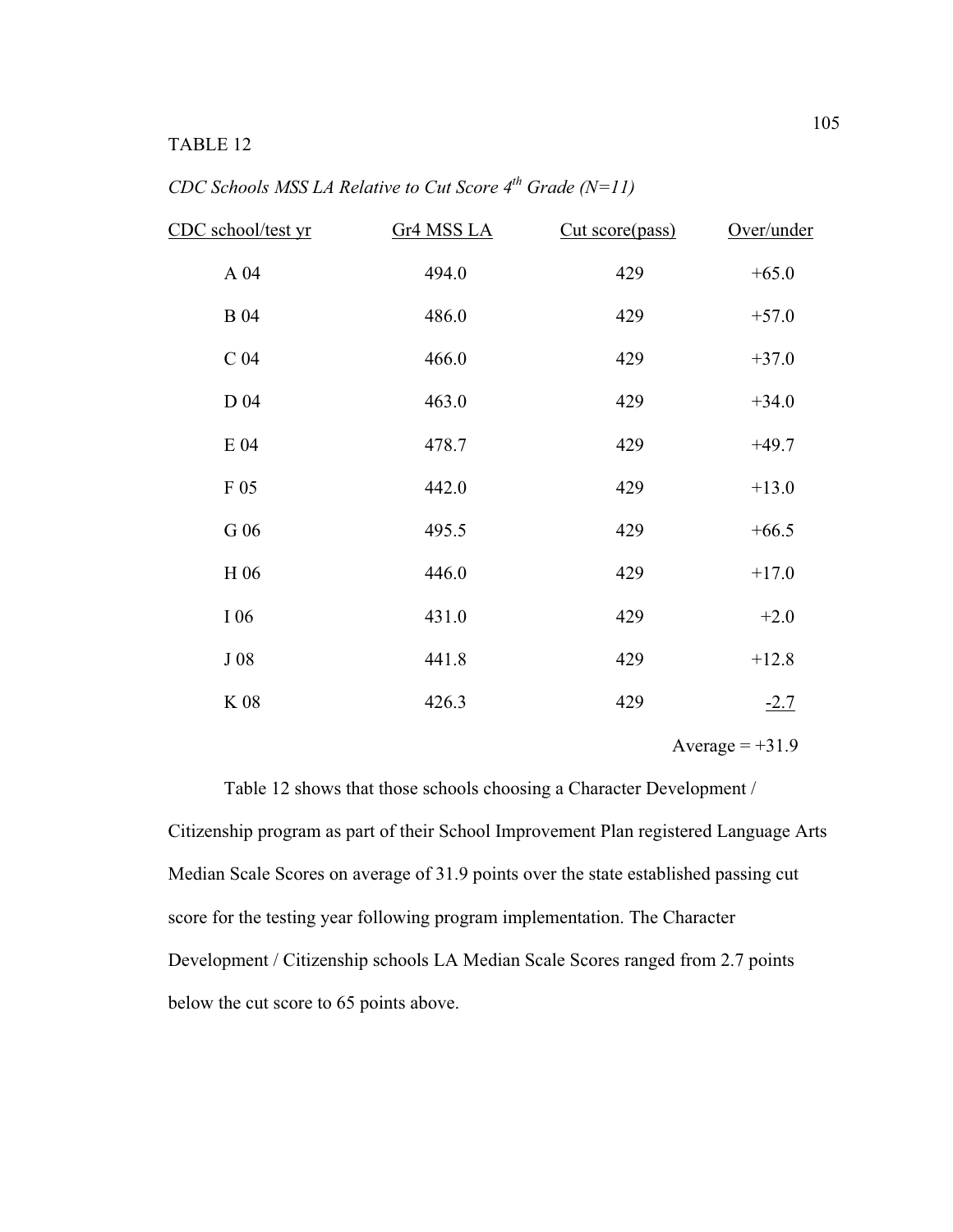TABLE 12

*CDC Schools MSS LA Relative to Cut Score 4th Grade (N=11)*

| CDC school/test yr | Gr4 MSS LA | Cut score(pass) | Over/under |
|---|---|---|---|
| A 04 | 494.0 | 429 | +65.0 |
| B 04 | 486.0 | 429 | +57.0 |
| C 04 | 466.0 | 429 | +37.0 |
| D 04 | 463.0 | 429 | +34.0 |
| E 04 | 478.7 | 429 | +49.7 |
| F 05 | 442.0 | 429 | +13.0 |
| G 06 | 495.5 | 429 | +66.5 |
| H 06 | 446.0 | 429 | +17.0 |
| I 06 | 431.0 | 429 | +2.0 |
| J 08 | 441.8 | 429 | +12.8 |
| K 08 | 426.3 | 429 | -2.7 |
| | | | Average = +31.9 |

Table 12 shows that those schools choosing a Character Development / Citizenship program as part of their School Improvement Plan registered Language Arts Median Scale Scores on average of 31.9 points over the state established passing cut score for the testing year following program implementation. The Character Development / Citizenship schools LA Median Scale Scores ranged from 2.7 points below the cut score to 65 points above.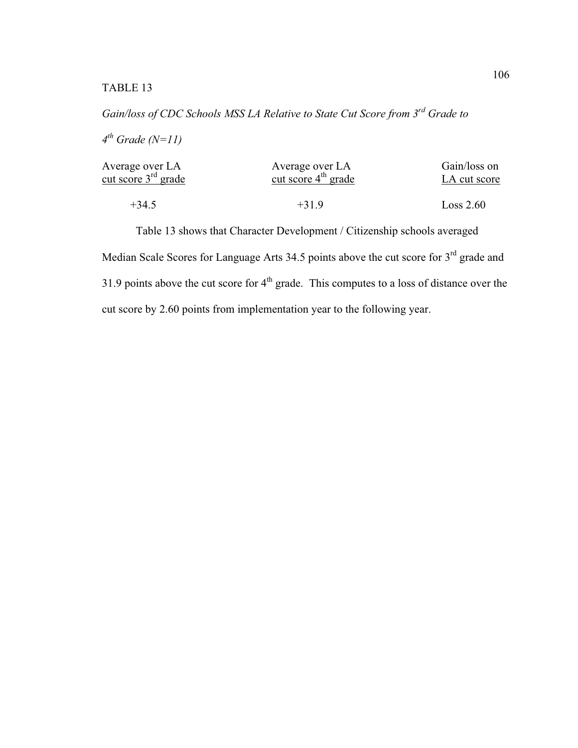TABLE 13

*Gain/loss of CDC Schools MSS LA Relative to State Cut Score from 3rd Grade to 4th Grade (N=11)*

| Average over LA cut score 3rd grade | Average over LA cut score 4th grade | Gain/loss on LA cut score |
|---|---|---|
| +34.5 | +31.9 | Loss 2.60 |

Table 13 shows that Character Development / Citizenship schools averaged Median Scale Scores for Language Arts 34.5 points above the cut score for 3rd grade and 31.9 points above the cut score for 4th grade. This computes to a loss of distance over the cut score by 2.60 points from implementation year to the following year.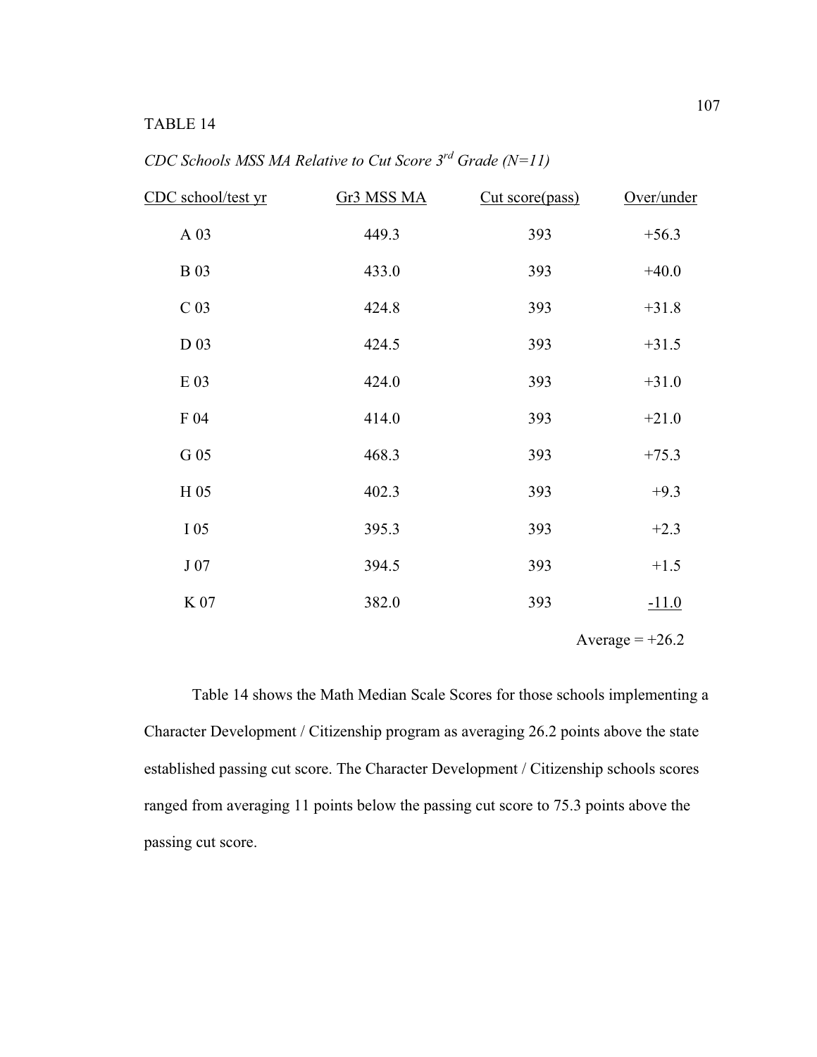TABLE 14

*CDC Schools MSS MA Relative to Cut Score 3rd Grade (N=11)*

| CDC school/test yr | Gr3 MSS MA | Cut score(pass) | Over/under |
|---|---|---|---|
| A 03 | 449.3 | 393 | +56.3 |
| B 03 | 433.0 | 393 | +40.0 |
| C 03 | 424.8 | 393 | +31.8 |
| D 03 | 424.5 | 393 | +31.5 |
| E 03 | 424.0 | 393 | +31.0 |
| F 04 | 414.0 | 393 | +21.0 |
| G 05 | 468.3 | 393 | +75.3 |
| H 05 | 402.3 | 393 | +9.3 |
| I 05 | 395.3 | 393 | +2.3 |
| J 07 | 394.5 | 393 | +1.5 |
| K 07 | 382.0 | 393 | -11.0 |
| | | | Average = +26.2 |

Table 14 shows the Math Median Scale Scores for those schools implementing a Character Development / Citizenship program as averaging 26.2 points above the state established passing cut score. The Character Development / Citizenship schools scores ranged from averaging 11 points below the passing cut score to 75.3 points above the passing cut score.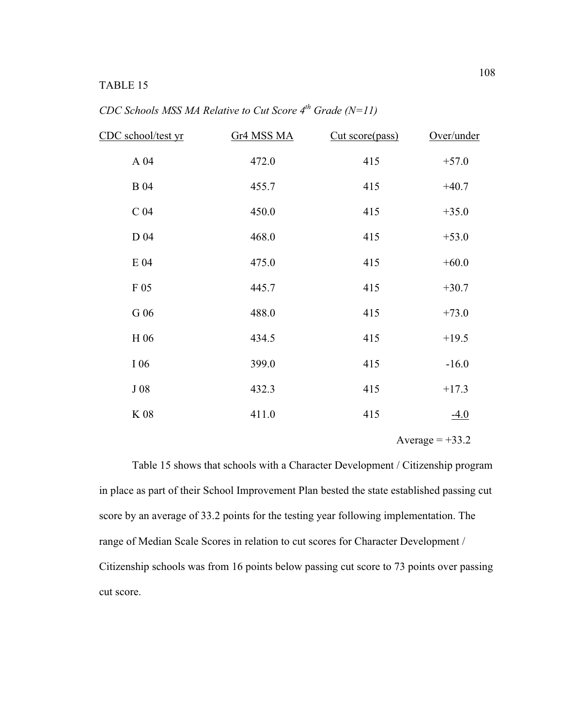TABLE 15

*CDC Schools MSS MA Relative to Cut Score 4th Grade (N=11)*

| CDC school/test yr | Gr4 MSS MA | Cut score(pass) | Over/under |
|---|---|---|---|
| A 04 | 472.0 | 415 | +57.0 |
| B 04 | 455.7 | 415 | +40.7 |
| C 04 | 450.0 | 415 | +35.0 |
| D 04 | 468.0 | 415 | +53.0 |
| E 04 | 475.0 | 415 | +60.0 |
| F 05 | 445.7 | 415 | +30.7 |
| G 06 | 488.0 | 415 | +73.0 |
| H 06 | 434.5 | 415 | +19.5 |
| I 06 | 399.0 | 415 | -16.0 |
| J 08 | 432.3 | 415 | +17.3 |
| K 08 | 411.0 | 415 | -4.0 |
| | | | Average = +33.2 |

Table 15 shows that schools with a Character Development / Citizenship program in place as part of their School Improvement Plan bested the state established passing cut score by an average of 33.2 points for the testing year following implementation. The range of Median Scale Scores in relation to cut scores for Character Development / Citizenship schools was from 16 points below passing cut score to 73 points over passing cut score.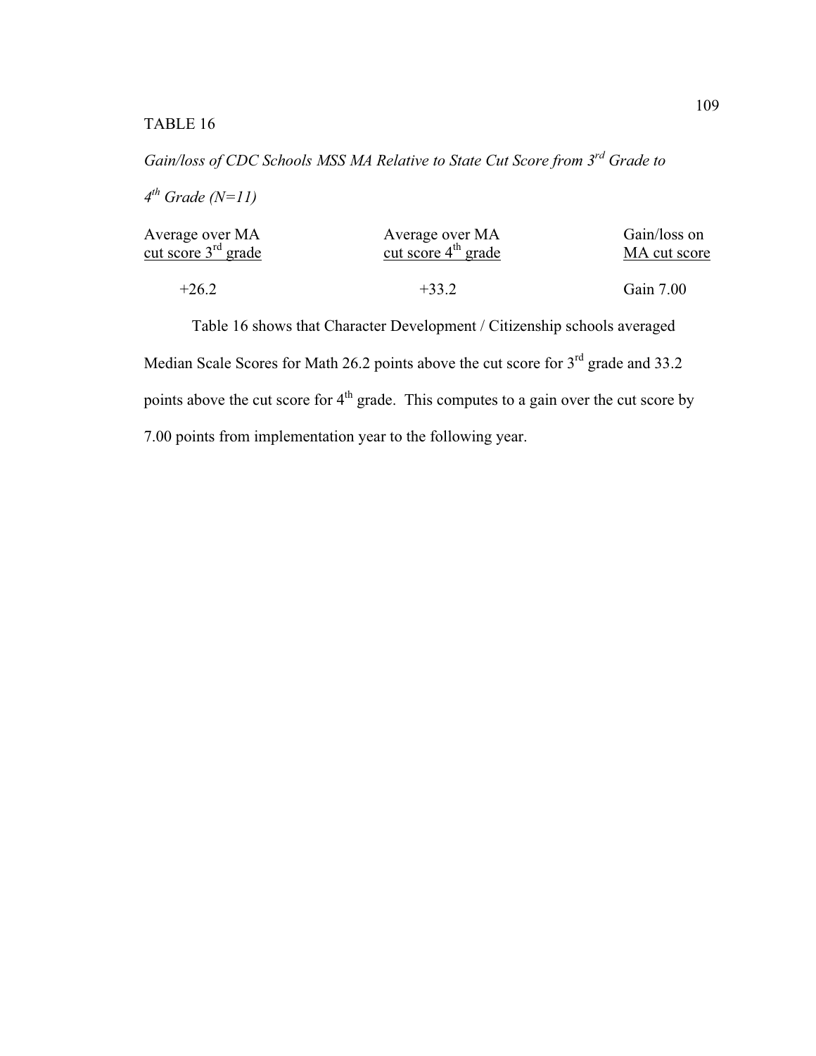TABLE 16

*Gain/loss of CDC Schools MSS MA Relative to State Cut Score from 3rd Grade to 4th Grade (N=11)*

| Average over MA cut score 3rd grade | Average over MA cut score 4th grade | Gain/loss on MA cut score |
|---|---|---|
| +26.2 | +33.2 | Gain 7.00 |

Table 16 shows that Character Development / Citizenship schools averaged Median Scale Scores for Math 26.2 points above the cut score for 3rd grade and 33.2 points above the cut score for 4th grade. This computes to a gain over the cut score by 7.00 points from implementation year to the following year.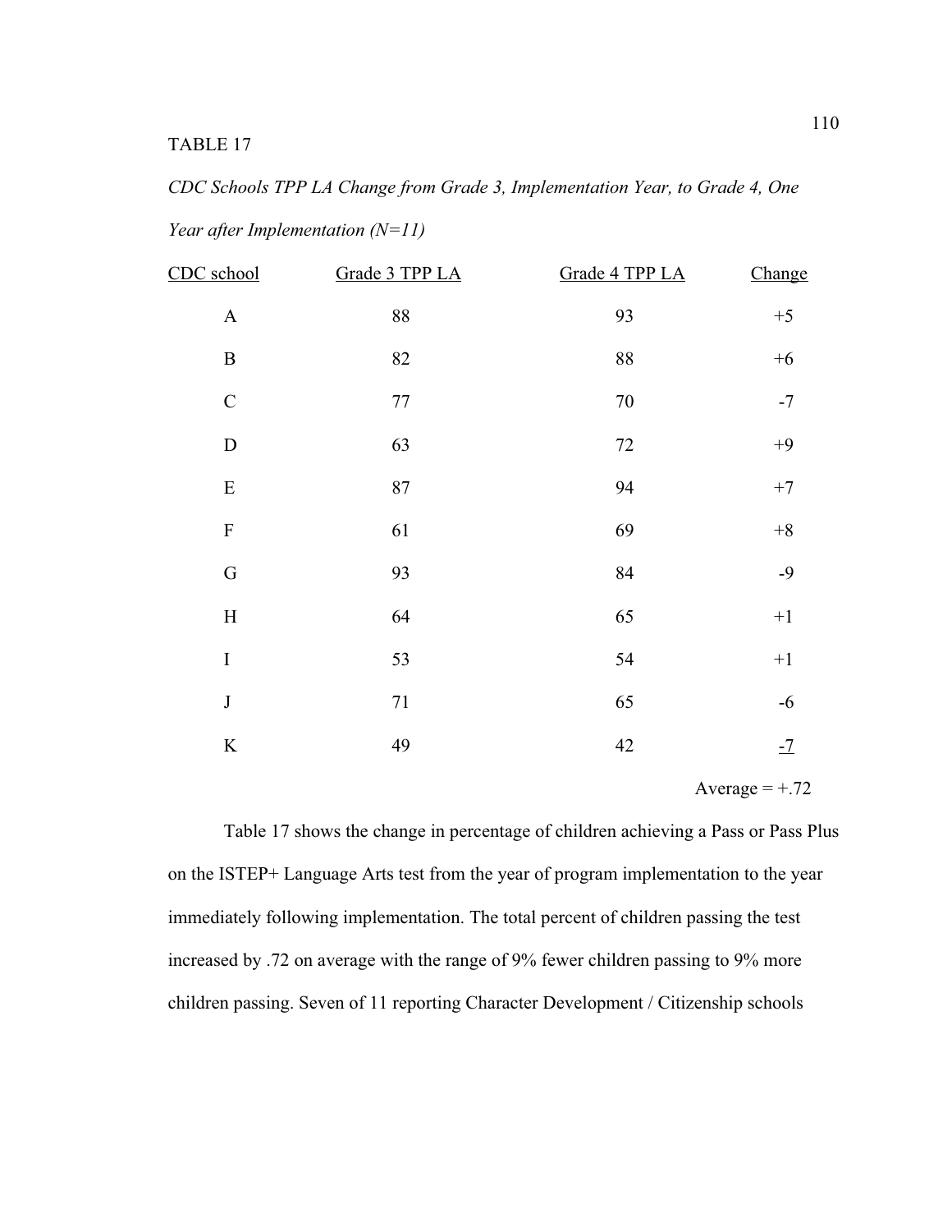TABLE 17

*CDC Schools TPP LA Change from Grade 3, Implementation Year, to Grade 4, One Year after Implementation (N=11)*

| CDC school | Grade 3 TPP LA | Grade 4 TPP LA | Change |
|---|---|---|---|
| A | 88 | 93 | +5 |
| B | 82 | 88 | +6 |
| C | 77 | 70 | -7 |
| D | 63 | 72 | +9 |
| E | 87 | 94 | +7 |
| F | 61 | 69 | +8 |
| G | 93 | 84 | -9 |
| H | 64 | 65 | +1 |
| I | 53 | 54 | +1 |
| J | 71 | 65 | -6 |
| K | 49 | 42 | -7 |
| | | | Average = +.72 |

Table 17 shows the change in percentage of children achieving a Pass or Pass Plus on the ISTEP+ Language Arts test from the year of program implementation to the year immediately following implementation. The total percent of children passing the test increased by .72 on average with the range of 9% fewer children passing to 9% more children passing. Seven of 11 reporting Character Development / Citizenship schools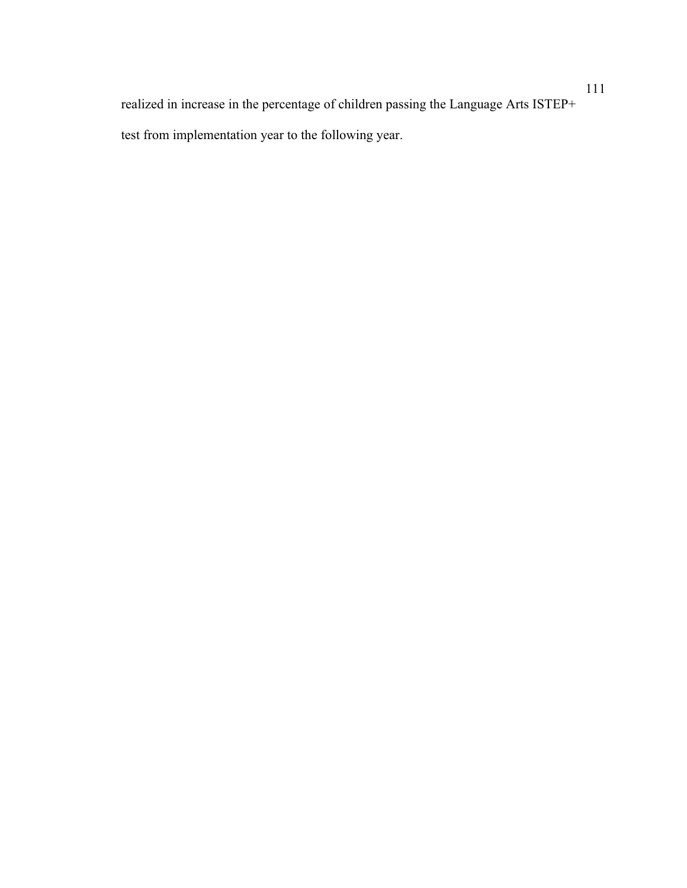realized in increase in the percentage of children passing the Language Arts ISTEP+ test from implementation year to the following year.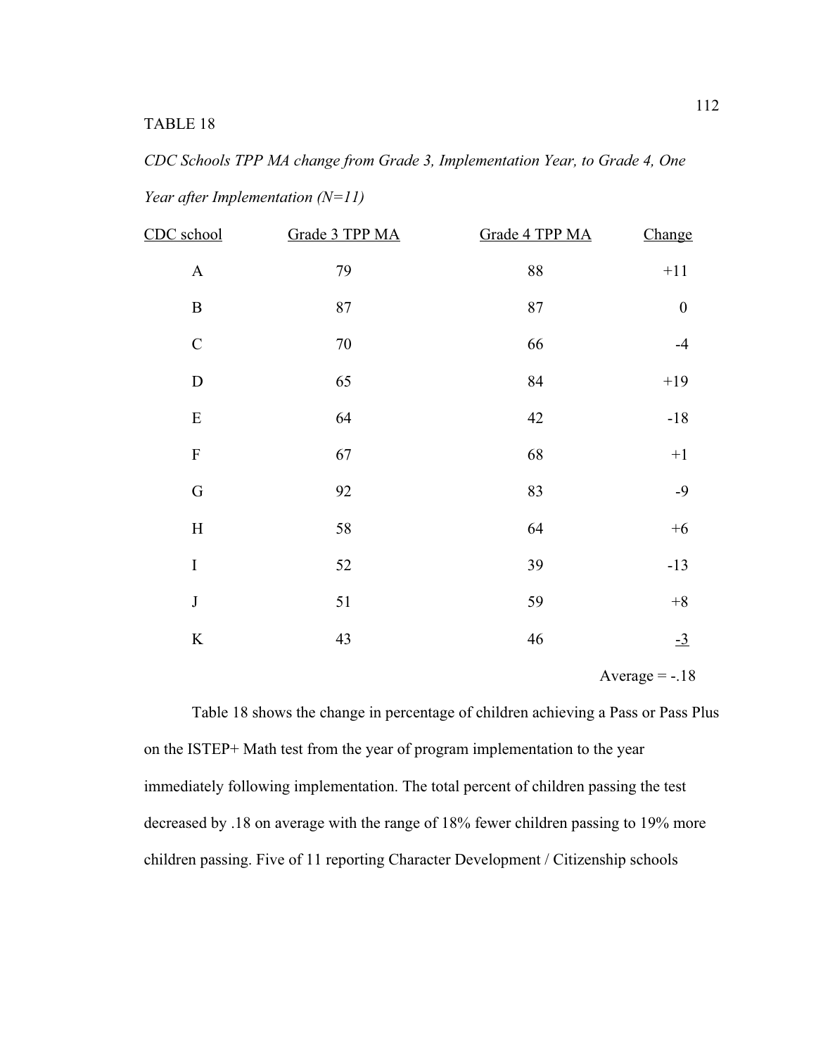TABLE 18

*CDC Schools TPP MA change from Grade 3, Implementation Year, to Grade 4, One Year after Implementation (N=11)*

| CDC school | Grade 3 TPP MA | Grade 4 TPP MA | Change |
|---|---|---|---|
| A | 79 | 88 | +11 |
| B | 87 | 87 | 0 |
| C | 70 | 66 | -4 |
| D | 65 | 84 | +19 |
| E | 64 | 42 | -18 |
| F | 67 | 68 | +1 |
| G | 92 | 83 | -9 |
| H | 58 | 64 | +6 |
| I | 52 | 39 | -13 |
| J | 51 | 59 | +8 |
| K | 43 | 46 | -3 |
| | | | Average = -.18 |

Table 18 shows the change in percentage of children achieving a Pass or Pass Plus on the ISTEP+ Math test from the year of program implementation to the year immediately following implementation. The total percent of children passing the test decreased by .18 on average with the range of 18% fewer children passing to 19% more children passing. Five of 11 reporting Character Development / Citizenship schools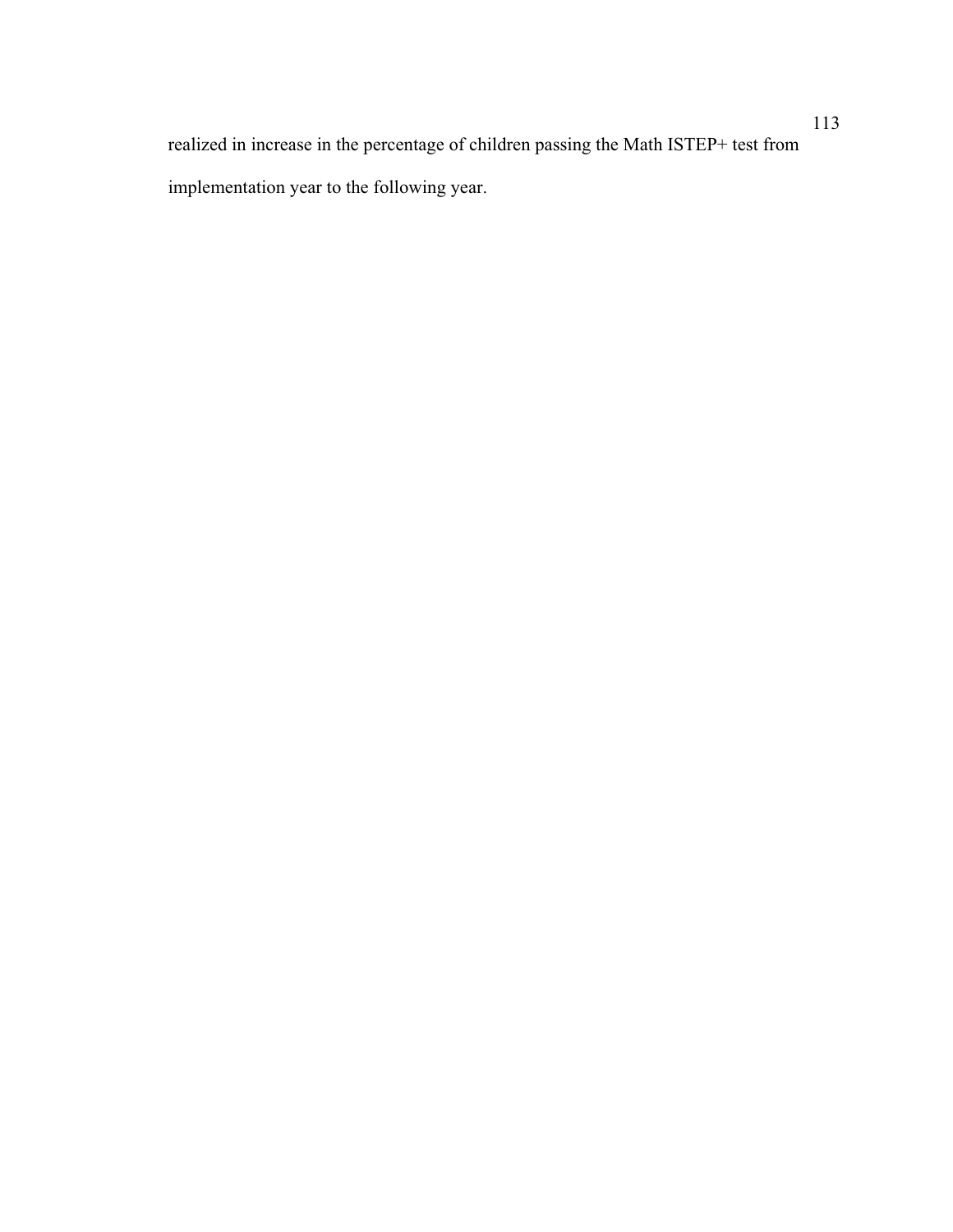realized in increase in the percentage of children passing the Math ISTEP+ test from implementation year to the following year.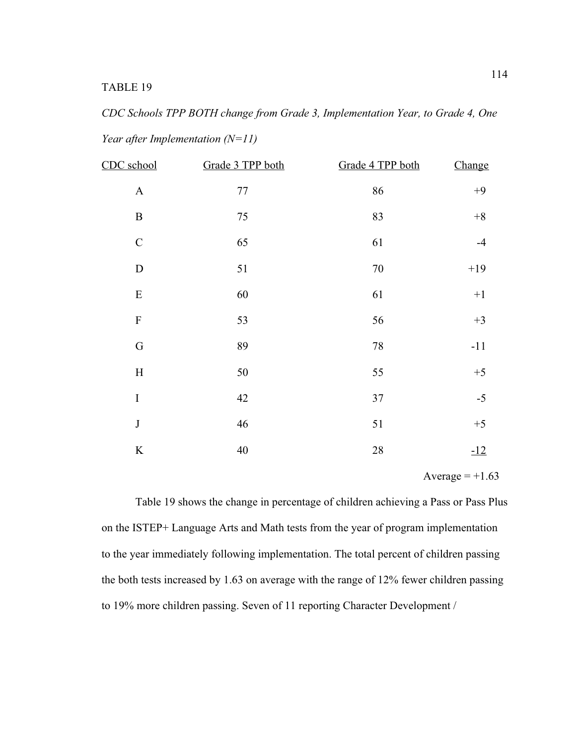TABLE 19

*CDC Schools TPP BOTH change from Grade 3, Implementation Year, to Grade 4, One Year after Implementation (N=11)*

| CDC school | Grade 3 TPP both | Grade 4 TPP both | Change |
|---|---|---|---|
| A | 77 | 86 | +9 |
| B | 75 | 83 | +8 |
| C | 65 | 61 | -4 |
| D | 51 | 70 | +19 |
| E | 60 | 61 | +1 |
| F | 53 | 56 | +3 |
| G | 89 | 78 | -11 |
| H | 50 | 55 | +5 |
| I | 42 | 37 | -5 |
| J | 46 | 51 | +5 |
| K | 40 | 28 | -12 |
| | | | Average = +1.63 |

Table 19 shows the change in percentage of children achieving a Pass or Pass Plus on the ISTEP+ Language Arts and Math tests from the year of program implementation to the year immediately following implementation. The total percent of children passing the both tests increased by 1.63 on average with the range of 12% fewer children passing to 19% more children passing. Seven of 11 reporting Character Development /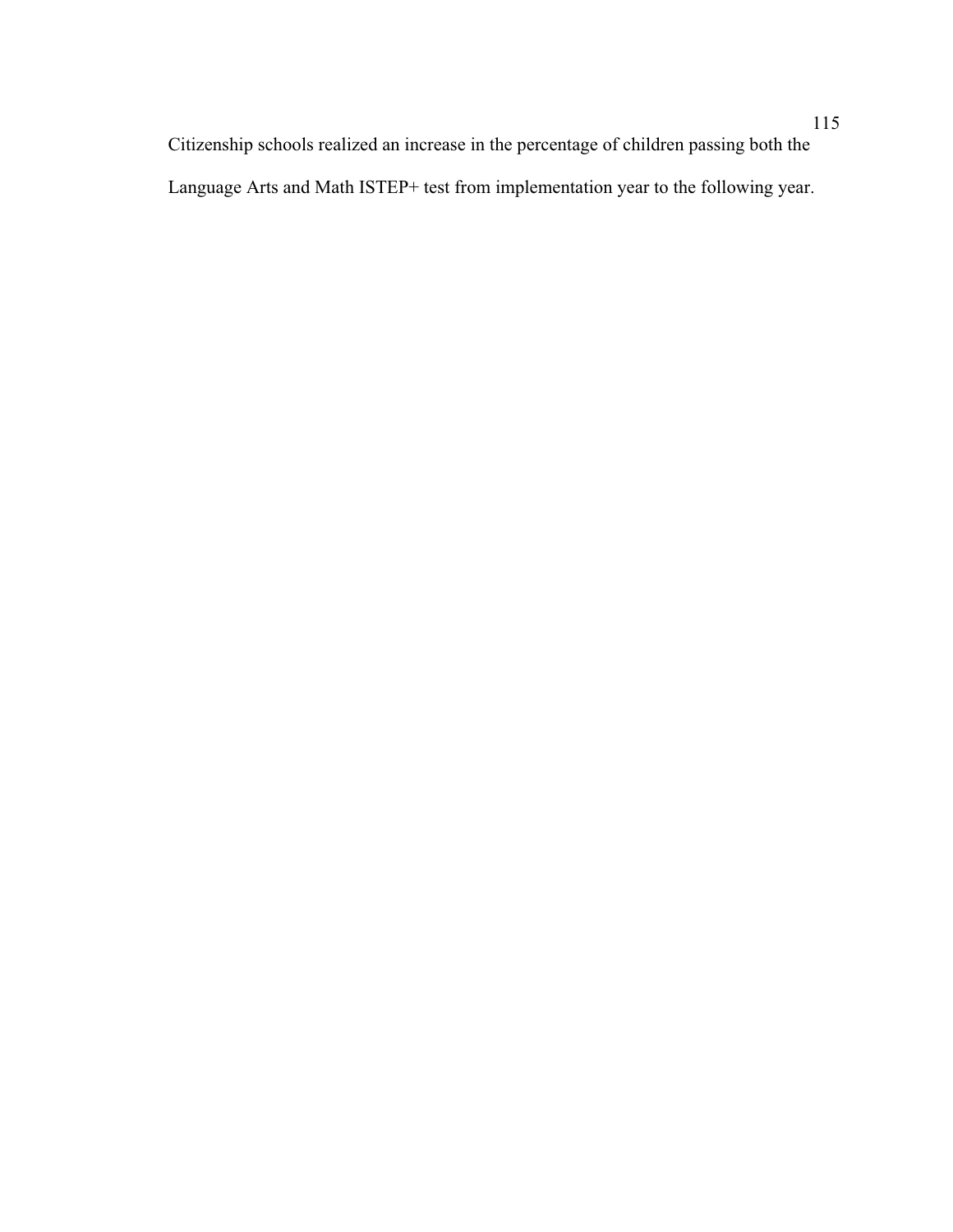Citizenship schools realized an increase in the percentage of children passing both the Language Arts and Math ISTEP+ test from implementation year to the following year.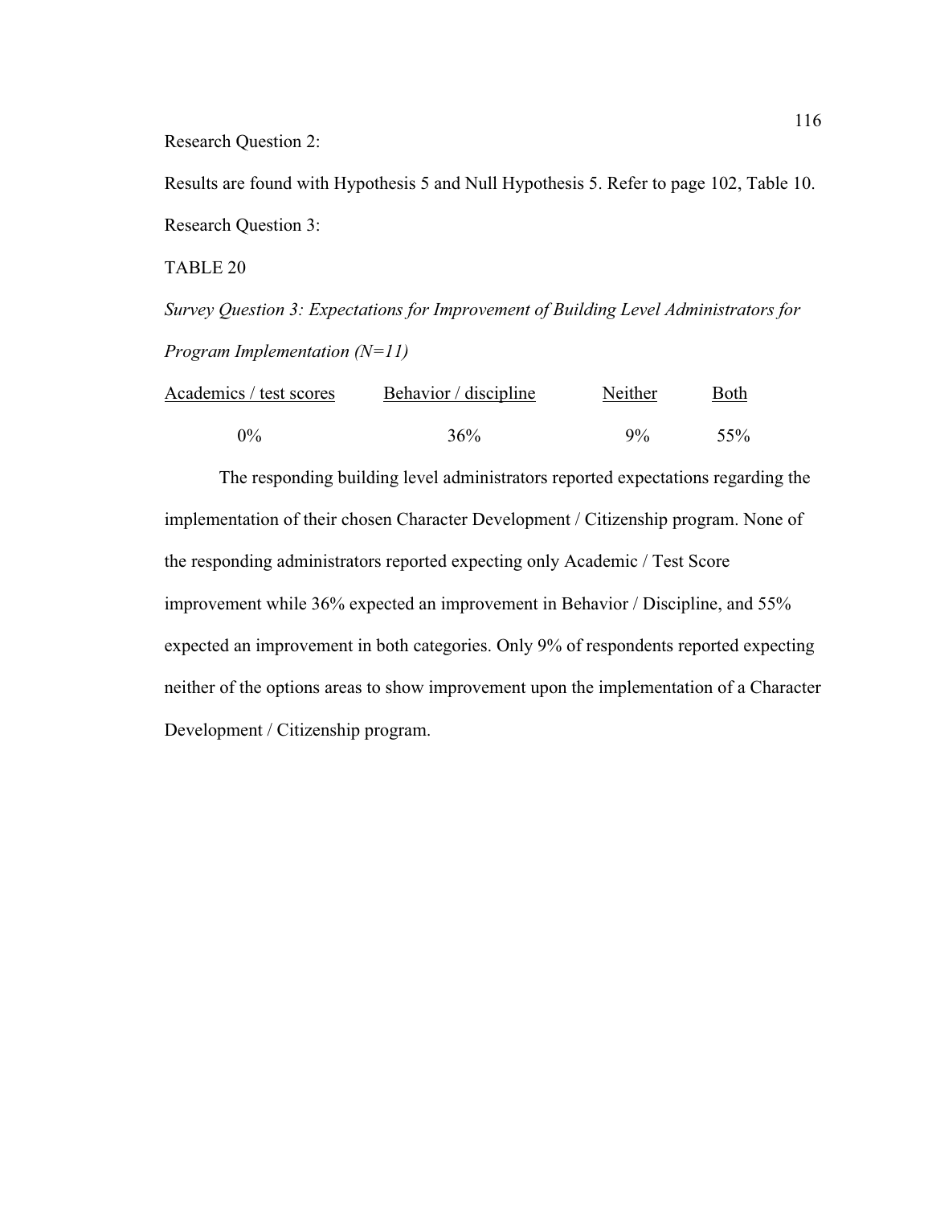Research Question 2:

Results are found with Hypothesis 5 and Null Hypothesis 5. Refer to page 102, Table 10.

Research Question 3:

TABLE 20

*Survey Question 3: Expectations for Improvement of Building Level Administrators for Program Implementation (N=11)*

| Academics / test scores | Behavior / discipline | Neither | Both |
|---|---|---|---|
| 0% | 36% | 9% | 55% |

The responding building level administrators reported expectations regarding the implementation of their chosen Character Development / Citizenship program. None of the responding administrators reported expecting only Academic / Test Score improvement while 36% expected an improvement in Behavior / Discipline, and 55% expected an improvement in both categories. Only 9% of respondents reported expecting neither of the options areas to show improvement upon the implementation of a Character Development / Citizenship program.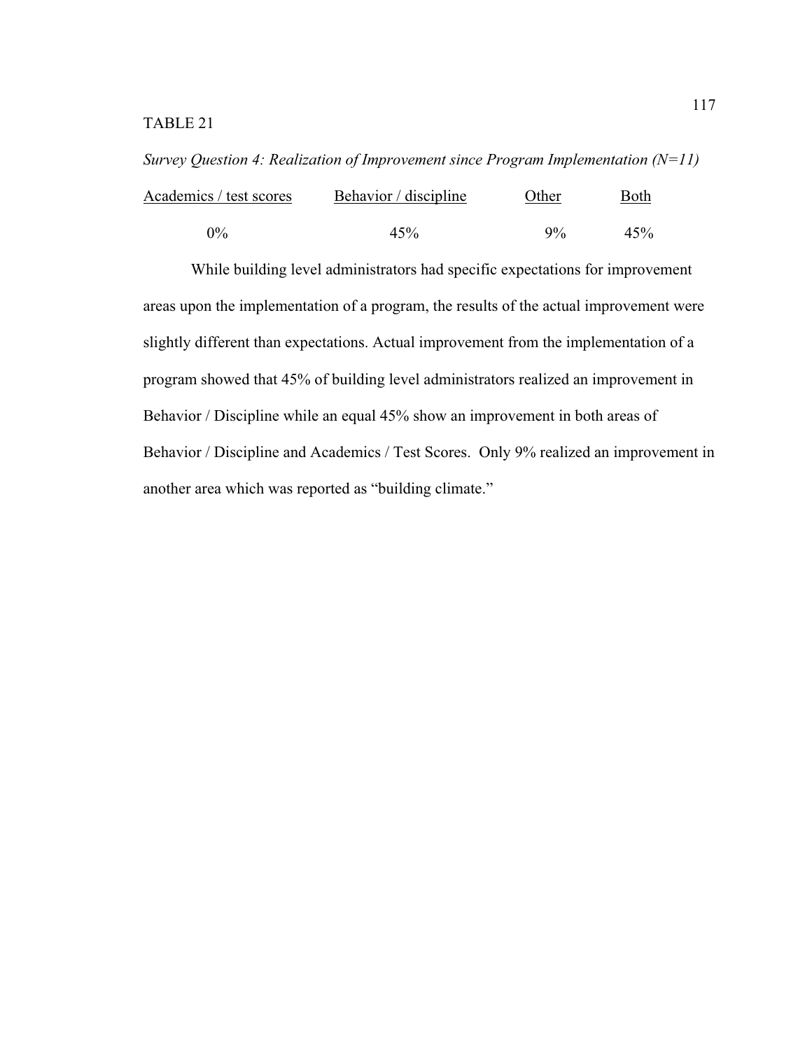TABLE 21

*Survey Question 4: Realization of Improvement since Program Implementation (N=11)*

| Academics / test scores | Behavior / discipline | Other | Both |
|---|---|---|---|
| 0% | 45% | 9% | 45% |

While building level administrators had specific expectations for improvement areas upon the implementation of a program, the results of the actual improvement were slightly different than expectations. Actual improvement from the implementation of a program showed that 45% of building level administrators realized an improvement in Behavior / Discipline while an equal 45% show an improvement in both areas of Behavior / Discipline and Academics / Test Scores. Only 9% realized an improvement in another area which was reported as "building climate."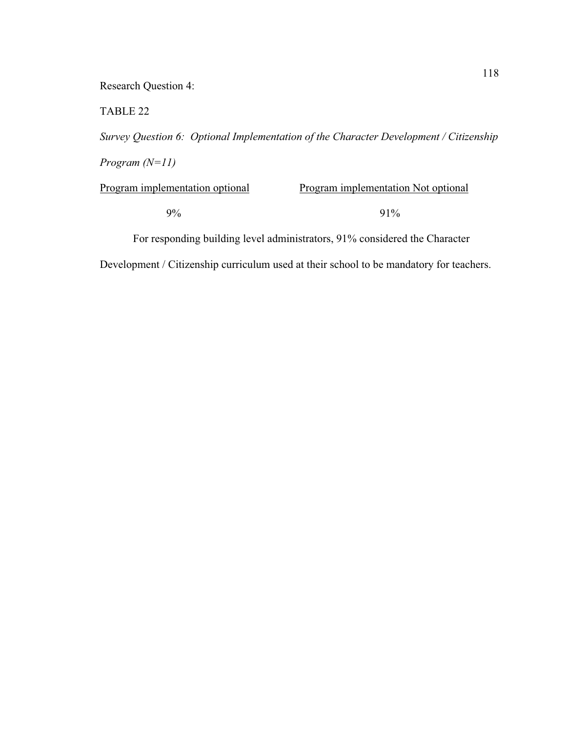Research Question 4:

TABLE 22

*Survey Question 6: Optional Implementation of the Character Development / Citizenship Program (N=11)*

| Program implementation optional | Program implementation Not optional |
|---|---|
| 9% | 91% |

For responding building level administrators, 91% considered the Character Development / Citizenship curriculum used at their school to be mandatory for teachers.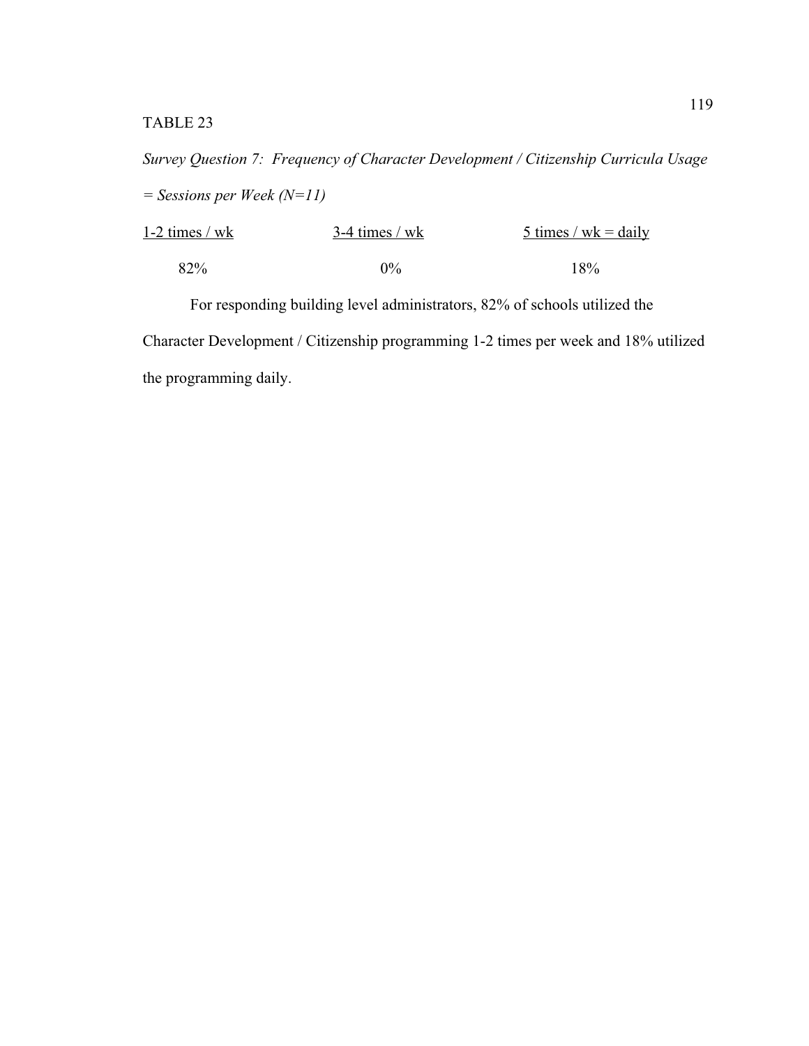TABLE 23

*Survey Question 7: Frequency of Character Development / Citizenship Curricula Usage = Sessions per Week (N=11)*

| 1-2 times / wk | 3-4 times / wk | 5 times / wk = daily |
|---|---|---|
| 82% | 0% | 18% |

For responding building level administrators, 82% of schools utilized the Character Development / Citizenship programming 1-2 times per week and 18% utilized the programming daily.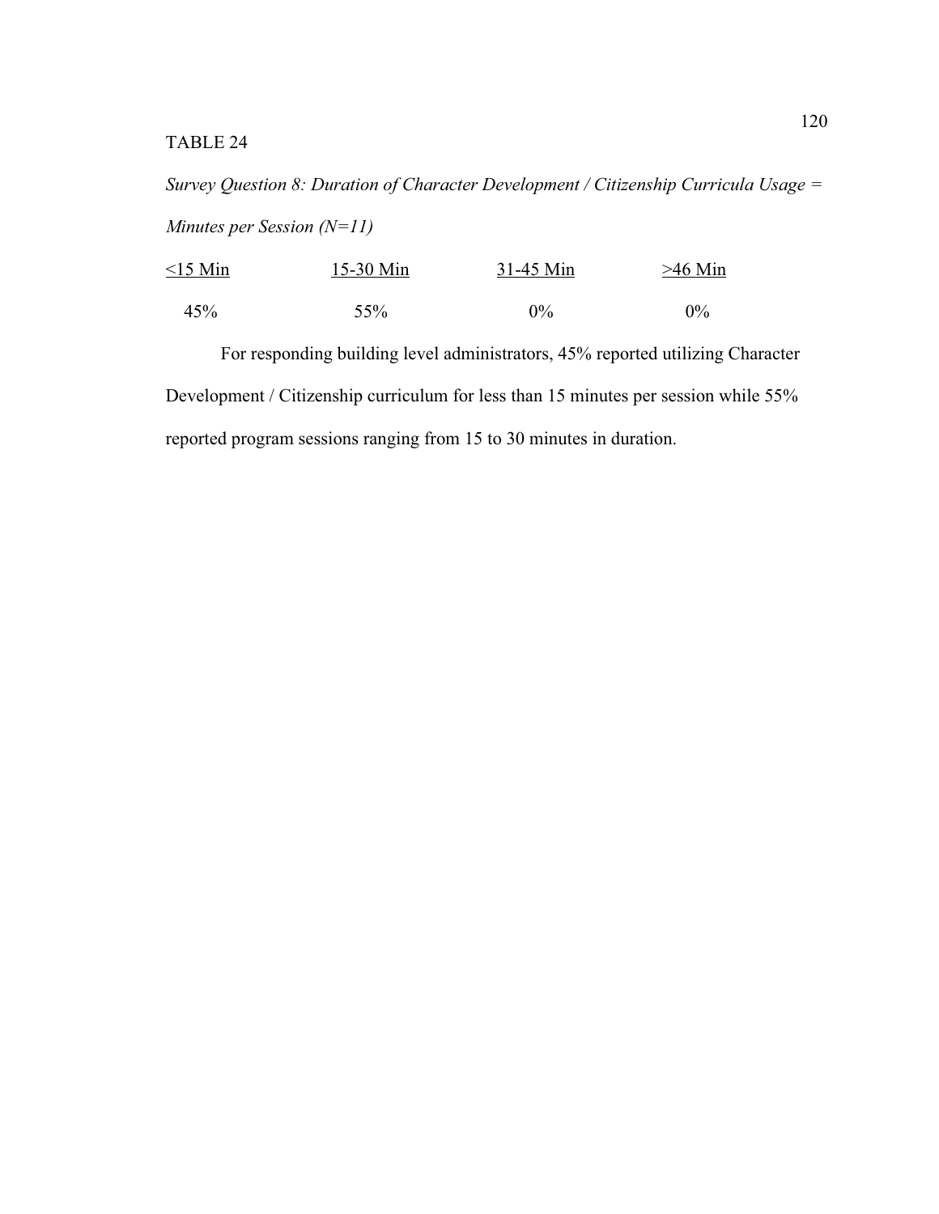TABLE 24

*Survey Question 8: Duration of Character Development / Citizenship Curricula Usage = Minutes per Session (N=11)*

| <15 Min | 15-30 Min | 31-45 Min | >46 Min |
|---|---|---|---|
| 45% | 55% | 0% | 0% |

For responding building level administrators, 45% reported utilizing Character Development / Citizenship curriculum for less than 15 minutes per session while 55% reported program sessions ranging from 15 to 30 minutes in duration.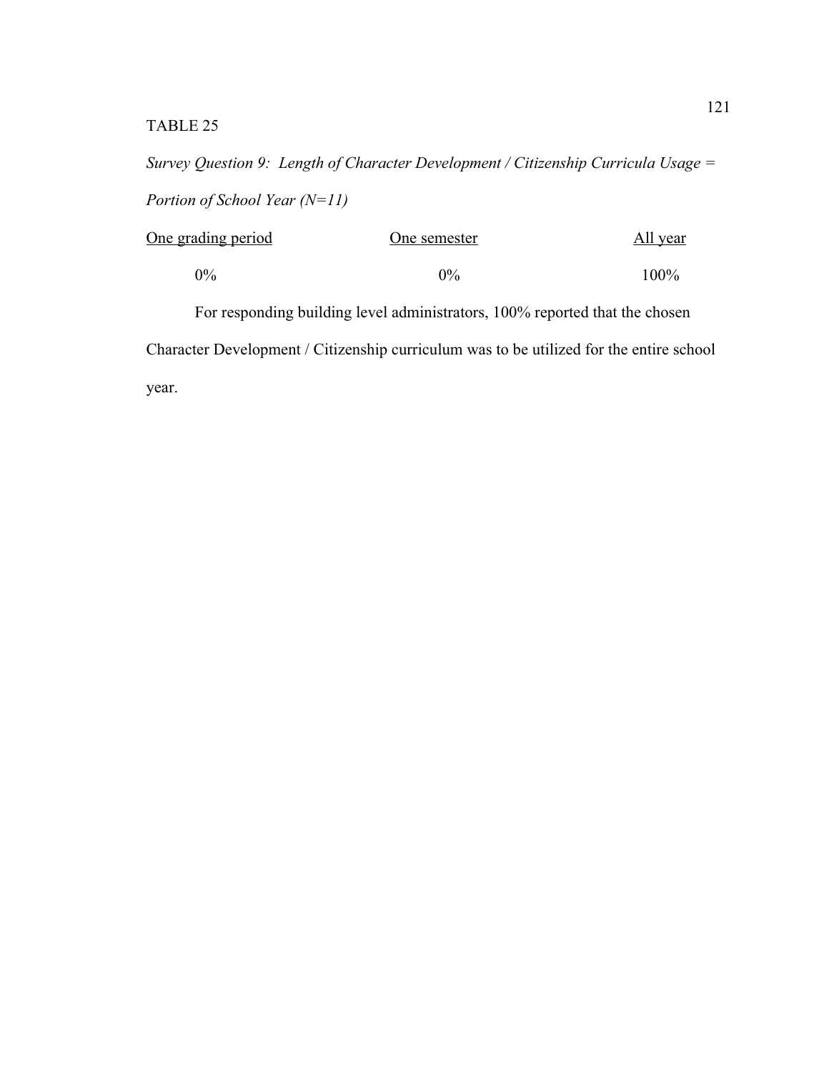TABLE 25

*Survey Question 9: Length of Character Development / Citizenship Curricula Usage = Portion of School Year (N=11)*

| One grading period | One semester | All year |
|---|---|---|
| 0% | 0% | 100% |

For responding building level administrators, 100% reported that the chosen Character Development / Citizenship curriculum was to be utilized for the entire school year.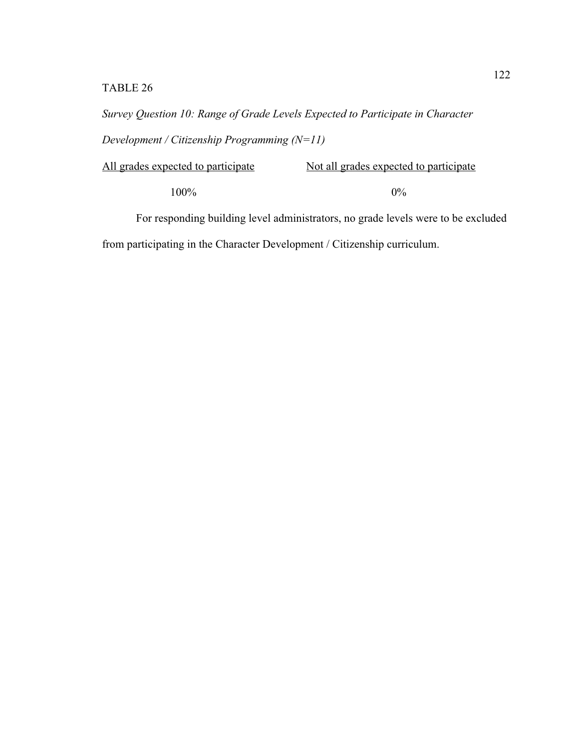TABLE 26

*Survey Question 10: Range of Grade Levels Expected to Participate in Character Development / Citizenship Programming (N=11)*

| All grades expected to participate | Not all grades expected to participate |
| --- | --- |
| 100% | 0% |

For responding building level administrators, no grade levels were to be excluded from participating in the Character Development / Citizenship curriculum.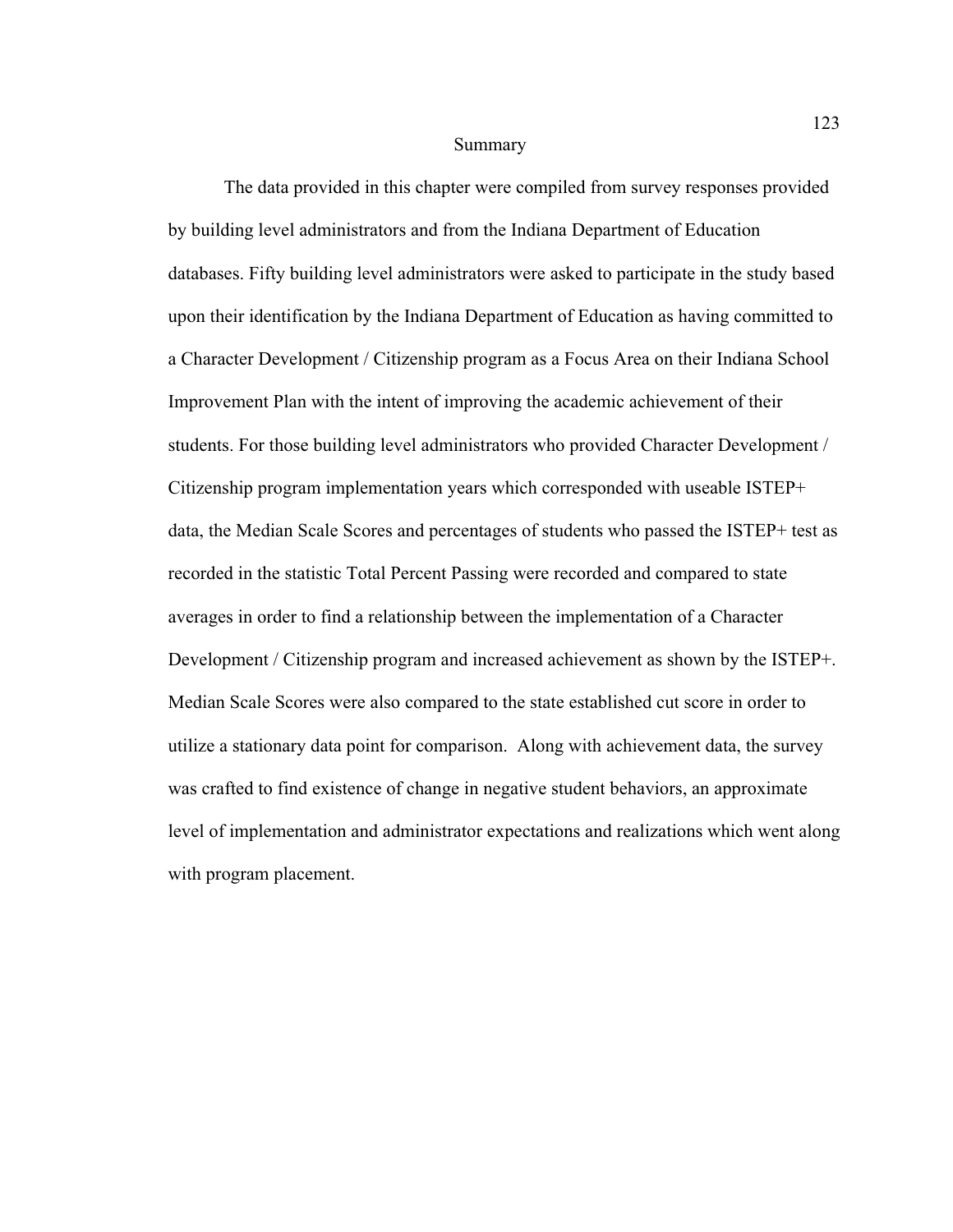## Summary

The data provided in this chapter were compiled from survey responses provided by building level administrators and from the Indiana Department of Education databases. Fifty building level administrators were asked to participate in the study based upon their identification by the Indiana Department of Education as having committed to a Character Development / Citizenship program as a Focus Area on their Indiana School Improvement Plan with the intent of improving the academic achievement of their students. For those building level administrators who provided Character Development / Citizenship program implementation years which corresponded with useable ISTEP+ data, the Median Scale Scores and percentages of students who passed the ISTEP+ test as recorded in the statistic Total Percent Passing were recorded and compared to state averages in order to find a relationship between the implementation of a Character Development / Citizenship program and increased achievement as shown by the ISTEP+. Median Scale Scores were also compared to the state established cut score in order to utilize a stationary data point for comparison. Along with achievement data, the survey was crafted to find existence of change in negative student behaviors, an approximate level of implementation and administrator expectations and realizations which went along with program placement.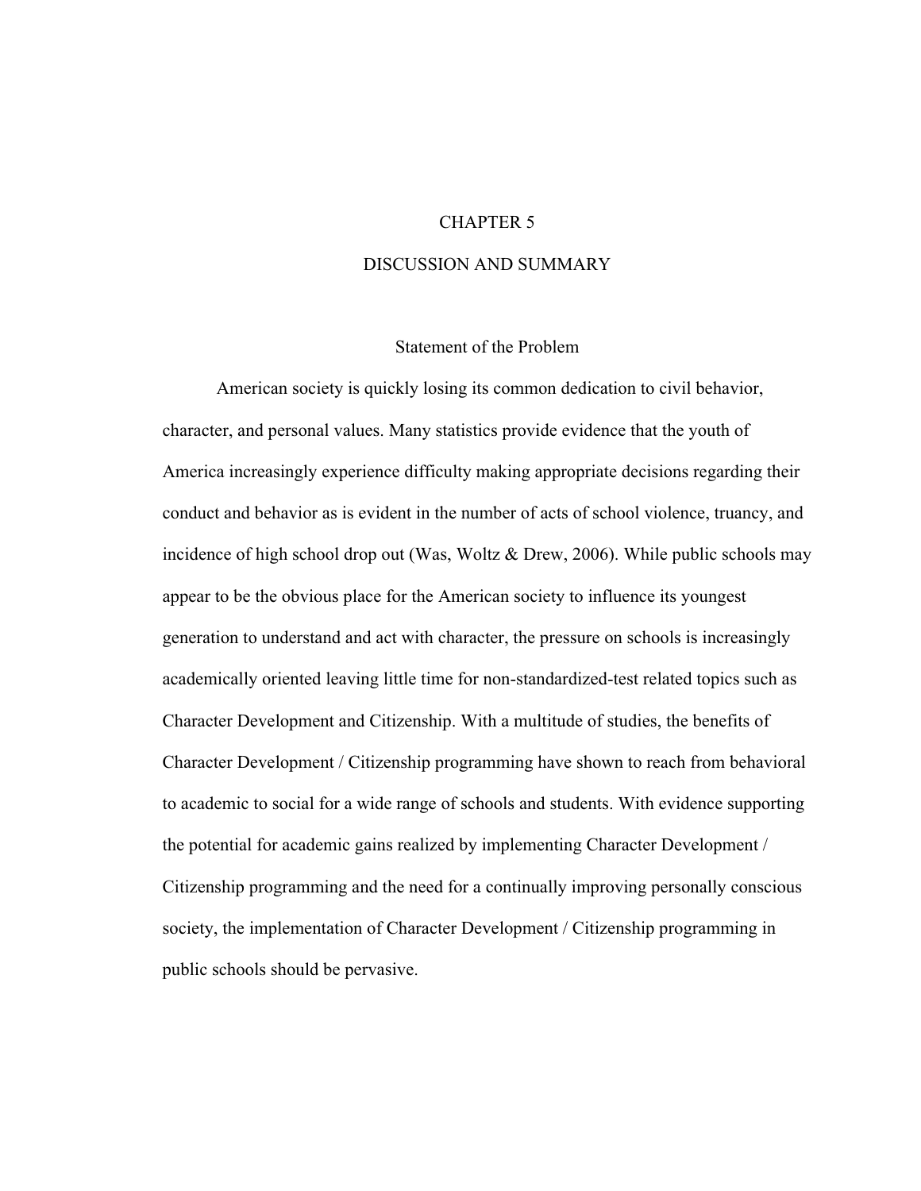# CHAPTER 5

# DISCUSSION AND SUMMARY

## Statement of the Problem

American society is quickly losing its common dedication to civil behavior, character, and personal values. Many statistics provide evidence that the youth of America increasingly experience difficulty making appropriate decisions regarding their conduct and behavior as is evident in the number of acts of school violence, truancy, and incidence of high school drop out (Was, Woltz & Drew, 2006). While public schools may appear to be the obvious place for the American society to influence its youngest generation to understand and act with character, the pressure on schools is increasingly academically oriented leaving little time for non-standardized-test related topics such as Character Development and Citizenship. With a multitude of studies, the benefits of Character Development / Citizenship programming have shown to reach from behavioral to academic to social for a wide range of schools and students. With evidence supporting the potential for academic gains realized by implementing Character Development / Citizenship programming and the need for a continually improving personally conscious society, the implementation of Character Development / Citizenship programming in public schools should be pervasive.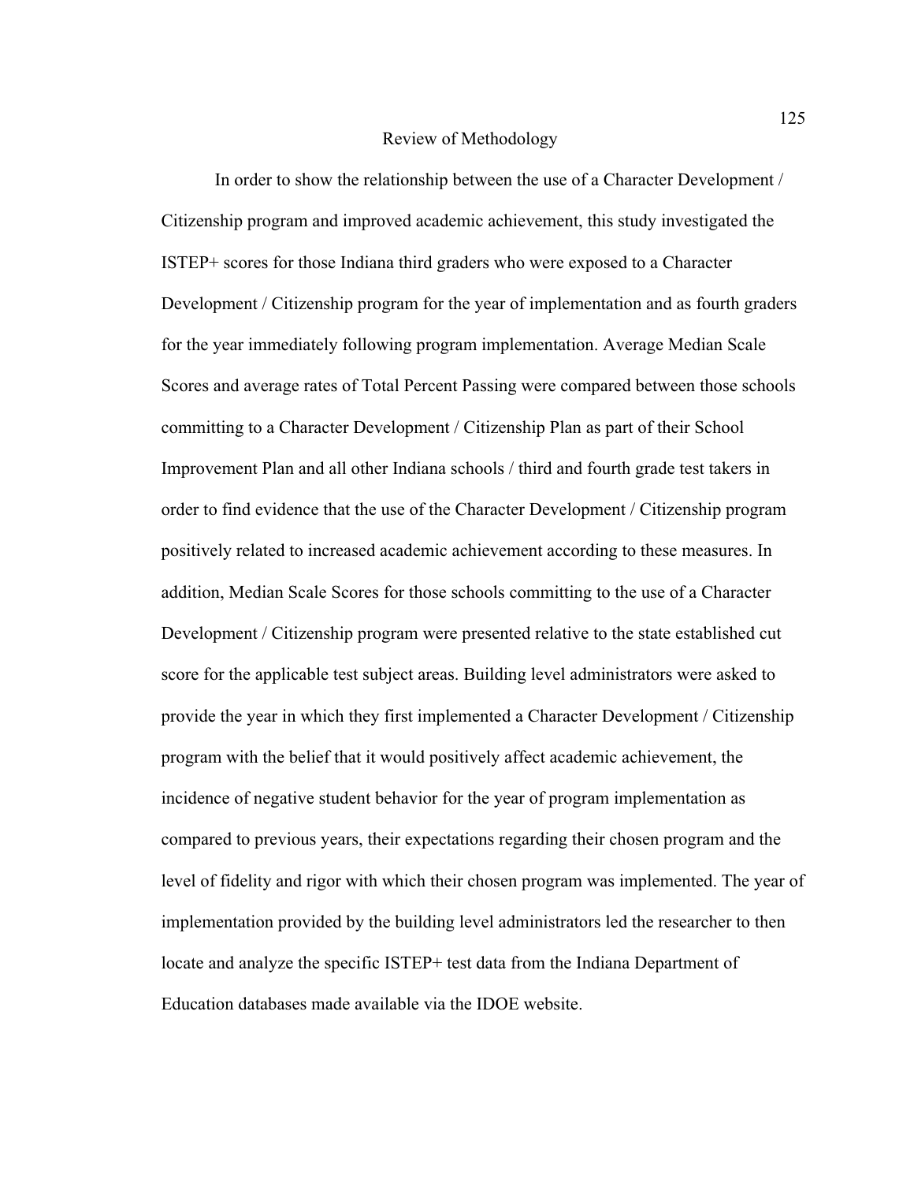## Review of Methodology

In order to show the relationship between the use of a Character Development / Citizenship program and improved academic achievement, this study investigated the ISTEP+ scores for those Indiana third graders who were exposed to a Character Development / Citizenship program for the year of implementation and as fourth graders for the year immediately following program implementation. Average Median Scale Scores and average rates of Total Percent Passing were compared between those schools committing to a Character Development / Citizenship Plan as part of their School Improvement Plan and all other Indiana schools / third and fourth grade test takers in order to find evidence that the use of the Character Development / Citizenship program positively related to increased academic achievement according to these measures. In addition, Median Scale Scores for those schools committing to the use of a Character Development / Citizenship program were presented relative to the state established cut score for the applicable test subject areas. Building level administrators were asked to provide the year in which they first implemented a Character Development / Citizenship program with the belief that it would positively affect academic achievement, the incidence of negative student behavior for the year of program implementation as compared to previous years, their expectations regarding their chosen program and the level of fidelity and rigor with which their chosen program was implemented. The year of implementation provided by the building level administrators led the researcher to then locate and analyze the specific ISTEP+ test data from the Indiana Department of Education databases made available via the IDOE website.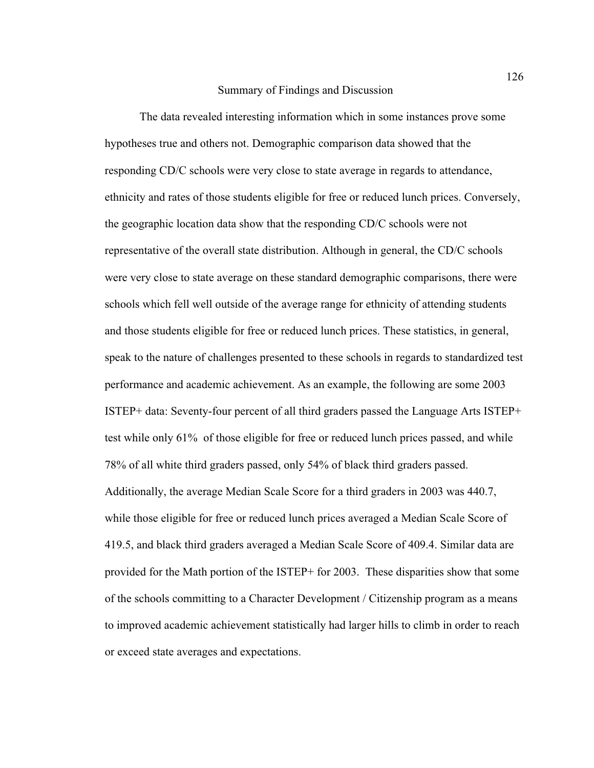## Summary of Findings and Discussion

The data revealed interesting information which in some instances prove some hypotheses true and others not. Demographic comparison data showed that the responding CD/C schools were very close to state average in regards to attendance, ethnicity and rates of those students eligible for free or reduced lunch prices. Conversely, the geographic location data show that the responding CD/C schools were not representative of the overall state distribution. Although in general, the CD/C schools were very close to state average on these standard demographic comparisons, there were schools which fell well outside of the average range for ethnicity of attending students and those students eligible for free or reduced lunch prices. These statistics, in general, speak to the nature of challenges presented to these schools in regards to standardized test performance and academic achievement. As an example, the following are some 2003 ISTEP+ data: Seventy-four percent of all third graders passed the Language Arts ISTEP+ test while only 61% of those eligible for free or reduced lunch prices passed, and while 78% of all white third graders passed, only 54% of black third graders passed. Additionally, the average Median Scale Score for a third graders in 2003 was 440.7, while those eligible for free or reduced lunch prices averaged a Median Scale Score of 419.5, and black third graders averaged a Median Scale Score of 409.4. Similar data are provided for the Math portion of the ISTEP+ for 2003. These disparities show that some of the schools committing to a Character Development / Citizenship program as a means to improved academic achievement statistically had larger hills to climb in order to reach or exceed state averages and expectations.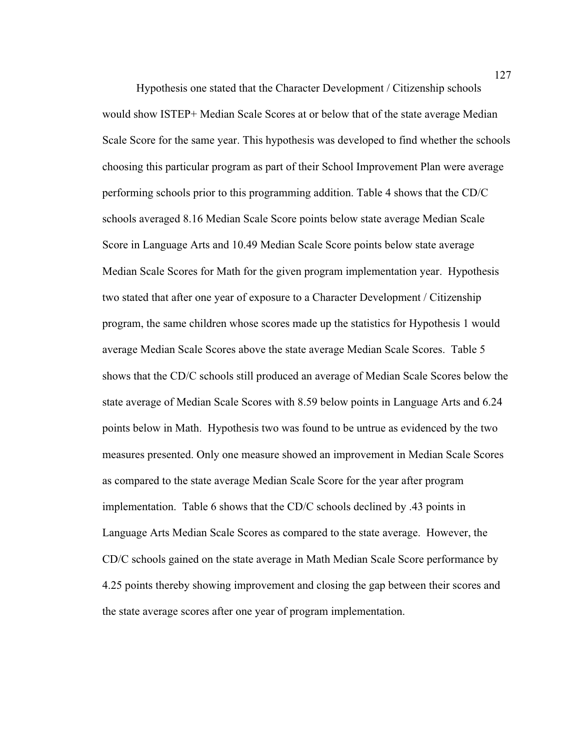Hypothesis one stated that the Character Development / Citizenship schools would show ISTEP+ Median Scale Scores at or below that of the state average Median Scale Score for the same year. This hypothesis was developed to find whether the schools choosing this particular program as part of their School Improvement Plan were average performing schools prior to this programming addition. Table 4 shows that the CD/C schools averaged 8.16 Median Scale Score points below state average Median Scale Score in Language Arts and 10.49 Median Scale Score points below state average Median Scale Scores for Math for the given program implementation year. Hypothesis two stated that after one year of exposure to a Character Development / Citizenship program, the same children whose scores made up the statistics for Hypothesis 1 would average Median Scale Scores above the state average Median Scale Scores. Table 5 shows that the CD/C schools still produced an average of Median Scale Scores below the state average of Median Scale Scores with 8.59 below points in Language Arts and 6.24 points below in Math. Hypothesis two was found to be untrue as evidenced by the two measures presented. Only one measure showed an improvement in Median Scale Scores as compared to the state average Median Scale Score for the year after program implementation. Table 6 shows that the CD/C schools declined by .43 points in Language Arts Median Scale Scores as compared to the state average. However, the CD/C schools gained on the state average in Math Median Scale Score performance by 4.25 points thereby showing improvement and closing the gap between their scores and the state average scores after one year of program implementation.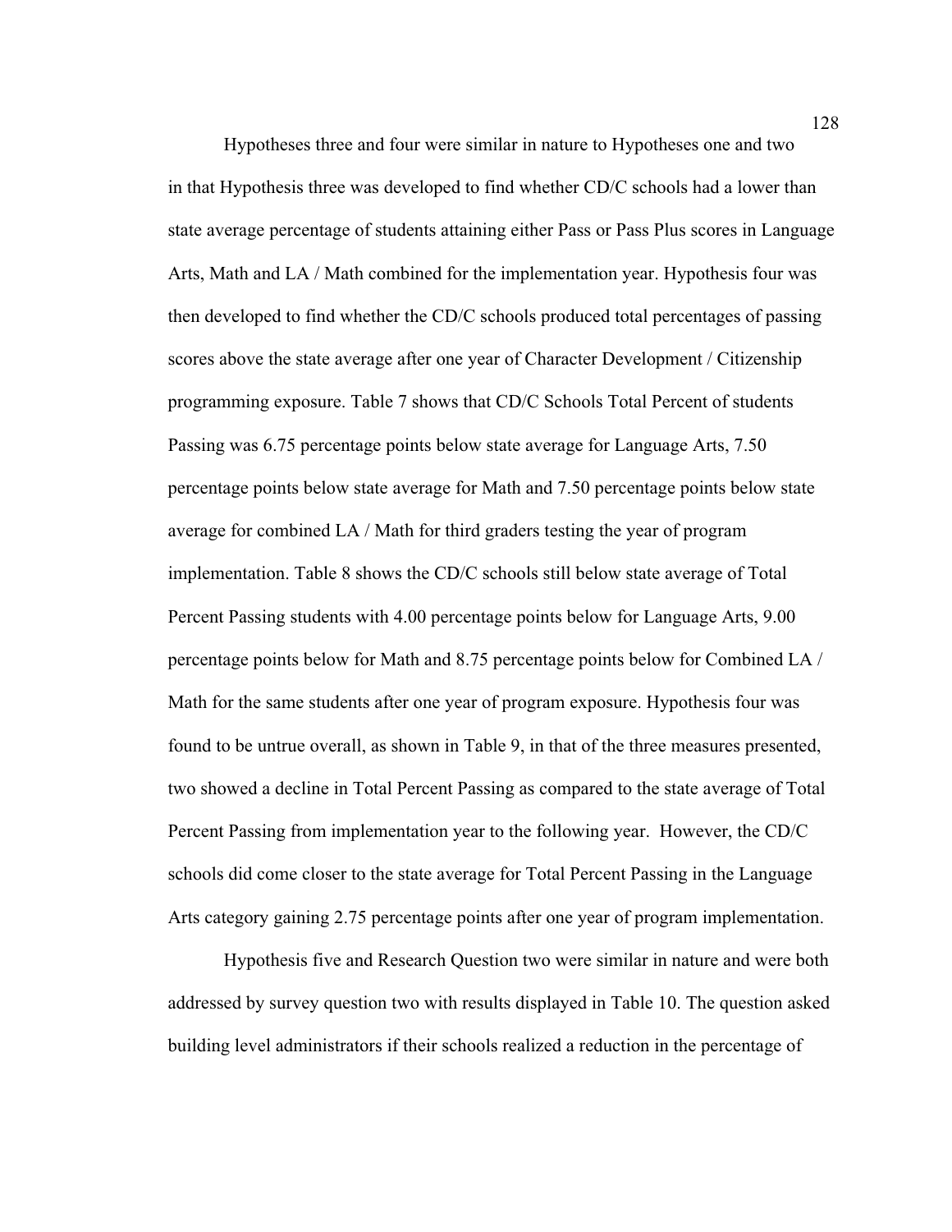Hypotheses three and four were similar in nature to Hypotheses one and two in that Hypothesis three was developed to find whether CD/C schools had a lower than state average percentage of students attaining either Pass or Pass Plus scores in Language Arts, Math and LA / Math combined for the implementation year. Hypothesis four was then developed to find whether the CD/C schools produced total percentages of passing scores above the state average after one year of Character Development / Citizenship programming exposure. Table 7 shows that CD/C Schools Total Percent of students Passing was 6.75 percentage points below state average for Language Arts, 7.50 percentage points below state average for Math and 7.50 percentage points below state average for combined LA / Math for third graders testing the year of program implementation. Table 8 shows the CD/C schools still below state average of Total Percent Passing students with 4.00 percentage points below for Language Arts, 9.00 percentage points below for Math and 8.75 percentage points below for Combined LA / Math for the same students after one year of program exposure. Hypothesis four was found to be untrue overall, as shown in Table 9, in that of the three measures presented, two showed a decline in Total Percent Passing as compared to the state average of Total Percent Passing from implementation year to the following year. However, the CD/C schools did come closer to the state average for Total Percent Passing in the Language Arts category gaining 2.75 percentage points after one year of program implementation.

Hypothesis five and Research Question two were similar in nature and were both addressed by survey question two with results displayed in Table 10. The question asked building level administrators if their schools realized a reduction in the percentage of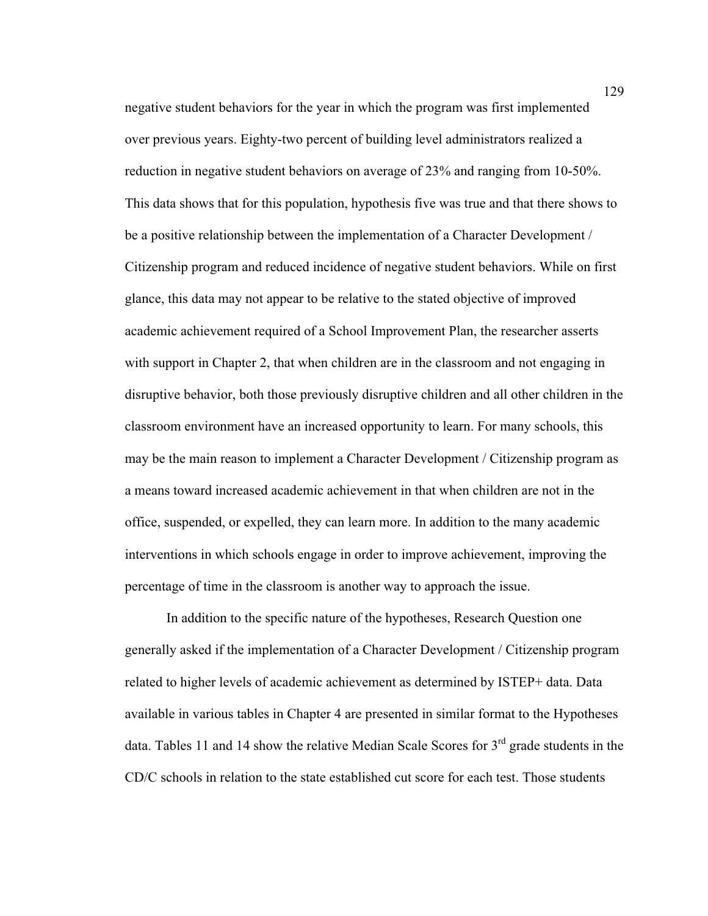negative student behaviors for the year in which the program was first implemented over previous years. Eighty-two percent of building level administrators realized a reduction in negative student behaviors on average of 23% and ranging from 10-50%. This data shows that for this population, hypothesis five was true and that there shows to be a positive relationship between the implementation of a Character Development / Citizenship program and reduced incidence of negative student behaviors. While on first glance, this data may not appear to be relative to the stated objective of improved academic achievement required of a School Improvement Plan, the researcher asserts with support in Chapter 2, that when children are in the classroom and not engaging in disruptive behavior, both those previously disruptive children and all other children in the classroom environment have an increased opportunity to learn. For many schools, this may be the main reason to implement a Character Development / Citizenship program as a means toward increased academic achievement in that when children are not in the office, suspended, or expelled, they can learn more. In addition to the many academic interventions in which schools engage in order to improve achievement, improving the percentage of time in the classroom is another way to approach the issue.

In addition to the specific nature of the hypotheses, Research Question one generally asked if the implementation of a Character Development / Citizenship program related to higher levels of academic achievement as determined by ISTEP+ data. Data available in various tables in Chapter 4 are presented in similar format to the Hypotheses data. Tables 11 and 14 show the relative Median Scale Scores for 3rd grade students in the CD/C schools in relation to the state established cut score for each test. Those students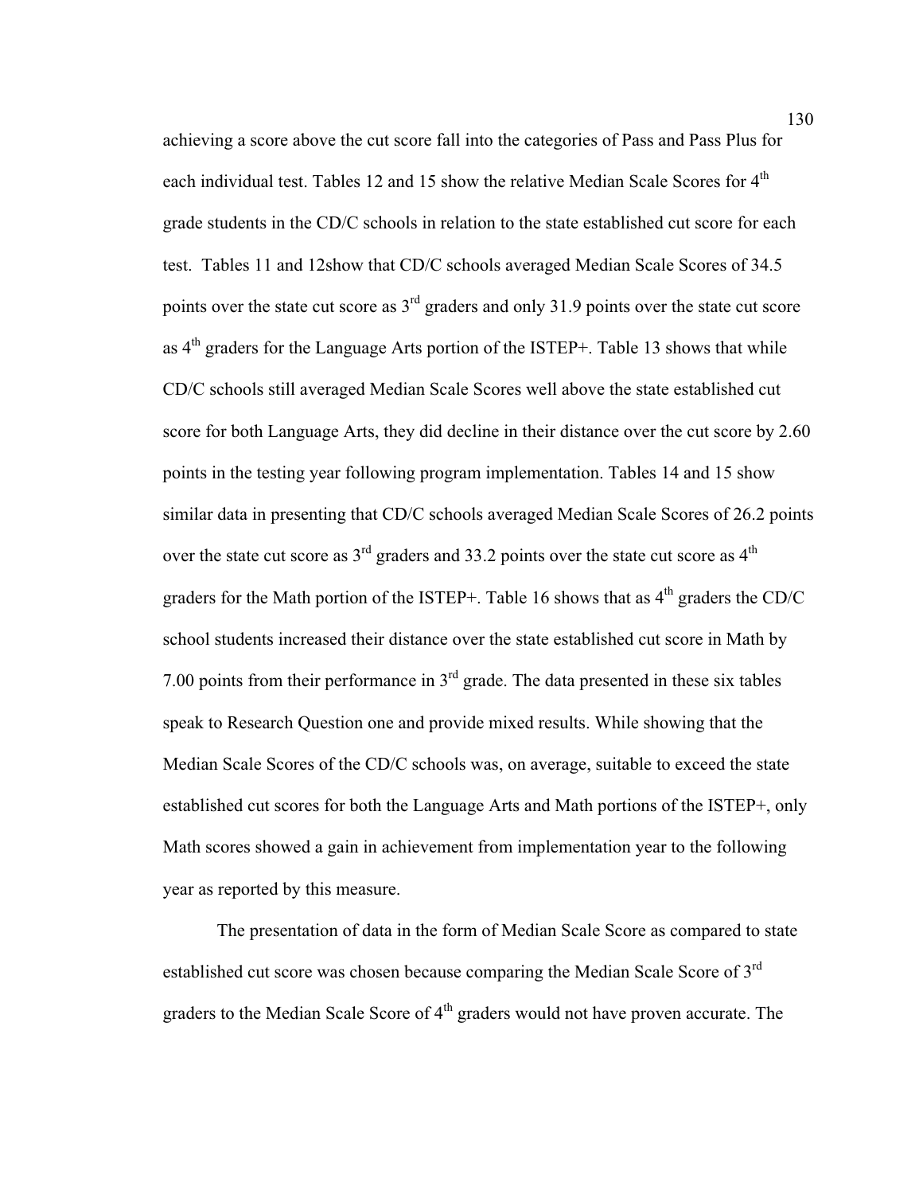achieving a score above the cut score fall into the categories of Pass and Pass Plus for each individual test. Tables 12 and 15 show the relative Median Scale Scores for 4th grade students in the CD/C schools in relation to the state established cut score for each test. Tables 11 and 12show that CD/C schools averaged Median Scale Scores of 34.5 points over the state cut score as 3rd graders and only 31.9 points over the state cut score as 4th graders for the Language Arts portion of the ISTEP+. Table 13 shows that while CD/C schools still averaged Median Scale Scores well above the state established cut score for both Language Arts, they did decline in their distance over the cut score by 2.60 points in the testing year following program implementation. Tables 14 and 15 show similar data in presenting that CD/C schools averaged Median Scale Scores of 26.2 points over the state cut score as 3rd graders and 33.2 points over the state cut score as 4th graders for the Math portion of the ISTEP+. Table 16 shows that as 4th graders the CD/C school students increased their distance over the state established cut score in Math by 7.00 points from their performance in 3rd grade. The data presented in these six tables speak to Research Question one and provide mixed results. While showing that the Median Scale Scores of the CD/C schools was, on average, suitable to exceed the state established cut scores for both the Language Arts and Math portions of the ISTEP+, only Math scores showed a gain in achievement from implementation year to the following year as reported by this measure.

The presentation of data in the form of Median Scale Score as compared to state established cut score was chosen because comparing the Median Scale Score of 3rd graders to the Median Scale Score of 4th graders would not have proven accurate. The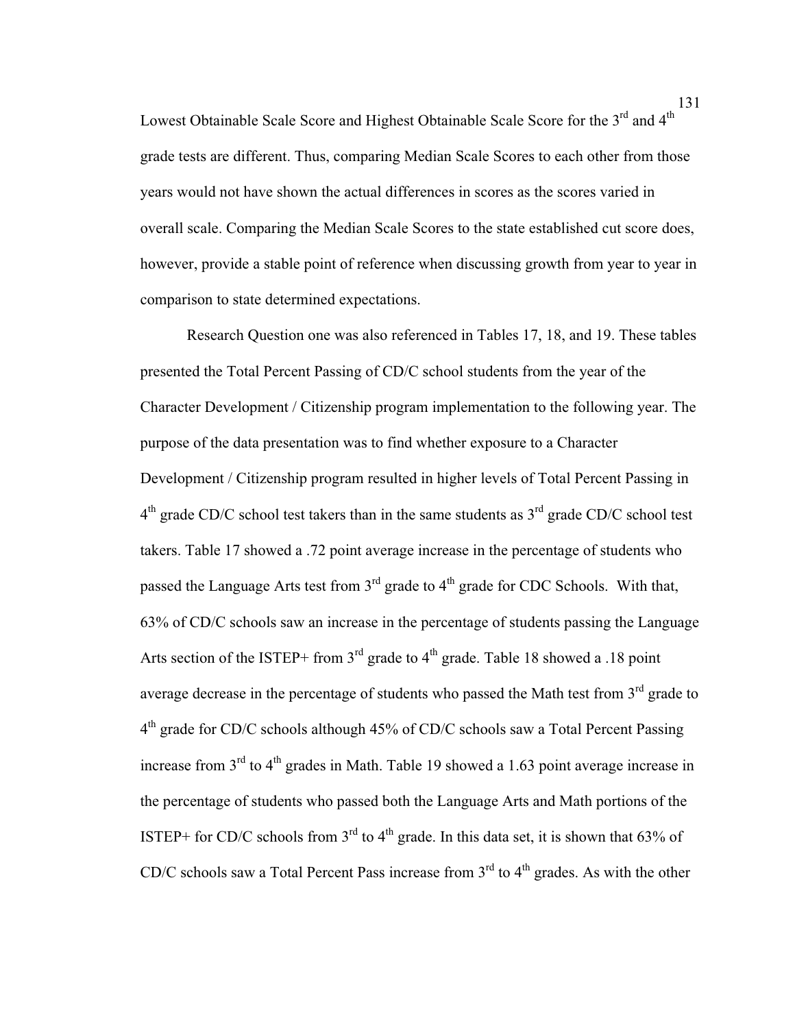Lowest Obtainable Scale Score and Highest Obtainable Scale Score for the 3rd and 4th grade tests are different. Thus, comparing Median Scale Scores to each other from those years would not have shown the actual differences in scores as the scores varied in overall scale. Comparing the Median Scale Scores to the state established cut score does, however, provide a stable point of reference when discussing growth from year to year in comparison to state determined expectations.

Research Question one was also referenced in Tables 17, 18, and 19. These tables presented the Total Percent Passing of CD/C school students from the year of the Character Development / Citizenship program implementation to the following year. The purpose of the data presentation was to find whether exposure to a Character Development / Citizenship program resulted in higher levels of Total Percent Passing in 4th grade CD/C school test takers than in the same students as 3rd grade CD/C school test takers. Table 17 showed a .72 point average increase in the percentage of students who passed the Language Arts test from 3rd grade to 4th grade for CDC Schools. With that, 63% of CD/C schools saw an increase in the percentage of students passing the Language Arts section of the ISTEP+ from 3rd grade to 4th grade. Table 18 showed a .18 point average decrease in the percentage of students who passed the Math test from 3rd grade to 4th grade for CD/C schools although 45% of CD/C schools saw a Total Percent Passing increase from 3rd to 4th grades in Math. Table 19 showed a 1.63 point average increase in the percentage of students who passed both the Language Arts and Math portions of the ISTEP+ for CD/C schools from 3rd to 4th grade. In this data set, it is shown that 63% of CD/C schools saw a Total Percent Pass increase from 3rd to 4th grades. As with the other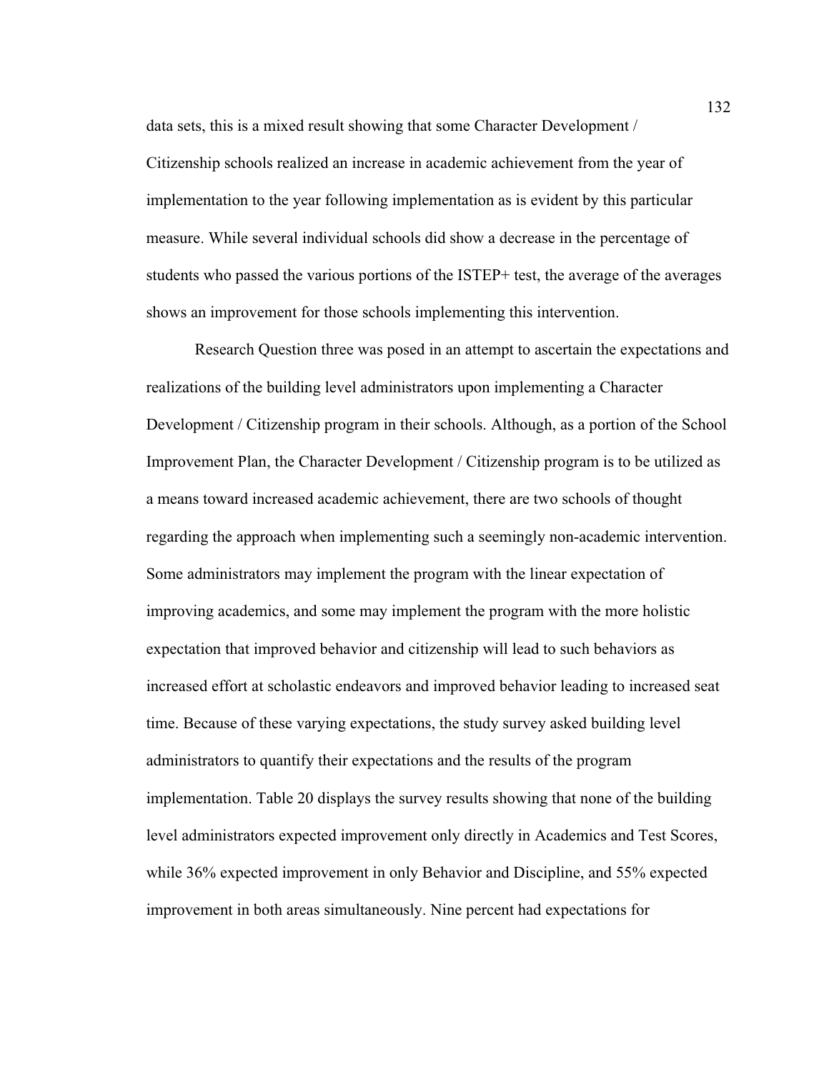data sets, this is a mixed result showing that some Character Development / Citizenship schools realized an increase in academic achievement from the year of implementation to the year following implementation as is evident by this particular measure. While several individual schools did show a decrease in the percentage of students who passed the various portions of the ISTEP+ test, the average of the averages shows an improvement for those schools implementing this intervention.

Research Question three was posed in an attempt to ascertain the expectations and realizations of the building level administrators upon implementing a Character Development / Citizenship program in their schools. Although, as a portion of the School Improvement Plan, the Character Development / Citizenship program is to be utilized as a means toward increased academic achievement, there are two schools of thought regarding the approach when implementing such a seemingly non-academic intervention. Some administrators may implement the program with the linear expectation of improving academics, and some may implement the program with the more holistic expectation that improved behavior and citizenship will lead to such behaviors as increased effort at scholastic endeavors and improved behavior leading to increased seat time. Because of these varying expectations, the study survey asked building level administrators to quantify their expectations and the results of the program implementation. Table 20 displays the survey results showing that none of the building level administrators expected improvement only directly in Academics and Test Scores, while 36% expected improvement in only Behavior and Discipline, and 55% expected improvement in both areas simultaneously. Nine percent had expectations for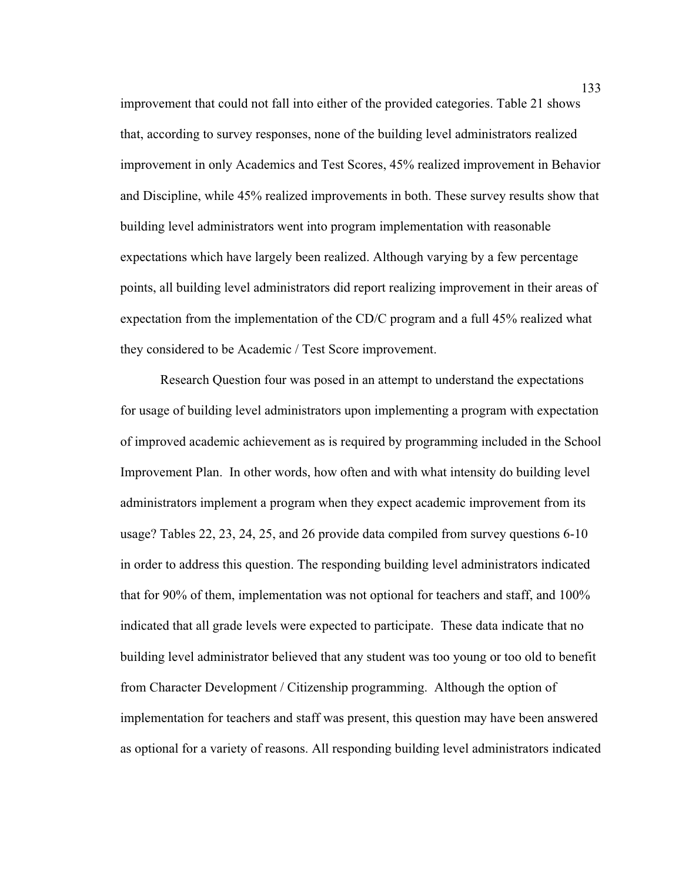improvement that could not fall into either of the provided categories. Table 21 shows that, according to survey responses, none of the building level administrators realized improvement in only Academics and Test Scores, 45% realized improvement in Behavior and Discipline, while 45% realized improvements in both. These survey results show that building level administrators went into program implementation with reasonable expectations which have largely been realized. Although varying by a few percentage points, all building level administrators did report realizing improvement in their areas of expectation from the implementation of the CD/C program and a full 45% realized what they considered to be Academic / Test Score improvement.

Research Question four was posed in an attempt to understand the expectations for usage of building level administrators upon implementing a program with expectation of improved academic achievement as is required by programming included in the School Improvement Plan. In other words, how often and with what intensity do building level administrators implement a program when they expect academic improvement from its usage? Tables 22, 23, 24, 25, and 26 provide data compiled from survey questions 6-10 in order to address this question. The responding building level administrators indicated that for 90% of them, implementation was not optional for teachers and staff, and 100% indicated that all grade levels were expected to participate. These data indicate that no building level administrator believed that any student was too young or too old to benefit from Character Development / Citizenship programming. Although the option of implementation for teachers and staff was present, this question may have been answered as optional for a variety of reasons. All responding building level administrators indicated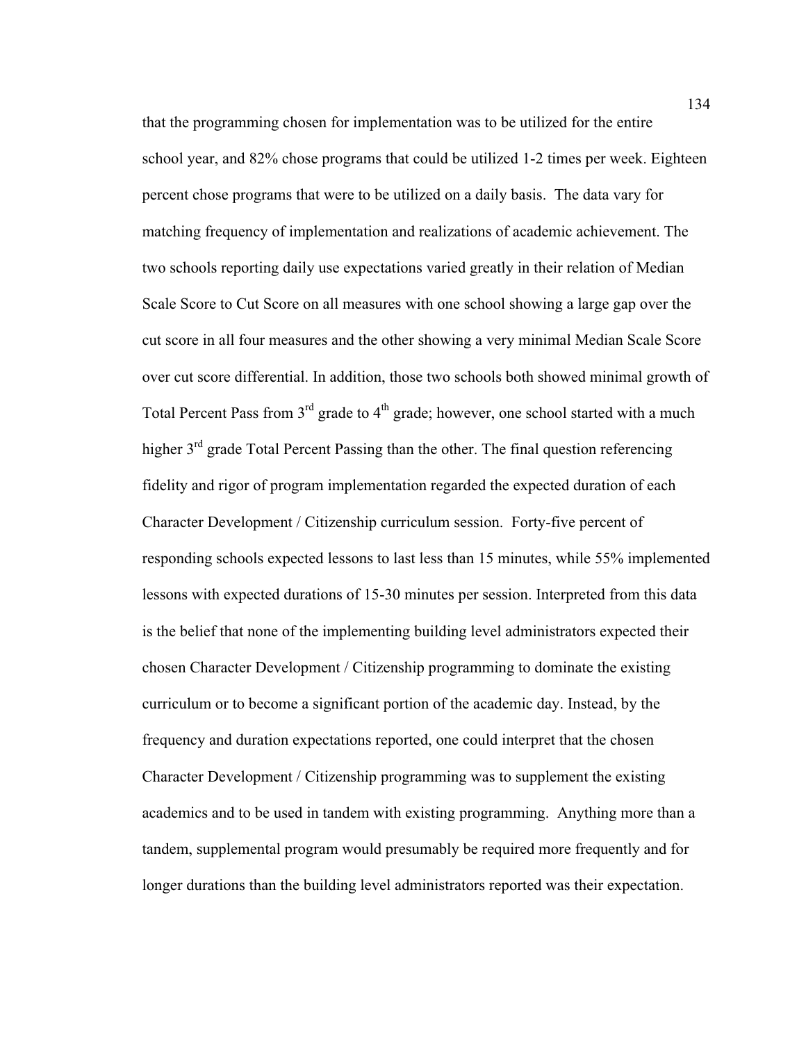that the programming chosen for implementation was to be utilized for the entire school year, and 82% chose programs that could be utilized 1-2 times per week. Eighteen percent chose programs that were to be utilized on a daily basis. The data vary for matching frequency of implementation and realizations of academic achievement. The two schools reporting daily use expectations varied greatly in their relation of Median Scale Score to Cut Score on all measures with one school showing a large gap over the cut score in all four measures and the other showing a very minimal Median Scale Score over cut score differential. In addition, those two schools both showed minimal growth of Total Percent Pass from 3rd grade to 4th grade; however, one school started with a much higher 3rd grade Total Percent Passing than the other. The final question referencing fidelity and rigor of program implementation regarded the expected duration of each Character Development / Citizenship curriculum session. Forty-five percent of responding schools expected lessons to last less than 15 minutes, while 55% implemented lessons with expected durations of 15-30 minutes per session. Interpreted from this data is the belief that none of the implementing building level administrators expected their chosen Character Development / Citizenship programming to dominate the existing curriculum or to become a significant portion of the academic day. Instead, by the frequency and duration expectations reported, one could interpret that the chosen Character Development / Citizenship programming was to supplement the existing academics and to be used in tandem with existing programming. Anything more than a tandem, supplemental program would presumably be required more frequently and for longer durations than the building level administrators reported was their expectation.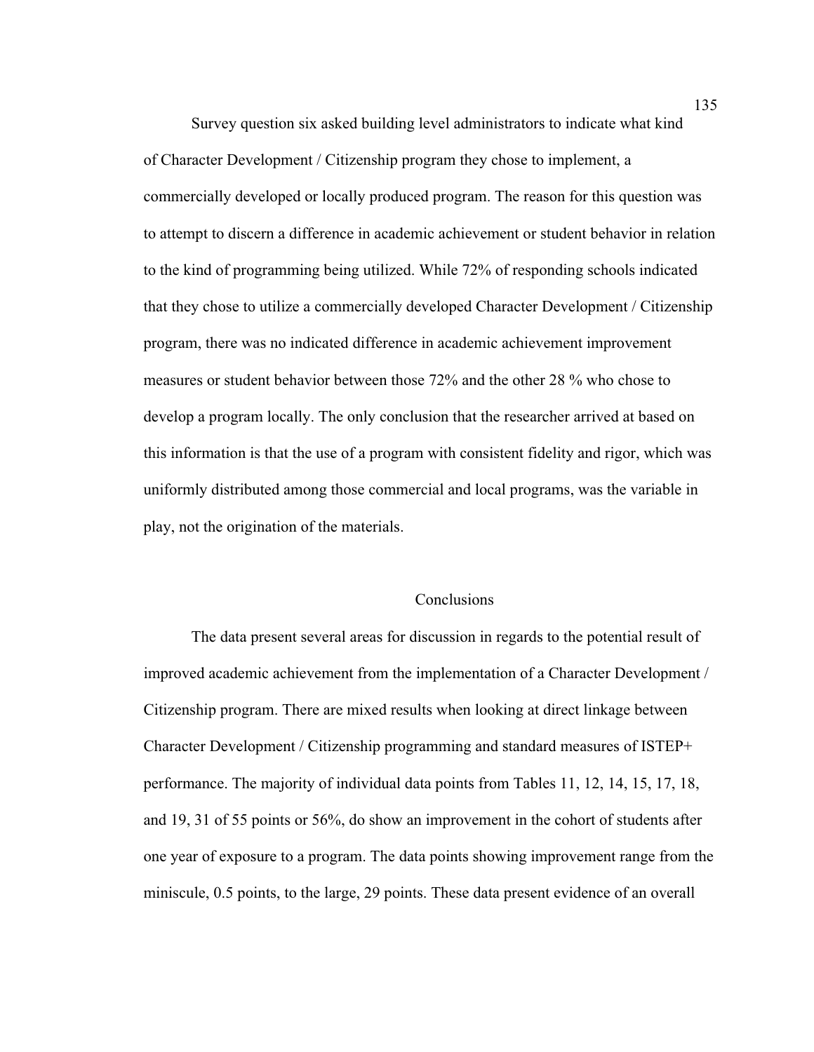Survey question six asked building level administrators to indicate what kind of Character Development / Citizenship program they chose to implement, a commercially developed or locally produced program. The reason for this question was to attempt to discern a difference in academic achievement or student behavior in relation to the kind of programming being utilized. While 72% of responding schools indicated that they chose to utilize a commercially developed Character Development / Citizenship program, there was no indicated difference in academic achievement improvement measures or student behavior between those 72% and the other 28 % who chose to develop a program locally. The only conclusion that the researcher arrived at based on this information is that the use of a program with consistent fidelity and rigor, which was uniformly distributed among those commercial and local programs, was the variable in play, not the origination of the materials.

## Conclusions

The data present several areas for discussion in regards to the potential result of improved academic achievement from the implementation of a Character Development / Citizenship program. There are mixed results when looking at direct linkage between Character Development / Citizenship programming and standard measures of ISTEP+ performance. The majority of individual data points from Tables 11, 12, 14, 15, 17, 18, and 19, 31 of 55 points or 56%, do show an improvement in the cohort of students after one year of exposure to a program. The data points showing improvement range from the miniscule, 0.5 points, to the large, 29 points. These data present evidence of an overall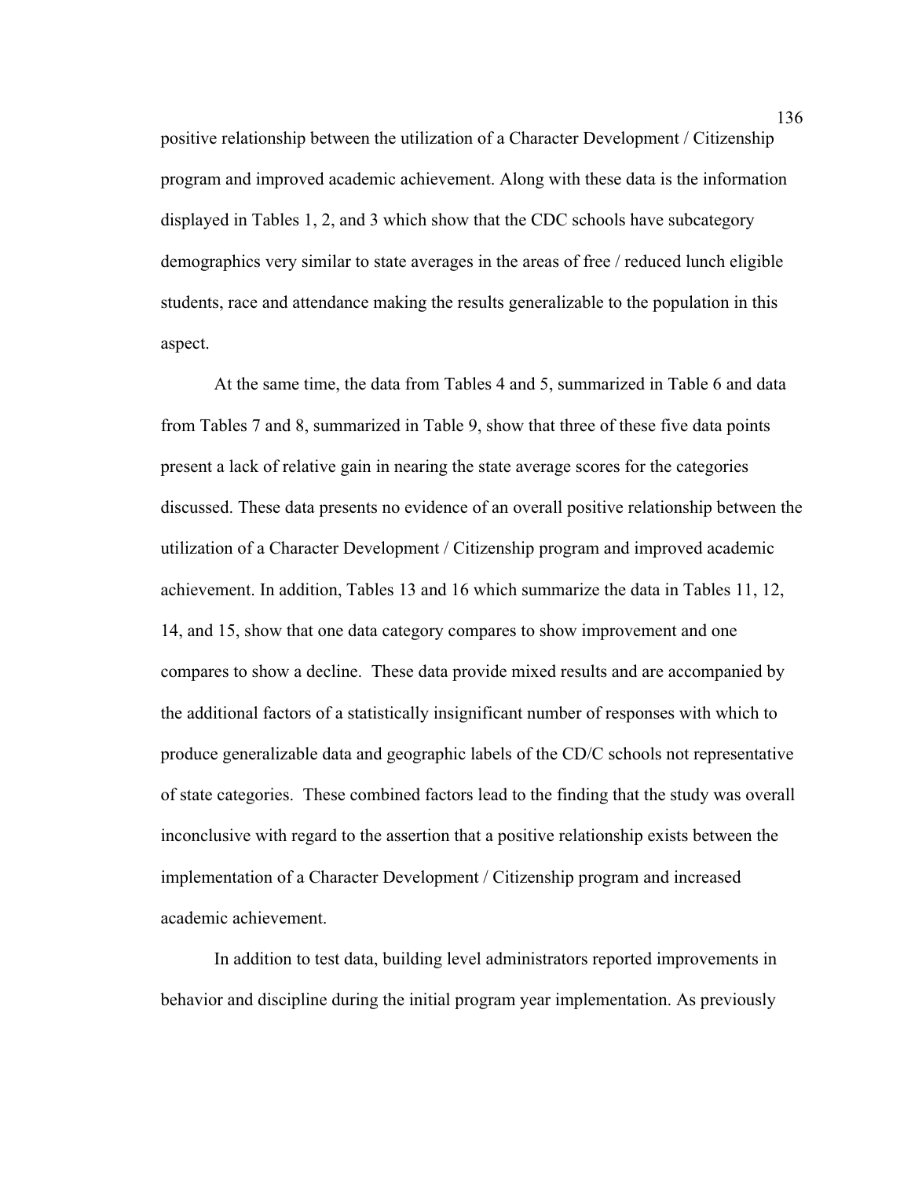positive relationship between the utilization of a Character Development / Citizenship program and improved academic achievement. Along with these data is the information displayed in Tables 1, 2, and 3 which show that the CDC schools have subcategory demographics very similar to state averages in the areas of free / reduced lunch eligible students, race and attendance making the results generalizable to the population in this aspect.

At the same time, the data from Tables 4 and 5, summarized in Table 6 and data from Tables 7 and 8, summarized in Table 9, show that three of these five data points present a lack of relative gain in nearing the state average scores for the categories discussed. These data presents no evidence of an overall positive relationship between the utilization of a Character Development / Citizenship program and improved academic achievement. In addition, Tables 13 and 16 which summarize the data in Tables 11, 12, 14, and 15, show that one data category compares to show improvement and one compares to show a decline. These data provide mixed results and are accompanied by the additional factors of a statistically insignificant number of responses with which to produce generalizable data and geographic labels of the CD/C schools not representative of state categories. These combined factors lead to the finding that the study was overall inconclusive with regard to the assertion that a positive relationship exists between the implementation of a Character Development / Citizenship program and increased academic achievement.

In addition to test data, building level administrators reported improvements in behavior and discipline during the initial program year implementation. As previously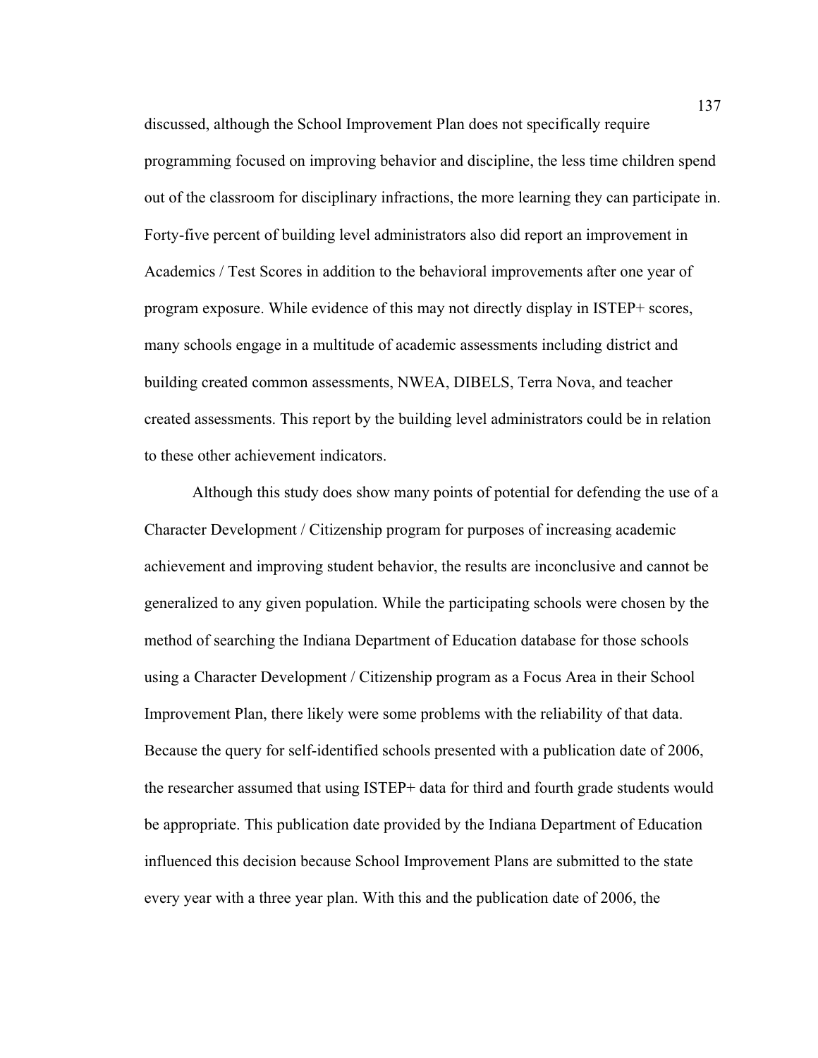discussed, although the School Improvement Plan does not specifically require programming focused on improving behavior and discipline, the less time children spend out of the classroom for disciplinary infractions, the more learning they can participate in. Forty-five percent of building level administrators also did report an improvement in Academics / Test Scores in addition to the behavioral improvements after one year of program exposure. While evidence of this may not directly display in ISTEP+ scores, many schools engage in a multitude of academic assessments including district and building created common assessments, NWEA, DIBELS, Terra Nova, and teacher created assessments. This report by the building level administrators could be in relation to these other achievement indicators.

Although this study does show many points of potential for defending the use of a Character Development / Citizenship program for purposes of increasing academic achievement and improving student behavior, the results are inconclusive and cannot be generalized to any given population. While the participating schools were chosen by the method of searching the Indiana Department of Education database for those schools using a Character Development / Citizenship program as a Focus Area in their School Improvement Plan, there likely were some problems with the reliability of that data. Because the query for self-identified schools presented with a publication date of 2006, the researcher assumed that using ISTEP+ data for third and fourth grade students would be appropriate. This publication date provided by the Indiana Department of Education influenced this decision because School Improvement Plans are submitted to the state every year with a three year plan. With this and the publication date of 2006, the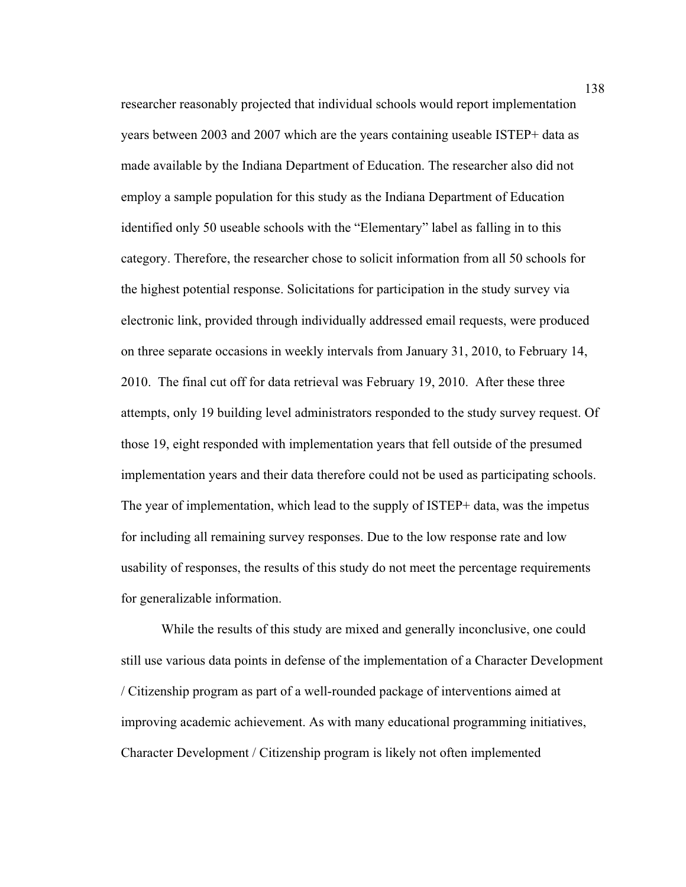researcher reasonably projected that individual schools would report implementation years between 2003 and 2007 which are the years containing useable ISTEP+ data as made available by the Indiana Department of Education. The researcher also did not employ a sample population for this study as the Indiana Department of Education identified only 50 useable schools with the "Elementary" label as falling in to this category. Therefore, the researcher chose to solicit information from all 50 schools for the highest potential response. Solicitations for participation in the study survey via electronic link, provided through individually addressed email requests, were produced on three separate occasions in weekly intervals from January 31, 2010, to February 14, 2010. The final cut off for data retrieval was February 19, 2010. After these three attempts, only 19 building level administrators responded to the study survey request. Of those 19, eight responded with implementation years that fell outside of the presumed implementation years and their data therefore could not be used as participating schools. The year of implementation, which lead to the supply of ISTEP+ data, was the impetus for including all remaining survey responses. Due to the low response rate and low usability of responses, the results of this study do not meet the percentage requirements for generalizable information.

While the results of this study are mixed and generally inconclusive, one could still use various data points in defense of the implementation of a Character Development / Citizenship program as part of a well-rounded package of interventions aimed at improving academic achievement. As with many educational programming initiatives, Character Development / Citizenship program is likely not often implemented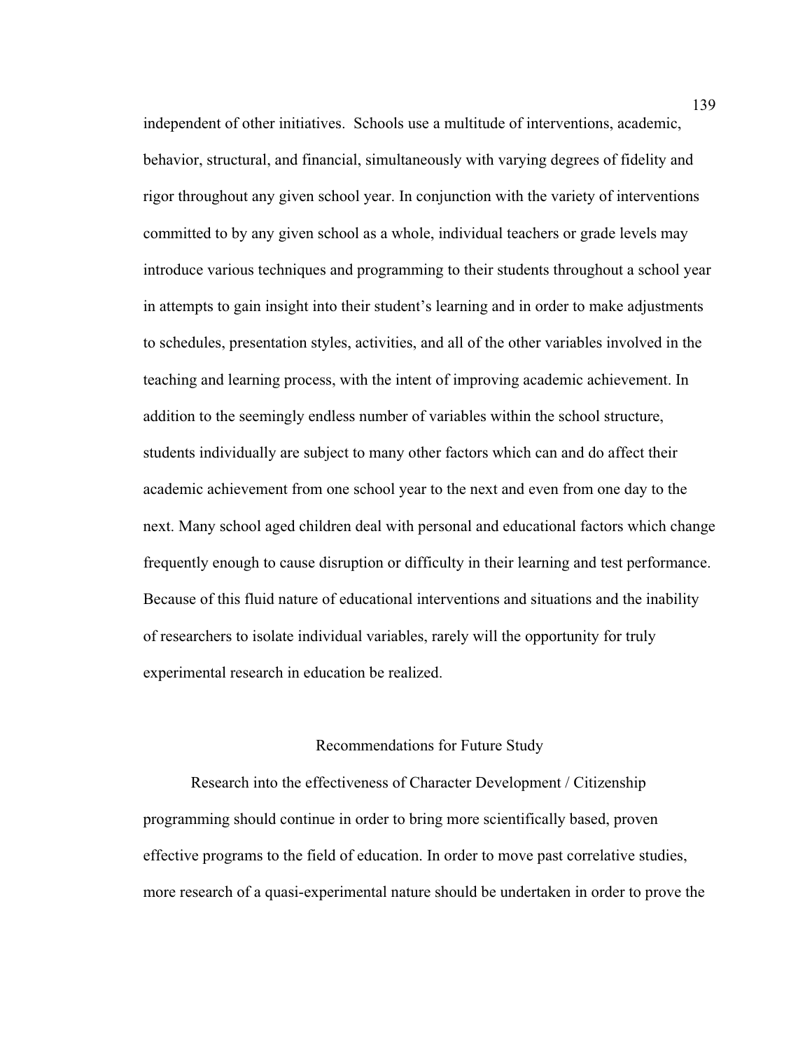independent of other initiatives.  Schools use a multitude of interventions, academic, behavior, structural, and financial, simultaneously with varying degrees of fidelity and rigor throughout any given school year. In conjunction with the variety of interventions committed to by any given school as a whole, individual teachers or grade levels may introduce various techniques and programming to their students throughout a school year in attempts to gain insight into their student's learning and in order to make adjustments to schedules, presentation styles, activities, and all of the other variables involved in the teaching and learning process, with the intent of improving academic achievement. In addition to the seemingly endless number of variables within the school structure, students individually are subject to many other factors which can and do affect their academic achievement from one school year to the next and even from one day to the next. Many school aged children deal with personal and educational factors which change frequently enough to cause disruption or difficulty in their learning and test performance. Because of this fluid nature of educational interventions and situations and the inability of researchers to isolate individual variables, rarely will the opportunity for truly experimental research in education be realized.

## Recommendations for Future Study

Research into the effectiveness of Character Development / Citizenship programming should continue in order to bring more scientifically based, proven effective programs to the field of education. In order to move past correlative studies, more research of a quasi-experimental nature should be undertaken in order to prove the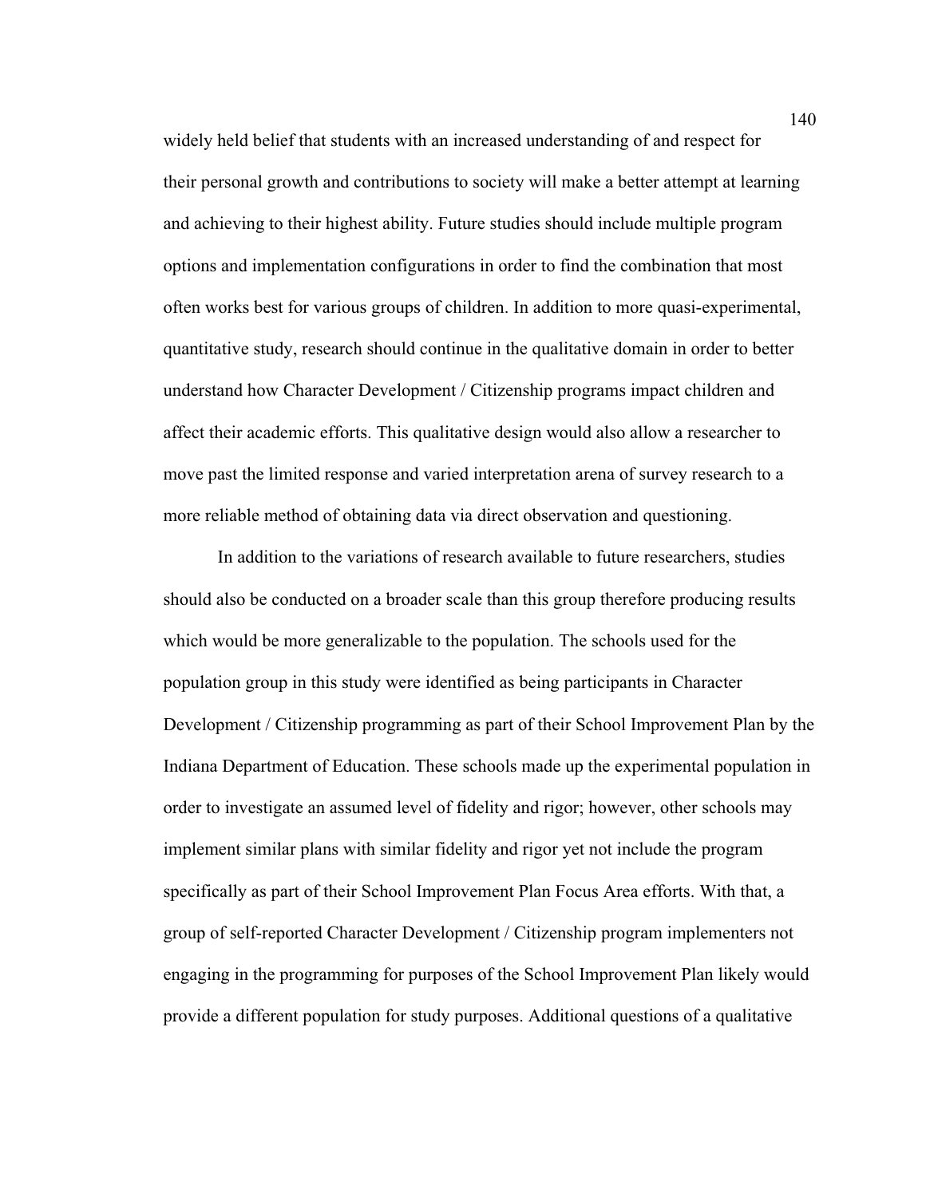widely held belief that students with an increased understanding of and respect for their personal growth and contributions to society will make a better attempt at learning and achieving to their highest ability. Future studies should include multiple program options and implementation configurations in order to find the combination that most often works best for various groups of children. In addition to more quasi-experimental, quantitative study, research should continue in the qualitative domain in order to better understand how Character Development / Citizenship programs impact children and affect their academic efforts. This qualitative design would also allow a researcher to move past the limited response and varied interpretation arena of survey research to a more reliable method of obtaining data via direct observation and questioning.

In addition to the variations of research available to future researchers, studies should also be conducted on a broader scale than this group therefore producing results which would be more generalizable to the population. The schools used for the population group in this study were identified as being participants in Character Development / Citizenship programming as part of their School Improvement Plan by the Indiana Department of Education. These schools made up the experimental population in order to investigate an assumed level of fidelity and rigor; however, other schools may implement similar plans with similar fidelity and rigor yet not include the program specifically as part of their School Improvement Plan Focus Area efforts. With that, a group of self-reported Character Development / Citizenship program implementers not engaging in the programming for purposes of the School Improvement Plan likely would provide a different population for study purposes. Additional questions of a qualitative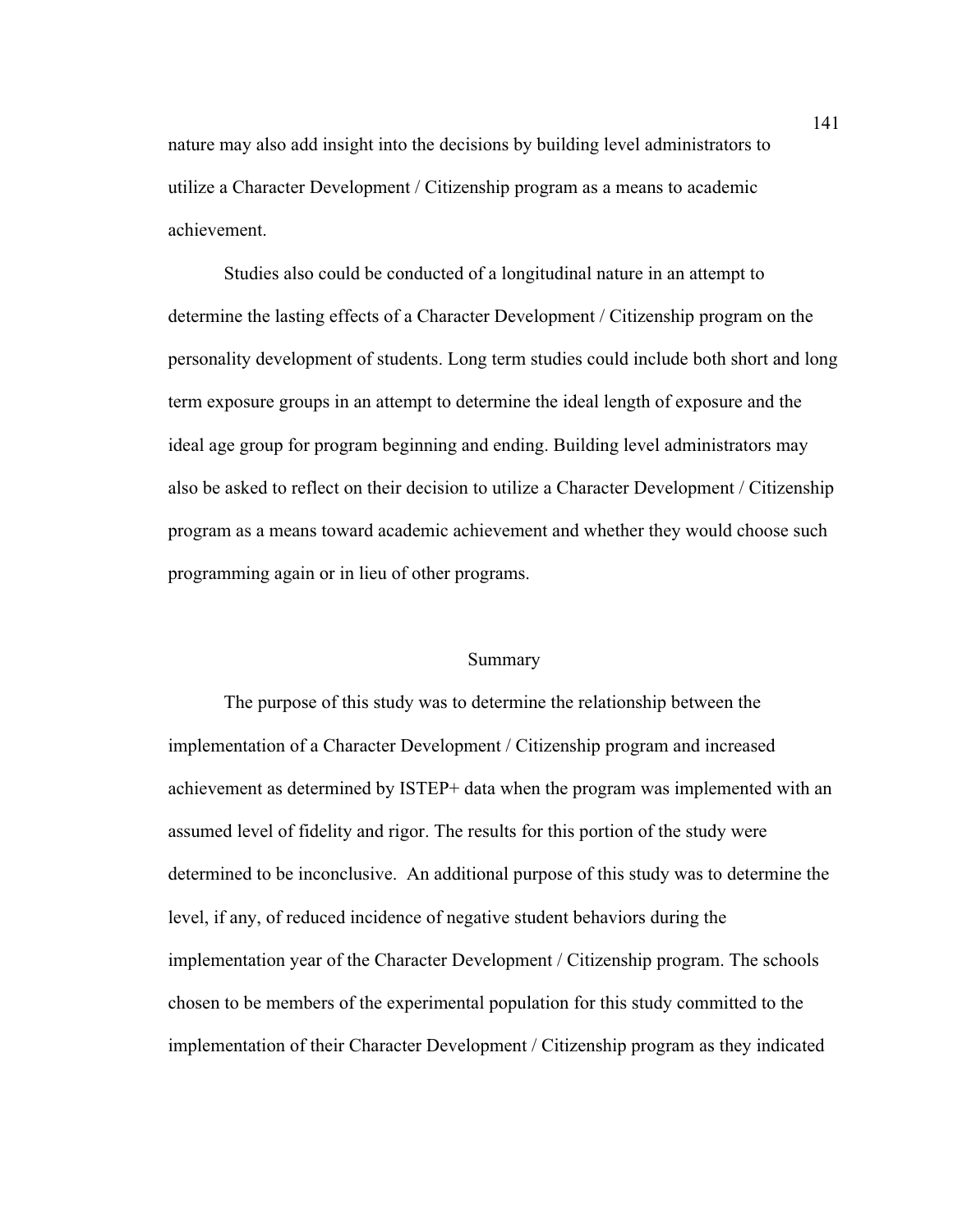nature may also add insight into the decisions by building level administrators to utilize a Character Development / Citizenship program as a means to academic achievement.

Studies also could be conducted of a longitudinal nature in an attempt to determine the lasting effects of a Character Development / Citizenship program on the personality development of students. Long term studies could include both short and long term exposure groups in an attempt to determine the ideal length of exposure and the ideal age group for program beginning and ending. Building level administrators may also be asked to reflect on their decision to utilize a Character Development / Citizenship program as a means toward academic achievement and whether they would choose such programming again or in lieu of other programs.

## Summary

The purpose of this study was to determine the relationship between the implementation of a Character Development / Citizenship program and increased achievement as determined by ISTEP+ data when the program was implemented with an assumed level of fidelity and rigor. The results for this portion of the study were determined to be inconclusive. An additional purpose of this study was to determine the level, if any, of reduced incidence of negative student behaviors during the implementation year of the Character Development / Citizenship program. The schools chosen to be members of the experimental population for this study committed to the implementation of their Character Development / Citizenship program as they indicated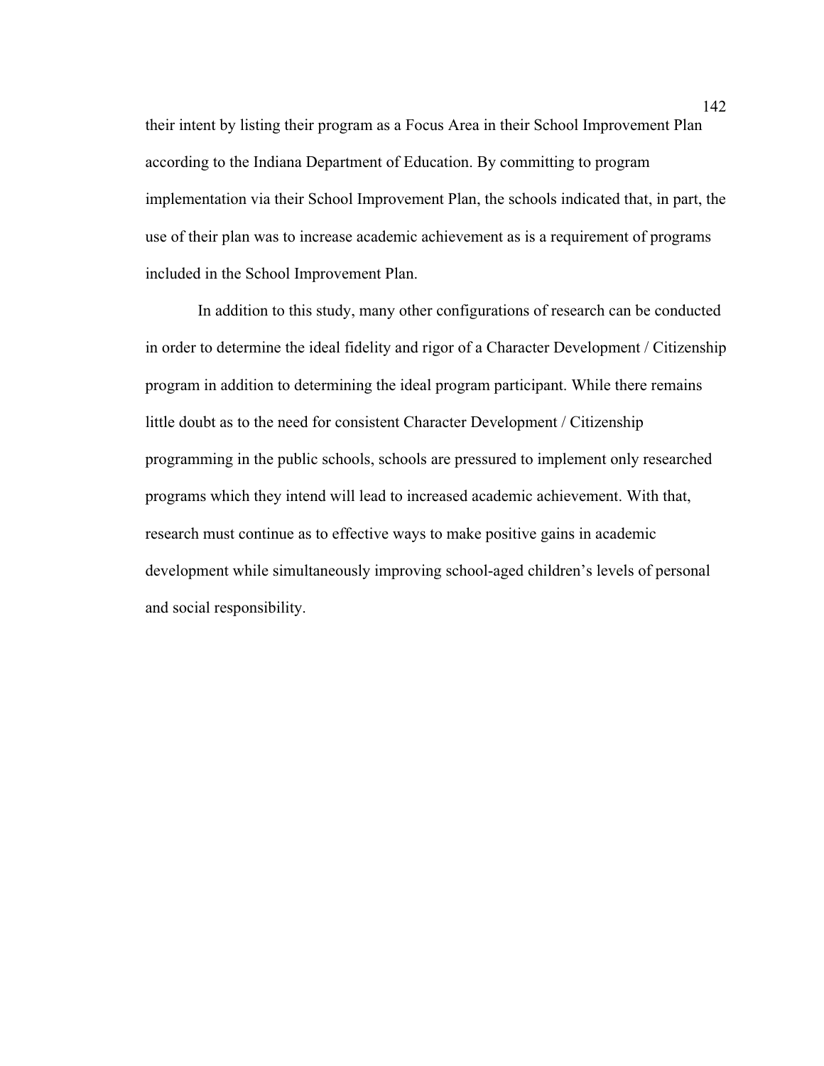their intent by listing their program as a Focus Area in their School Improvement Plan according to the Indiana Department of Education. By committing to program implementation via their School Improvement Plan, the schools indicated that, in part, the use of their plan was to increase academic achievement as is a requirement of programs included in the School Improvement Plan.

In addition to this study, many other configurations of research can be conducted in order to determine the ideal fidelity and rigor of a Character Development / Citizenship program in addition to determining the ideal program participant. While there remains little doubt as to the need for consistent Character Development / Citizenship programming in the public schools, schools are pressured to implement only researched programs which they intend will lead to increased academic achievement. With that, research must continue as to effective ways to make positive gains in academic development while simultaneously improving school-aged children's levels of personal and social responsibility.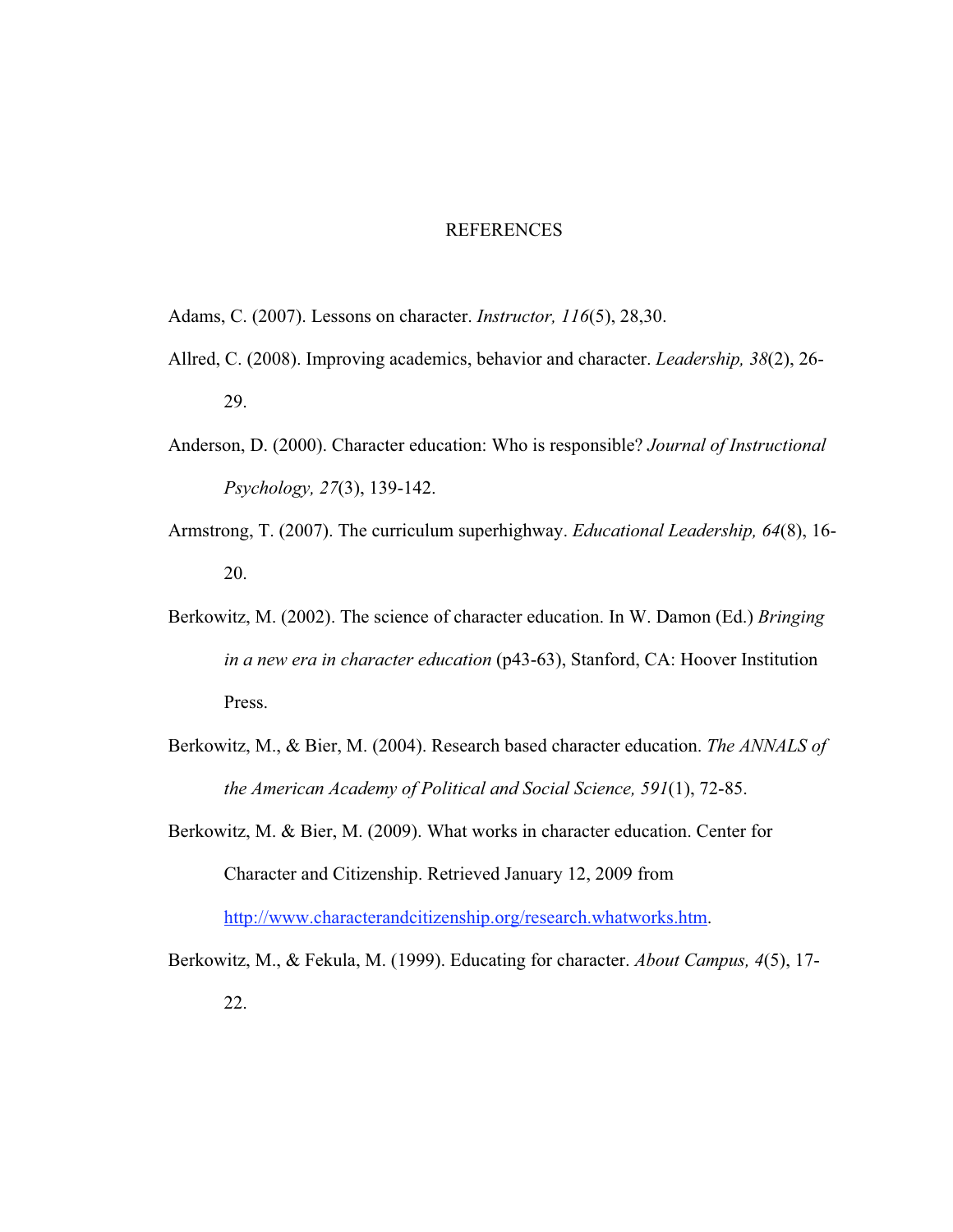# REFERENCES

Adams, C. (2007). Lessons on character. *Instructor, 116*(5), 28,30.

Allred, C. (2008). Improving academics, behavior and character. *Leadership, 38*(2), 26-29.

Anderson, D. (2000). Character education: Who is responsible? *Journal of Instructional Psychology, 27*(3), 139-142.

Armstrong, T. (2007). The curriculum superhighway. *Educational Leadership, 64*(8), 16-20.

Berkowitz, M. (2002). The science of character education. In W. Damon (Ed.) *Bringing in a new era in character education* (p43-63), Stanford, CA: Hoover Institution Press.

Berkowitz, M., & Bier, M. (2004). Research based character education. *The ANNALS of the American Academy of Political and Social Science, 591*(1), 72-85.

Berkowitz, M. & Bier, M. (2009). What works in character education. Center for Character and Citizenship. Retrieved January 12, 2009 from http://www.characterandcitizenship.org/research.whatworks.htm.

Berkowitz, M., & Fekula, M. (1999). Educating for character. *About Campus, 4*(5), 17-22.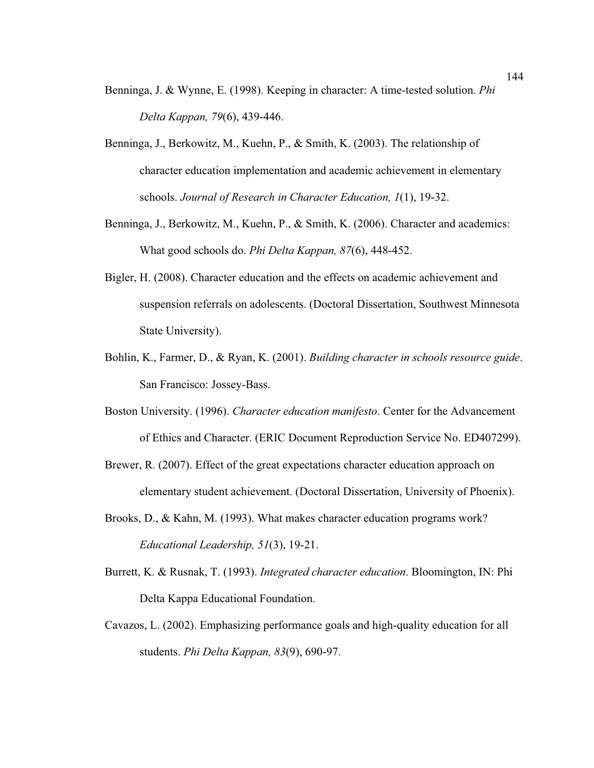Benninga, J. & Wynne, E. (1998). Keeping in character: A time-tested solution. *Phi Delta Kappan, 79*(6), 439-446.

Benninga, J., Berkowitz, M., Kuehn, P., & Smith, K. (2003). The relationship of character education implementation and academic achievement in elementary schools. *Journal of Research in Character Education, 1*(1), 19-32.

Benninga, J., Berkowitz, M., Kuehn, P., & Smith, K. (2006). Character and academics: What good schools do. *Phi Delta Kappan, 87*(6), 448-452.

Bigler, H. (2008). Character education and the effects on academic achievement and suspension referrals on adolescents. (Doctoral Dissertation, Southwest Minnesota State University).

Bohlin, K., Farmer, D., & Ryan, K. (2001). *Building character in schools resource guide*. San Francisco: Jossey-Bass.

Boston University. (1996). *Character education manifesto*. Center for the Advancement of Ethics and Character. (ERIC Document Reproduction Service No. ED407299).

Brewer, R. (2007). Effect of the great expectations character education approach on elementary student achievement. (Doctoral Dissertation, University of Phoenix).

Brooks, D., & Kahn, M. (1993). What makes character education programs work? *Educational Leadership, 51*(3), 19-21.

Burrett, K. & Rusnak, T. (1993). *Integrated character education*. Bloomington, IN: Phi Delta Kappa Educational Foundation.

Cavazos, L. (2002). Emphasizing performance goals and high-quality education for all students. *Phi Delta Kappan, 83*(9), 690-97.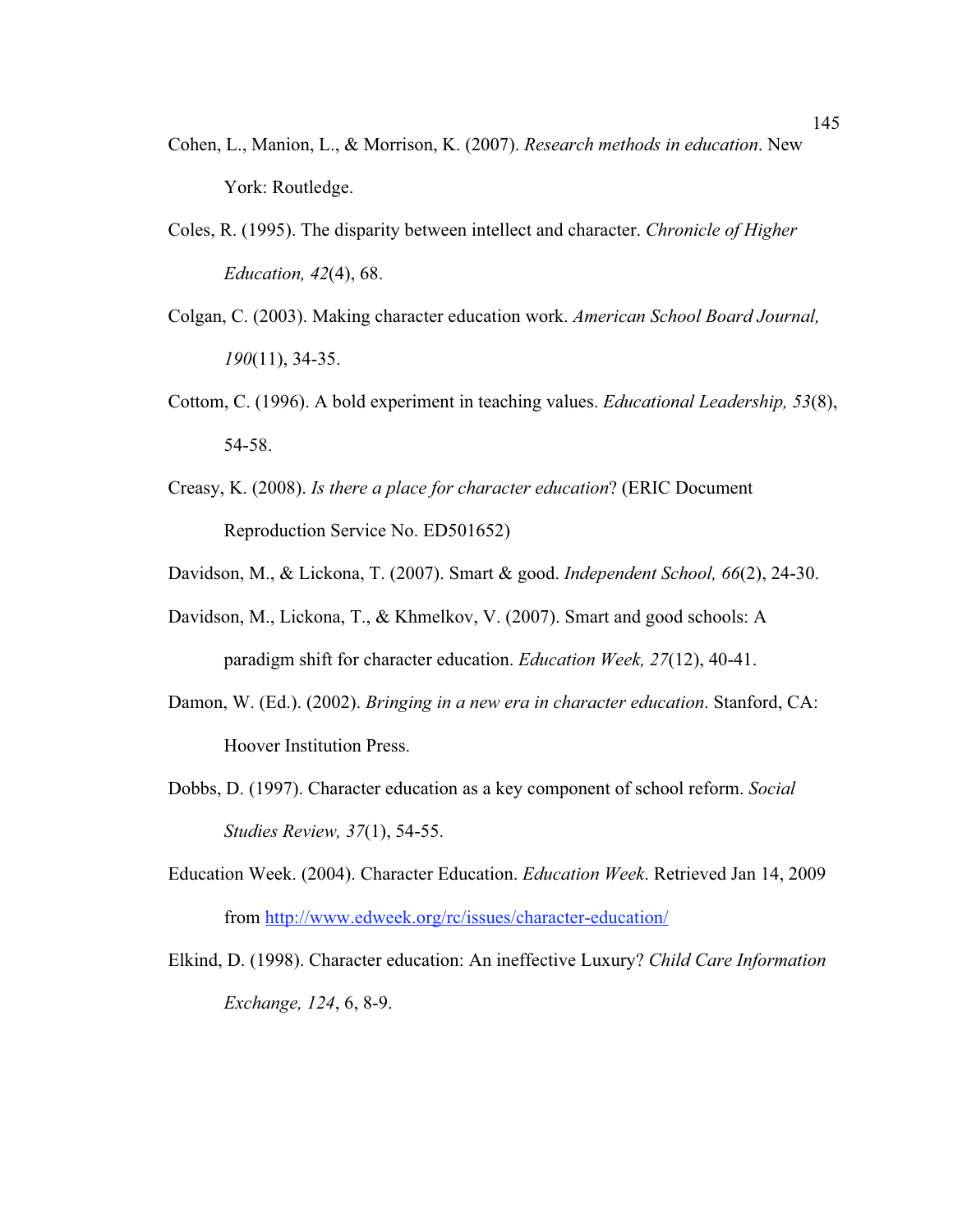Cohen, L., Manion, L., & Morrison, K. (2007). *Research methods in education*. New York: Routledge.

Coles, R. (1995). The disparity between intellect and character. *Chronicle of Higher Education, 42*(4), 68.

Colgan, C. (2003). Making character education work. *American School Board Journal, 190*(11), 34-35.

Cottom, C. (1996). A bold experiment in teaching values. *Educational Leadership, 53*(8), 54-58.

Creasy, K. (2008). *Is there a place for character education*? (ERIC Document Reproduction Service No. ED501652)

Davidson, M., & Lickona, T. (2007). Smart & good. *Independent School, 66*(2), 24-30.

Davidson, M., Lickona, T., & Khmelkov, V. (2007). Smart and good schools: A paradigm shift for character education. *Education Week, 27*(12), 40-41.

Damon, W. (Ed.). (2002). *Bringing in a new era in character education*. Stanford, CA: Hoover Institution Press.

Dobbs, D. (1997). Character education as a key component of school reform. *Social Studies Review, 37*(1), 54-55.

Education Week. (2004). Character Education. *Education Week*. Retrieved Jan 14, 2009 from http://www.edweek.org/rc/issues/character-education/

Elkind, D. (1998). Character education: An ineffective Luxury? *Child Care Information Exchange, 124*, 6, 8-9.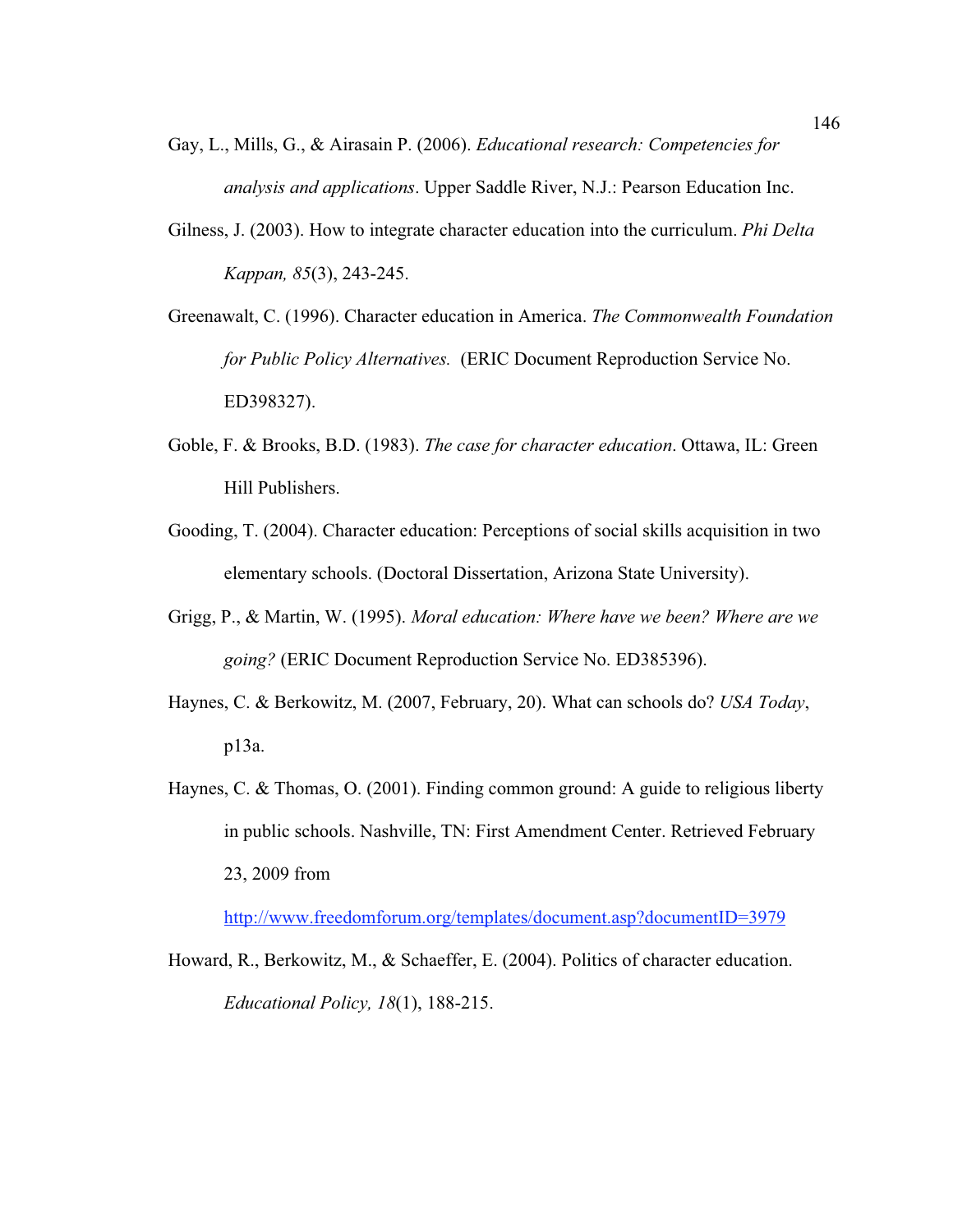Gay, L., Mills, G., & Airasain P. (2006). *Educational research: Competencies for analysis and applications*. Upper Saddle River, N.J.: Pearson Education Inc.

Gilness, J. (2003). How to integrate character education into the curriculum. *Phi Delta Kappan, 85*(3), 243-245.

Greenawalt, C. (1996). Character education in America. *The Commonwealth Foundation for Public Policy Alternatives.* (ERIC Document Reproduction Service No. ED398327).

Goble, F. & Brooks, B.D. (1983). *The case for character education*. Ottawa, IL: Green Hill Publishers.

Gooding, T. (2004). Character education: Perceptions of social skills acquisition in two elementary schools. (Doctoral Dissertation, Arizona State University).

Grigg, P., & Martin, W. (1995). *Moral education: Where have we been? Where are we going?* (ERIC Document Reproduction Service No. ED385396).

Haynes, C. & Berkowitz, M. (2007, February, 20). What can schools do? *USA Today*, p13a.

Haynes, C. & Thomas, O. (2001). Finding common ground: A guide to religious liberty in public schools. Nashville, TN: First Amendment Center. Retrieved February 23, 2009 from http://www.freedomforum.org/templates/document.asp?documentID=3979

Howard, R., Berkowitz, M., & Schaeffer, E. (2004). Politics of character education. *Educational Policy, 18*(1), 188-215.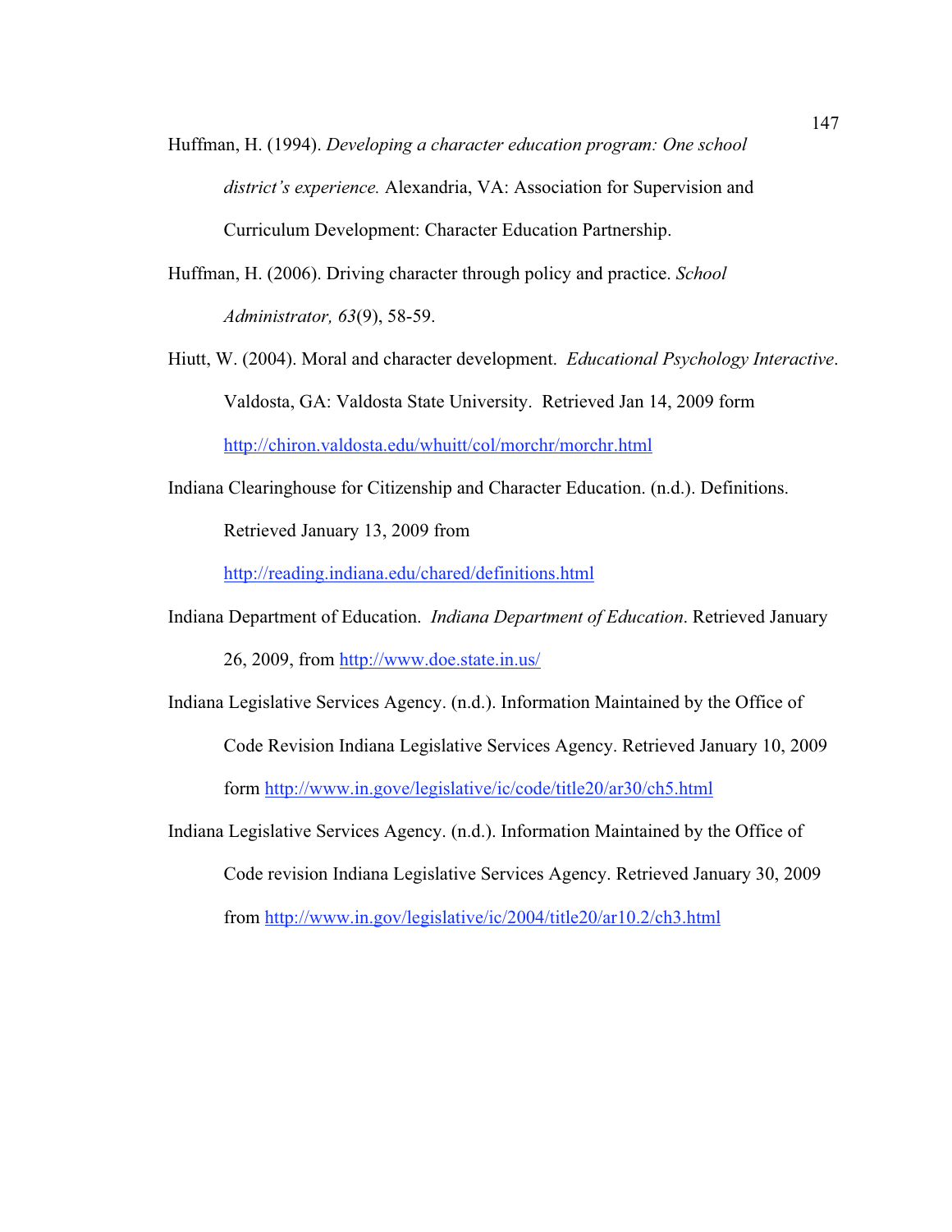Huffman, H. (1994). *Developing a character education program: One school district's experience.* Alexandria, VA: Association for Supervision and Curriculum Development: Character Education Partnership.

Huffman, H. (2006). Driving character through policy and practice. *School Administrator, 63*(9), 58-59.

Hiutt, W. (2004). Moral and character development. *Educational Psychology Interactive*. Valdosta, GA: Valdosta State University. Retrieved Jan 14, 2009 form http://chiron.valdosta.edu/whuitt/col/morchr/morchr.html

Indiana Clearinghouse for Citizenship and Character Education. (n.d.). Definitions. Retrieved January 13, 2009 from http://reading.indiana.edu/chared/definitions.html

Indiana Department of Education. *Indiana Department of Education*. Retrieved January 26, 2009, from http://www.doe.state.in.us/

Indiana Legislative Services Agency. (n.d.). Information Maintained by the Office of Code Revision Indiana Legislative Services Agency. Retrieved January 10, 2009 form http://www.in.gove/legislative/ic/code/title20/ar30/ch5.html

Indiana Legislative Services Agency. (n.d.). Information Maintained by the Office of Code revision Indiana Legislative Services Agency. Retrieved January 30, 2009 from http://www.in.gov/legislative/ic/2004/title20/ar10.2/ch3.html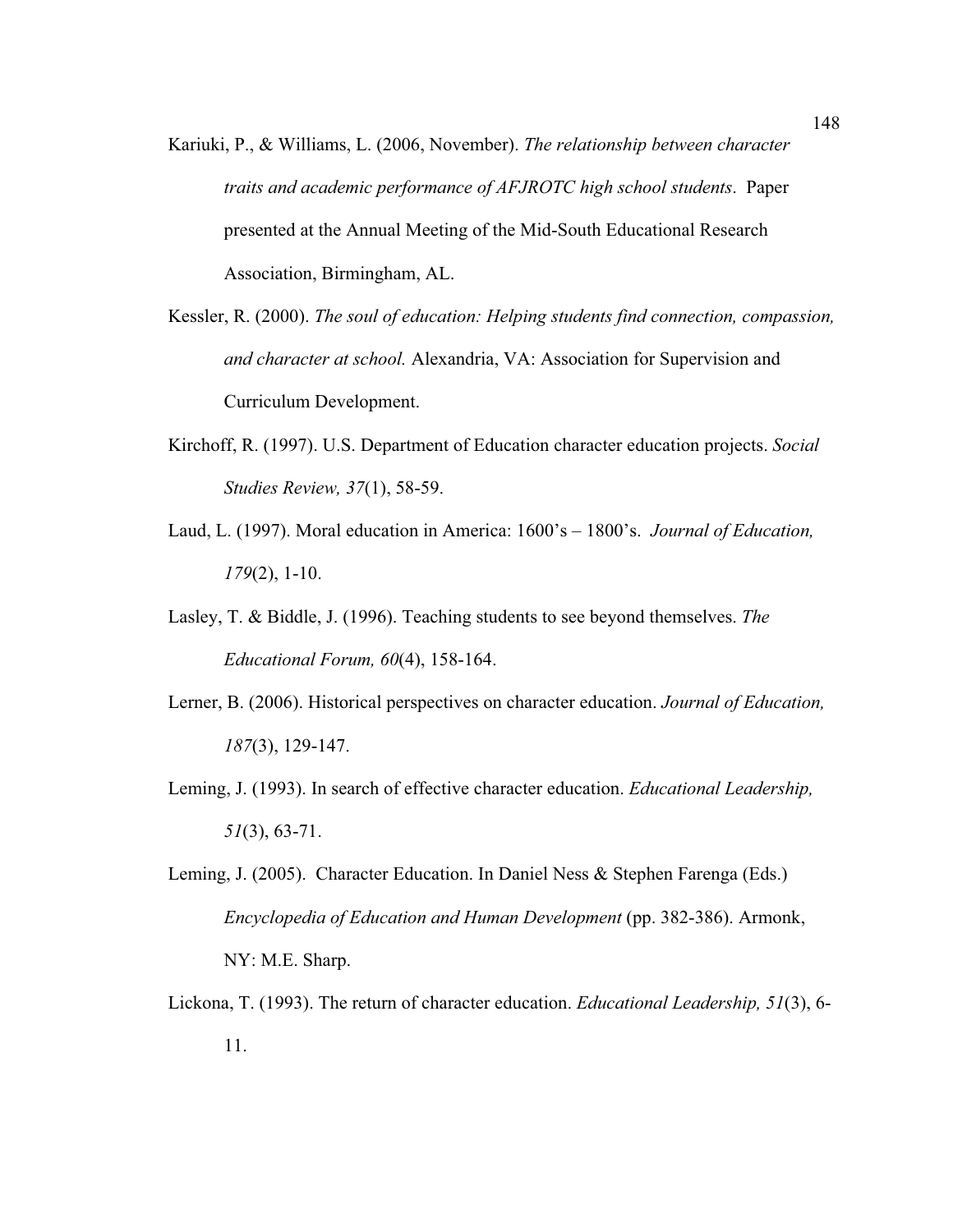Kariuki, P., & Williams, L. (2006, November). *The relationship between character traits and academic performance of AFJROTC high school students*. Paper presented at the Annual Meeting of the Mid-South Educational Research Association, Birmingham, AL.

Kessler, R. (2000). *The soul of education: Helping students find connection, compassion, and character at school.* Alexandria, VA: Association for Supervision and Curriculum Development.

Kirchoff, R. (1997). U.S. Department of Education character education projects. *Social Studies Review, 37*(1), 58-59.

Laud, L. (1997). Moral education in America: 1600's – 1800's. *Journal of Education, 179*(2), 1-10.

Lasley, T. & Biddle, J. (1996). Teaching students to see beyond themselves. *The Educational Forum, 60*(4), 158-164.

Lerner, B. (2006). Historical perspectives on character education. *Journal of Education, 187*(3), 129-147.

Leming, J. (1993). In search of effective character education. *Educational Leadership, 51*(3), 63-71.

Leming, J. (2005). Character Education. In Daniel Ness & Stephen Farenga (Eds.) *Encyclopedia of Education and Human Development* (pp. 382-386). Armonk, NY: M.E. Sharp.

Lickona, T. (1993). The return of character education. *Educational Leadership, 51*(3), 6-11.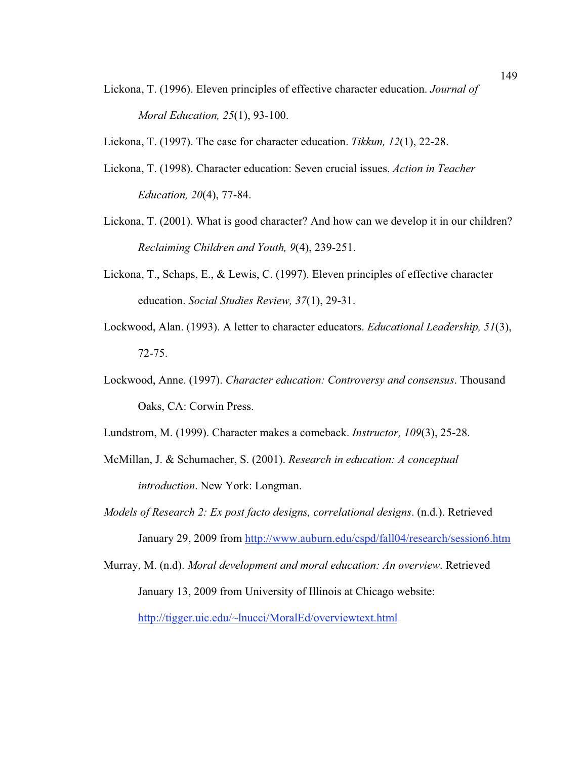Lickona, T. (1996). Eleven principles of effective character education. *Journal of Moral Education, 25*(1), 93-100.

Lickona, T. (1997). The case for character education. *Tikkun, 12*(1), 22-28.

Lickona, T. (1998). Character education: Seven crucial issues. *Action in Teacher Education, 20*(4), 77-84.

Lickona, T. (2001). What is good character? And how can we develop it in our children? *Reclaiming Children and Youth, 9*(4), 239-251.

Lickona, T., Schaps, E., & Lewis, C. (1997). Eleven principles of effective character education. *Social Studies Review, 37*(1), 29-31.

Lockwood, Alan. (1993). A letter to character educators. *Educational Leadership, 51*(3), 72-75.

Lockwood, Anne. (1997). *Character education: Controversy and consensus*. Thousand Oaks, CA: Corwin Press.

Lundstrom, M. (1999). Character makes a comeback. *Instructor, 109*(3), 25-28.

McMillan, J. & Schumacher, S. (2001). *Research in education: A conceptual introduction*. New York: Longman.

*Models of Research 2: Ex post facto designs, correlational designs*. (n.d.). Retrieved January 29, 2009 from http://www.auburn.edu/cspd/fall04/research/session6.htm

Murray, M. (n.d). *Moral development and moral education: An overview*. Retrieved January 13, 2009 from University of Illinois at Chicago website: http://tigger.uic.edu/~lnucci/MoralEd/overviewtext.html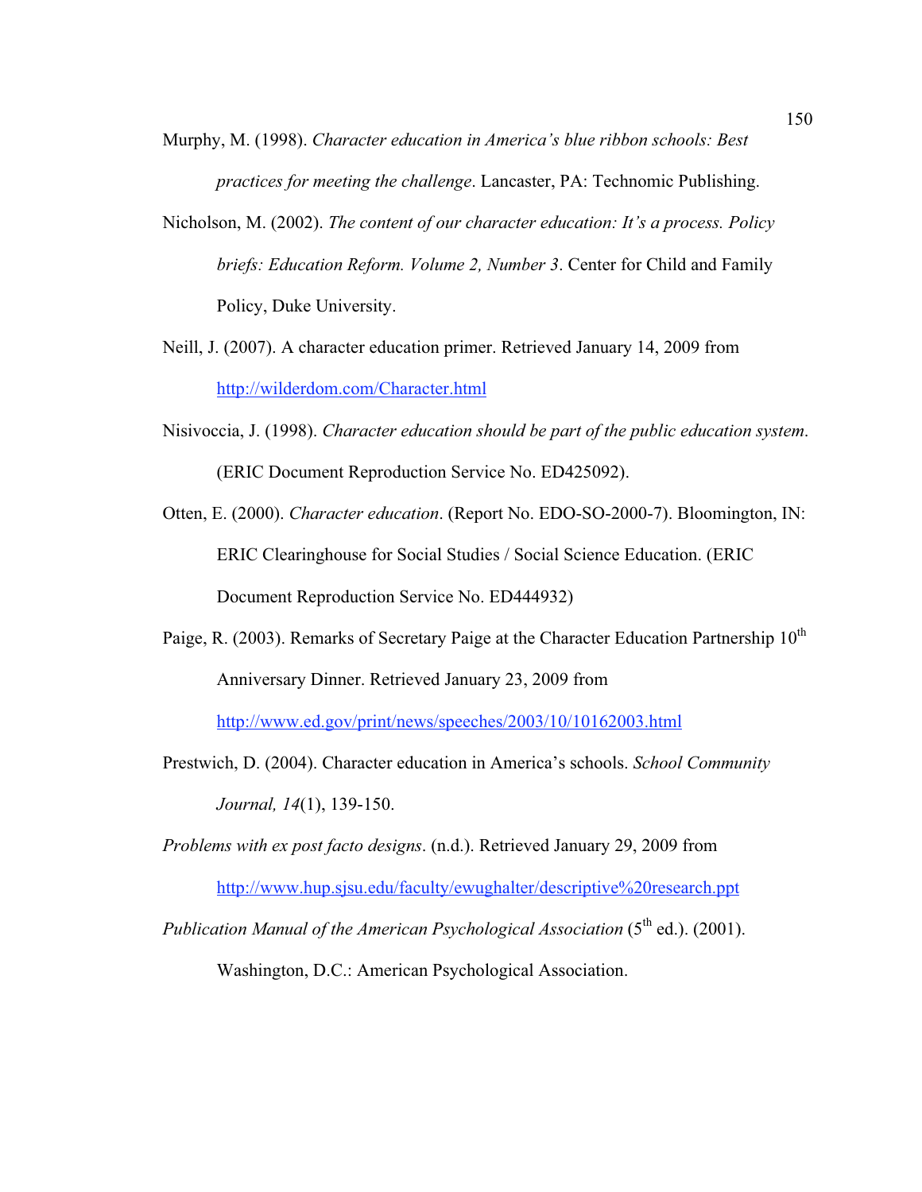Murphy, M. (1998). *Character education in America's blue ribbon schools: Best practices for meeting the challenge*. Lancaster, PA: Technomic Publishing.

Nicholson, M. (2002). *The content of our character education: It's a process. Policy briefs: Education Reform. Volume 2, Number 3*. Center for Child and Family Policy, Duke University.

Neill, J. (2007). A character education primer. Retrieved January 14, 2009 from http://wilderdom.com/Character.html

Nisivoccia, J. (1998). *Character education should be part of the public education system*. (ERIC Document Reproduction Service No. ED425092).

Otten, E. (2000). *Character education*. (Report No. EDO-SO-2000-7). Bloomington, IN: ERIC Clearinghouse for Social Studies / Social Science Education. (ERIC Document Reproduction Service No. ED444932)

Paige, R. (2003). Remarks of Secretary Paige at the Character Education Partnership 10th Anniversary Dinner. Retrieved January 23, 2009 from http://www.ed.gov/print/news/speeches/2003/10/10162003.html

Prestwich, D. (2004). Character education in America's schools. *School Community Journal, 14*(1), 139-150.

*Problems with ex post facto designs*. (n.d.). Retrieved January 29, 2009 from http://www.hup.sjsu.edu/faculty/ewughalter/descriptive%20research.ppt

*Publication Manual of the American Psychological Association* (5th ed.). (2001). Washington, D.C.: American Psychological Association.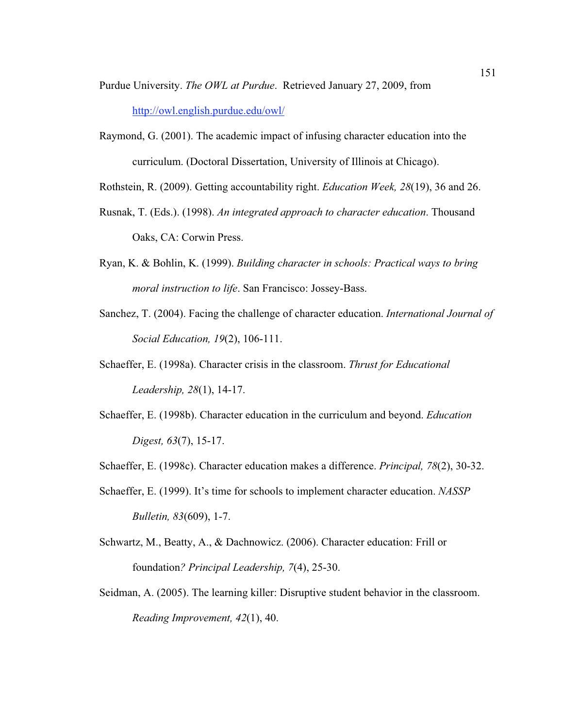Purdue University. *The OWL at Purdue*. Retrieved January 27, 2009, from http://owl.english.purdue.edu/owl/

Raymond, G. (2001). The academic impact of infusing character education into the curriculum. (Doctoral Dissertation, University of Illinois at Chicago).

Rothstein, R. (2009). Getting accountability right. *Education Week, 28*(19), 36 and 26.

Rusnak, T. (Eds.). (1998). *An integrated approach to character education*. Thousand Oaks, CA: Corwin Press.

Ryan, K. & Bohlin, K. (1999). *Building character in schools: Practical ways to bring moral instruction to life*. San Francisco: Jossey-Bass.

Sanchez, T. (2004). Facing the challenge of character education. *International Journal of Social Education, 19*(2), 106-111.

Schaeffer, E. (1998a). Character crisis in the classroom. *Thrust for Educational Leadership, 28*(1), 14-17.

Schaeffer, E. (1998b). Character education in the curriculum and beyond. *Education Digest, 63*(7), 15-17.

Schaeffer, E. (1998c). Character education makes a difference. *Principal, 78*(2), 30-32.

Schaeffer, E. (1999). It's time for schools to implement character education. *NASSP Bulletin, 83*(609), 1-7.

Schwartz, M., Beatty, A., & Dachnowicz. (2006). Character education: Frill or foundation*? Principal Leadership, 7*(4), 25-30.

Seidman, A. (2005). The learning killer: Disruptive student behavior in the classroom. *Reading Improvement, 42*(1), 40.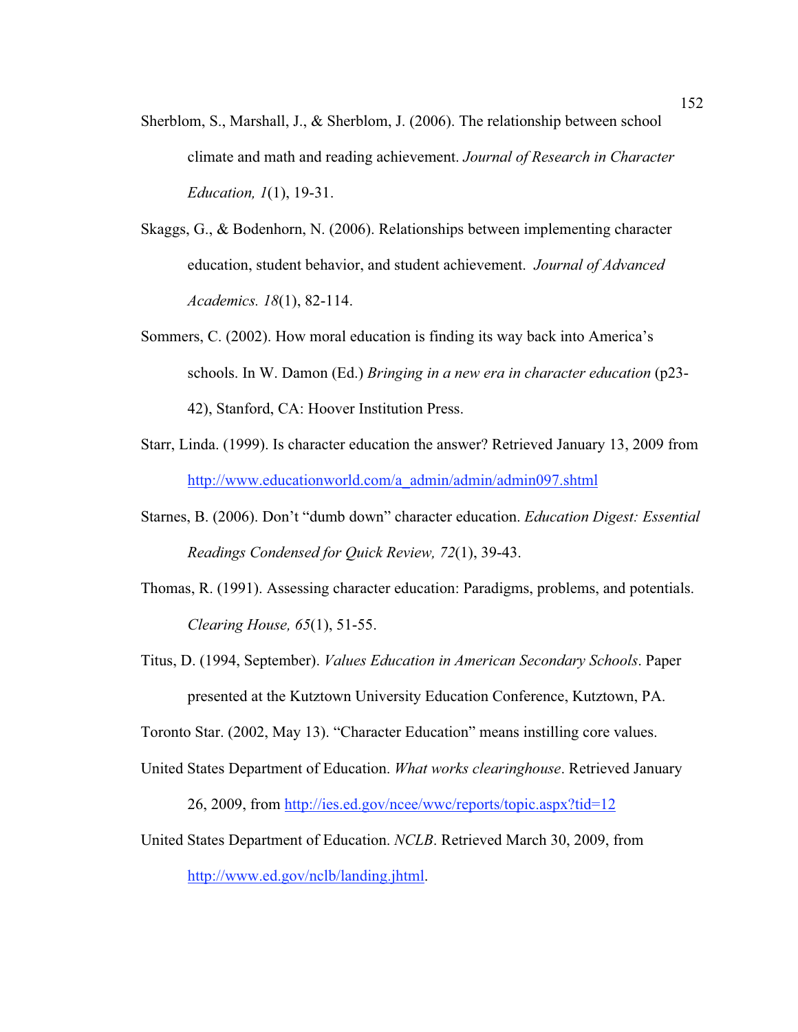Sherblom, S., Marshall, J., & Sherblom, J. (2006). The relationship between school climate and math and reading achievement. *Journal of Research in Character Education, 1*(1), 19-31.

Skaggs, G., & Bodenhorn, N. (2006). Relationships between implementing character education, student behavior, and student achievement. *Journal of Advanced Academics. 18*(1), 82-114.

Sommers, C. (2002). How moral education is finding its way back into America's schools. In W. Damon (Ed.) *Bringing in a new era in character education* (p23-42), Stanford, CA: Hoover Institution Press.

Starr, Linda. (1999). Is character education the answer? Retrieved January 13, 2009 from http://www.educationworld.com/a_admin/admin/admin097.shtml

Starnes, B. (2006). Don't "dumb down" character education. *Education Digest: Essential Readings Condensed for Quick Review, 72*(1), 39-43.

Thomas, R. (1991). Assessing character education: Paradigms, problems, and potentials. *Clearing House, 65*(1), 51-55.

Titus, D. (1994, September). *Values Education in American Secondary Schools*. Paper presented at the Kutztown University Education Conference, Kutztown, PA.

Toronto Star. (2002, May 13). "Character Education" means instilling core values.

United States Department of Education. *What works clearinghouse*. Retrieved January 26, 2009, from http://ies.ed.gov/ncee/wwc/reports/topic.aspx?tid=12

United States Department of Education. *NCLB*. Retrieved March 30, 2009, from http://www.ed.gov/nclb/landing.jhtml.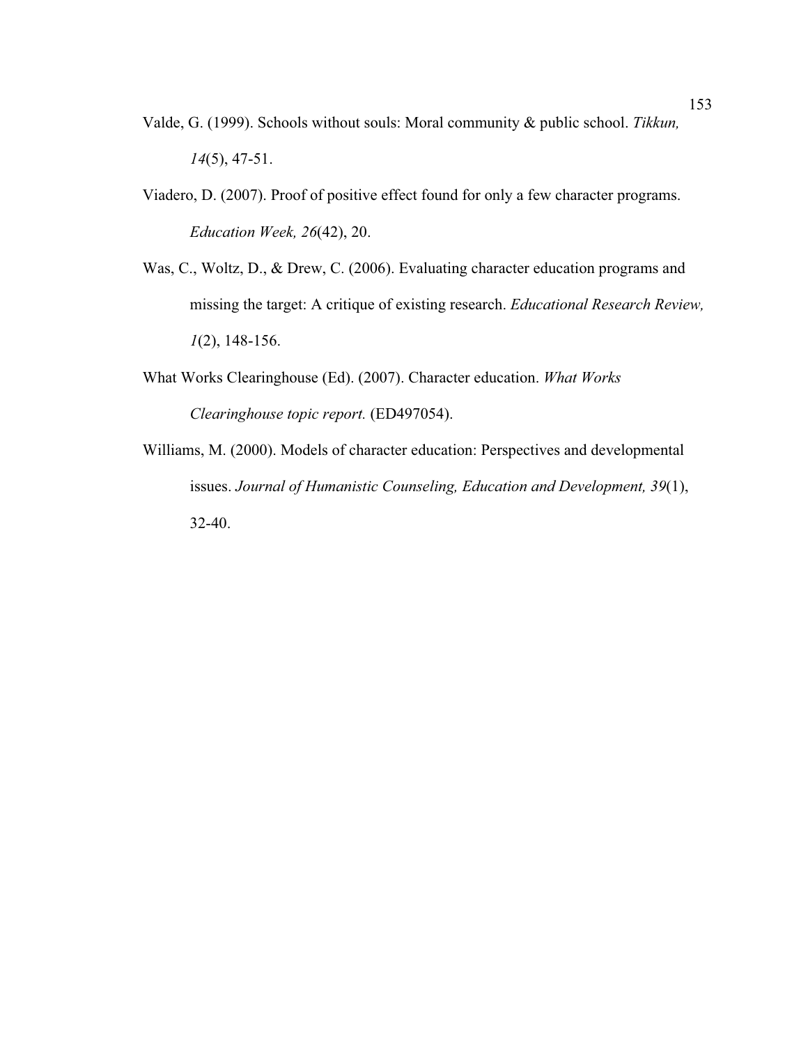Valde, G. (1999). Schools without souls: Moral community & public school. *Tikkun, 14*(5), 47-51.

Viadero, D. (2007). Proof of positive effect found for only a few character programs. *Education Week, 26*(42), 20.

Was, C., Woltz, D., & Drew, C. (2006). Evaluating character education programs and missing the target: A critique of existing research. *Educational Research Review, 1*(2), 148-156.

What Works Clearinghouse (Ed). (2007). Character education. *What Works Clearinghouse topic report.* (ED497054).

Williams, M. (2000). Models of character education: Perspectives and developmental issues. *Journal of Humanistic Counseling, Education and Development, 39*(1), 32-40.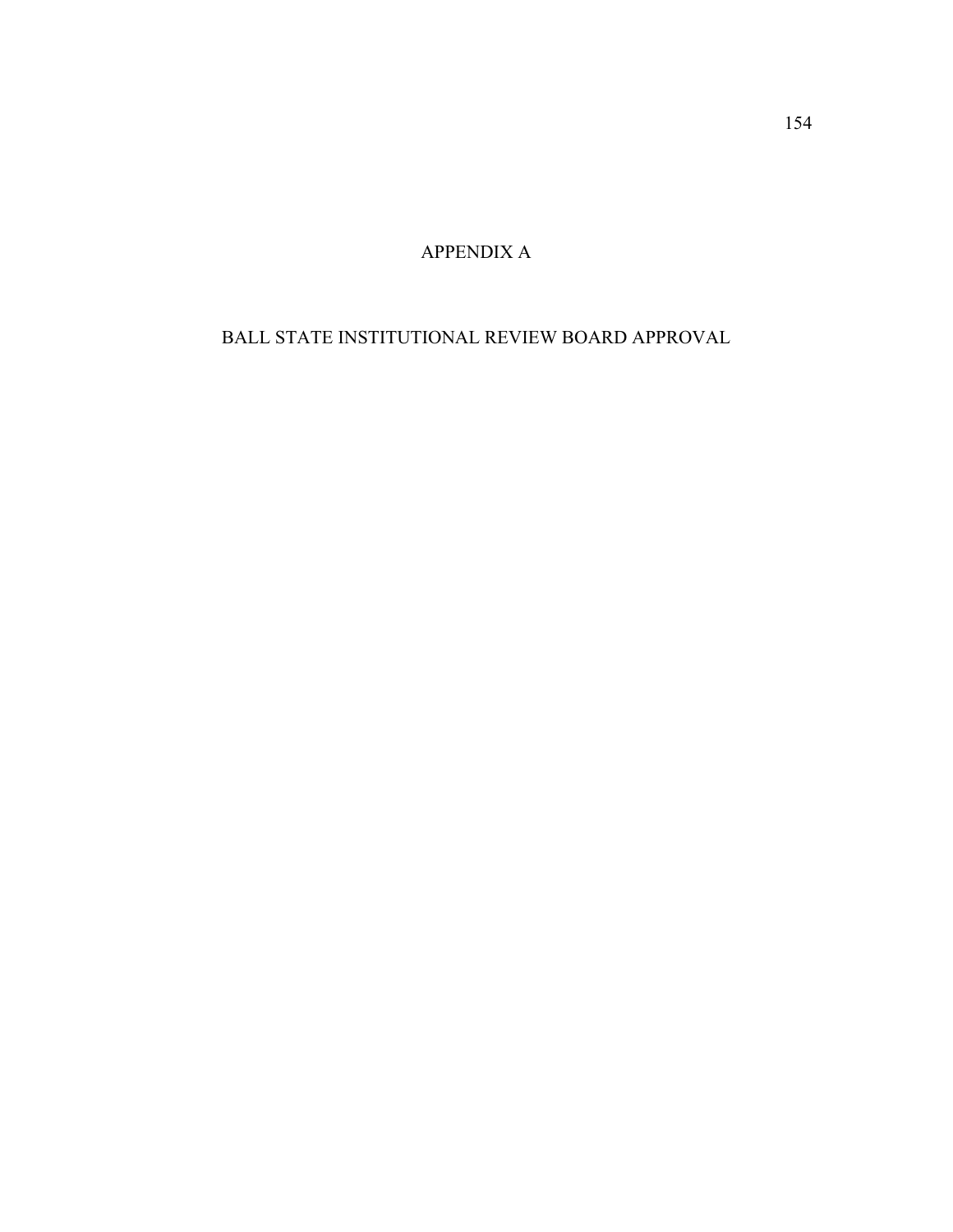# APPENDIX A

## BALL STATE INSTITUTIONAL REVIEW BOARD APPROVAL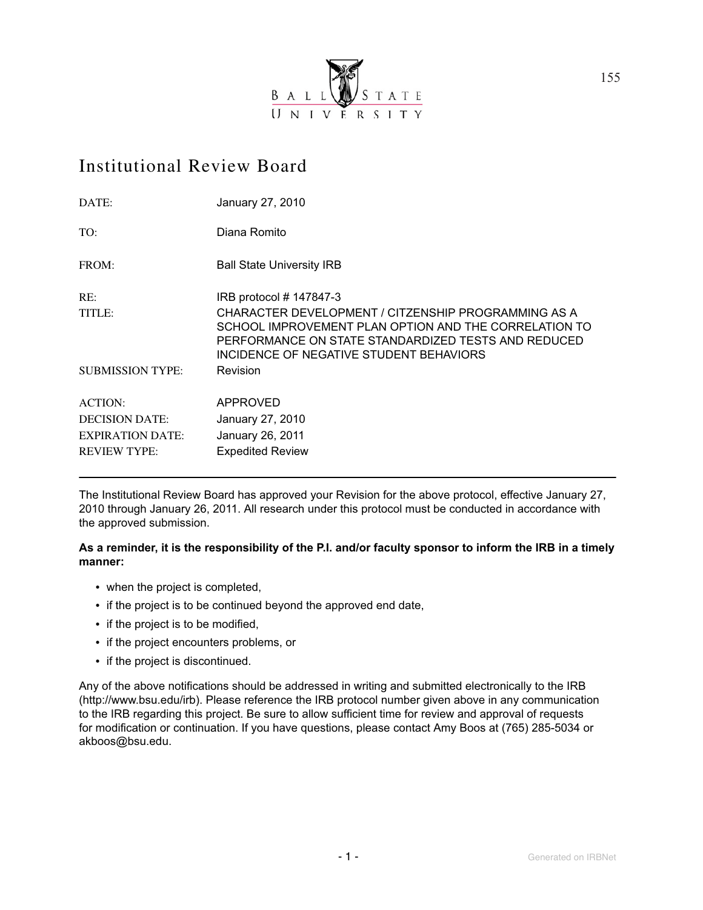BALL STATE UNIVERSITY

# Institutional Review Board

| | |
|---|---|
| DATE: | January 27, 2010 |
| TO: | Diana Romito |
| FROM: | Ball State University IRB |
| RE: | IRB protocol # 147847-3 |
| TITLE: | CHARACTER DEVELOPMENT / CITZENSHIP PROGRAMMING AS A SCHOOL IMPROVEMENT PLAN OPTION AND THE CORRELATION TO PERFORMANCE ON STATE STANDARDIZED TESTS AND REDUCED INCIDENCE OF NEGATIVE STUDENT BEHAVIORS |
| SUBMISSION TYPE: | Revision |
| ACTION: | APPROVED |
| DECISION DATE: | January 27, 2010 |
| EXPIRATION DATE: | January 26, 2011 |
| REVIEW TYPE: | Expedited Review |

---

The Institutional Review Board has approved your Revision for the above protocol, effective January 27, 2010 through January 26, 2011. All research under this protocol must be conducted in accordance with the approved submission.

**As a reminder, it is the responsibility of the P.I. and/or faculty sponsor to inform the IRB in a timely manner:**

- when the project is completed,
- if the project is to be continued beyond the approved end date,
- if the project is to be modified,
- if the project encounters problems, or
- if the project is discontinued.

Any of the above notifications should be addressed in writing and submitted electronically to the IRB (http://www.bsu.edu/irb). Please reference the IRB protocol number given above in any communication to the IRB regarding this project. Be sure to allow sufficient time for review and approval of requests for modification or continuation. If you have questions, please contact Amy Boos at (765) 285-5034 or akboos@bsu.edu.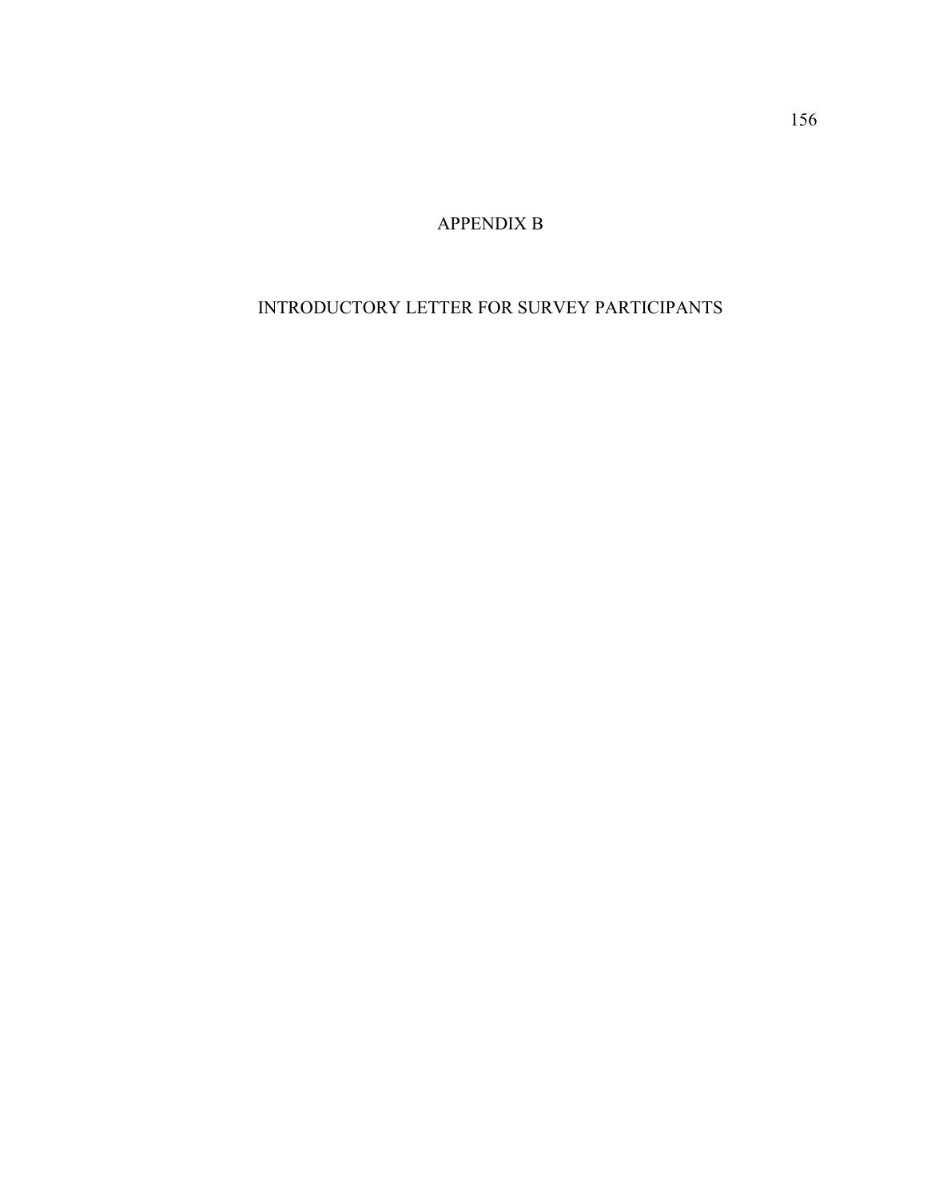# APPENDIX B

# INTRODUCTORY LETTER FOR SURVEY PARTICIPANTS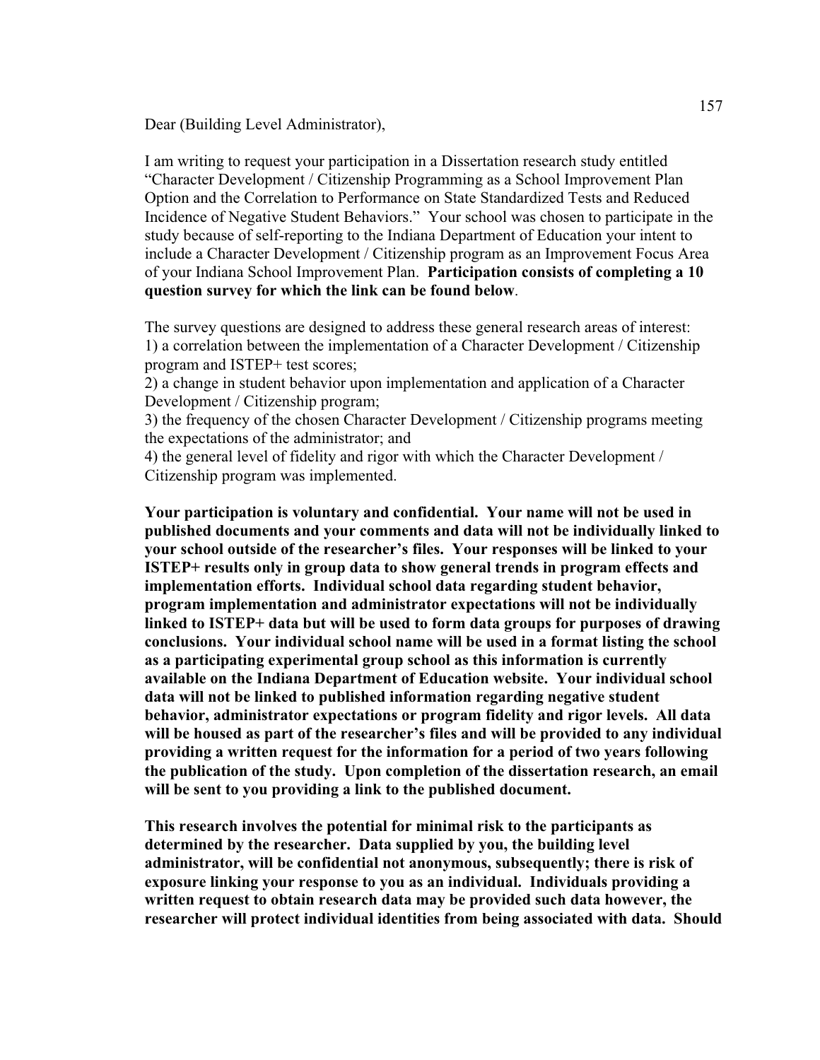Dear (Building Level Administrator),

I am writing to request your participation in a Dissertation research study entitled "Character Development / Citizenship Programming as a School Improvement Plan Option and the Correlation to Performance on State Standardized Tests and Reduced Incidence of Negative Student Behaviors." Your school was chosen to participate in the study because of self-reporting to the Indiana Department of Education your intent to include a Character Development / Citizenship program as an Improvement Focus Area of your Indiana School Improvement Plan. **Participation consists of completing a 10 question survey for which the link can be found below**.

The survey questions are designed to address these general research areas of interest:
1) a correlation between the implementation of a Character Development / Citizenship program and ISTEP+ test scores;
2) a change in student behavior upon implementation and application of a Character Development / Citizenship program;
3) the frequency of the chosen Character Development / Citizenship programs meeting the expectations of the administrator; and
4) the general level of fidelity and rigor with which the Character Development / Citizenship program was implemented.

**Your participation is voluntary and confidential. Your name will not be used in published documents and your comments and data will not be individually linked to your school outside of the researcher's files. Your responses will be linked to your ISTEP+ results only in group data to show general trends in program effects and implementation efforts. Individual school data regarding student behavior, program implementation and administrator expectations will not be individually linked to ISTEP+ data but will be used to form data groups for purposes of drawing conclusions. Your individual school name will be used in a format listing the school as a participating experimental group school as this information is currently available on the Indiana Department of Education website. Your individual school data will not be linked to published information regarding negative student behavior, administrator expectations or program fidelity and rigor levels. All data will be housed as part of the researcher's files and will be provided to any individual providing a written request for the information for a period of two years following the publication of the study. Upon completion of the dissertation research, an email will be sent to you providing a link to the published document.**

**This research involves the potential for minimal risk to the participants as determined by the researcher. Data supplied by you, the building level administrator, will be confidential not anonymous, subsequently; there is risk of exposure linking your response to you as an individual. Individuals providing a written request to obtain research data may be provided such data however, the researcher will protect individual identities from being associated with data. Should**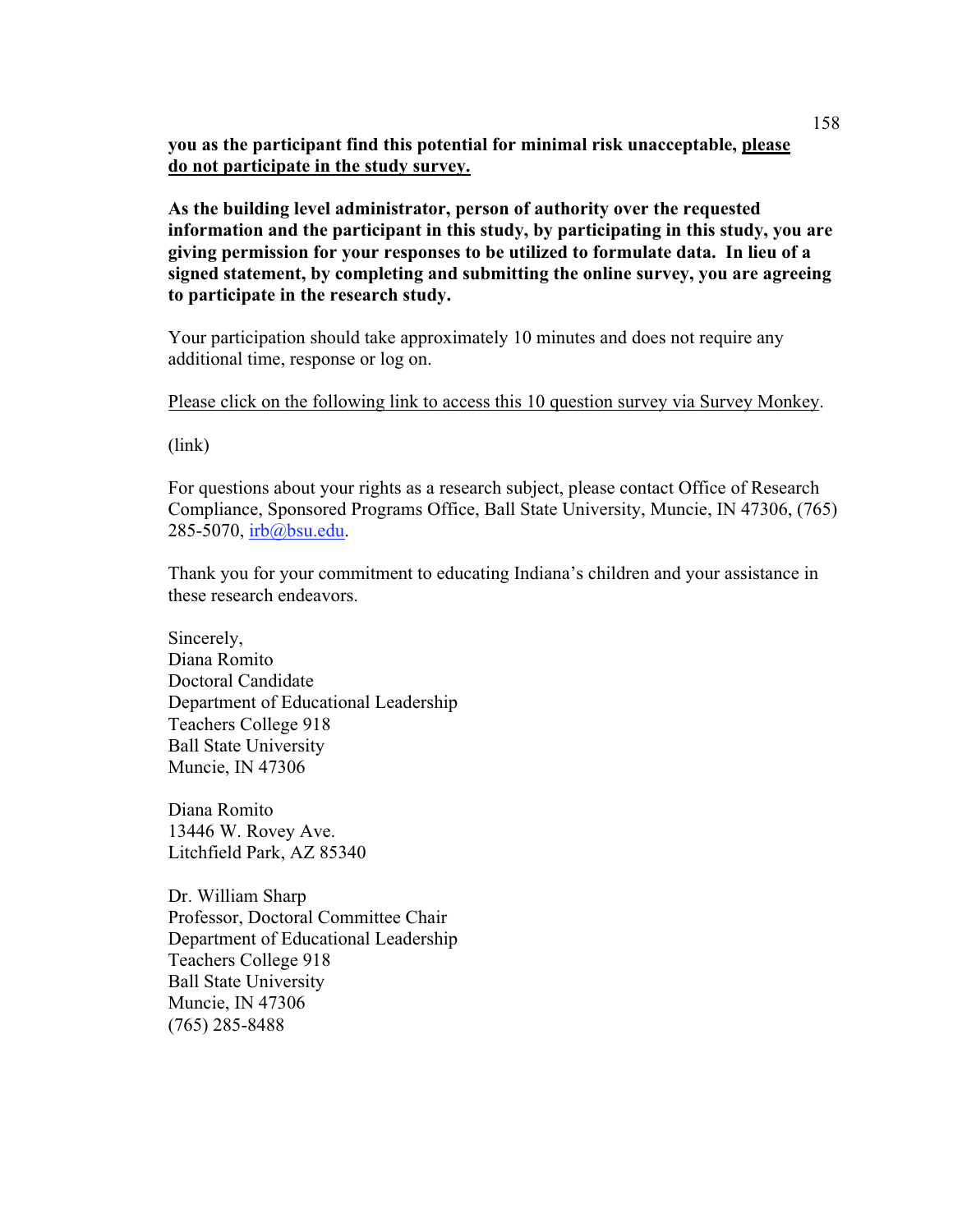**you as the participant find this potential for minimal risk unacceptable, <u>please do not participate in the study survey.</u>**

**As the building level administrator, person of authority over the requested information and the participant in this study, by participating in this study, you are giving permission for your responses to be utilized to formulate data. In lieu of a signed statement, by completing and submitting the online survey, you are agreeing to participate in the research study.**

Your participation should take approximately 10 minutes and does not require any additional time, response or log on.

<u>Please click on the following link to access this 10 question survey via Survey Monkey</u>.

(link)

For questions about your rights as a research subject, please contact Office of Research Compliance, Sponsored Programs Office, Ball State University, Muncie, IN 47306, (765) 285-5070, irb@bsu.edu.

Thank you for your commitment to educating Indiana's children and your assistance in these research endeavors.

Sincerely,
Diana Romito
Doctoral Candidate
Department of Educational Leadership
Teachers College 918
Ball State University
Muncie, IN 47306

Diana Romito
13446 W. Rovey Ave.
Litchfield Park, AZ 85340

Dr. William Sharp
Professor, Doctoral Committee Chair
Department of Educational Leadership
Teachers College 918
Ball State University
Muncie, IN 47306
(765) 285-8488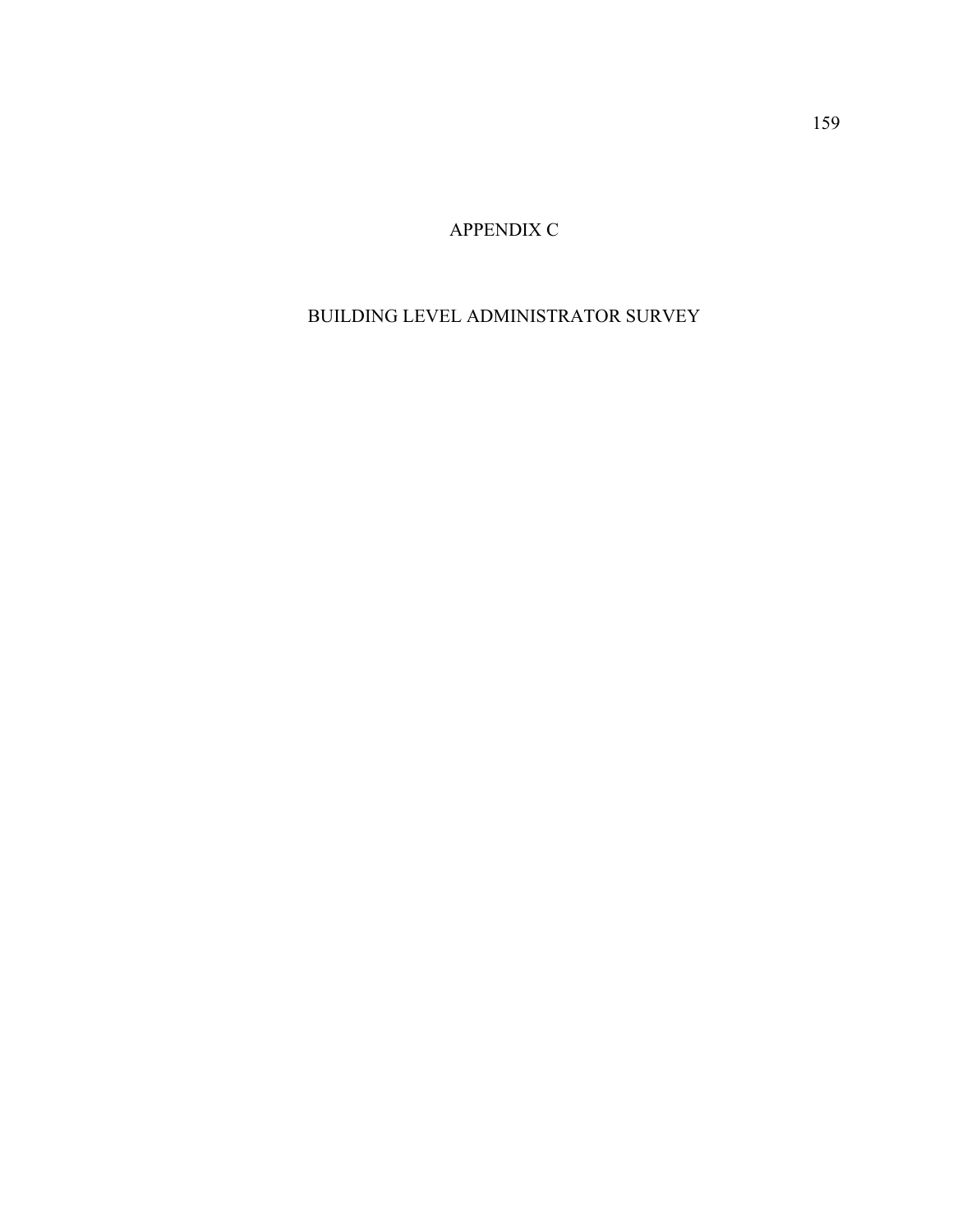# APPENDIX C

# BUILDING LEVEL ADMINISTRATOR SURVEY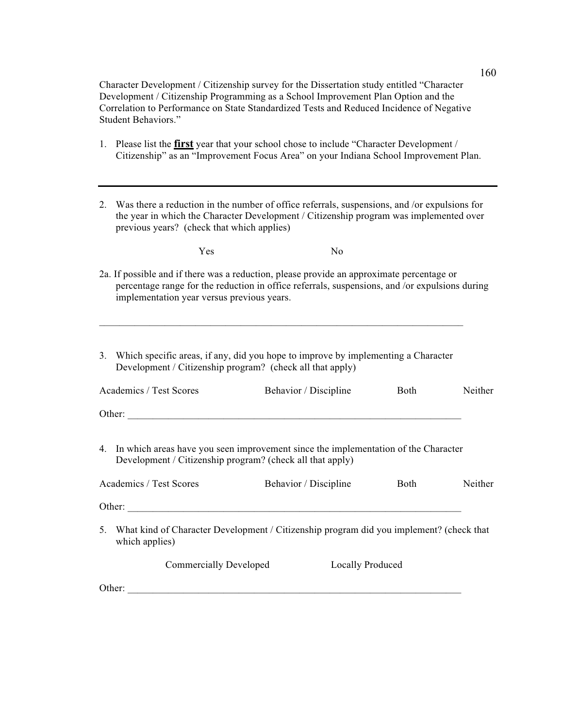Character Development / Citizenship survey for the Dissertation study entitled "Character Development / Citizenship Programming as a School Improvement Plan Option and the Correlation to Performance on State Standardized Tests and Reduced Incidence of Negative Student Behaviors."

1. Please list the **<u>first</u>** year that your school chose to include "Character Development / Citizenship" as an "Improvement Focus Area" on your Indiana School Improvement Plan.

---

2. Was there a reduction in the number of office referrals, suspensions, and /or expulsions for the year in which the Character Development / Citizenship program was implemented over previous years? (check that which applies)

   Yes　　　　　　　　　　No

2a. If possible and if there was a reduction, please provide an approximate percentage or percentage range for the reduction in office referrals, suspensions, and /or expulsions during implementation year versus previous years.

______________________________________________________________________

3. Which specific areas, if any, did you hope to improve by implementing a Character Development / Citizenship program? (check all that apply)

Academics / Test Scores　　　　Behavior / Discipline　　　　Both　　　　Neither

Other: ________________________________________________________________

4. In which areas have you seen improvement since the implementation of the Character Development / Citizenship program? (check all that apply)

Academics / Test Scores　　　　Behavior / Discipline　　　　Both　　　　Neither

Other: ________________________________________________________________

5. What kind of Character Development / Citizenship program did you implement? (check that which applies)

   Commercially Developed　　　　　　Locally Produced

Other: ________________________________________________________________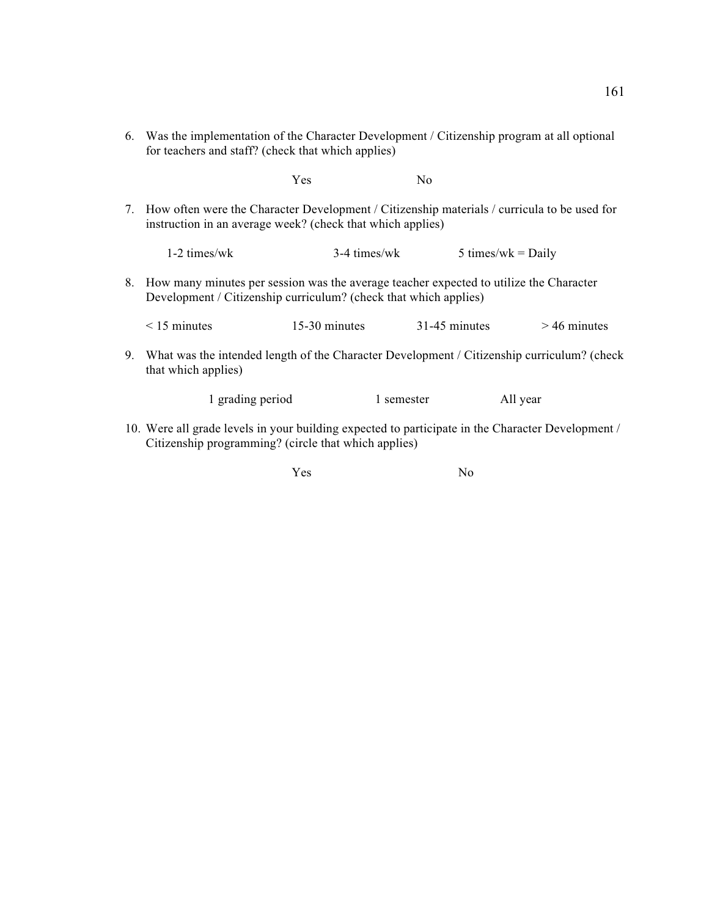6. Was the implementation of the Character Development / Citizenship program at all optional for teachers and staff? (check that which applies)

   Yes    No

7. How often were the Character Development / Citizenship materials / curricula to be used for instruction in an average week? (check that which applies)

   1-2 times/wk    3-4 times/wk    5 times/wk = Daily

8. How many minutes per session was the average teacher expected to utilize the Character Development / Citizenship curriculum? (check that which applies)

   < 15 minutes    15-30 minutes    31-45 minutes    > 46 minutes

9. What was the intended length of the Character Development / Citizenship curriculum? (check that which applies)

   1 grading period    1 semester    All year

10. Were all grade levels in your building expected to participate in the Character Development / Citizenship programming? (circle that which applies)

    Yes    No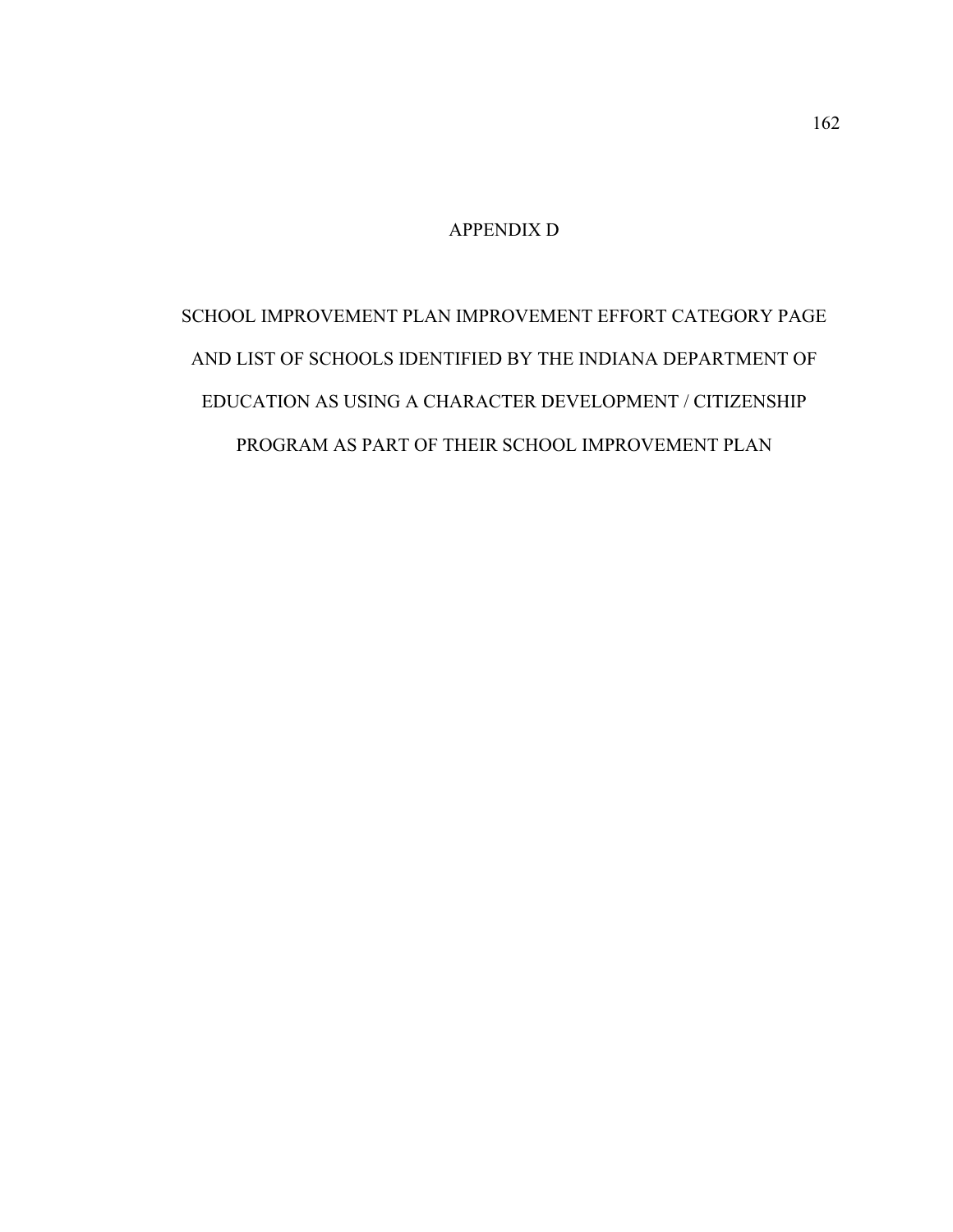# APPENDIX D

## SCHOOL IMPROVEMENT PLAN IMPROVEMENT EFFORT CATEGORY PAGE AND LIST OF SCHOOLS IDENTIFIED BY THE INDIANA DEPARTMENT OF EDUCATION AS USING A CHARACTER DEVELOPMENT / CITIZENSHIP PROGRAM AS PART OF THEIR SCHOOL IMPROVEMENT PLAN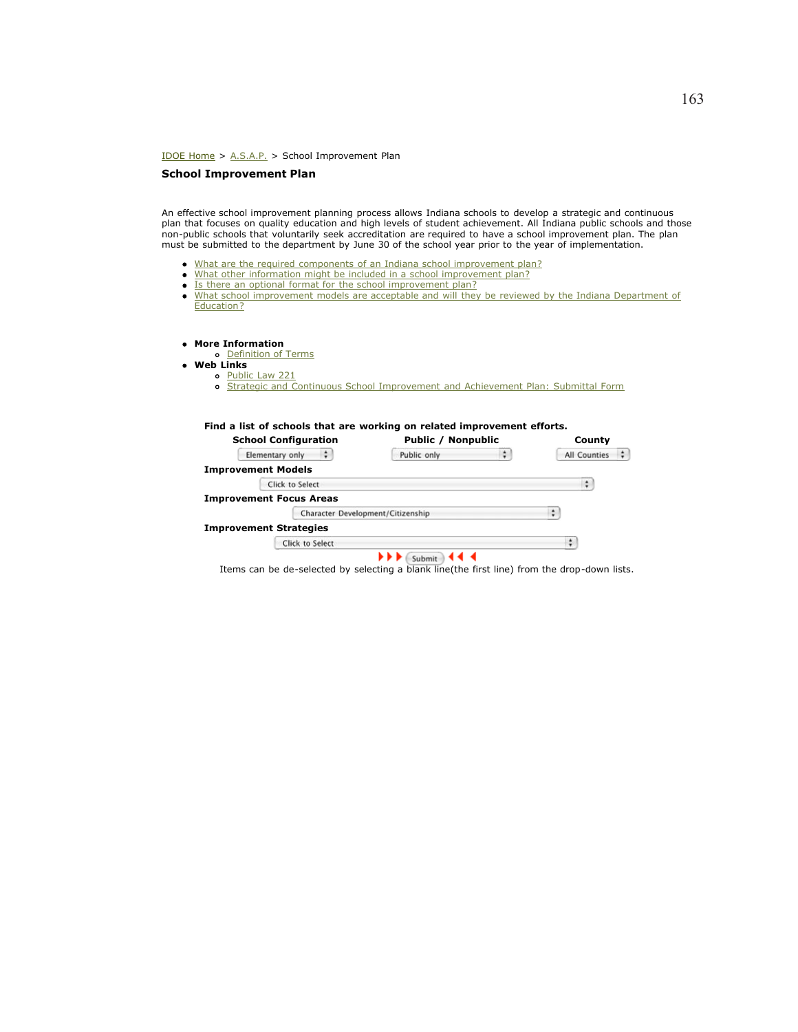IDOE Home > A.S.A.P. > School Improvement Plan

## School Improvement Plan

An effective school improvement planning process allows Indiana schools to develop a strategic and continuous plan that focuses on quality education and high levels of student achievement. All Indiana public schools and those non-public schools that voluntarily seek accreditation are required to have a school improvement plan. The plan must be submitted to the department by June 30 of the school year prior to the year of implementation.

- What are the required components of an Indiana school improvement plan?
- What other information might be included in a school improvement plan?
- Is there an optional format for the school improvement plan?
- What school improvement models are acceptable and will they be reviewed by the Indiana Department of Education?

- **More Information**
  - Definition of Terms
- **Web Links**
  - Public Law 221
  - Strategic and Continuous School Improvement and Achievement Plan: Submittal Form

**Find a list of schools that are working on related improvement efforts.**

| School Configuration | Public / Nonpublic | County |
|---|---|---|
| Elementary only | Public only | All Counties |

**Improvement Models**

Click to Select

**Improvement Focus Areas**

Character Development/Citizenship

**Improvement Strategies**

Click to Select

Submit

Items can be de-selected by selecting a blank line(the first line) from the drop-down lists.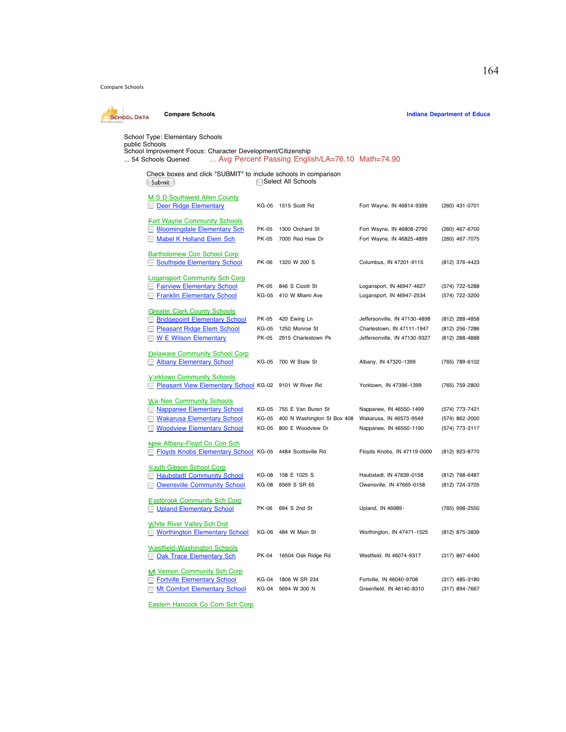Compare Schools

SCHOOL DATA **Compare Schools** **Indiana Department of Educa**

School Type: Elementary Schools
public Schools
School Improvement Focus: Character Development/Citizenship
... 54 Schools Queried ... Avg Percent Passing English/LA=76.10 Math=74.90

Check boxes and click "SUBMIT" to include schools in comparison

Submit    Select All Schools

| School | Grades | Address | City | Phone |
|---|---|---|---|---|
| **M S D Southwest Allen County** | | | | |
| Deer Ridge Elementary | KG-05 | 1515 Scott Rd | Fort Wayne, IN 46814-9399 | (260) 431-0701 |
| **Fort Wayne Community Schools** | | | | |
| Bloomingdale Elementary Sch | PK-05 | 1300 Orchard St | Fort Wayne, IN 46808-2790 | (260) 467-6700 |
| Mabel K Holland Elem Sch | PK-05 | 7000 Red Haw Dr | Fort Wayne, IN 46825-4899 | (260) 467-7075 |
| **Bartholomew Con School Corp** | | | | |
| Southside Elementary School | PK-06 | 1320 W 200 S | Columbus, IN 47201-9115 | (812) 376-4423 |
| **Logansport Community Sch Corp** | | | | |
| Fairview Elementary School | PK-05 | 846 S Cicott St | Logansport, IN 46947-4627 | (574) 722-5288 |
| Franklin Elementary School | KG-05 | 410 W Miami Ave | Logansport, IN 46947-2534 | (574) 722-3200 |
| **Greater Clark County Schools** | | | | |
| Bridgepoint Elementary School | PK-05 | 420 Ewing Ln | Jeffersonville, IN 47130-4898 | (812) 288-4858 |
| Pleasant Ridge Elem School | KG-05 | 1250 Monroe St | Charlestown, IN 47111-1947 | (812) 256-7286 |
| W E Wilson Elementary | PK-05 | 2915 Charlestown Pk | Jeffersonville, IN 47130-9327 | (812) 288-4888 |
| **Delaware Community School Corp** | | | | |
| Albany Elementary School | KG-05 | 700 W State St | Albany, IN 47320-1399 | (765) 789-6102 |
| **Yorktown Community Schools** | | | | |
| Pleasant View Elementary School | KG-02 | 9101 W River Rd | Yorktown, IN 47396-1399 | (765) 759-2800 |
| **Wa-Nee Community Schools** | | | | |
| Nappanee Elementary School | KG-05 | 755 E Van Buren St | Nappanee, IN 46550-1499 | (574) 773-7421 |
| Wakarusa Elementary School | KG-05 | 400 N Washington St Box 408 | Wakarusa, IN 46573-9549 | (574) 862-2000 |
| Woodview Elementary School | KG-05 | 800 E Woodview Dr | Nappanee, IN 46550-1190 | (574) 773-3117 |
| **New Albany-Floyd Co Con Sch** | | | | |
| Floyds Knobs Elementary School | KG-05 | 4484 Scottsville Rd | Floyds Knobs, IN 47119-0000 | (812) 923-8770 |
| **South Gibson School Corp** | | | | |
| Haubstadt Community School | KG-08 | 158 E 1025 S | Haubstadt, IN 47639-0158 | (812) 768-6487 |
| Owensville Community School | KG-08 | 6569 S SR 65 | Owensville, IN 47665-0158 | (812) 724-3705 |
| **Eastbrook Community Sch Corp** | | | | |
| Upland Elementary School | PK-06 | 694 S 2nd St | Upland, IN 46989- | (765) 998-2550 |
| **White River Valley Sch Dist** | | | | |
| Worthington Elementary School | KG-06 | 484 W Main St | Worthington, IN 47471-1525 | (812) 875-3839 |
| **Westfield-Washington Schools** | | | | |
| Oak Trace Elementary Sch | PK-04 | 16504 Oak Ridge Rd | Westfield, IN 46074-9317 | (317) 867-6400 |
| **Mt Vernon Community Sch Corp** | | | | |
| Fortville Elementary School | KG-04 | 1806 W SR 234 | Fortville, IN 46040-9708 | (317) 485-3180 |
| Mt Comfort Elementary School | KG-04 | 5694 W 300 N | Greenfield, IN 46140-8310 | (317) 894-7667 |
| **Eastern Hancock Co Com Sch Corp** | | | | |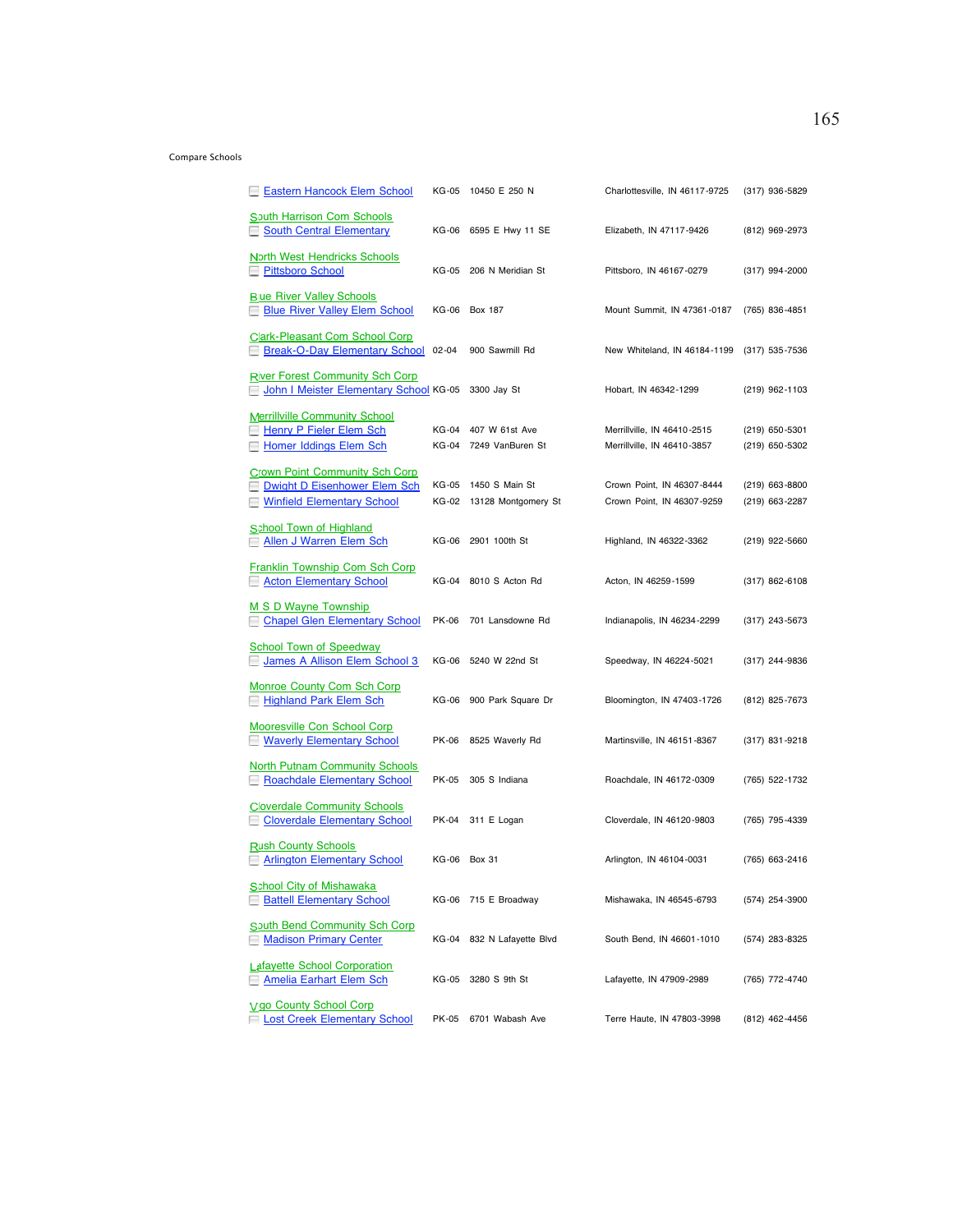Compare Schools

| School | Grades | Address | City | Phone |
|---|---|---|---|---|
| Eastern Hancock Elem School | KG-05 | 10450 E 250 N | Charlottesville, IN 46117-9725 | (317) 936-5829 |
| **South Harrison Com Schools** | | | | |
| South Central Elementary | KG-06 | 6595 E Hwy 11 SE | Elizabeth, IN 47117-9426 | (812) 969-2973 |
| **North West Hendricks Schools** | | | | |
| Pittsboro School | KG-05 | 206 N Meridian St | Pittsboro, IN 46167-0279 | (317) 994-2000 |
| **Blue River Valley Schools** | | | | |
| Blue River Valley Elem School | KG-06 | Box 187 | Mount Summit, IN 47361-0187 | (765) 836-4851 |
| **Clark-Pleasant Com School Corp** | | | | |
| Break-O-Day Elementary School | 02-04 | 900 Sawmill Rd | New Whiteland, IN 46184-1199 | (317) 535-7536 |
| **River Forest Community Sch Corp** | | | | |
| John I Meister Elementary School | KG-05 | 3300 Jay St | Hobart, IN 46342-1299 | (219) 962-1103 |
| **Merrillville Community School** | | | | |
| Henry P Fieler Elem Sch | KG-04 | 407 W 61st Ave | Merrillville, IN 46410-2515 | (219) 650-5301 |
| Homer Iddings Elem Sch | KG-04 | 7249 VanBuren St | Merrillville, IN 46410-3857 | (219) 650-5302 |
| **Crown Point Community Sch Corp** | | | | |
| Dwight D Eisenhower Elem Sch | KG-05 | 1450 S Main St | Crown Point, IN 46307-8444 | (219) 663-8800 |
| Winfield Elementary School | KG-02 | 13128 Montgomery St | Crown Point, IN 46307-9259 | (219) 663-2287 |
| **School Town of Highland** | | | | |
| Allen J Warren Elem Sch | KG-06 | 2901 100th St | Highland, IN 46322-3362 | (219) 922-5660 |
| **Franklin Township Com Sch Corp** | | | | |
| Acton Elementary School | KG-04 | 8010 S Acton Rd | Acton, IN 46259-1599 | (317) 862-6108 |
| **M S D Wayne Township** | | | | |
| Chapel Glen Elementary School | PK-06 | 701 Lansdowne Rd | Indianapolis, IN 46234-2299 | (317) 243-5673 |
| **School Town of Speedway** | | | | |
| James A Allison Elem School 3 | KG-06 | 5240 W 22nd St | Speedway, IN 46224-5021 | (317) 244-9836 |
| **Monroe County Com Sch Corp** | | | | |
| Highland Park Elem Sch | KG-06 | 900 Park Square Dr | Bloomington, IN 47403-1726 | (812) 825-7673 |
| **Mooresville Con School Corp** | | | | |
| Waverly Elementary School | PK-06 | 8525 Waverly Rd | Martinsville, IN 46151-8367 | (317) 831-9218 |
| **North Putnam Community Schools** | | | | |
| Roachdale Elementary School | PK-05 | 305 S Indiana | Roachdale, IN 46172-0309 | (765) 522-1732 |
| **Cloverdale Community Schools** | | | | |
| Cloverdale Elementary School | PK-04 | 311 E Logan | Cloverdale, IN 46120-9803 | (765) 795-4339 |
| **Rush County Schools** | | | | |
| Arlington Elementary School | KG-06 | Box 31 | Arlington, IN 46104-0031 | (765) 663-2416 |
| **School City of Mishawaka** | | | | |
| Battell Elementary School | KG-06 | 715 E Broadway | Mishawaka, IN 46545-6793 | (574) 254-3900 |
| **South Bend Community Sch Corp** | | | | |
| Madison Primary Center | KG-04 | 832 N Lafayette Blvd | South Bend, IN 46601-1010 | (574) 283-8325 |
| **Lafayette School Corporation** | | | | |
| Amelia Earhart Elem Sch | KG-05 | 3280 S 9th St | Lafayette, IN 47909-2989 | (765) 772-4740 |
| **Vigo County School Corp** | | | | |
| Lost Creek Elementary School | PK-05 | 6701 Wabash Ave | Terre Haute, IN 47803-3998 | (812) 462-4456 |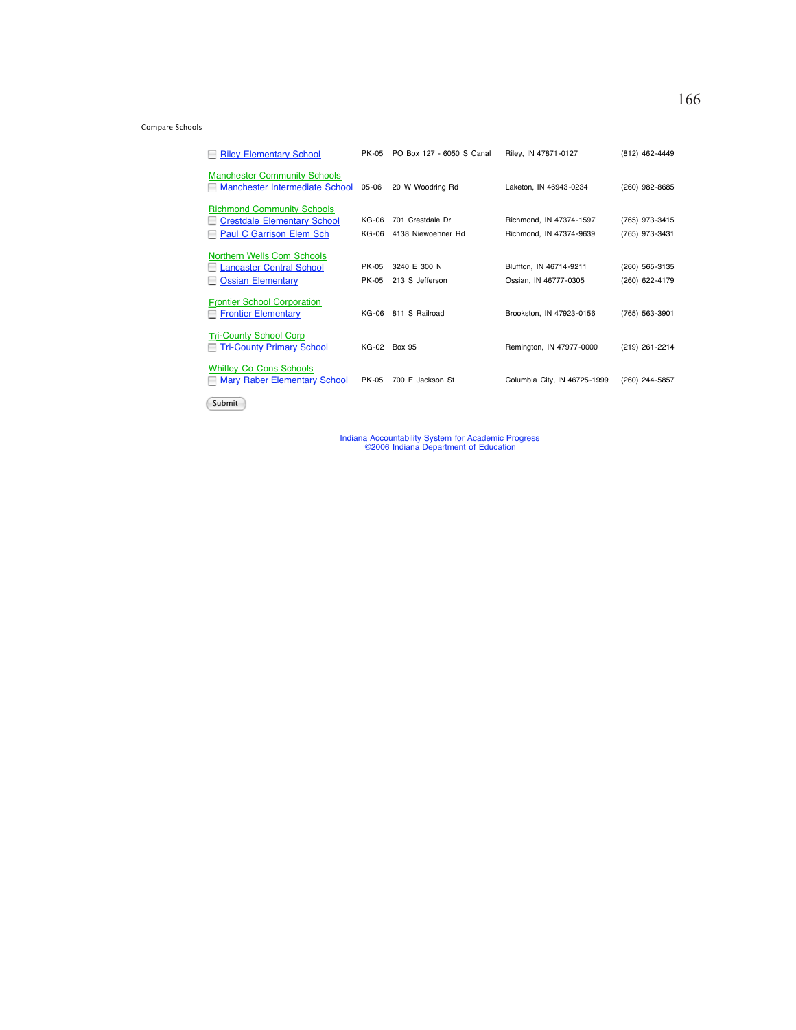Compare Schools

| School | Grades | Address | City | Phone |
|---|---|---|---|---|
| Riley Elementary School | PK-05 | PO Box 127 - 6050 S Canal | Riley, IN 47871-0127 | (812) 462-4449 |
| **Manchester Community Schools** | | | | |
| Manchester Intermediate School | 05-06 | 20 W Woodring Rd | Laketon, IN 46943-0234 | (260) 982-8685 |
| **Richmond Community Schools** | | | | |
| Crestdale Elementary School | KG-06 | 701 Crestdale Dr | Richmond, IN 47374-1597 | (765) 973-3415 |
| Paul C Garrison Elem Sch | KG-06 | 4138 Niewoehner Rd | Richmond, IN 47374-9639 | (765) 973-3431 |
| **Northern Wells Com Schools** | | | | |
| Lancaster Central School | PK-05 | 3240 E 300 N | Bluffton, IN 46714-9211 | (260) 565-3135 |
| Ossian Elementary | PK-05 | 213 S Jefferson | Ossian, IN 46777-0305 | (260) 622-4179 |
| **Frontier School Corporation** | | | | |
| Frontier Elementary | KG-06 | 811 S Railroad | Brookston, IN 47923-0156 | (765) 563-3901 |
| **Tri-County School Corp** | | | | |
| Tri-County Primary School | KG-02 | Box 95 | Remington, IN 47977-0000 | (219) 261-2214 |
| **Whitley Co Cons Schools** | | | | |
| Mary Raber Elementary School | PK-05 | 700 E Jackson St | Columbia City, IN 46725-1999 | (260) 244-5857 |

Submit

Indiana Accountability System for Academic Progress
©2006 Indiana Department of Education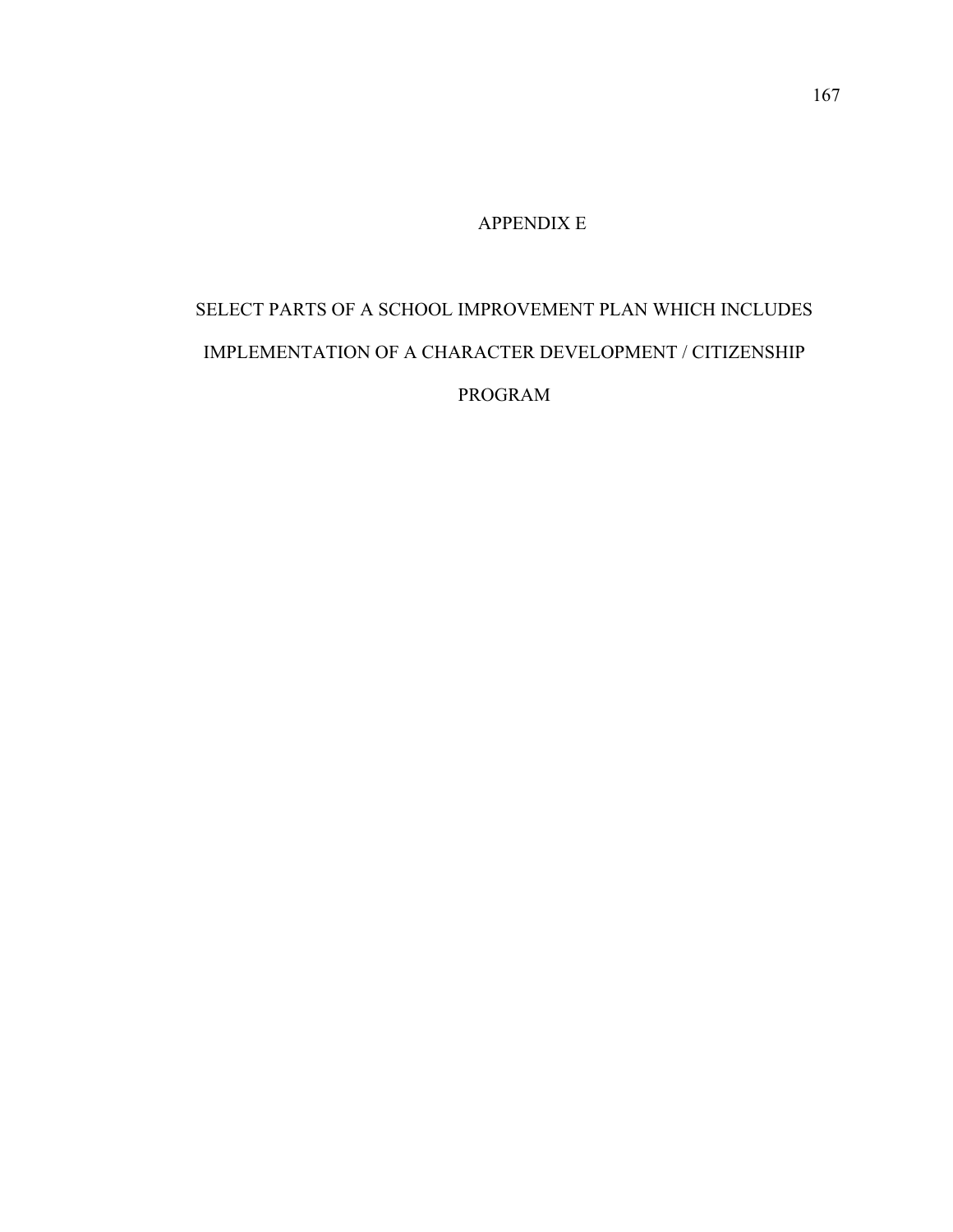# APPENDIX E

## SELECT PARTS OF A SCHOOL IMPROVEMENT PLAN WHICH INCLUDES IMPLEMENTATION OF A CHARACTER DEVELOPMENT / CITIZENSHIP PROGRAM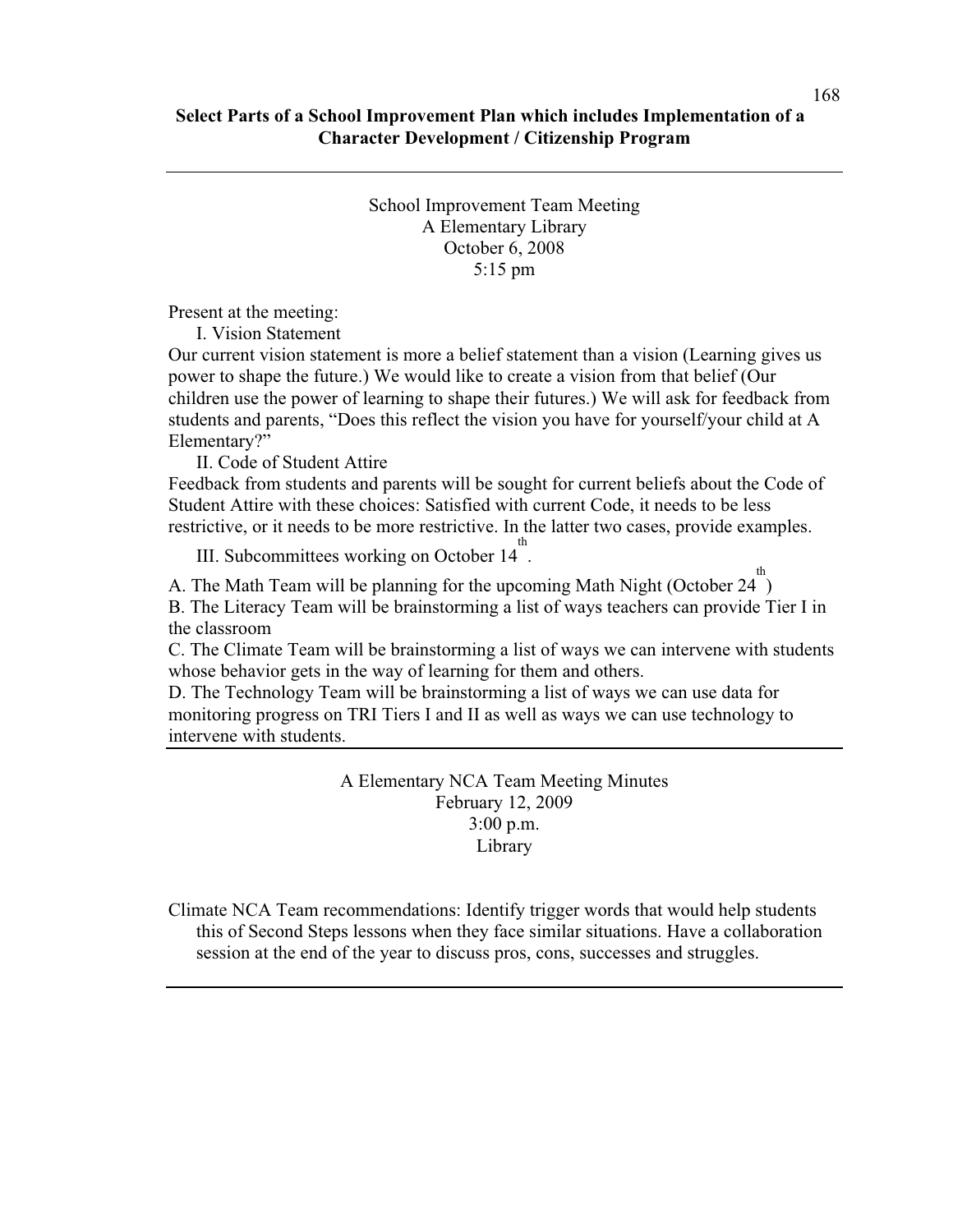**Select Parts of a School Improvement Plan which includes Implementation of a Character Development / Citizenship Program**

---

School Improvement Team Meeting
A Elementary Library
October 6, 2008
5:15 pm

Present at the meeting:

I. Vision Statement

Our current vision statement is more a belief statement than a vision (Learning gives us power to shape the future.) We would like to create a vision from that belief (Our children use the power of learning to shape their futures.) We will ask for feedback from students and parents, "Does this reflect the vision you have for yourself/your child at A Elementary?"

II. Code of Student Attire

Feedback from students and parents will be sought for current beliefs about the Code of Student Attire with these choices: Satisfied with current Code, it needs to be less restrictive, or it needs to be more restrictive. In the latter two cases, provide examples.

III. Subcommittees working on October 14th.

A. The Math Team will be planning for the upcoming Math Night (October 24th)
B. The Literacy Team will be brainstorming a list of ways teachers can provide Tier I in the classroom
C. The Climate Team will be brainstorming a list of ways we can intervene with students whose behavior gets in the way of learning for them and others.
D. The Technology Team will be brainstorming a list of ways we can use data for monitoring progress on TRI Tiers I and II as well as ways we can use technology to intervene with students.

---

A Elementary NCA Team Meeting Minutes
February 12, 2009
3:00 p.m.
Library

Climate NCA Team recommendations: Identify trigger words that would help students this of Second Steps lessons when they face similar situations. Have a collaboration session at the end of the year to discuss pros, cons, successes and struggles.

---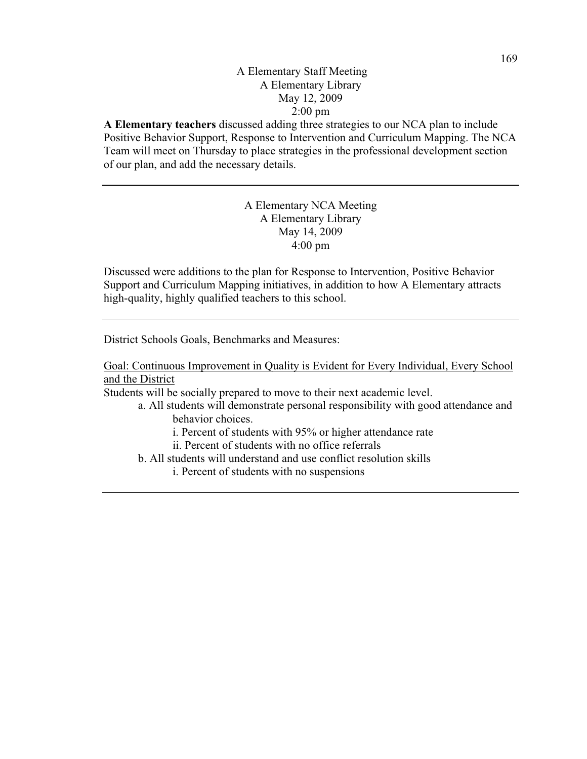A Elementary Staff Meeting
A Elementary Library
May 12, 2009
2:00 pm

**A Elementary teachers** discussed adding three strategies to our NCA plan to include Positive Behavior Support, Response to Intervention and Curriculum Mapping. The NCA Team will meet on Thursday to place strategies in the professional development section of our plan, and add the necessary details.

---

A Elementary NCA Meeting
A Elementary Library
May 14, 2009
4:00 pm

Discussed were additions to the plan for Response to Intervention, Positive Behavior Support and Curriculum Mapping initiatives, in addition to how A Elementary attracts high-quality, highly qualified teachers to this school.

---

District Schools Goals, Benchmarks and Measures:

<u>Goal: Continuous Improvement in Quality is Evident for Every Individual, Every School and the District</u>

Students will be socially prepared to move to their next academic level.

- a. All students will demonstrate personal responsibility with good attendance and behavior choices.
  - i. Percent of students with 95% or higher attendance rate
  - ii. Percent of students with no office referrals
- b. All students will understand and use conflict resolution skills
  - i. Percent of students with no suspensions

---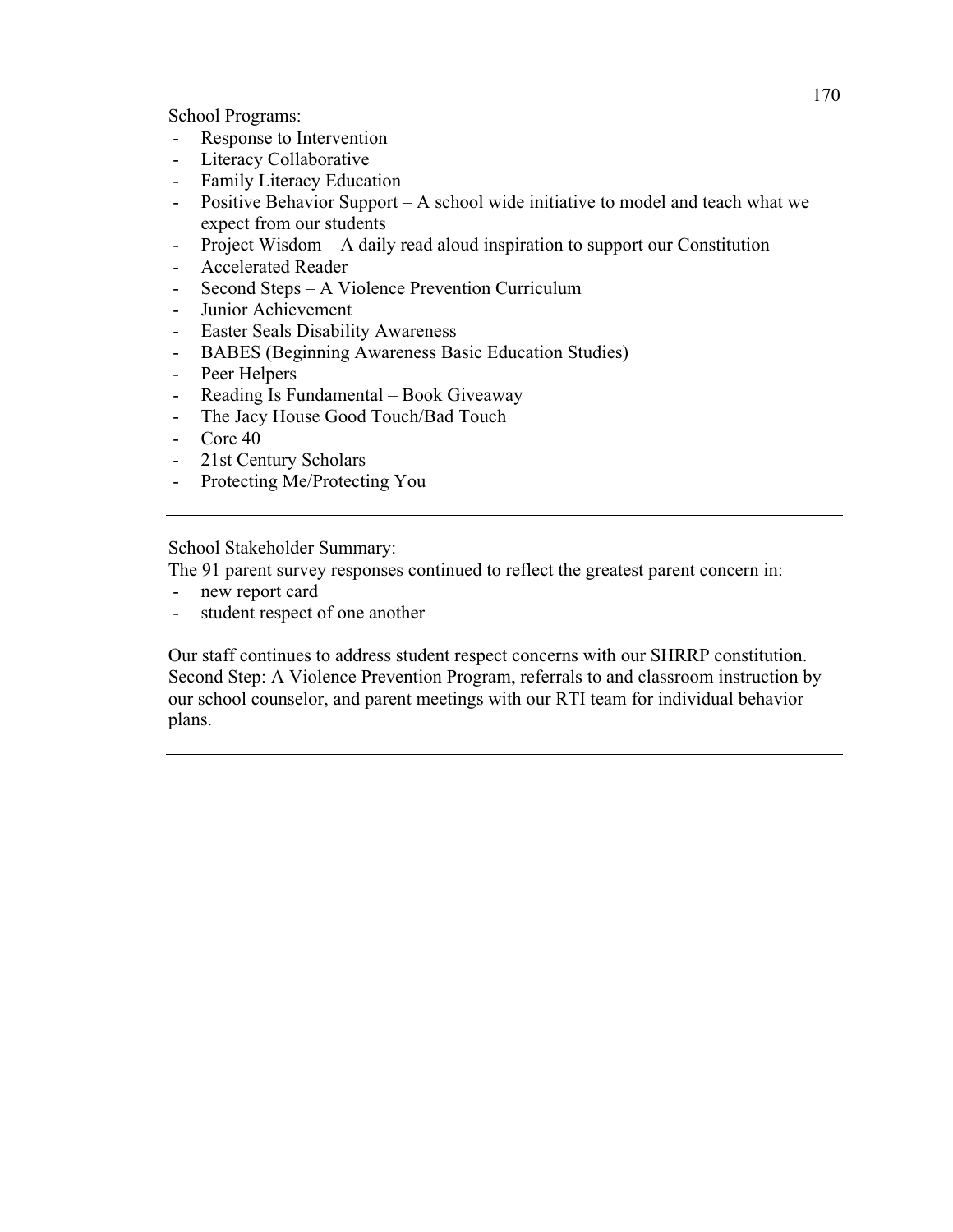School Programs:

- Response to Intervention
- Literacy Collaborative
- Family Literacy Education
- Positive Behavior Support – A school wide initiative to model and teach what we expect from our students
- Project Wisdom – A daily read aloud inspiration to support our Constitution
- Accelerated Reader
- Second Steps – A Violence Prevention Curriculum
- Junior Achievement
- Easter Seals Disability Awareness
- BABES (Beginning Awareness Basic Education Studies)
- Peer Helpers
- Reading Is Fundamental – Book Giveaway
- The Jacy House Good Touch/Bad Touch
- Core 40
- 21st Century Scholars
- Protecting Me/Protecting You

---

School Stakeholder Summary:

The 91 parent survey responses continued to reflect the greatest parent concern in:

- new report card
- student respect of one another

Our staff continues to address student respect concerns with our SHRRP constitution. Second Step: A Violence Prevention Program, referrals to and classroom instruction by our school counselor, and parent meetings with our RTI team for individual behavior plans.

---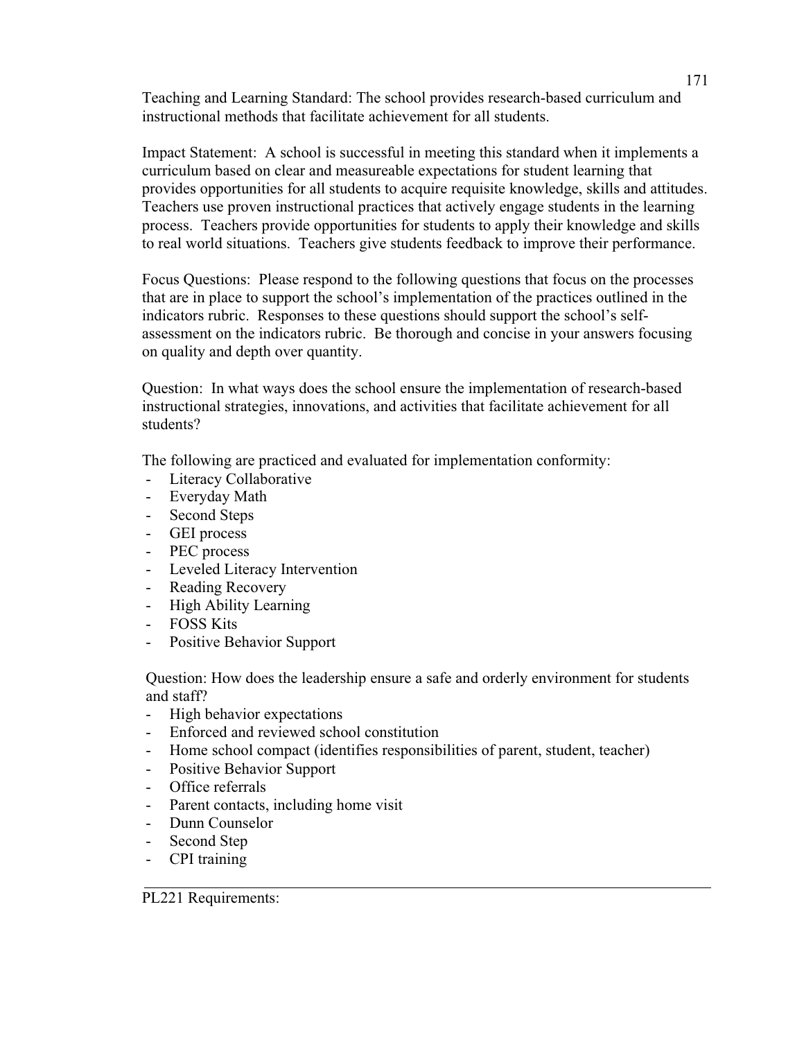Teaching and Learning Standard: The school provides research-based curriculum and instructional methods that facilitate achievement for all students.

Impact Statement: A school is successful in meeting this standard when it implements a curriculum based on clear and measureable expectations for student learning that provides opportunities for all students to acquire requisite knowledge, skills and attitudes. Teachers use proven instructional practices that actively engage students in the learning process. Teachers provide opportunities for students to apply their knowledge and skills to real world situations. Teachers give students feedback to improve their performance.

Focus Questions: Please respond to the following questions that focus on the processes that are in place to support the school's implementation of the practices outlined in the indicators rubric. Responses to these questions should support the school's self-assessment on the indicators rubric. Be thorough and concise in your answers focusing on quality and depth over quantity.

Question: In what ways does the school ensure the implementation of research-based instructional strategies, innovations, and activities that facilitate achievement for all students?

The following are practiced and evaluated for implementation conformity:

- Literacy Collaborative
- Everyday Math
- Second Steps
- GEI process
- PEC process
- Leveled Literacy Intervention
- Reading Recovery
- High Ability Learning
- FOSS Kits
- Positive Behavior Support

Question: How does the leadership ensure a safe and orderly environment for students and staff?

- High behavior expectations
- Enforced and reviewed school constitution
- Home school compact (identifies responsibilities of parent, student, teacher)
- Positive Behavior Support
- Office referrals
- Parent contacts, including home visit
- Dunn Counselor
- Second Step
- CPI training

---

PL221 Requirements: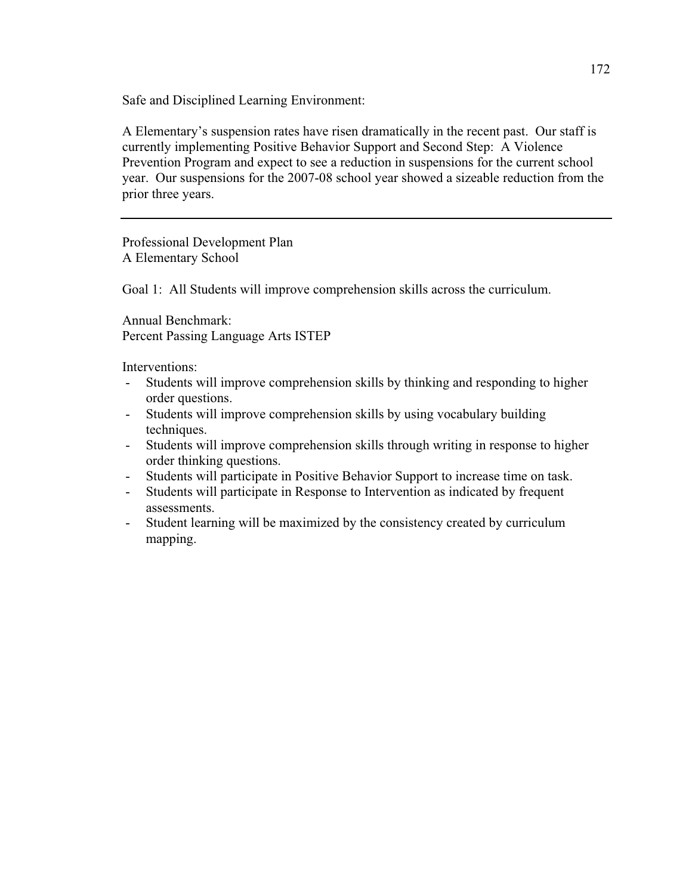Safe and Disciplined Learning Environment:

A Elementary's suspension rates have risen dramatically in the recent past. Our staff is currently implementing Positive Behavior Support and Second Step: A Violence Prevention Program and expect to see a reduction in suspensions for the current school year. Our suspensions for the 2007-08 school year showed a sizeable reduction from the prior three years.

---

Professional Development Plan
A Elementary School

Goal 1: All Students will improve comprehension skills across the curriculum.

Annual Benchmark:
Percent Passing Language Arts ISTEP

Interventions:

- Students will improve comprehension skills by thinking and responding to higher order questions.
- Students will improve comprehension skills by using vocabulary building techniques.
- Students will improve comprehension skills through writing in response to higher order thinking questions.
- Students will participate in Positive Behavior Support to increase time on task.
- Students will participate in Response to Intervention as indicated by frequent assessments.
- Student learning will be maximized by the consistency created by curriculum mapping.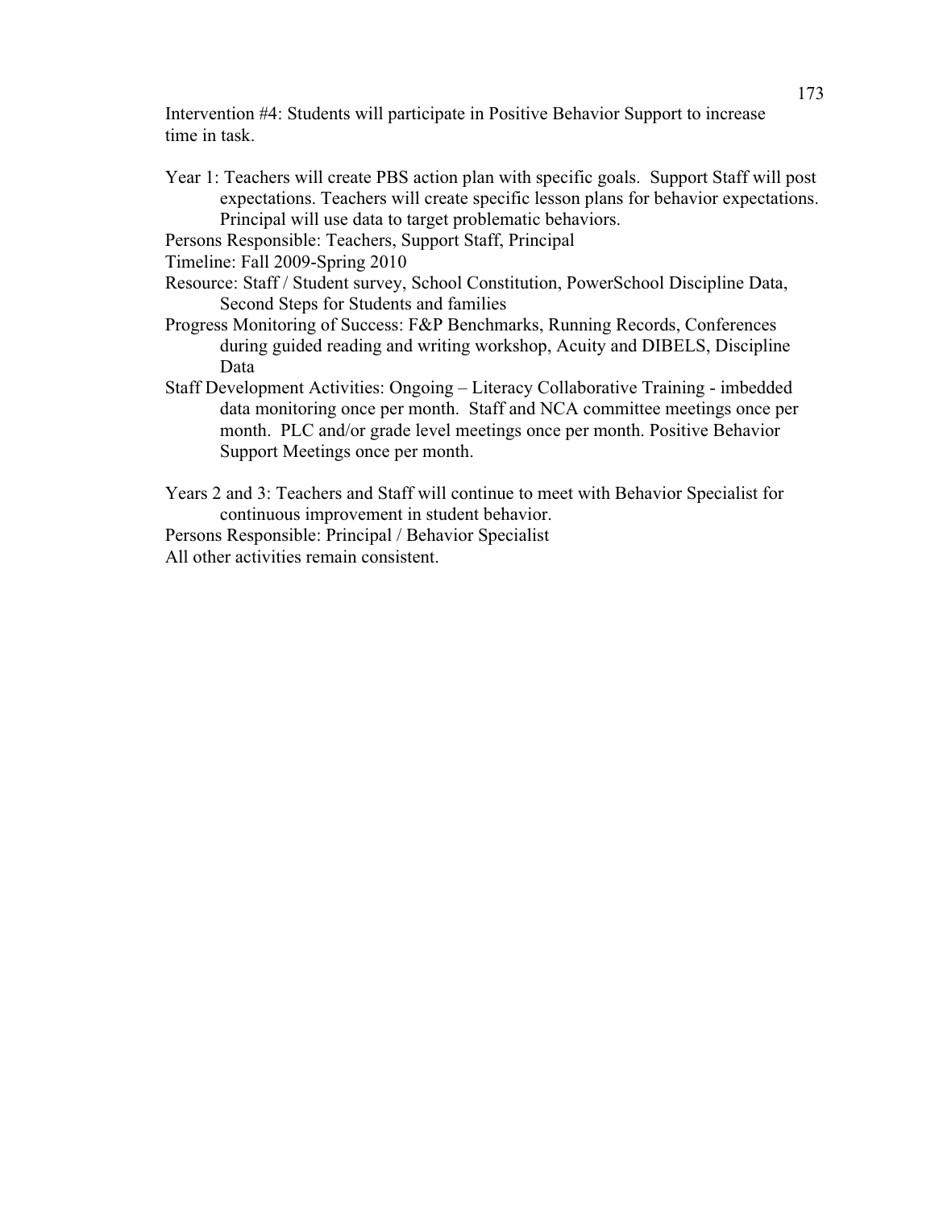Intervention #4: Students will participate in Positive Behavior Support to increase time in task.

Year 1: Teachers will create PBS action plan with specific goals. Support Staff will post expectations. Teachers will create specific lesson plans for behavior expectations. Principal will use data to target problematic behaviors.

Persons Responsible: Teachers, Support Staff, Principal

Timeline: Fall 2009-Spring 2010

Resource: Staff / Student survey, School Constitution, PowerSchool Discipline Data, Second Steps for Students and families

Progress Monitoring of Success: F&P Benchmarks, Running Records, Conferences during guided reading and writing workshop, Acuity and DIBELS, Discipline Data

Staff Development Activities: Ongoing – Literacy Collaborative Training - imbedded data monitoring once per month. Staff and NCA committee meetings once per month. PLC and/or grade level meetings once per month. Positive Behavior Support Meetings once per month.

Years 2 and 3: Teachers and Staff will continue to meet with Behavior Specialist for continuous improvement in student behavior.

Persons Responsible: Principal / Behavior Specialist

All other activities remain consistent.